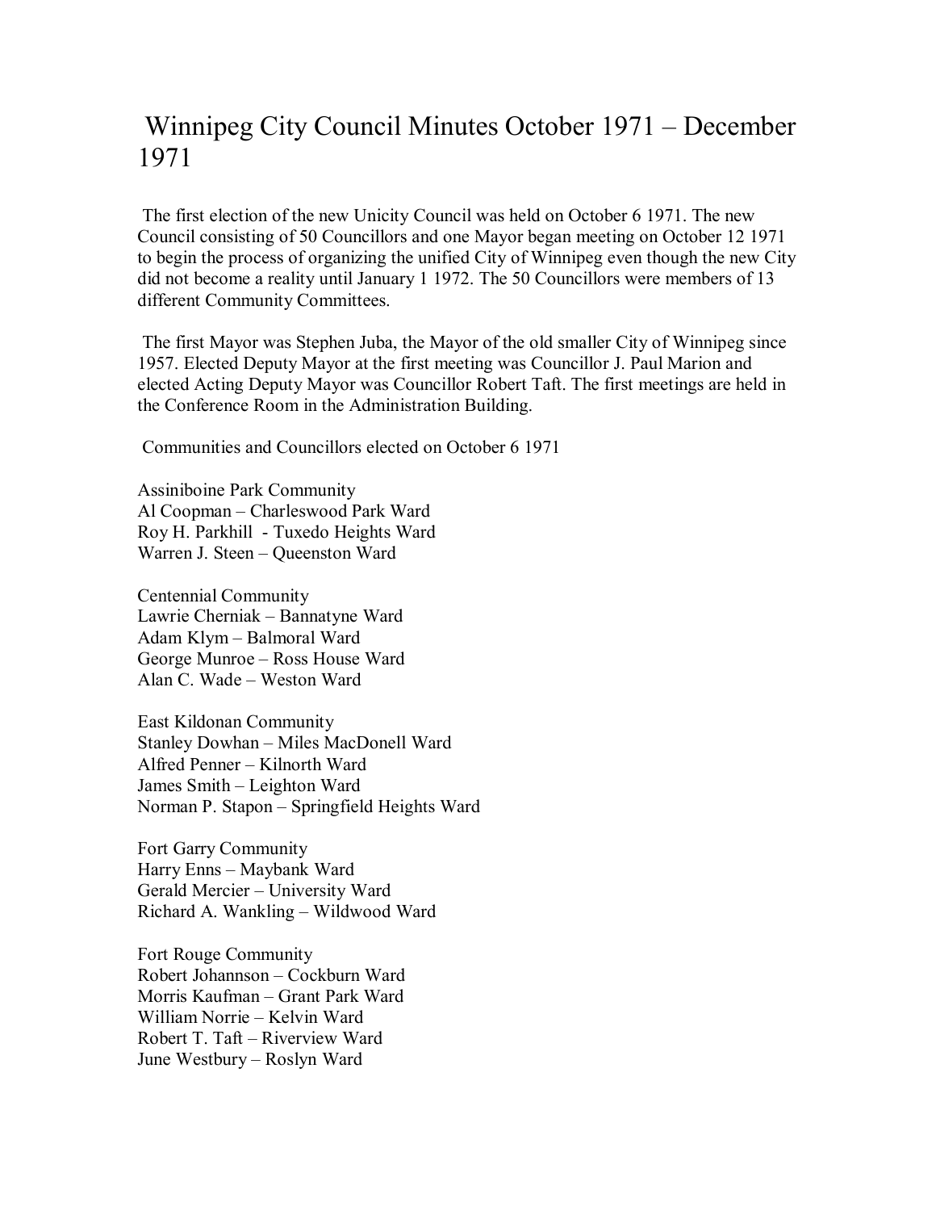# Winnipeg City Council Minutes October 1971 – December 1971

The first election of the new Unicity Council was held on October 6 1971. The new Council consisting of 50 Councillors and one Mayor began meeting on October 12 1971 to begin the process of organizing the unified City of Winnipeg even though the new City did not become a reality until January 1 1972. The 50 Councillors were members of 13 different Community Committees.

The first Mayor was Stephen Juba, the Mayor of the old smaller City of Winnipeg since 1957. Elected Deputy Mayor at the first meeting was Councillor J. Paul Marion and elected Acting Deputy Mayor was Councillor Robert Taft. The first meetings are held in the Conference Room in the Administration Building.

Communities and Councillors elected on October 6 1971

Assiniboine Park Community
Al Coopman – Charleswood Park Ward
Roy H. Parkhill - Tuxedo Heights Ward
Warren J. Steen – Queenston Ward

Centennial Community
Lawrie Cherniak – Bannatyne Ward
Adam Klym – Balmoral Ward
George Munroe – Ross House Ward
Alan C. Wade – Weston Ward

East Kildonan Community
Stanley Dowhan – Miles MacDonell Ward
Alfred Penner – Kilnorth Ward
James Smith – Leighton Ward
Norman P. Stapon – Springfield Heights Ward

Fort Garry Community
Harry Enns – Maybank Ward
Gerald Mercier – University Ward
Richard A. Wankling – Wildwood Ward

Fort Rouge Community
Robert Johannson – Cockburn Ward
Morris Kaufman – Grant Park Ward
William Norrie – Kelvin Ward
Robert T. Taft – Riverview Ward
June Westbury – Roslyn Ward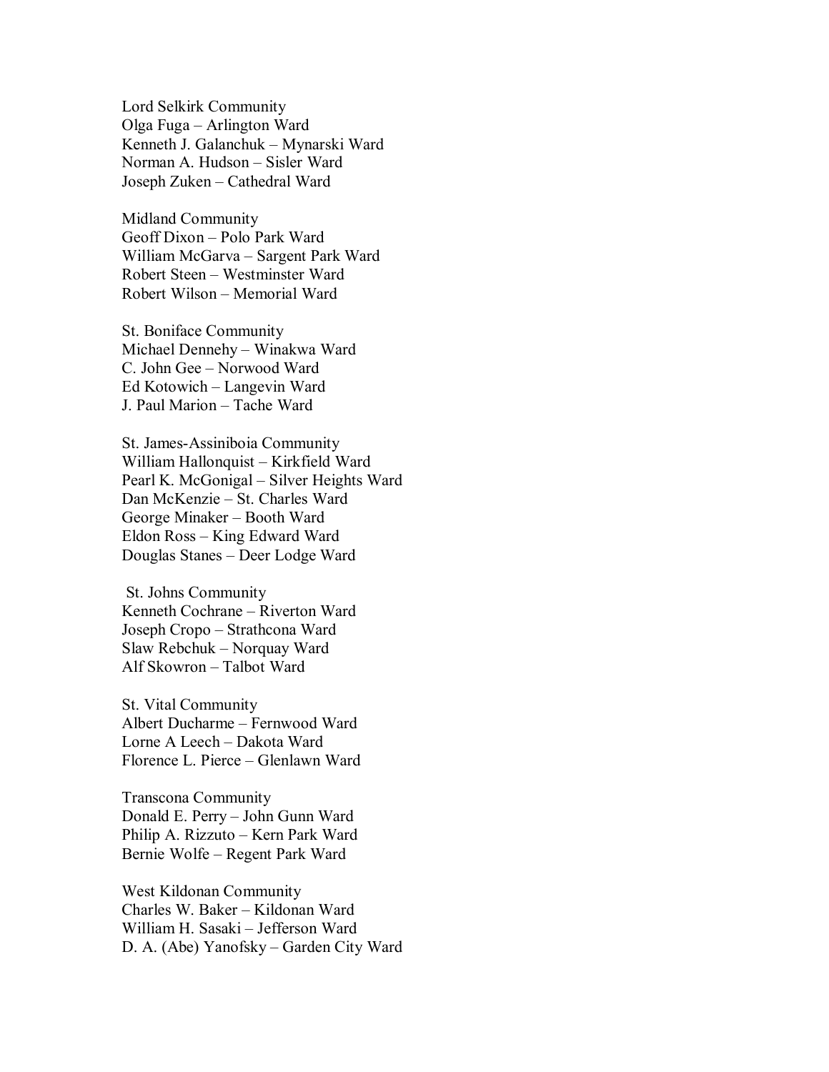Lord Selkirk Community
Olga Fuga – Arlington Ward
Kenneth J. Galanchuk – Mynarski Ward
Norman A. Hudson – Sisler Ward
Joseph Zuken – Cathedral Ward

Midland Community
Geoff Dixon – Polo Park Ward
William McGarva – Sargent Park Ward
Robert Steen – Westminster Ward
Robert Wilson – Memorial Ward

St. Boniface Community
Michael Dennehy – Winakwa Ward
C. John Gee – Norwood Ward
Ed Kotowich – Langevin Ward
J. Paul Marion – Tache Ward

St. James-Assiniboia Community
William Hallonquist – Kirkfield Ward
Pearl K. McGonigal – Silver Heights Ward
Dan McKenzie – St. Charles Ward
George Minaker – Booth Ward
Eldon Ross – King Edward Ward
Douglas Stanes – Deer Lodge Ward

St. Johns Community
Kenneth Cochrane – Riverton Ward
Joseph Cropo – Strathcona Ward
Slaw Rebchuk – Norquay Ward
Alf Skowron – Talbot Ward

St. Vital Community
Albert Ducharme – Fernwood Ward
Lorne A Leech – Dakota Ward
Florence L. Pierce – Glenlawn Ward

Transcona Community
Donald E. Perry – John Gunn Ward
Philip A. Rizzuto – Kern Park Ward
Bernie Wolfe – Regent Park Ward

West Kildonan Community
Charles W. Baker – Kildonan Ward
William H. Sasaki – Jefferson Ward
D. A. (Abe) Yanofsky – Garden City Ward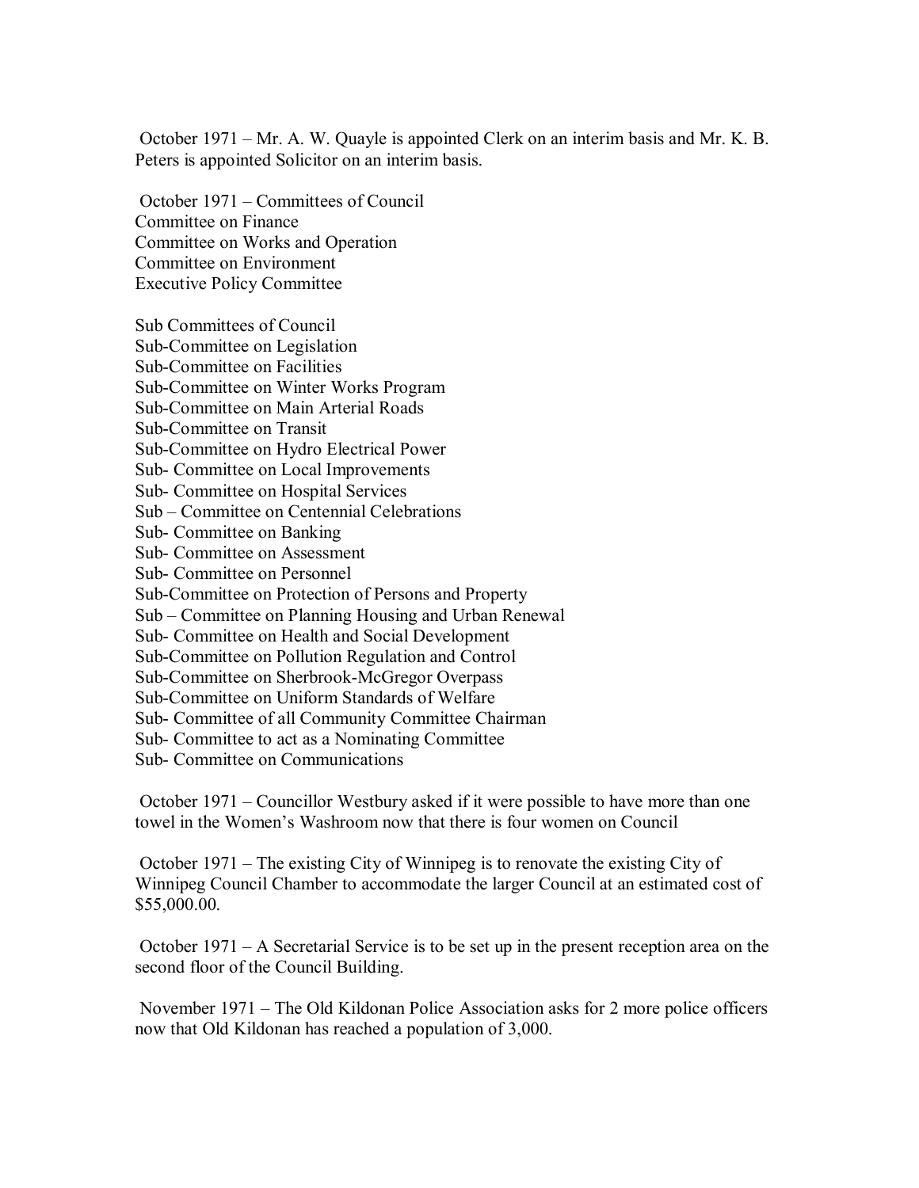October 1971 – Mr. A. W. Quayle is appointed Clerk on an interim basis and Mr. K. B. Peters is appointed Solicitor on an interim basis.

October 1971 – Committees of Council  
Committee on Finance  
Committee on Works and Operation  
Committee on Environment  
Executive Policy Committee

Sub Committees of Council  
Sub-Committee on Legislation  
Sub-Committee on Facilities  
Sub-Committee on Winter Works Program  
Sub-Committee on Main Arterial Roads  
Sub-Committee on Transit  
Sub-Committee on Hydro Electrical Power  
Sub- Committee on Local Improvements  
Sub- Committee on Hospital Services  
Sub – Committee on Centennial Celebrations  
Sub- Committee on Banking  
Sub- Committee on Assessment  
Sub- Committee on Personnel  
Sub-Committee on Protection of Persons and Property  
Sub – Committee on Planning Housing and Urban Renewal  
Sub- Committee on Health and Social Development  
Sub-Committee on Pollution Regulation and Control  
Sub-Committee on Sherbrook-McGregor Overpass  
Sub-Committee on Uniform Standards of Welfare  
Sub- Committee of all Community Committee Chairman  
Sub- Committee to act as a Nominating Committee  
Sub- Committee on Communications

October 1971 – Councillor Westbury asked if it were possible to have more than one towel in the Women's Washroom now that there is four women on Council

October 1971 – The existing City of Winnipeg is to renovate the existing City of Winnipeg Council Chamber to accommodate the larger Council at an estimated cost of $55,000.00.

October 1971 – A Secretarial Service is to be set up in the present reception area on the second floor of the Council Building.

November 1971 – The Old Kildonan Police Association asks for 2 more police officers now that Old Kildonan has reached a population of 3,000.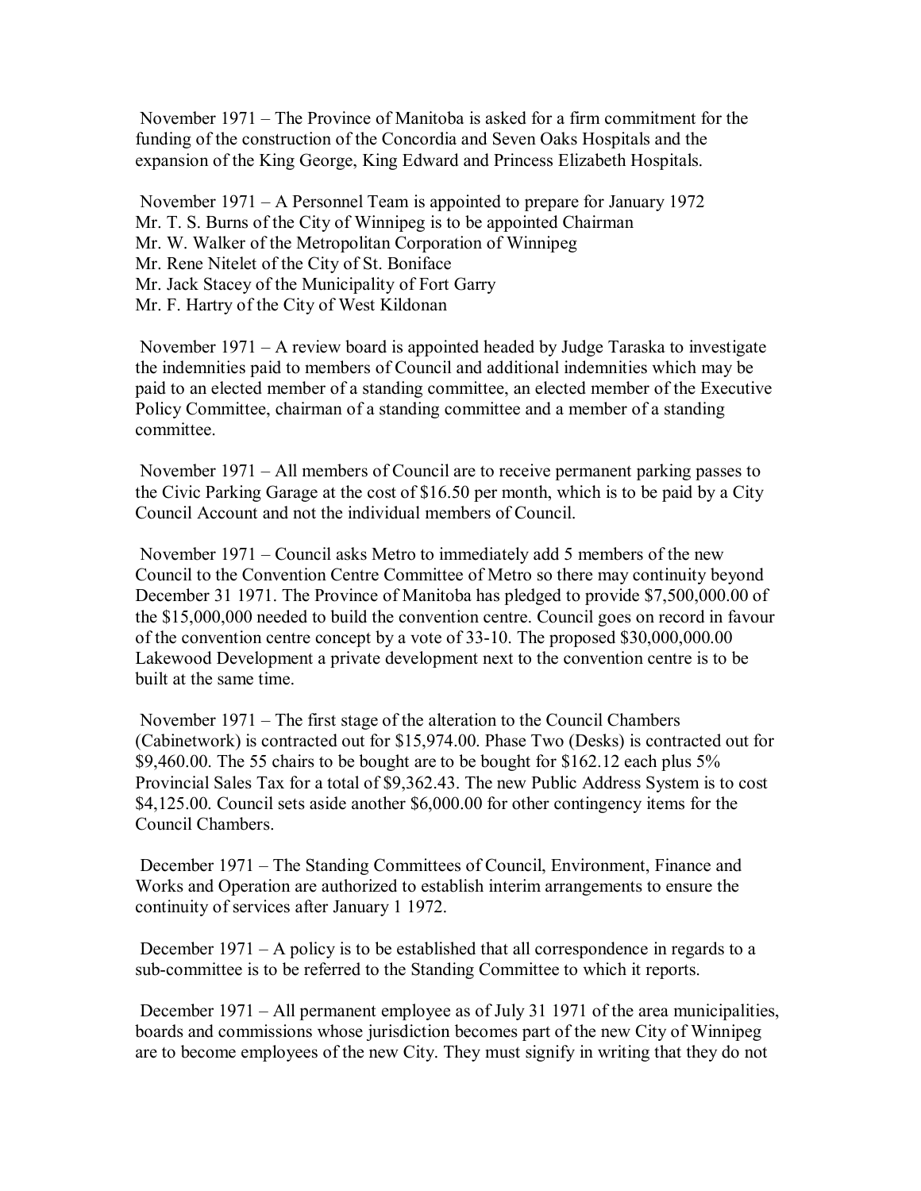November 1971 – The Province of Manitoba is asked for a firm commitment for the funding of the construction of the Concordia and Seven Oaks Hospitals and the expansion of the King George, King Edward and Princess Elizabeth Hospitals.

November 1971 – A Personnel Team is appointed to prepare for January 1972
Mr. T. S. Burns of the City of Winnipeg is to be appointed Chairman
Mr. W. Walker of the Metropolitan Corporation of Winnipeg
Mr. Rene Nitelet of the City of St. Boniface
Mr. Jack Stacey of the Municipality of Fort Garry
Mr. F. Hartry of the City of West Kildonan

November 1971 – A review board is appointed headed by Judge Taraska to investigate the indemnities paid to members of Council and additional indemnities which may be paid to an elected member of a standing committee, an elected member of the Executive Policy Committee, chairman of a standing committee and a member of a standing committee.

November 1971 – All members of Council are to receive permanent parking passes to the Civic Parking Garage at the cost of $16.50 per month, which is to be paid by a City Council Account and not the individual members of Council.

November 1971 – Council asks Metro to immediately add 5 members of the new Council to the Convention Centre Committee of Metro so there may continuity beyond December 31 1971. The Province of Manitoba has pledged to provide $7,500,000.00 of the $15,000,000 needed to build the convention centre. Council goes on record in favour of the convention centre concept by a vote of 33-10. The proposed $30,000,000.00 Lakewood Development a private development next to the convention centre is to be built at the same time.

November 1971 – The first stage of the alteration to the Council Chambers (Cabinetwork) is contracted out for $15,974.00. Phase Two (Desks) is contracted out for $9,460.00. The 55 chairs to be bought are to be bought for $162.12 each plus 5% Provincial Sales Tax for a total of $9,362.43. The new Public Address System is to cost $4,125.00. Council sets aside another $6,000.00 for other contingency items for the Council Chambers.

December 1971 – The Standing Committees of Council, Environment, Finance and Works and Operation are authorized to establish interim arrangements to ensure the continuity of services after January 1 1972.

December 1971 – A policy is to be established that all correspondence in regards to a sub-committee is to be referred to the Standing Committee to which it reports.

December 1971 – All permanent employee as of July 31 1971 of the area municipalities, boards and commissions whose jurisdiction becomes part of the new City of Winnipeg are to become employees of the new City. They must signify in writing that they do not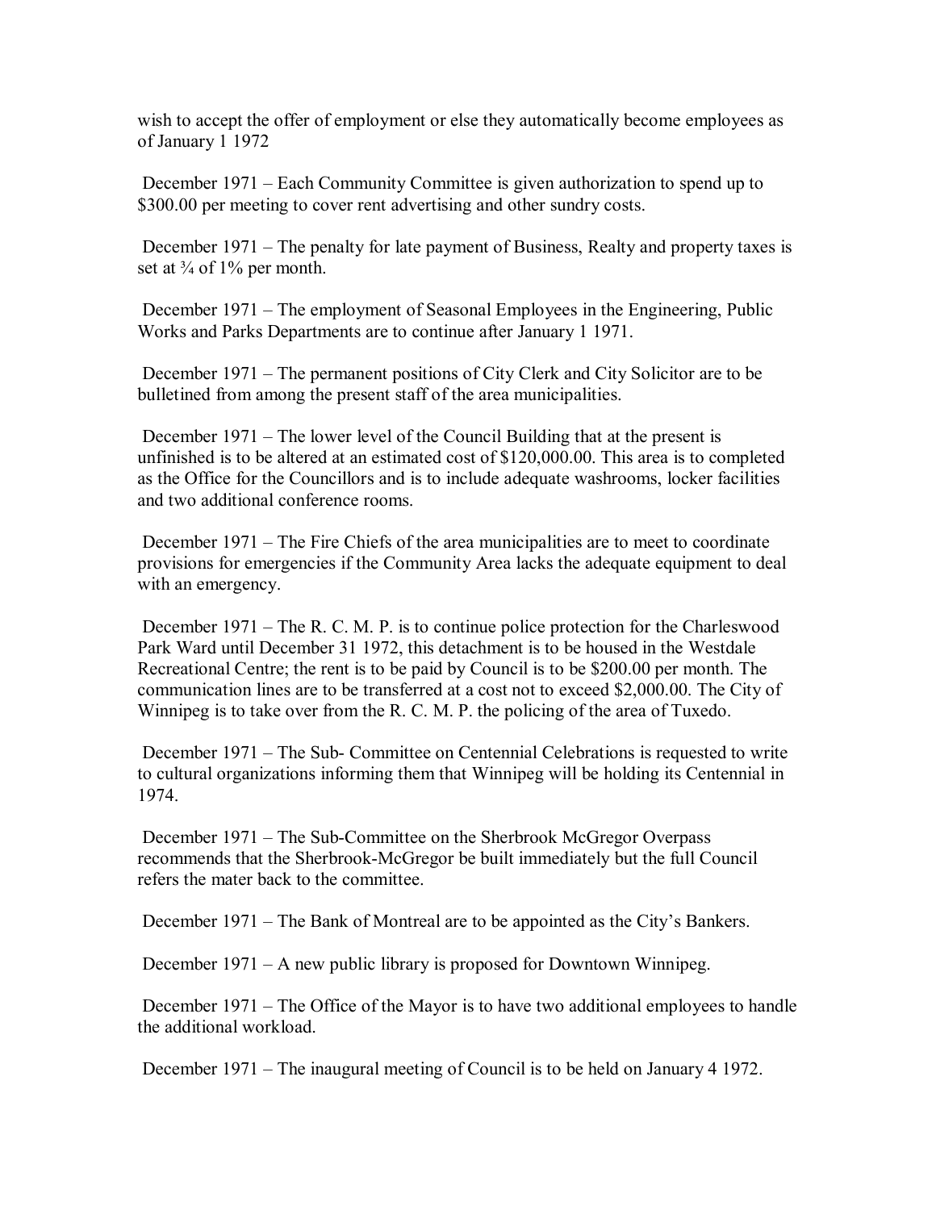wish to accept the offer of employment or else they automatically become employees as of January 1 1972

December 1971 – Each Community Committee is given authorization to spend up to $300.00 per meeting to cover rent advertising and other sundry costs.

December 1971 – The penalty for late payment of Business, Realty and property taxes is set at ¾ of 1% per month.

December 1971 – The employment of Seasonal Employees in the Engineering, Public Works and Parks Departments are to continue after January 1 1971.

December 1971 – The permanent positions of City Clerk and City Solicitor are to be bulletined from among the present staff of the area municipalities.

December 1971 – The lower level of the Council Building that at the present is unfinished is to be altered at an estimated cost of $120,000.00. This area is to completed as the Office for the Councillors and is to include adequate washrooms, locker facilities and two additional conference rooms.

December 1971 – The Fire Chiefs of the area municipalities are to meet to coordinate provisions for emergencies if the Community Area lacks the adequate equipment to deal with an emergency.

December 1971 – The R. C. M. P. is to continue police protection for the Charleswood Park Ward until December 31 1972, this detachment is to be housed in the Westdale Recreational Centre; the rent is to be paid by Council is to be $200.00 per month. The communication lines are to be transferred at a cost not to exceed $2,000.00. The City of Winnipeg is to take over from the R. C. M. P. the policing of the area of Tuxedo.

December 1971 – The Sub- Committee on Centennial Celebrations is requested to write to cultural organizations informing them that Winnipeg will be holding its Centennial in 1974.

December 1971 – The Sub-Committee on the Sherbrook McGregor Overpass recommends that the Sherbrook-McGregor be built immediately but the full Council refers the mater back to the committee.

December 1971 – The Bank of Montreal are to be appointed as the City's Bankers.

December 1971 – A new public library is proposed for Downtown Winnipeg.

December 1971 – The Office of the Mayor is to have two additional employees to handle the additional workload.

December 1971 – The inaugural meeting of Council is to be held on January 4 1972.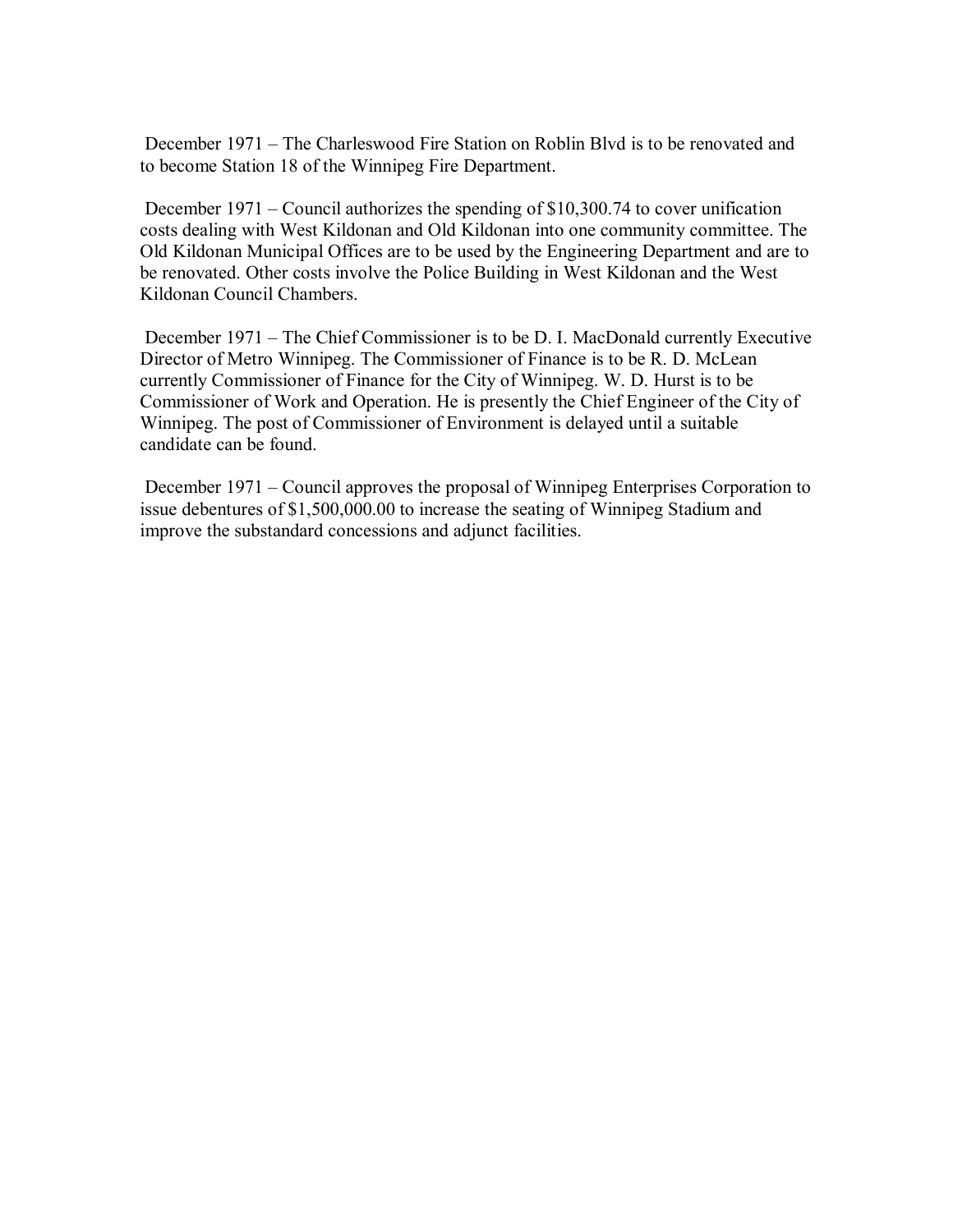December 1971 – The Charleswood Fire Station on Roblin Blvd is to be renovated and to become Station 18 of the Winnipeg Fire Department.

December 1971 – Council authorizes the spending of $10,300.74 to cover unification costs dealing with West Kildonan and Old Kildonan into one community committee. The Old Kildonan Municipal Offices are to be used by the Engineering Department and are to be renovated. Other costs involve the Police Building in West Kildonan and the West Kildonan Council Chambers.

December 1971 – The Chief Commissioner is to be D. I. MacDonald currently Executive Director of Metro Winnipeg. The Commissioner of Finance is to be R. D. McLean currently Commissioner of Finance for the City of Winnipeg. W. D. Hurst is to be Commissioner of Work and Operation. He is presently the Chief Engineer of the City of Winnipeg. The post of Commissioner of Environment is delayed until a suitable candidate can be found.

December 1971 – Council approves the proposal of Winnipeg Enterprises Corporation to issue debentures of $1,500,000.00 to increase the seating of Winnipeg Stadium and improve the substandard concessions and adjunct facilities.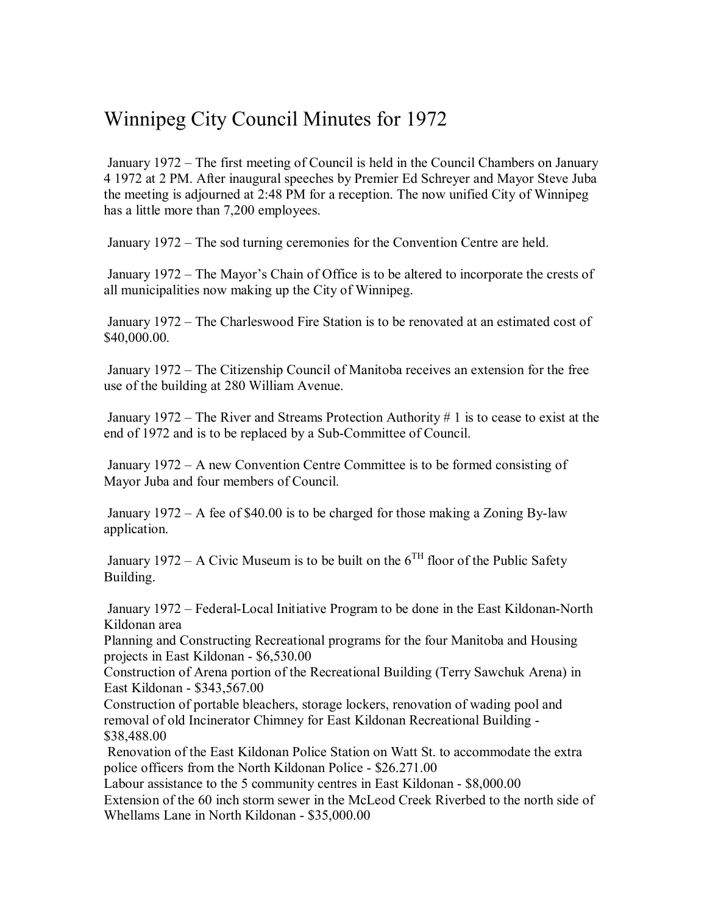# Winnipeg City Council Minutes for 1972

January 1972 – The first meeting of Council is held in the Council Chambers on January 4 1972 at 2 PM. After inaugural speeches by Premier Ed Schreyer and Mayor Steve Juba the meeting is adjourned at 2:48 PM for a reception. The now unified City of Winnipeg has a little more than 7,200 employees.

January 1972 – The sod turning ceremonies for the Convention Centre are held.

January 1972 – The Mayor's Chain of Office is to be altered to incorporate the crests of all municipalities now making up the City of Winnipeg.

January 1972 – The Charleswood Fire Station is to be renovated at an estimated cost of $40,000.00.

January 1972 – The Citizenship Council of Manitoba receives an extension for the free use of the building at 280 William Avenue.

January 1972 – The River and Streams Protection Authority # 1 is to cease to exist at the end of 1972 and is to be replaced by a Sub-Committee of Council.

January 1972 – A new Convention Centre Committee is to be formed consisting of Mayor Juba and four members of Council.

January 1972 – A fee of $40.00 is to be charged for those making a Zoning By-law application.

January 1972 – A Civic Museum is to be built on the 6TH floor of the Public Safety Building.

January 1972 – Federal-Local Initiative Program to be done in the East Kildonan-North Kildonan area
Planning and Constructing Recreational programs for the four Manitoba and Housing projects in East Kildonan - $6,530.00
Construction of Arena portion of the Recreational Building (Terry Sawchuk Arena) in East Kildonan - $343,567.00
Construction of portable bleachers, storage lockers, renovation of wading pool and removal of old Incinerator Chimney for East Kildonan Recreational Building - $38,488.00
Renovation of the East Kildonan Police Station on Watt St. to accommodate the extra police officers from the North Kildonan Police - $26.271.00
Labour assistance to the 5 community centres in East Kildonan - $8,000.00
Extension of the 60 inch storm sewer in the McLeod Creek Riverbed to the north side of Whellams Lane in North Kildonan - $35,000.00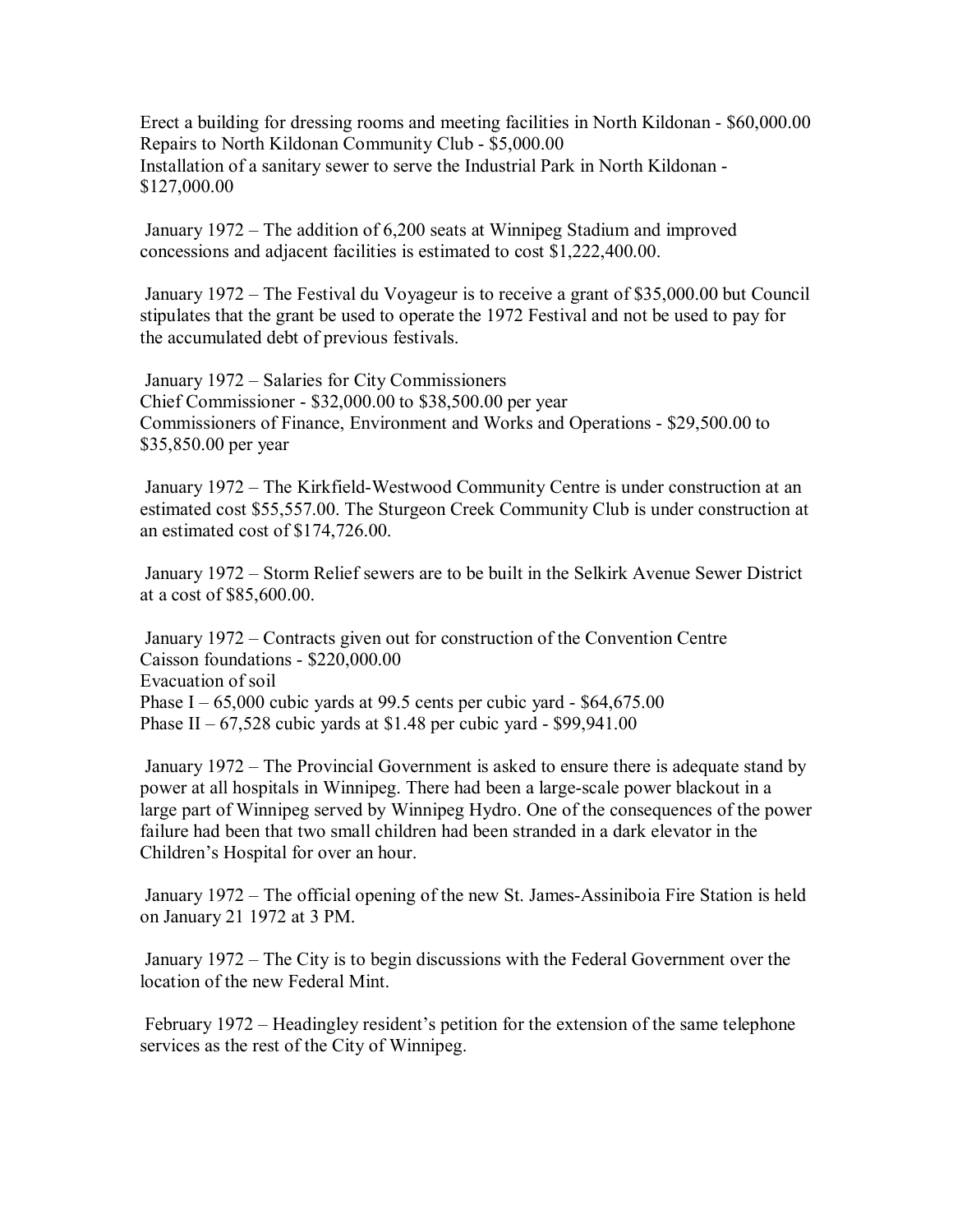Erect a building for dressing rooms and meeting facilities in North Kildonan - $60,000.00
Repairs to North Kildonan Community Club - $5,000.00
Installation of a sanitary sewer to serve the Industrial Park in North Kildonan - $127,000.00

January 1972 – The addition of 6,200 seats at Winnipeg Stadium and improved concessions and adjacent facilities is estimated to cost $1,222,400.00.

January 1972 – The Festival du Voyageur is to receive a grant of $35,000.00 but Council stipulates that the grant be used to operate the 1972 Festival and not be used to pay for the accumulated debt of previous festivals.

January 1972 – Salaries for City Commissioners
Chief Commissioner - $32,000.00 to $38,500.00 per year
Commissioners of Finance, Environment and Works and Operations - $29,500.00 to $35,850.00 per year

January 1972 – The Kirkfield-Westwood Community Centre is under construction at an estimated cost $55,557.00. The Sturgeon Creek Community Club is under construction at an estimated cost of $174,726.00.

January 1972 – Storm Relief sewers are to be built in the Selkirk Avenue Sewer District at a cost of $85,600.00.

January 1972 – Contracts given out for construction of the Convention Centre
Caisson foundations - $220,000.00
Evacuation of soil
Phase I – 65,000 cubic yards at 99.5 cents per cubic yard - $64,675.00
Phase II – 67,528 cubic yards at $1.48 per cubic yard - $99,941.00

January 1972 – The Provincial Government is asked to ensure there is adequate stand by power at all hospitals in Winnipeg. There had been a large-scale power blackout in a large part of Winnipeg served by Winnipeg Hydro. One of the consequences of the power failure had been that two small children had been stranded in a dark elevator in the Children's Hospital for over an hour.

January 1972 – The official opening of the new St. James-Assiniboia Fire Station is held on January 21 1972 at 3 PM.

January 1972 – The City is to begin discussions with the Federal Government over the location of the new Federal Mint.

February 1972 – Headingley resident's petition for the extension of the same telephone services as the rest of the City of Winnipeg.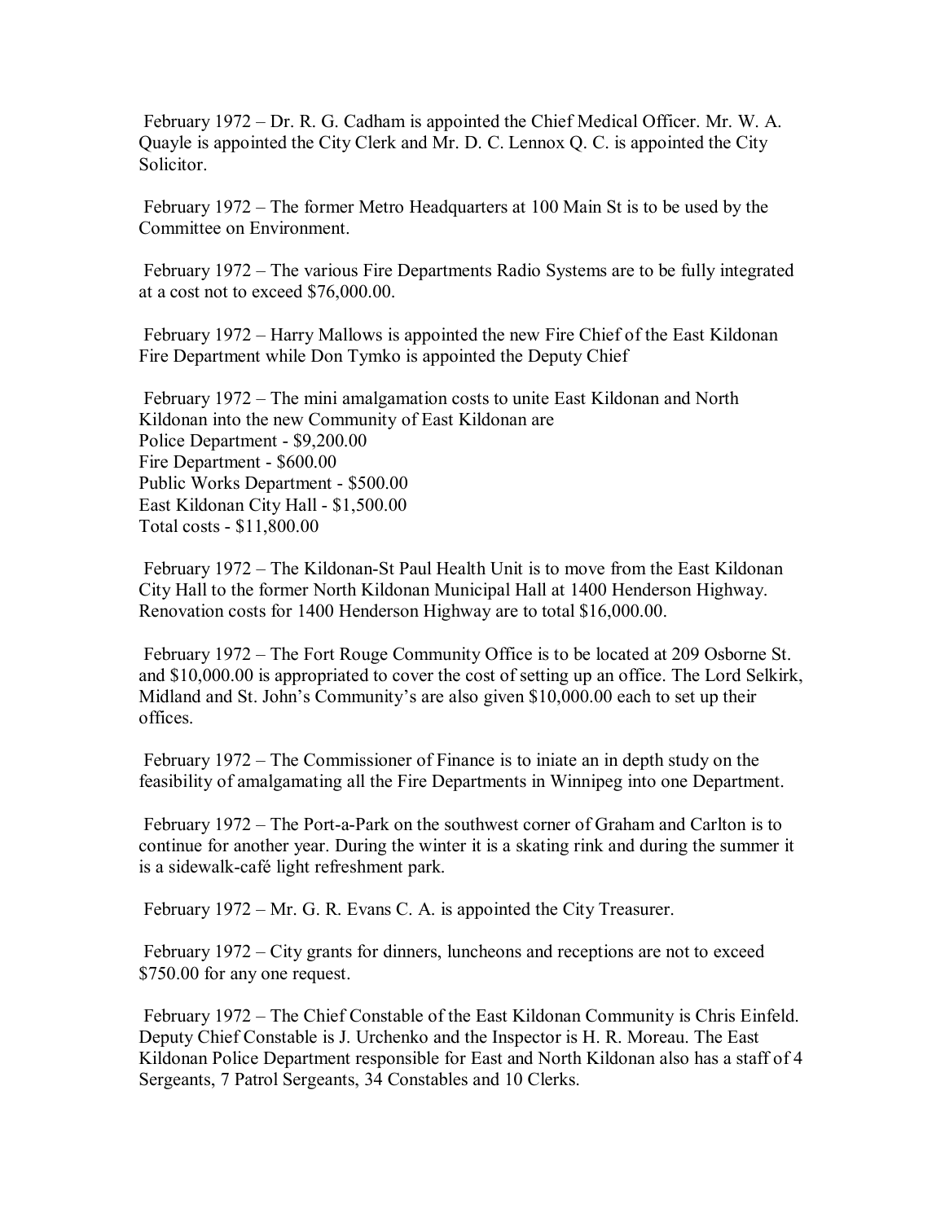February 1972 – Dr. R. G. Cadham is appointed the Chief Medical Officer. Mr. W. A. Quayle is appointed the City Clerk and Mr. D. C. Lennox Q. C. is appointed the City Solicitor.

February 1972 – The former Metro Headquarters at 100 Main St is to be used by the Committee on Environment.

February 1972 – The various Fire Departments Radio Systems are to be fully integrated at a cost not to exceed $76,000.00.

February 1972 – Harry Mallows is appointed the new Fire Chief of the East Kildonan Fire Department while Don Tymko is appointed the Deputy Chief

February 1972 – The mini amalgamation costs to unite East Kildonan and North Kildonan into the new Community of East Kildonan are
Police Department - $9,200.00
Fire Department - $600.00
Public Works Department - $500.00
East Kildonan City Hall - $1,500.00
Total costs - $11,800.00

February 1972 – The Kildonan-St Paul Health Unit is to move from the East Kildonan City Hall to the former North Kildonan Municipal Hall at 1400 Henderson Highway. Renovation costs for 1400 Henderson Highway are to total $16,000.00.

February 1972 – The Fort Rouge Community Office is to be located at 209 Osborne St. and $10,000.00 is appropriated to cover the cost of setting up an office. The Lord Selkirk, Midland and St. John's Community's are also given $10,000.00 each to set up their offices.

February 1972 – The Commissioner of Finance is to iniate an in depth study on the feasibility of amalgamating all the Fire Departments in Winnipeg into one Department.

February 1972 – The Port-a-Park on the southwest corner of Graham and Carlton is to continue for another year. During the winter it is a skating rink and during the summer it is a sidewalk-café light refreshment park.

February 1972 – Mr. G. R. Evans C. A. is appointed the City Treasurer.

February 1972 – City grants for dinners, luncheons and receptions are not to exceed $750.00 for any one request.

February 1972 – The Chief Constable of the East Kildonan Community is Chris Einfeld. Deputy Chief Constable is J. Urchenko and the Inspector is H. R. Moreau. The East Kildonan Police Department responsible for East and North Kildonan also has a staff of 4 Sergeants, 7 Patrol Sergeants, 34 Constables and 10 Clerks.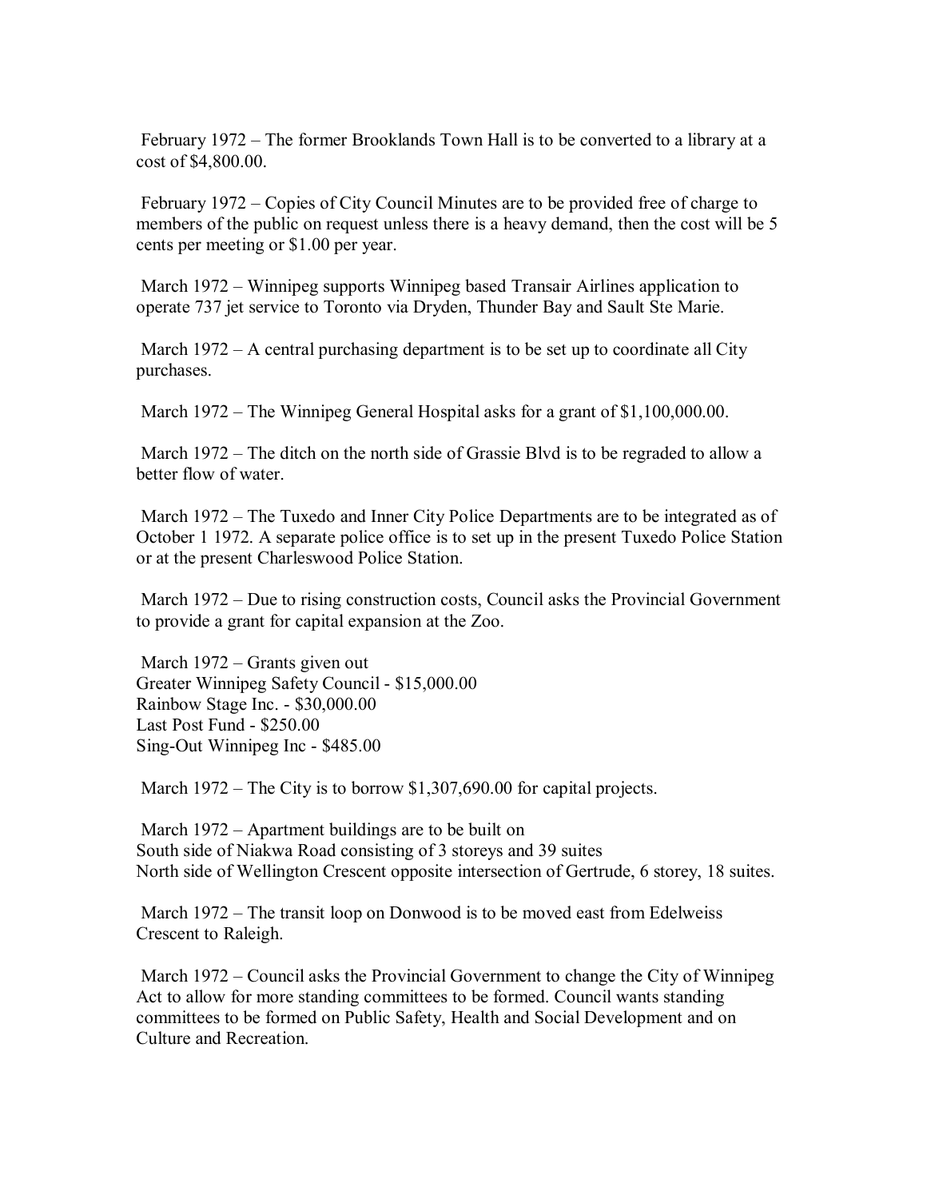February 1972 – The former Brooklands Town Hall is to be converted to a library at a cost of $4,800.00.

February 1972 – Copies of City Council Minutes are to be provided free of charge to members of the public on request unless there is a heavy demand, then the cost will be 5 cents per meeting or $1.00 per year.

March 1972 – Winnipeg supports Winnipeg based Transair Airlines application to operate 737 jet service to Toronto via Dryden, Thunder Bay and Sault Ste Marie.

March 1972 – A central purchasing department is to be set up to coordinate all City purchases.

March 1972 – The Winnipeg General Hospital asks for a grant of $1,100,000.00.

March 1972 – The ditch on the north side of Grassie Blvd is to be regraded to allow a better flow of water.

March 1972 – The Tuxedo and Inner City Police Departments are to be integrated as of October 1 1972. A separate police office is to set up in the present Tuxedo Police Station or at the present Charleswood Police Station.

March 1972 – Due to rising construction costs, Council asks the Provincial Government to provide a grant for capital expansion at the Zoo.

March 1972 – Grants given out
Greater Winnipeg Safety Council - $15,000.00
Rainbow Stage Inc. - $30,000.00
Last Post Fund - $250.00
Sing-Out Winnipeg Inc - $485.00

March 1972 – The City is to borrow $1,307,690.00 for capital projects.

March 1972 – Apartment buildings are to be built on
South side of Niakwa Road consisting of 3 storeys and 39 suites
North side of Wellington Crescent opposite intersection of Gertrude, 6 storey, 18 suites.

March 1972 – The transit loop on Donwood is to be moved east from Edelweiss Crescent to Raleigh.

March 1972 – Council asks the Provincial Government to change the City of Winnipeg Act to allow for more standing committees to be formed. Council wants standing committees to be formed on Public Safety, Health and Social Development and on Culture and Recreation.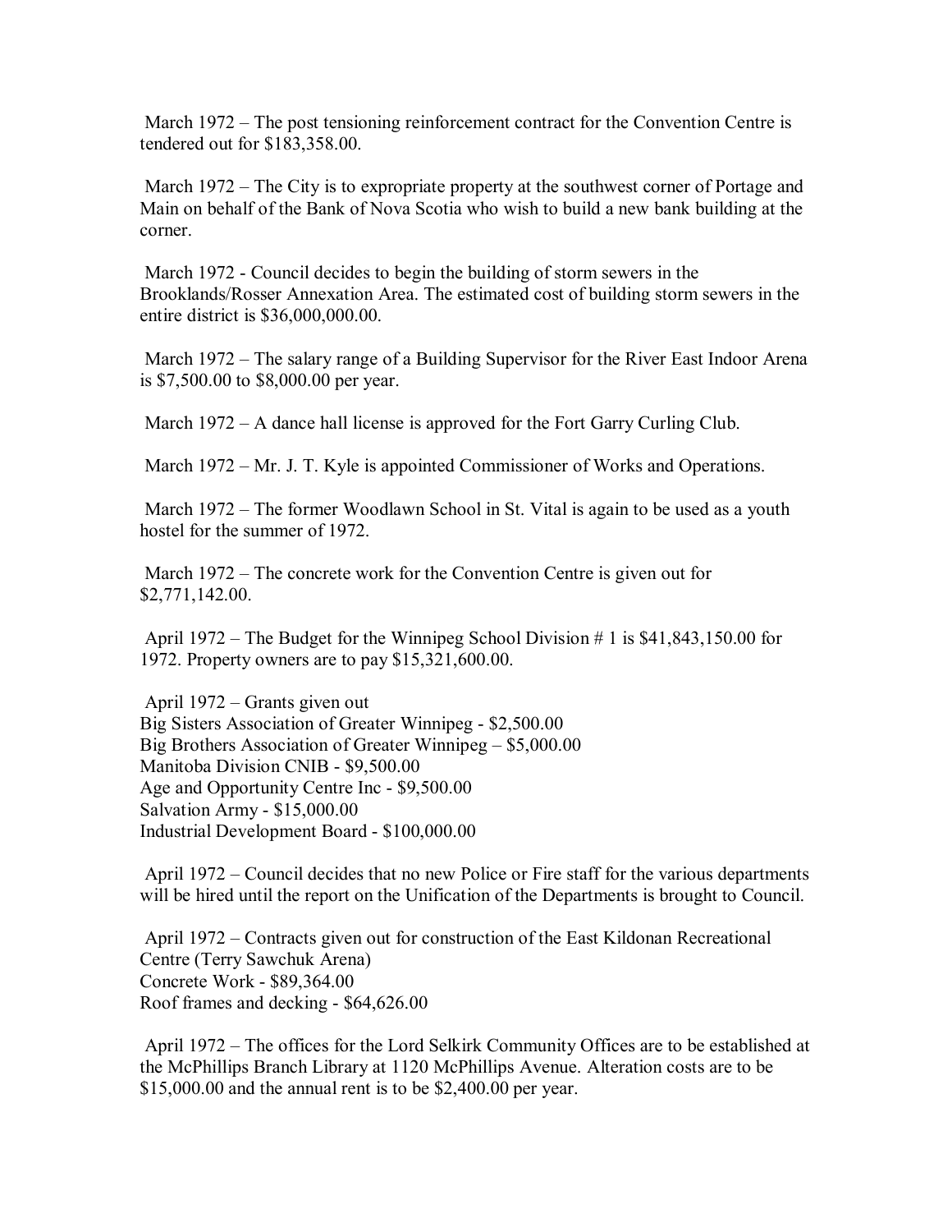March 1972 – The post tensioning reinforcement contract for the Convention Centre is tendered out for $183,358.00.

March 1972 – The City is to expropriate property at the southwest corner of Portage and Main on behalf of the Bank of Nova Scotia who wish to build a new bank building at the corner.

March 1972 - Council decides to begin the building of storm sewers in the Brooklands/Rosser Annexation Area. The estimated cost of building storm sewers in the entire district is $36,000,000.00.

March 1972 – The salary range of a Building Supervisor for the River East Indoor Arena is $7,500.00 to $8,000.00 per year.

March 1972 – A dance hall license is approved for the Fort Garry Curling Club.

March 1972 – Mr. J. T. Kyle is appointed Commissioner of Works and Operations.

March 1972 – The former Woodlawn School in St. Vital is again to be used as a youth hostel for the summer of 1972.

March 1972 – The concrete work for the Convention Centre is given out for $2,771,142.00.

April 1972 – The Budget for the Winnipeg School Division # 1 is $41,843,150.00 for 1972. Property owners are to pay $15,321,600.00.

April 1972 – Grants given out  
Big Sisters Association of Greater Winnipeg - $2,500.00  
Big Brothers Association of Greater Winnipeg – $5,000.00  
Manitoba Division CNIB - $9,500.00  
Age and Opportunity Centre Inc - $9,500.00  
Salvation Army - $15,000.00  
Industrial Development Board - $100,000.00

April 1972 – Council decides that no new Police or Fire staff for the various departments will be hired until the report on the Unification of the Departments is brought to Council.

April 1972 – Contracts given out for construction of the East Kildonan Recreational Centre (Terry Sawchuk Arena)  
Concrete Work - $89,364.00  
Roof frames and decking - $64,626.00

April 1972 – The offices for the Lord Selkirk Community Offices are to be established at the McPhillips Branch Library at 1120 McPhillips Avenue. Alteration costs are to be $15,000.00 and the annual rent is to be $2,400.00 per year.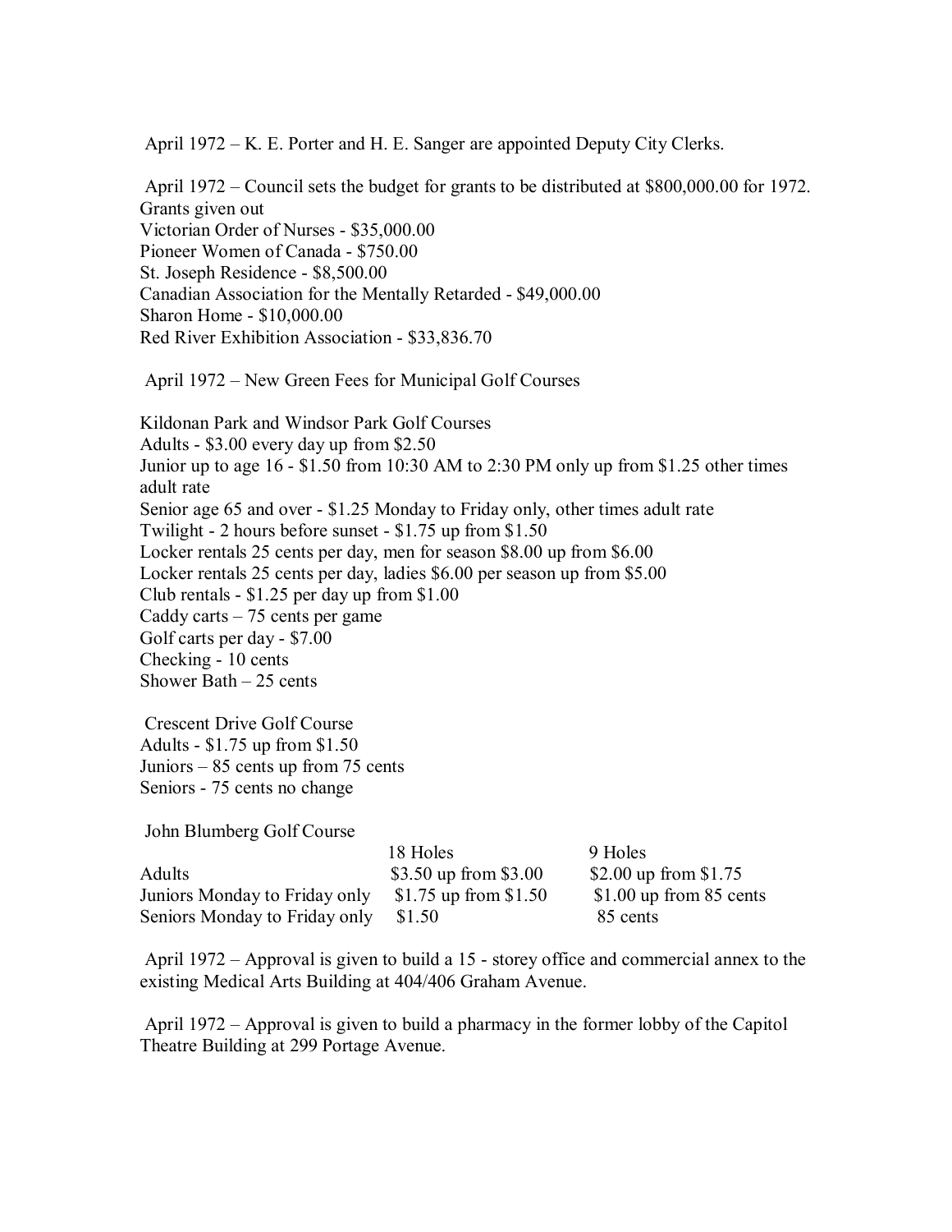April 1972 – K. E. Porter and H. E. Sanger are appointed Deputy City Clerks.

April 1972 – Council sets the budget for grants to be distributed at $800,000.00 for 1972.
Grants given out
Victorian Order of Nurses - $35,000.00
Pioneer Women of Canada - $750.00
St. Joseph Residence - $8,500.00
Canadian Association for the Mentally Retarded - $49,000.00
Sharon Home - $10,000.00
Red River Exhibition Association - $33,836.70

April 1972 – New Green Fees for Municipal Golf Courses

Kildonan Park and Windsor Park Golf Courses
Adults - $3.00 every day up from $2.50
Junior up to age 16 - $1.50 from 10:30 AM to 2:30 PM only up from $1.25 other times adult rate
Senior age 65 and over - $1.25 Monday to Friday only, other times adult rate
Twilight - 2 hours before sunset - $1.75 up from $1.50
Locker rentals 25 cents per day, men for season $8.00 up from $6.00
Locker rentals 25 cents per day, ladies $6.00 per season up from $5.00
Club rentals - $1.25 per day up from $1.00
Caddy carts – 75 cents per game
Golf carts per day - $7.00
Checking - 10 cents
Shower Bath – 25 cents

Crescent Drive Golf Course
Adults - $1.75 up from $1.50
Juniors – 85 cents up from 75 cents
Seniors - 75 cents no change

John Blumberg Golf Course

| | 18 Holes | 9 Holes |
|---|---|---|
| Adults | $3.50 up from $3.00 | $2.00 up from $1.75 |
| Juniors Monday to Friday only | $1.75 up from $1.50 | $1.00 up from 85 cents |
| Seniors Monday to Friday only | $1.50 | 85 cents |

April 1972 – Approval is given to build a 15 - storey office and commercial annex to the existing Medical Arts Building at 404/406 Graham Avenue.

April 1972 – Approval is given to build a pharmacy in the former lobby of the Capitol Theatre Building at 299 Portage Avenue.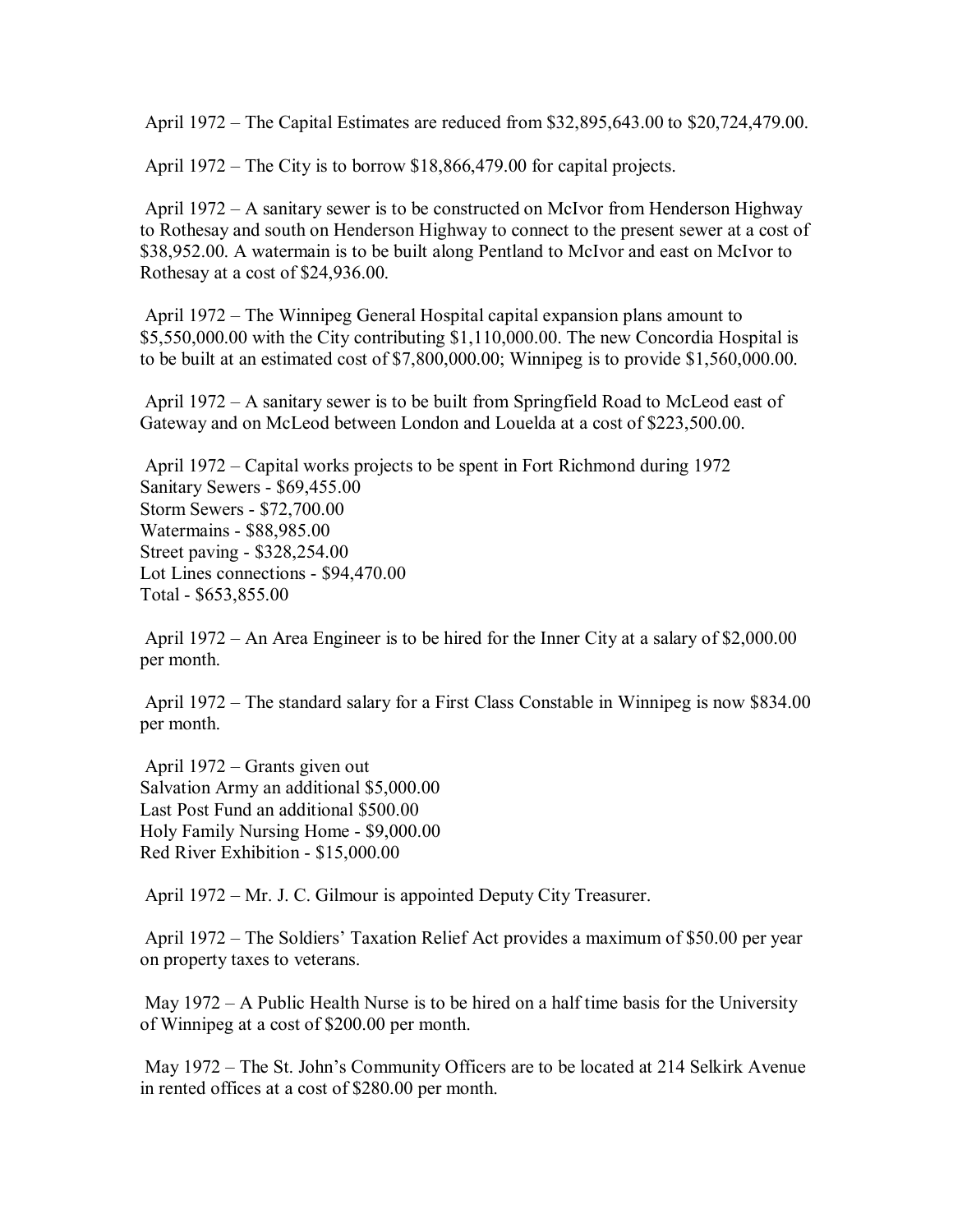April 1972 – The Capital Estimates are reduced from $32,895,643.00 to $20,724,479.00.

April 1972 – The City is to borrow $18,866,479.00 for capital projects.

April 1972 – A sanitary sewer is to be constructed on McIvor from Henderson Highway to Rothesay and south on Henderson Highway to connect to the present sewer at a cost of $38,952.00. A watermain is to be built along Pentland to McIvor and east on McIvor to Rothesay at a cost of $24,936.00.

April 1972 – The Winnipeg General Hospital capital expansion plans amount to $5,550,000.00 with the City contributing $1,110,000.00. The new Concordia Hospital is to be built at an estimated cost of $7,800,000.00; Winnipeg is to provide $1,560,000.00.

April 1972 – A sanitary sewer is to be built from Springfield Road to McLeod east of Gateway and on McLeod between London and Louelda at a cost of $223,500.00.

April 1972 – Capital works projects to be spent in Fort Richmond during 1972
Sanitary Sewers - $69,455.00
Storm Sewers - $72,700.00
Watermains - $88,985.00
Street paving - $328,254.00
Lot Lines connections - $94,470.00
Total - $653,855.00

April 1972 – An Area Engineer is to be hired for the Inner City at a salary of $2,000.00 per month.

April 1972 – The standard salary for a First Class Constable in Winnipeg is now $834.00 per month.

April 1972 – Grants given out
Salvation Army an additional $5,000.00
Last Post Fund an additional $500.00
Holy Family Nursing Home - $9,000.00
Red River Exhibition - $15,000.00

April 1972 – Mr. J. C. Gilmour is appointed Deputy City Treasurer.

April 1972 – The Soldiers' Taxation Relief Act provides a maximum of $50.00 per year on property taxes to veterans.

May 1972 – A Public Health Nurse is to be hired on a half time basis for the University of Winnipeg at a cost of $200.00 per month.

May 1972 – The St. John's Community Officers are to be located at 214 Selkirk Avenue in rented offices at a cost of $280.00 per month.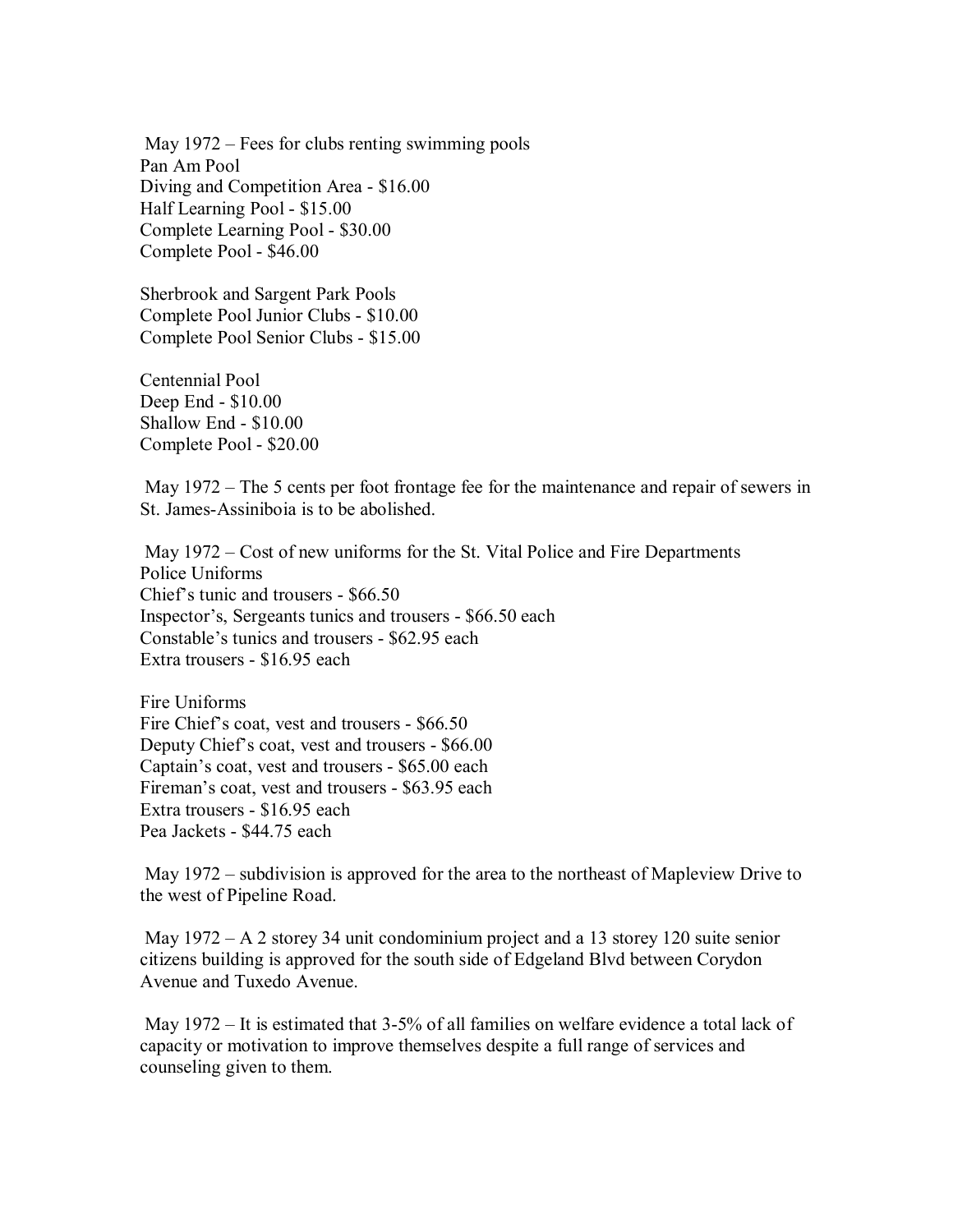May 1972 – Fees for clubs renting swimming pools
Pan Am Pool
Diving and Competition Area - $16.00
Half Learning Pool - $15.00
Complete Learning Pool - $30.00
Complete Pool - $46.00

Sherbrook and Sargent Park Pools
Complete Pool Junior Clubs - $10.00
Complete Pool Senior Clubs - $15.00

Centennial Pool
Deep End - $10.00
Shallow End - $10.00
Complete Pool - $20.00

May 1972 – The 5 cents per foot frontage fee for the maintenance and repair of sewers in St. James-Assiniboia is to be abolished.

May 1972 – Cost of new uniforms for the St. Vital Police and Fire Departments
Police Uniforms
Chief's tunic and trousers - $66.50
Inspector's, Sergeants tunics and trousers - $66.50 each
Constable's tunics and trousers - $62.95 each
Extra trousers - $16.95 each

Fire Uniforms
Fire Chief's coat, vest and trousers - $66.50
Deputy Chief's coat, vest and trousers - $66.00
Captain's coat, vest and trousers - $65.00 each
Fireman's coat, vest and trousers - $63.95 each
Extra trousers - $16.95 each
Pea Jackets - $44.75 each

May 1972 – subdivision is approved for the area to the northeast of Mapleview Drive to the west of Pipeline Road.

May 1972 – A 2 storey 34 unit condominium project and a 13 storey 120 suite senior citizens building is approved for the south side of Edgeland Blvd between Corydon Avenue and Tuxedo Avenue.

May 1972 – It is estimated that 3-5% of all families on welfare evidence a total lack of capacity or motivation to improve themselves despite a full range of services and counseling given to them.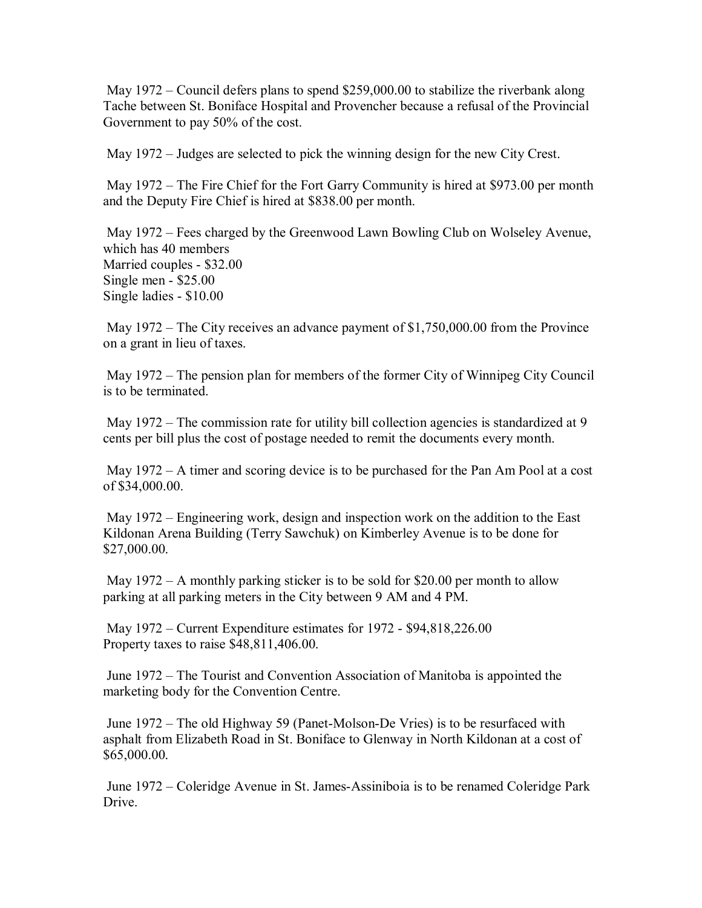May 1972 – Council defers plans to spend $259,000.00 to stabilize the riverbank along Tache between St. Boniface Hospital and Provencher because a refusal of the Provincial Government to pay 50% of the cost.

May 1972 – Judges are selected to pick the winning design for the new City Crest.

May 1972 – The Fire Chief for the Fort Garry Community is hired at $973.00 per month and the Deputy Fire Chief is hired at $838.00 per month.

May 1972 – Fees charged by the Greenwood Lawn Bowling Club on Wolseley Avenue, which has 40 members
Married couples - $32.00
Single men - $25.00
Single ladies - $10.00

May 1972 – The City receives an advance payment of $1,750,000.00 from the Province on a grant in lieu of taxes.

May 1972 – The pension plan for members of the former City of Winnipeg City Council is to be terminated.

May 1972 – The commission rate for utility bill collection agencies is standardized at 9 cents per bill plus the cost of postage needed to remit the documents every month.

May 1972 – A timer and scoring device is to be purchased for the Pan Am Pool at a cost of $34,000.00.

May 1972 – Engineering work, design and inspection work on the addition to the East Kildonan Arena Building (Terry Sawchuk) on Kimberley Avenue is to be done for $27,000.00.

May 1972 – A monthly parking sticker is to be sold for $20.00 per month to allow parking at all parking meters in the City between 9 AM and 4 PM.

May 1972 – Current Expenditure estimates for 1972 - $94,818,226.00
Property taxes to raise $48,811,406.00.

June 1972 – The Tourist and Convention Association of Manitoba is appointed the marketing body for the Convention Centre.

June 1972 – The old Highway 59 (Panet-Molson-De Vries) is to be resurfaced with asphalt from Elizabeth Road in St. Boniface to Glenway in North Kildonan at a cost of $65,000.00.

June 1972 – Coleridge Avenue in St. James-Assiniboia is to be renamed Coleridge Park Drive.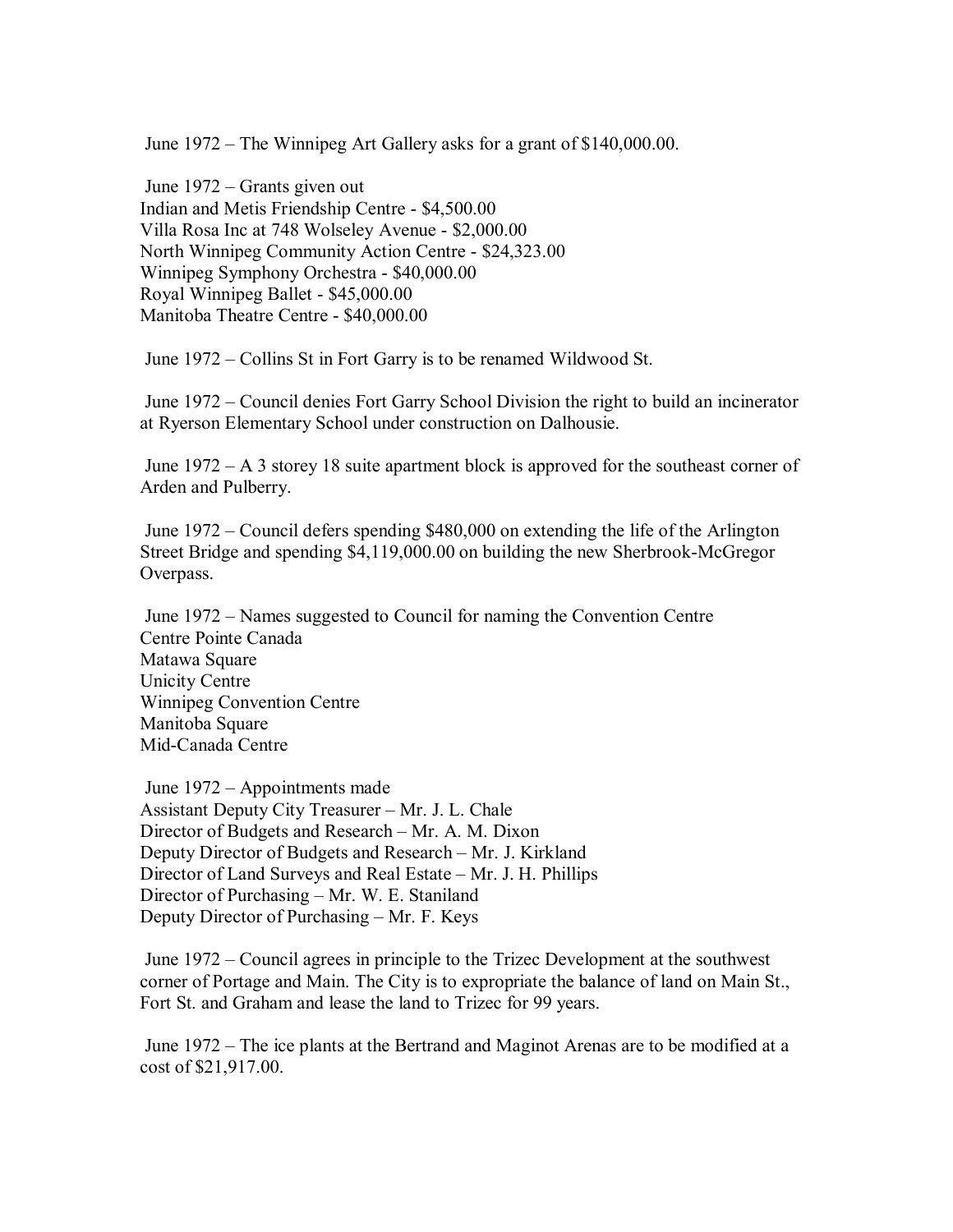June 1972 – The Winnipeg Art Gallery asks for a grant of $140,000.00.

June 1972 – Grants given out
Indian and Metis Friendship Centre - $4,500.00
Villa Rosa Inc at 748 Wolseley Avenue - $2,000.00
North Winnipeg Community Action Centre - $24,323.00
Winnipeg Symphony Orchestra - $40,000.00
Royal Winnipeg Ballet - $45,000.00
Manitoba Theatre Centre - $40,000.00

June 1972 – Collins St in Fort Garry is to be renamed Wildwood St.

June 1972 – Council denies Fort Garry School Division the right to build an incinerator at Ryerson Elementary School under construction on Dalhousie.

June 1972 – A 3 storey 18 suite apartment block is approved for the southeast corner of Arden and Pulberry.

June 1972 – Council defers spending $480,000 on extending the life of the Arlington Street Bridge and spending $4,119,000.00 on building the new Sherbrook-McGregor Overpass.

June 1972 – Names suggested to Council for naming the Convention Centre
Centre Pointe Canada
Matawa Square
Unicity Centre
Winnipeg Convention Centre
Manitoba Square
Mid-Canada Centre

June 1972 – Appointments made
Assistant Deputy City Treasurer – Mr. J. L. Chale
Director of Budgets and Research – Mr. A. M. Dixon
Deputy Director of Budgets and Research – Mr. J. Kirkland
Director of Land Surveys and Real Estate – Mr. J. H. Phillips
Director of Purchasing – Mr. W. E. Staniland
Deputy Director of Purchasing – Mr. F. Keys

June 1972 – Council agrees in principle to the Trizec Development at the southwest corner of Portage and Main. The City is to expropriate the balance of land on Main St., Fort St. and Graham and lease the land to Trizec for 99 years.

June 1972 – The ice plants at the Bertrand and Maginot Arenas are to be modified at a cost of $21,917.00.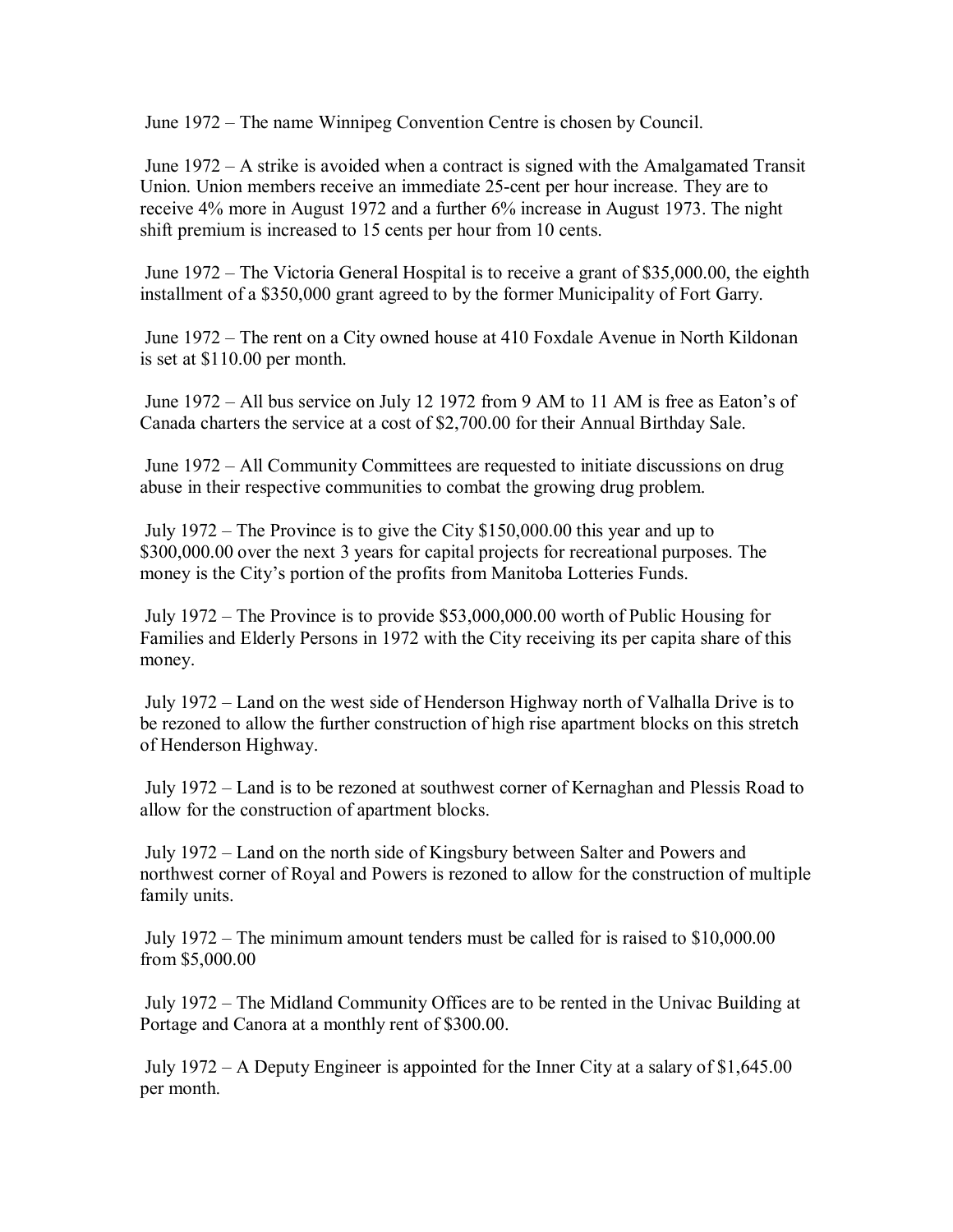June 1972 – The name Winnipeg Convention Centre is chosen by Council.

June 1972 – A strike is avoided when a contract is signed with the Amalgamated Transit Union. Union members receive an immediate 25-cent per hour increase. They are to receive 4% more in August 1972 and a further 6% increase in August 1973. The night shift premium is increased to 15 cents per hour from 10 cents.

June 1972 – The Victoria General Hospital is to receive a grant of $35,000.00, the eighth installment of a $350,000 grant agreed to by the former Municipality of Fort Garry.

June 1972 – The rent on a City owned house at 410 Foxdale Avenue in North Kildonan is set at $110.00 per month.

June 1972 – All bus service on July 12 1972 from 9 AM to 11 AM is free as Eaton's of Canada charters the service at a cost of $2,700.00 for their Annual Birthday Sale.

June 1972 – All Community Committees are requested to initiate discussions on drug abuse in their respective communities to combat the growing drug problem.

July 1972 – The Province is to give the City $150,000.00 this year and up to $300,000.00 over the next 3 years for capital projects for recreational purposes. The money is the City's portion of the profits from Manitoba Lotteries Funds.

July 1972 – The Province is to provide $53,000,000.00 worth of Public Housing for Families and Elderly Persons in 1972 with the City receiving its per capita share of this money.

July 1972 – Land on the west side of Henderson Highway north of Valhalla Drive is to be rezoned to allow the further construction of high rise apartment blocks on this stretch of Henderson Highway.

July 1972 – Land is to be rezoned at southwest corner of Kernaghan and Plessis Road to allow for the construction of apartment blocks.

July 1972 – Land on the north side of Kingsbury between Salter and Powers and northwest corner of Royal and Powers is rezoned to allow for the construction of multiple family units.

July 1972 – The minimum amount tenders must be called for is raised to $10,000.00 from $5,000.00

July 1972 – The Midland Community Offices are to be rented in the Univac Building at Portage and Canora at a monthly rent of $300.00.

July 1972 – A Deputy Engineer is appointed for the Inner City at a salary of $1,645.00 per month.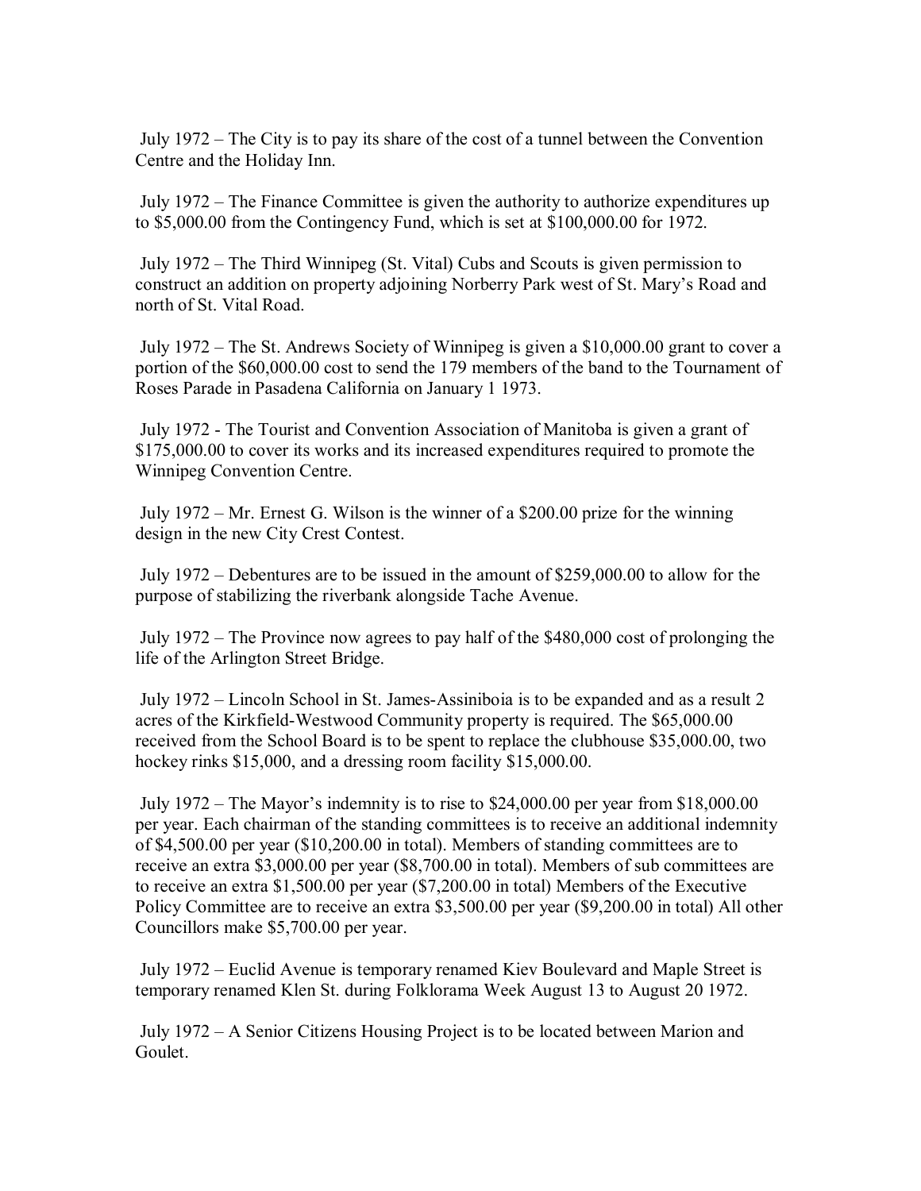July 1972 – The City is to pay its share of the cost of a tunnel between the Convention Centre and the Holiday Inn.

July 1972 – The Finance Committee is given the authority to authorize expenditures up to $5,000.00 from the Contingency Fund, which is set at $100,000.00 for 1972.

July 1972 – The Third Winnipeg (St. Vital) Cubs and Scouts is given permission to construct an addition on property adjoining Norberry Park west of St. Mary's Road and north of St. Vital Road.

July 1972 – The St. Andrews Society of Winnipeg is given a $10,000.00 grant to cover a portion of the $60,000.00 cost to send the 179 members of the band to the Tournament of Roses Parade in Pasadena California on January 1 1973.

July 1972 - The Tourist and Convention Association of Manitoba is given a grant of $175,000.00 to cover its works and its increased expenditures required to promote the Winnipeg Convention Centre.

July 1972 – Mr. Ernest G. Wilson is the winner of a $200.00 prize for the winning design in the new City Crest Contest.

July 1972 – Debentures are to be issued in the amount of $259,000.00 to allow for the purpose of stabilizing the riverbank alongside Tache Avenue.

July 1972 – The Province now agrees to pay half of the $480,000 cost of prolonging the life of the Arlington Street Bridge.

July 1972 – Lincoln School in St. James-Assiniboia is to be expanded and as a result 2 acres of the Kirkfield-Westwood Community property is required. The $65,000.00 received from the School Board is to be spent to replace the clubhouse $35,000.00, two hockey rinks $15,000, and a dressing room facility $15,000.00.

July 1972 – The Mayor's indemnity is to rise to $24,000.00 per year from $18,000.00 per year. Each chairman of the standing committees is to receive an additional indemnity of $4,500.00 per year ($10,200.00 in total). Members of standing committees are to receive an extra $3,000.00 per year ($8,700.00 in total). Members of sub committees are to receive an extra $1,500.00 per year ($7,200.00 in total) Members of the Executive Policy Committee are to receive an extra $3,500.00 per year ($9,200.00 in total) All other Councillors make $5,700.00 per year.

July 1972 – Euclid Avenue is temporary renamed Kiev Boulevard and Maple Street is temporary renamed Klen St. during Folklorama Week August 13 to August 20 1972.

July 1972 – A Senior Citizens Housing Project is to be located between Marion and Goulet.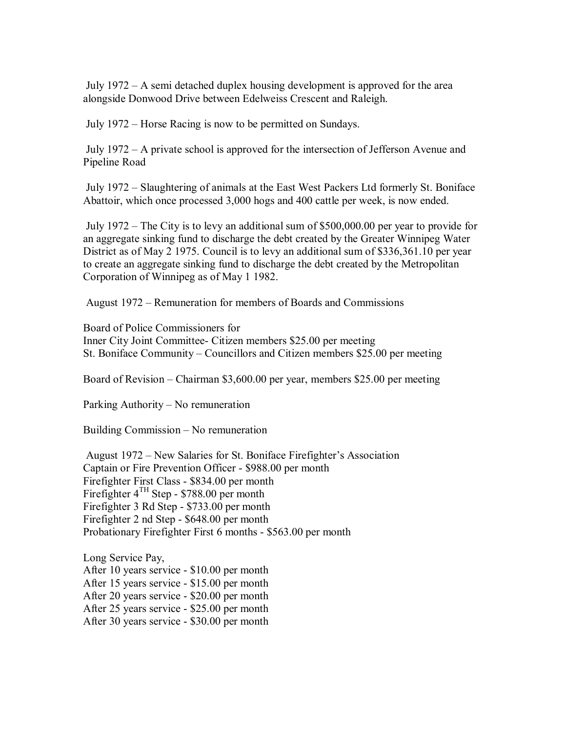July 1972 – A semi detached duplex housing development is approved for the area alongside Donwood Drive between Edelweiss Crescent and Raleigh.

July 1972 – Horse Racing is now to be permitted on Sundays.

July 1972 – A private school is approved for the intersection of Jefferson Avenue and Pipeline Road

July 1972 – Slaughtering of animals at the East West Packers Ltd formerly St. Boniface Abattoir, which once processed 3,000 hogs and 400 cattle per week, is now ended.

July 1972 – The City is to levy an additional sum of $500,000.00 per year to provide for an aggregate sinking fund to discharge the debt created by the Greater Winnipeg Water District as of May 2 1975. Council is to levy an additional sum of $336,361.10 per year to create an aggregate sinking fund to discharge the debt created by the Metropolitan Corporation of Winnipeg as of May 1 1982.

August 1972 – Remuneration for members of Boards and Commissions

Board of Police Commissioners for
Inner City Joint Committee- Citizen members $25.00 per meeting
St. Boniface Community – Councillors and Citizen members $25.00 per meeting

Board of Revision – Chairman $3,600.00 per year, members $25.00 per meeting

Parking Authority – No remuneration

Building Commission – No remuneration

August 1972 – New Salaries for St. Boniface Firefighter's Association
Captain or Fire Prevention Officer - $988.00 per month
Firefighter First Class - $834.00 per month
Firefighter 4TH Step - $788.00 per month
Firefighter 3 Rd Step - $733.00 per month
Firefighter 2 nd Step - $648.00 per month
Probationary Firefighter First 6 months - $563.00 per month

Long Service Pay,
After 10 years service - $10.00 per month
After 15 years service - $15.00 per month
After 20 years service - $20.00 per month
After 25 years service - $25.00 per month
After 30 years service - $30.00 per month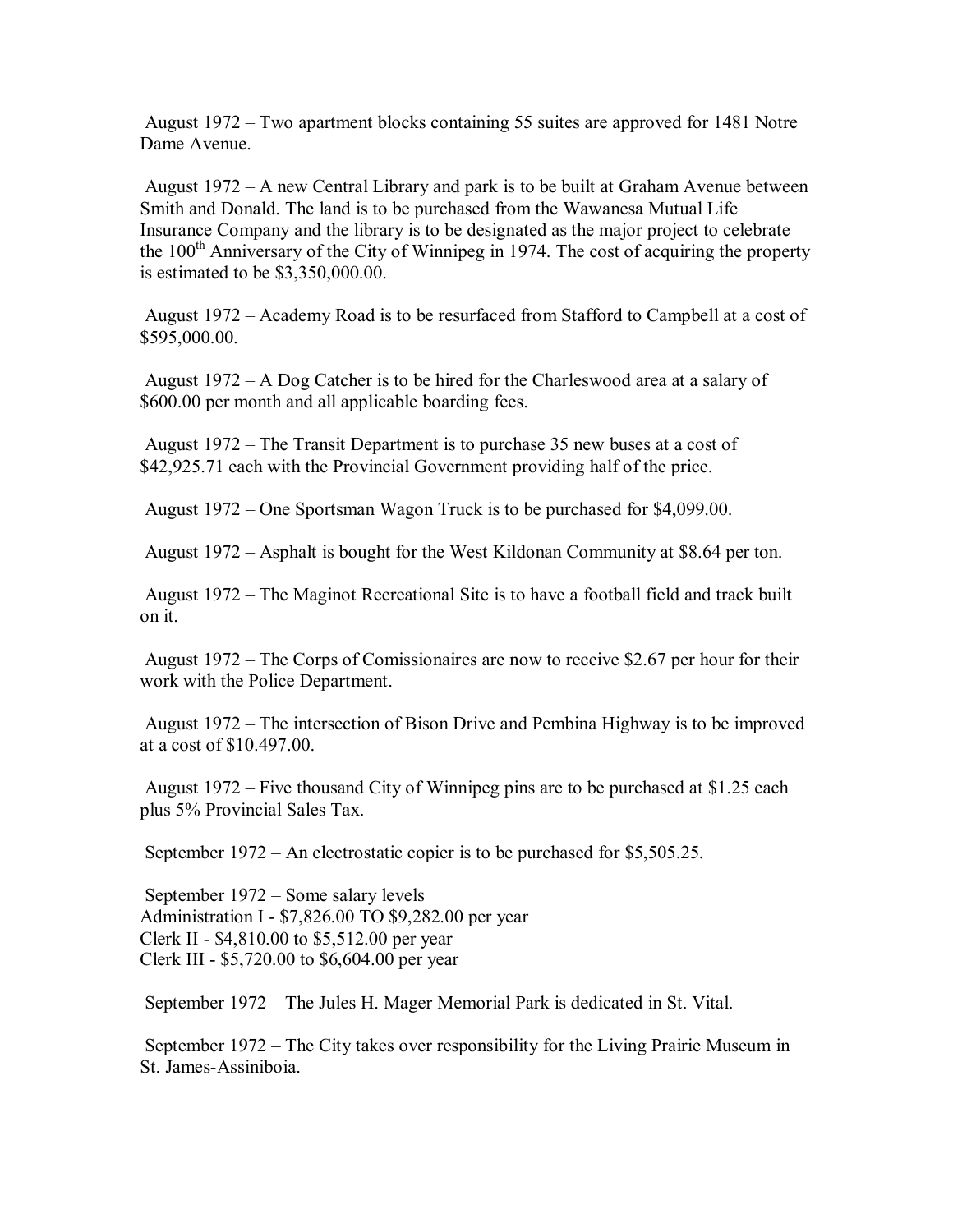August 1972 – Two apartment blocks containing 55 suites are approved for 1481 Notre Dame Avenue.

August 1972 – A new Central Library and park is to be built at Graham Avenue between Smith and Donald. The land is to be purchased from the Wawanesa Mutual Life Insurance Company and the library is to be designated as the major project to celebrate the 100th Anniversary of the City of Winnipeg in 1974. The cost of acquiring the property is estimated to be $3,350,000.00.

August 1972 – Academy Road is to be resurfaced from Stafford to Campbell at a cost of $595,000.00.

August 1972 – A Dog Catcher is to be hired for the Charleswood area at a salary of $600.00 per month and all applicable boarding fees.

August 1972 – The Transit Department is to purchase 35 new buses at a cost of $42,925.71 each with the Provincial Government providing half of the price.

August 1972 – One Sportsman Wagon Truck is to be purchased for $4,099.00.

August 1972 – Asphalt is bought for the West Kildonan Community at $8.64 per ton.

August 1972 – The Maginot Recreational Site is to have a football field and track built on it.

August 1972 – The Corps of Comissionaires are now to receive $2.67 per hour for their work with the Police Department.

August 1972 – The intersection of Bison Drive and Pembina Highway is to be improved at a cost of $10.497.00.

August 1972 – Five thousand City of Winnipeg pins are to be purchased at $1.25 each plus 5% Provincial Sales Tax.

September 1972 – An electrostatic copier is to be purchased for $5,505.25.

September 1972 – Some salary levels
Administration I - $7,826.00 TO $9,282.00 per year
Clerk II - $4,810.00 to $5,512.00 per year
Clerk III - $5,720.00 to $6,604.00 per year

September 1972 – The Jules H. Mager Memorial Park is dedicated in St. Vital.

September 1972 – The City takes over responsibility for the Living Prairie Museum in St. James-Assiniboia.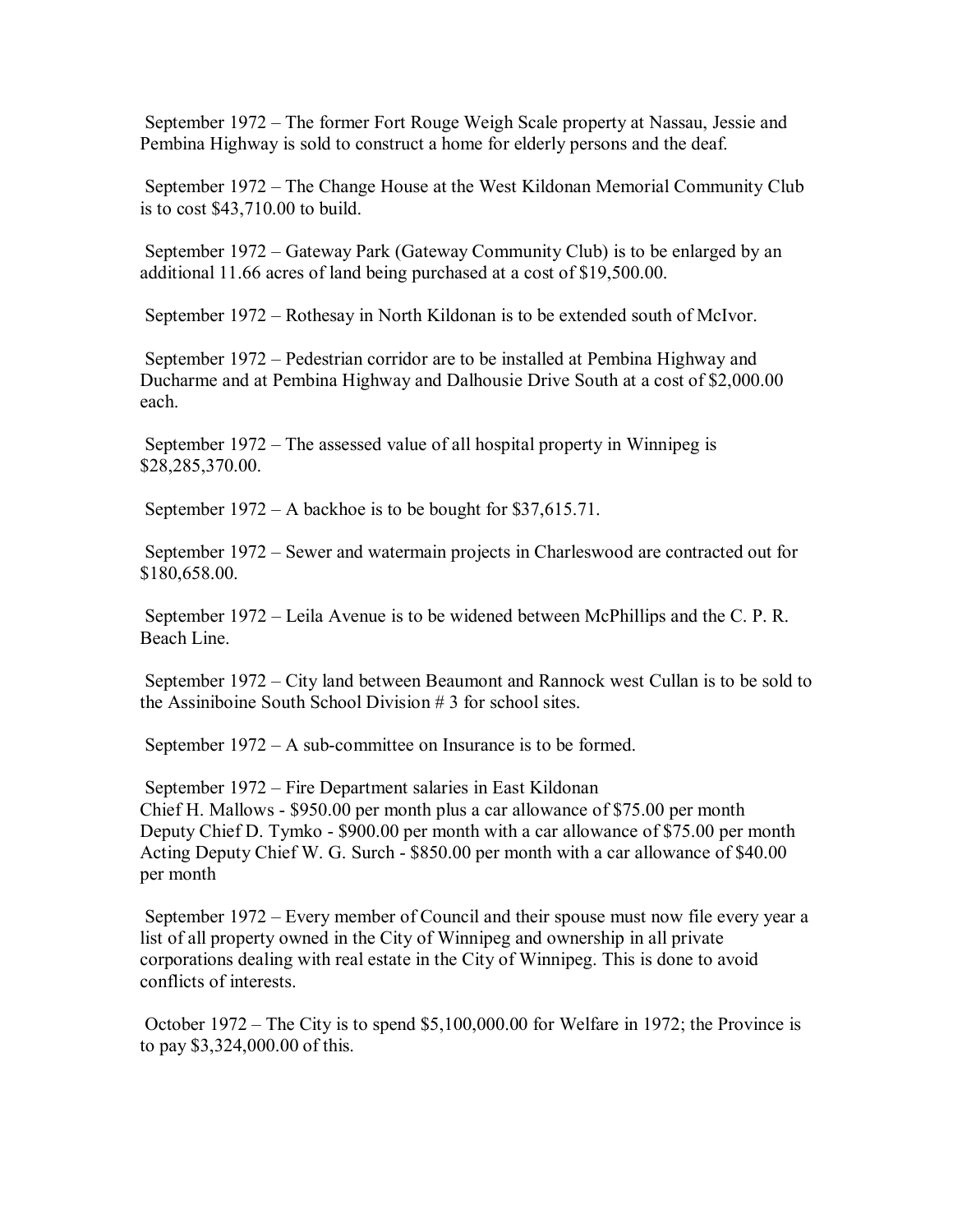September 1972 – The former Fort Rouge Weigh Scale property at Nassau, Jessie and Pembina Highway is sold to construct a home for elderly persons and the deaf.

September 1972 – The Change House at the West Kildonan Memorial Community Club is to cost $43,710.00 to build.

September 1972 – Gateway Park (Gateway Community Club) is to be enlarged by an additional 11.66 acres of land being purchased at a cost of $19,500.00.

September 1972 – Rothesay in North Kildonan is to be extended south of McIvor.

September 1972 – Pedestrian corridor are to be installed at Pembina Highway and Ducharme and at Pembina Highway and Dalhousie Drive South at a cost of $2,000.00 each.

September 1972 – The assessed value of all hospital property in Winnipeg is $28,285,370.00.

September 1972 – A backhoe is to be bought for $37,615.71.

September 1972 – Sewer and watermain projects in Charleswood are contracted out for $180,658.00.

September 1972 – Leila Avenue is to be widened between McPhillips and the C. P. R. Beach Line.

September 1972 – City land between Beaumont and Rannock west Cullan is to be sold to the Assiniboine South School Division # 3 for school sites.

September 1972 – A sub-committee on Insurance is to be formed.

September 1972 – Fire Department salaries in East Kildonan
Chief H. Mallows - $950.00 per month plus a car allowance of $75.00 per month
Deputy Chief D. Tymko - $900.00 per month with a car allowance of $75.00 per month
Acting Deputy Chief W. G. Surch - $850.00 per month with a car allowance of $40.00 per month

September 1972 – Every member of Council and their spouse must now file every year a list of all property owned in the City of Winnipeg and ownership in all private corporations dealing with real estate in the City of Winnipeg. This is done to avoid conflicts of interests.

October 1972 – The City is to spend $5,100,000.00 for Welfare in 1972; the Province is to pay $3,324,000.00 of this.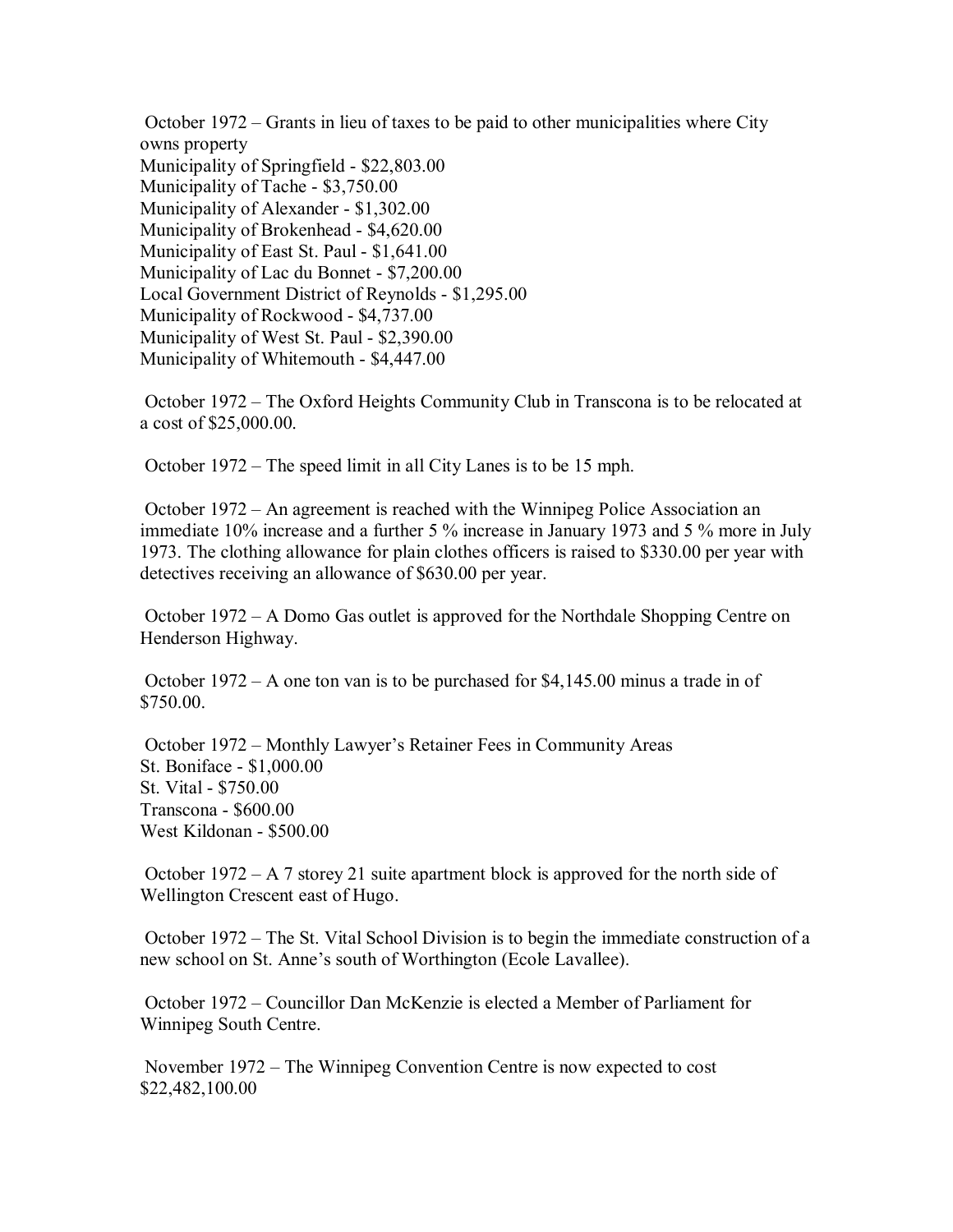October 1972 – Grants in lieu of taxes to be paid to other municipalities where City owns property
Municipality of Springfield - $22,803.00
Municipality of Tache - $3,750.00
Municipality of Alexander - $1,302.00
Municipality of Brokenhead - $4,620.00
Municipality of East St. Paul - $1,641.00
Municipality of Lac du Bonnet - $7,200.00
Local Government District of Reynolds - $1,295.00
Municipality of Rockwood - $4,737.00
Municipality of West St. Paul - $2,390.00
Municipality of Whitemouth - $4,447.00

October 1972 – The Oxford Heights Community Club in Transcona is to be relocated at a cost of $25,000.00.

October 1972 – The speed limit in all City Lanes is to be 15 mph.

October 1972 – An agreement is reached with the Winnipeg Police Association an immediate 10% increase and a further 5 % increase in January 1973 and 5 % more in July 1973. The clothing allowance for plain clothes officers is raised to $330.00 per year with detectives receiving an allowance of $630.00 per year.

October 1972 – A Domo Gas outlet is approved for the Northdale Shopping Centre on Henderson Highway.

October 1972 – A one ton van is to be purchased for $4,145.00 minus a trade in of $750.00.

October 1972 – Monthly Lawyer's Retainer Fees in Community Areas
St. Boniface - $1,000.00
St. Vital - $750.00
Transcona - $600.00
West Kildonan - $500.00

October 1972 – A 7 storey 21 suite apartment block is approved for the north side of Wellington Crescent east of Hugo.

October 1972 – The St. Vital School Division is to begin the immediate construction of a new school on St. Anne's south of Worthington (Ecole Lavallee).

October 1972 – Councillor Dan McKenzie is elected a Member of Parliament for Winnipeg South Centre.

November 1972 – The Winnipeg Convention Centre is now expected to cost $22,482,100.00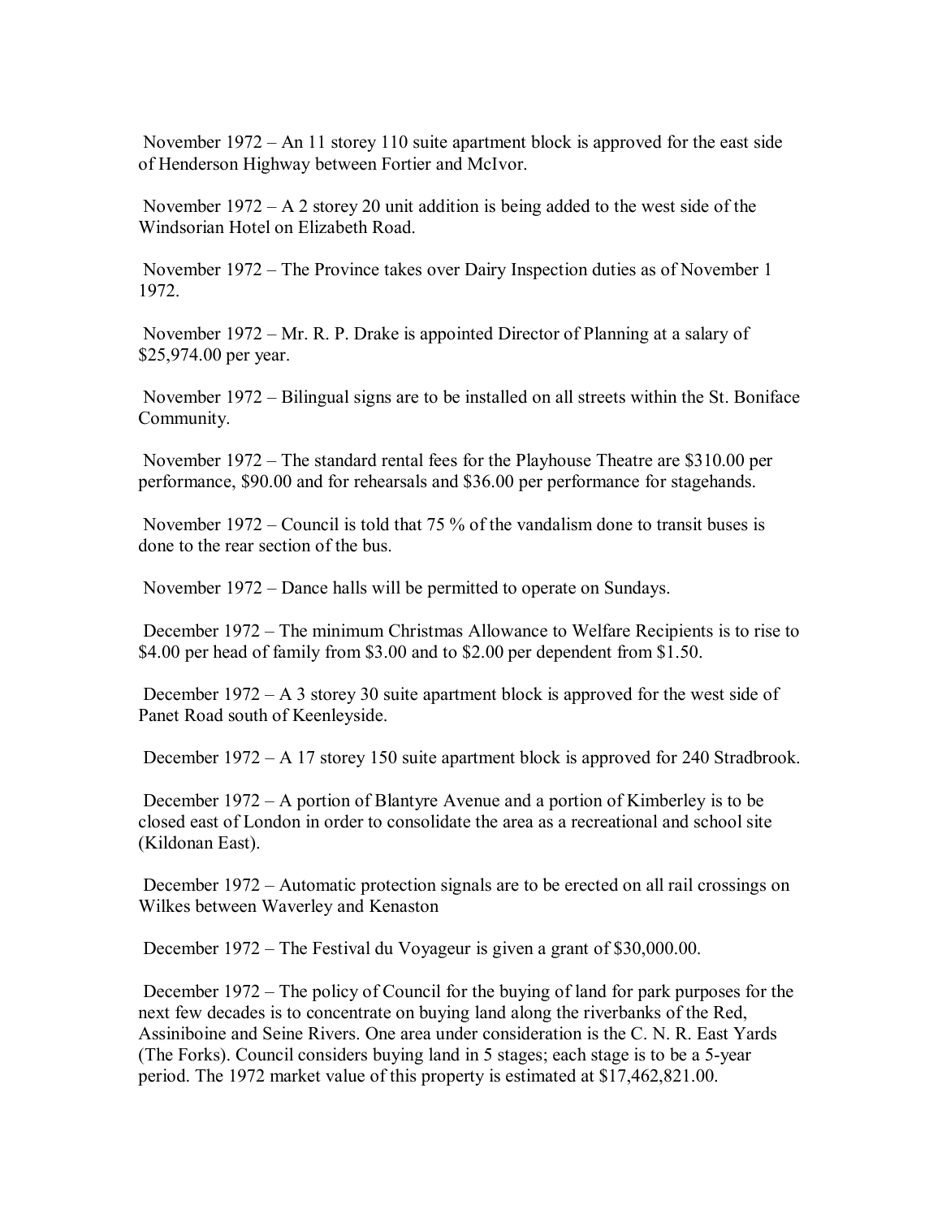November 1972 – An 11 storey 110 suite apartment block is approved for the east side of Henderson Highway between Fortier and McIvor.

November 1972 – A 2 storey 20 unit addition is being added to the west side of the Windsorian Hotel on Elizabeth Road.

November 1972 – The Province takes over Dairy Inspection duties as of November 1 1972.

November 1972 – Mr. R. P. Drake is appointed Director of Planning at a salary of $25,974.00 per year.

November 1972 – Bilingual signs are to be installed on all streets within the St. Boniface Community.

November 1972 – The standard rental fees for the Playhouse Theatre are $310.00 per performance, $90.00 and for rehearsals and $36.00 per performance for stagehands.

November 1972 – Council is told that 75 % of the vandalism done to transit buses is done to the rear section of the bus.

November 1972 – Dance halls will be permitted to operate on Sundays.

December 1972 – The minimum Christmas Allowance to Welfare Recipients is to rise to $4.00 per head of family from $3.00 and to $2.00 per dependent from $1.50.

December 1972 – A 3 storey 30 suite apartment block is approved for the west side of Panet Road south of Keenleyside.

December 1972 – A 17 storey 150 suite apartment block is approved for 240 Stradbrook.

December 1972 – A portion of Blantyre Avenue and a portion of Kimberley is to be closed east of London in order to consolidate the area as a recreational and school site (Kildonan East).

December 1972 – Automatic protection signals are to be erected on all rail crossings on Wilkes between Waverley and Kenaston

December 1972 – The Festival du Voyageur is given a grant of $30,000.00.

December 1972 – The policy of Council for the buying of land for park purposes for the next few decades is to concentrate on buying land along the riverbanks of the Red, Assiniboine and Seine Rivers. One area under consideration is the C. N. R. East Yards (The Forks). Council considers buying land in 5 stages; each stage is to be a 5-year period. The 1972 market value of this property is estimated at $17,462,821.00.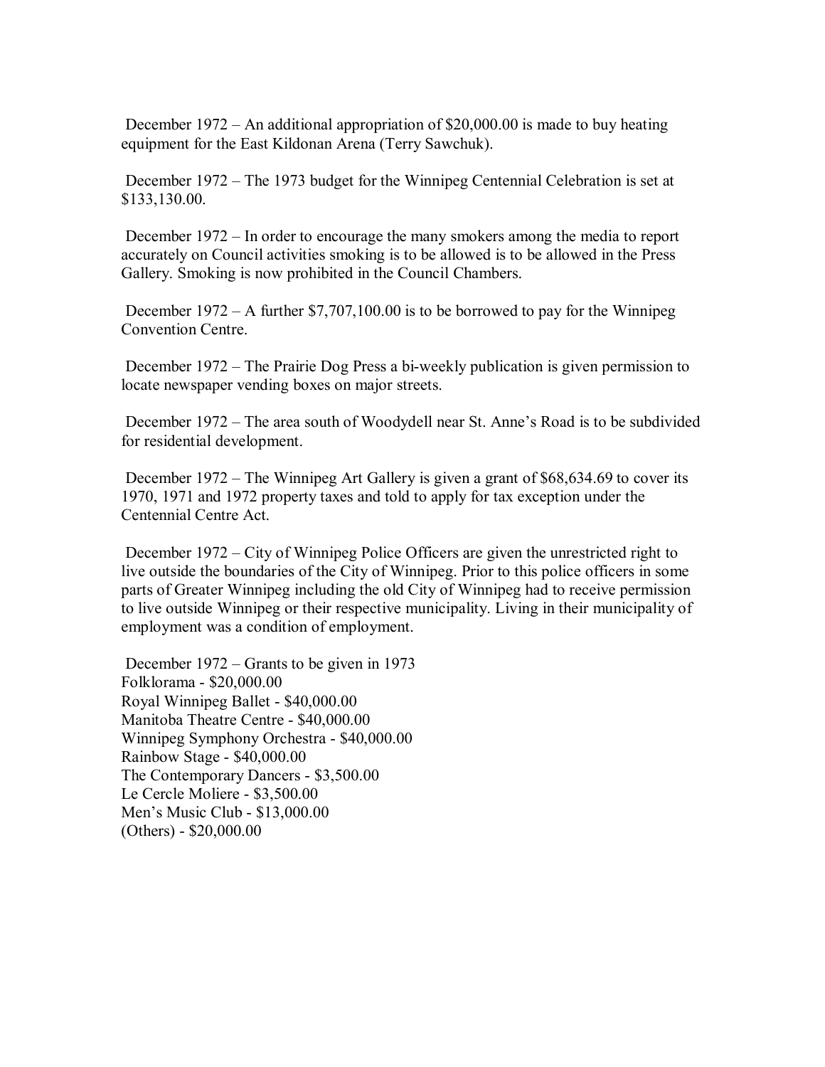December 1972 – An additional appropriation of $20,000.00 is made to buy heating equipment for the East Kildonan Arena (Terry Sawchuk).

December 1972 – The 1973 budget for the Winnipeg Centennial Celebration is set at $133,130.00.

December 1972 – In order to encourage the many smokers among the media to report accurately on Council activities smoking is to be allowed is to be allowed in the Press Gallery. Smoking is now prohibited in the Council Chambers.

December 1972 – A further $7,707,100.00 is to be borrowed to pay for the Winnipeg Convention Centre.

December 1972 – The Prairie Dog Press a bi-weekly publication is given permission to locate newspaper vending boxes on major streets.

December 1972 – The area south of Woodydell near St. Anne's Road is to be subdivided for residential development.

December 1972 – The Winnipeg Art Gallery is given a grant of $68,634.69 to cover its 1970, 1971 and 1972 property taxes and told to apply for tax exception under the Centennial Centre Act.

December 1972 – City of Winnipeg Police Officers are given the unrestricted right to live outside the boundaries of the City of Winnipeg. Prior to this police officers in some parts of Greater Winnipeg including the old City of Winnipeg had to receive permission to live outside Winnipeg or their respective municipality. Living in their municipality of employment was a condition of employment.

December 1972 – Grants to be given in 1973
Folklorama - $20,000.00
Royal Winnipeg Ballet - $40,000.00
Manitoba Theatre Centre - $40,000.00
Winnipeg Symphony Orchestra - $40,000.00
Rainbow Stage - $40,000.00
The Contemporary Dancers - $3,500.00
Le Cercle Moliere - $3,500.00
Men's Music Club - $13,000.00
(Others) - $20,000.00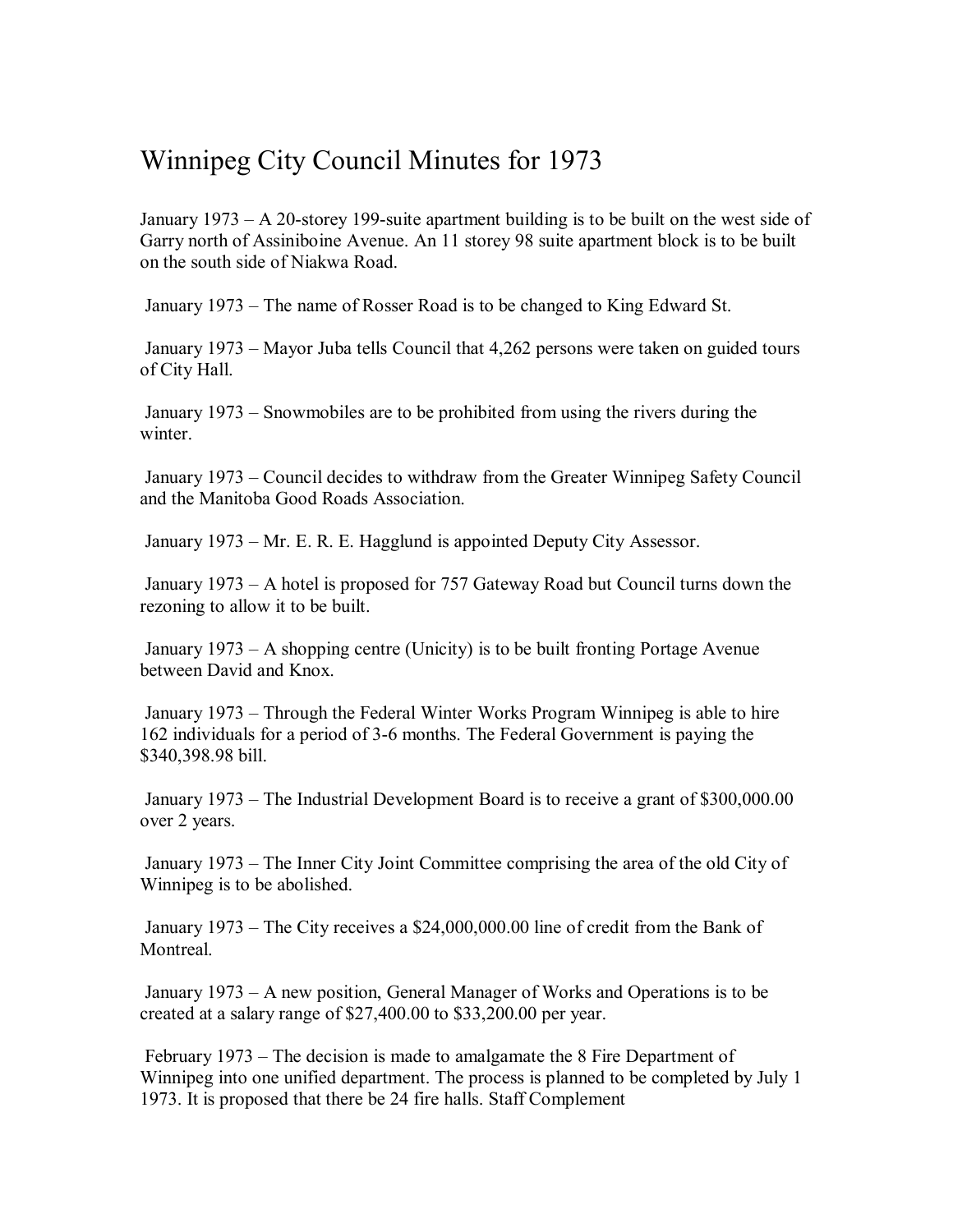# Winnipeg City Council Minutes for 1973

January 1973 – A 20-storey 199-suite apartment building is to be built on the west side of Garry north of Assiniboine Avenue. An 11 storey 98 suite apartment block is to be built on the south side of Niakwa Road.

January 1973 – The name of Rosser Road is to be changed to King Edward St.

January 1973 – Mayor Juba tells Council that 4,262 persons were taken on guided tours of City Hall.

January 1973 – Snowmobiles are to be prohibited from using the rivers during the winter.

January 1973 – Council decides to withdraw from the Greater Winnipeg Safety Council and the Manitoba Good Roads Association.

January 1973 – Mr. E. R. E. Hagglund is appointed Deputy City Assessor.

January 1973 – A hotel is proposed for 757 Gateway Road but Council turns down the rezoning to allow it to be built.

January 1973 – A shopping centre (Unicity) is to be built fronting Portage Avenue between David and Knox.

January 1973 – Through the Federal Winter Works Program Winnipeg is able to hire 162 individuals for a period of 3-6 months. The Federal Government is paying the $340,398.98 bill.

January 1973 – The Industrial Development Board is to receive a grant of $300,000.00 over 2 years.

January 1973 – The Inner City Joint Committee comprising the area of the old City of Winnipeg is to be abolished.

January 1973 – The City receives a $24,000,000.00 line of credit from the Bank of Montreal.

January 1973 – A new position, General Manager of Works and Operations is to be created at a salary range of $27,400.00 to $33,200.00 per year.

February 1973 – The decision is made to amalgamate the 8 Fire Department of Winnipeg into one unified department. The process is planned to be completed by July 1 1973. It is proposed that there be 24 fire halls. Staff Complement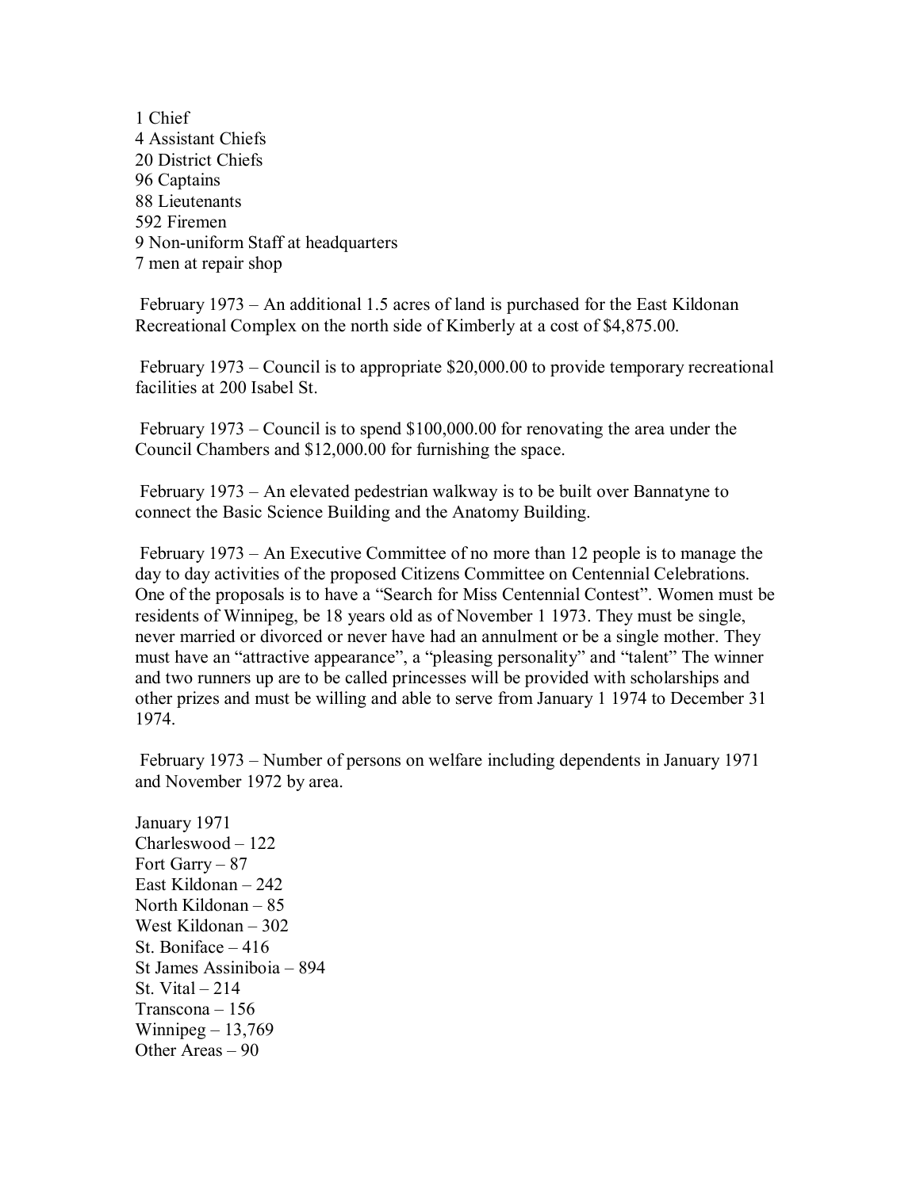1 Chief
4 Assistant Chiefs
20 District Chiefs
96 Captains
88 Lieutenants
592 Firemen
9 Non-uniform Staff at headquarters
7 men at repair shop

February 1973 – An additional 1.5 acres of land is purchased for the East Kildonan Recreational Complex on the north side of Kimberly at a cost of $4,875.00.

February 1973 – Council is to appropriate $20,000.00 to provide temporary recreational facilities at 200 Isabel St.

February 1973 – Council is to spend $100,000.00 for renovating the area under the Council Chambers and $12,000.00 for furnishing the space.

February 1973 – An elevated pedestrian walkway is to be built over Bannatyne to connect the Basic Science Building and the Anatomy Building.

February 1973 – An Executive Committee of no more than 12 people is to manage the day to day activities of the proposed Citizens Committee on Centennial Celebrations. One of the proposals is to have a "Search for Miss Centennial Contest". Women must be residents of Winnipeg, be 18 years old as of November 1 1973. They must be single, never married or divorced or never have had an annulment or be a single mother. They must have an "attractive appearance", a "pleasing personality" and "talent" The winner and two runners up are to be called princesses will be provided with scholarships and other prizes and must be willing and able to serve from January 1 1974 to December 31 1974.

February 1973 – Number of persons on welfare including dependents in January 1971 and November 1972 by area.

January 1971
Charleswood – 122
Fort Garry – 87
East Kildonan – 242
North Kildonan – 85
West Kildonan – 302
St. Boniface – 416
St James Assiniboia – 894
St. Vital – 214
Transcona – 156
Winnipeg – 13,769
Other Areas – 90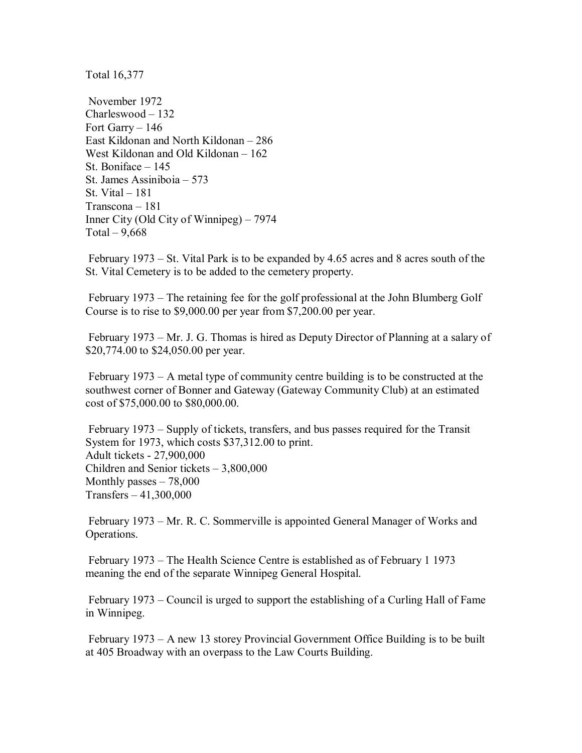Total 16,377

November 1972
Charleswood – 132
Fort Garry – 146
East Kildonan and North Kildonan – 286
West Kildonan and Old Kildonan – 162
St. Boniface – 145
St. James Assiniboia – 573
St. Vital – 181
Transcona – 181
Inner City (Old City of Winnipeg) – 7974
Total – 9,668

February 1973 – St. Vital Park is to be expanded by 4.65 acres and 8 acres south of the St. Vital Cemetery is to be added to the cemetery property.

February 1973 – The retaining fee for the golf professional at the John Blumberg Golf Course is to rise to $9,000.00 per year from $7,200.00 per year.

February 1973 – Mr. J. G. Thomas is hired as Deputy Director of Planning at a salary of $20,774.00 to $24,050.00 per year.

February 1973 – A metal type of community centre building is to be constructed at the southwest corner of Bonner and Gateway (Gateway Community Club) at an estimated cost of $75,000.00 to $80,000.00.

February 1973 – Supply of tickets, transfers, and bus passes required for the Transit System for 1973, which costs $37,312.00 to print.
Adult tickets - 27,900,000
Children and Senior tickets – 3,800,000
Monthly passes – 78,000
Transfers – 41,300,000

February 1973 – Mr. R. C. Sommerville is appointed General Manager of Works and Operations.

February 1973 – The Health Science Centre is established as of February 1 1973 meaning the end of the separate Winnipeg General Hospital.

February 1973 – Council is urged to support the establishing of a Curling Hall of Fame in Winnipeg.

February 1973 – A new 13 storey Provincial Government Office Building is to be built at 405 Broadway with an overpass to the Law Courts Building.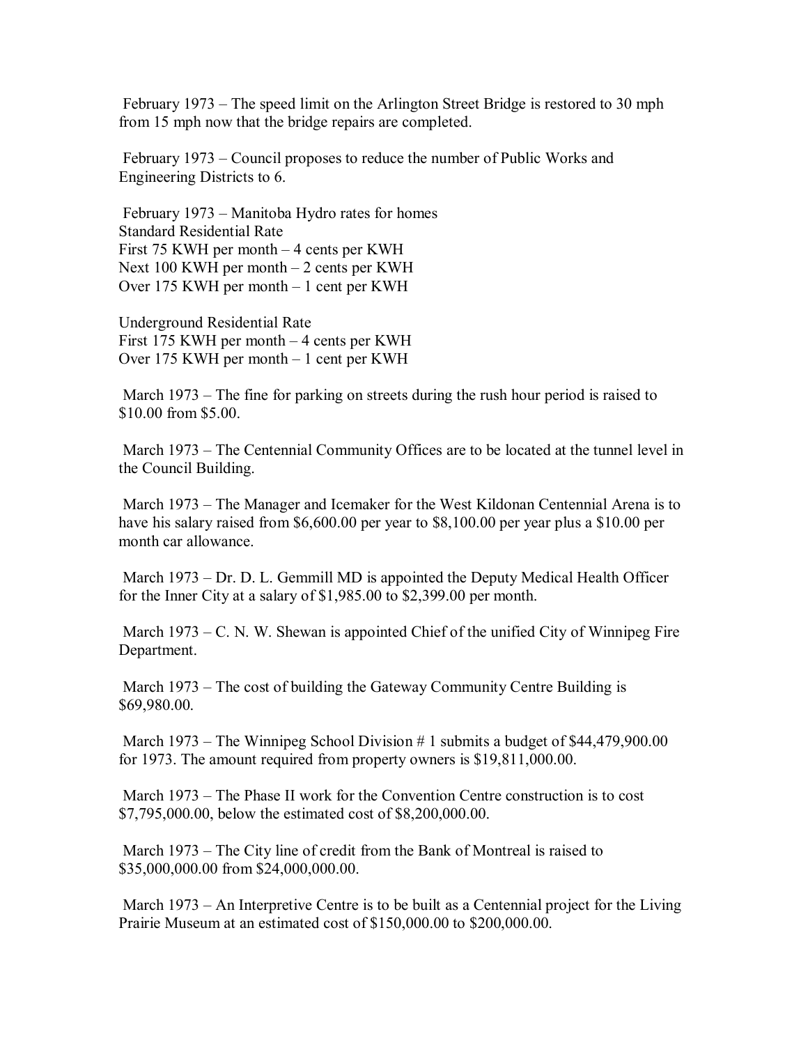February 1973 – The speed limit on the Arlington Street Bridge is restored to 30 mph from 15 mph now that the bridge repairs are completed.

February 1973 – Council proposes to reduce the number of Public Works and Engineering Districts to 6.

February 1973 – Manitoba Hydro rates for homes
Standard Residential Rate
First 75 KWH per month – 4 cents per KWH
Next 100 KWH per month – 2 cents per KWH
Over 175 KWH per month – 1 cent per KWH

Underground Residential Rate
First 175 KWH per month – 4 cents per KWH
Over 175 KWH per month – 1 cent per KWH

March 1973 – The fine for parking on streets during the rush hour period is raised to $10.00 from $5.00.

March 1973 – The Centennial Community Offices are to be located at the tunnel level in the Council Building.

March 1973 – The Manager and Icemaker for the West Kildonan Centennial Arena is to have his salary raised from $6,600.00 per year to $8,100.00 per year plus a $10.00 per month car allowance.

March 1973 – Dr. D. L. Gemmill MD is appointed the Deputy Medical Health Officer for the Inner City at a salary of $1,985.00 to $2,399.00 per month.

March 1973 – C. N. W. Shewan is appointed Chief of the unified City of Winnipeg Fire Department.

March 1973 – The cost of building the Gateway Community Centre Building is $69,980.00.

March 1973 – The Winnipeg School Division # 1 submits a budget of $44,479,900.00 for 1973. The amount required from property owners is $19,811,000.00.

March 1973 – The Phase II work for the Convention Centre construction is to cost $7,795,000.00, below the estimated cost of $8,200,000.00.

March 1973 – The City line of credit from the Bank of Montreal is raised to $35,000,000.00 from $24,000,000.00.

March 1973 – An Interpretive Centre is to be built as a Centennial project for the Living Prairie Museum at an estimated cost of $150,000.00 to $200,000.00.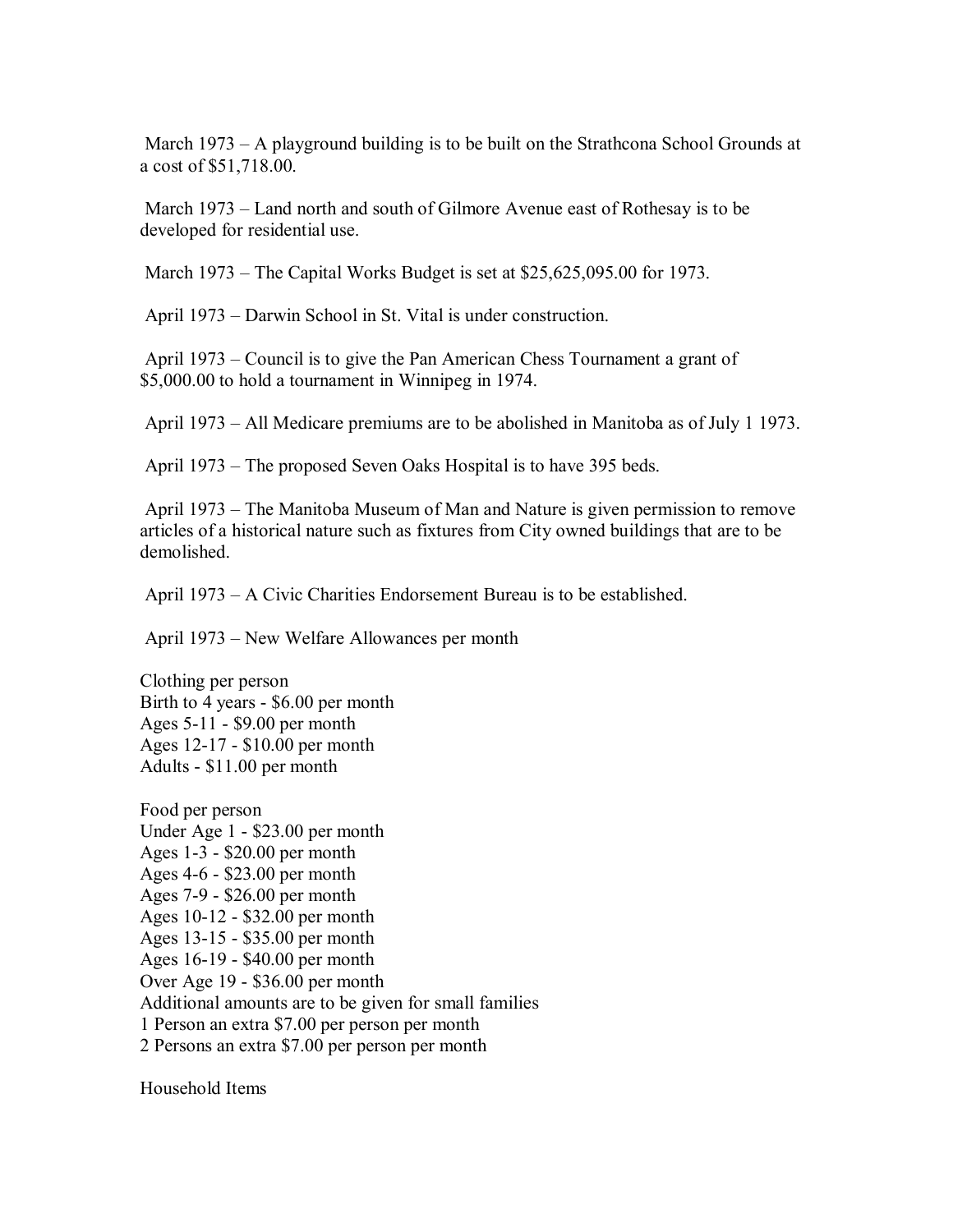March 1973 – A playground building is to be built on the Strathcona School Grounds at a cost of $51,718.00.

March 1973 – Land north and south of Gilmore Avenue east of Rothesay is to be developed for residential use.

March 1973 – The Capital Works Budget is set at $25,625,095.00 for 1973.

April 1973 – Darwin School in St. Vital is under construction.

April 1973 – Council is to give the Pan American Chess Tournament a grant of $5,000.00 to hold a tournament in Winnipeg in 1974.

April 1973 – All Medicare premiums are to be abolished in Manitoba as of July 1 1973.

April 1973 – The proposed Seven Oaks Hospital is to have 395 beds.

April 1973 – The Manitoba Museum of Man and Nature is given permission to remove articles of a historical nature such as fixtures from City owned buildings that are to be demolished.

April 1973 – A Civic Charities Endorsement Bureau is to be established.

April 1973 – New Welfare Allowances per month

Clothing per person
Birth to 4 years - $6.00 per month
Ages 5-11 - $9.00 per month
Ages 12-17 - $10.00 per month
Adults - $11.00 per month

Food per person
Under Age 1 - $23.00 per month
Ages 1-3 - $20.00 per month
Ages 4-6 - $23.00 per month
Ages 7-9 - $26.00 per month
Ages 10-12 - $32.00 per month
Ages 13-15 - $35.00 per month
Ages 16-19 - $40.00 per month
Over Age 19 - $36.00 per month
Additional amounts are to be given for small families
1 Person an extra $7.00 per person per month
2 Persons an extra $7.00 per person per month

Household Items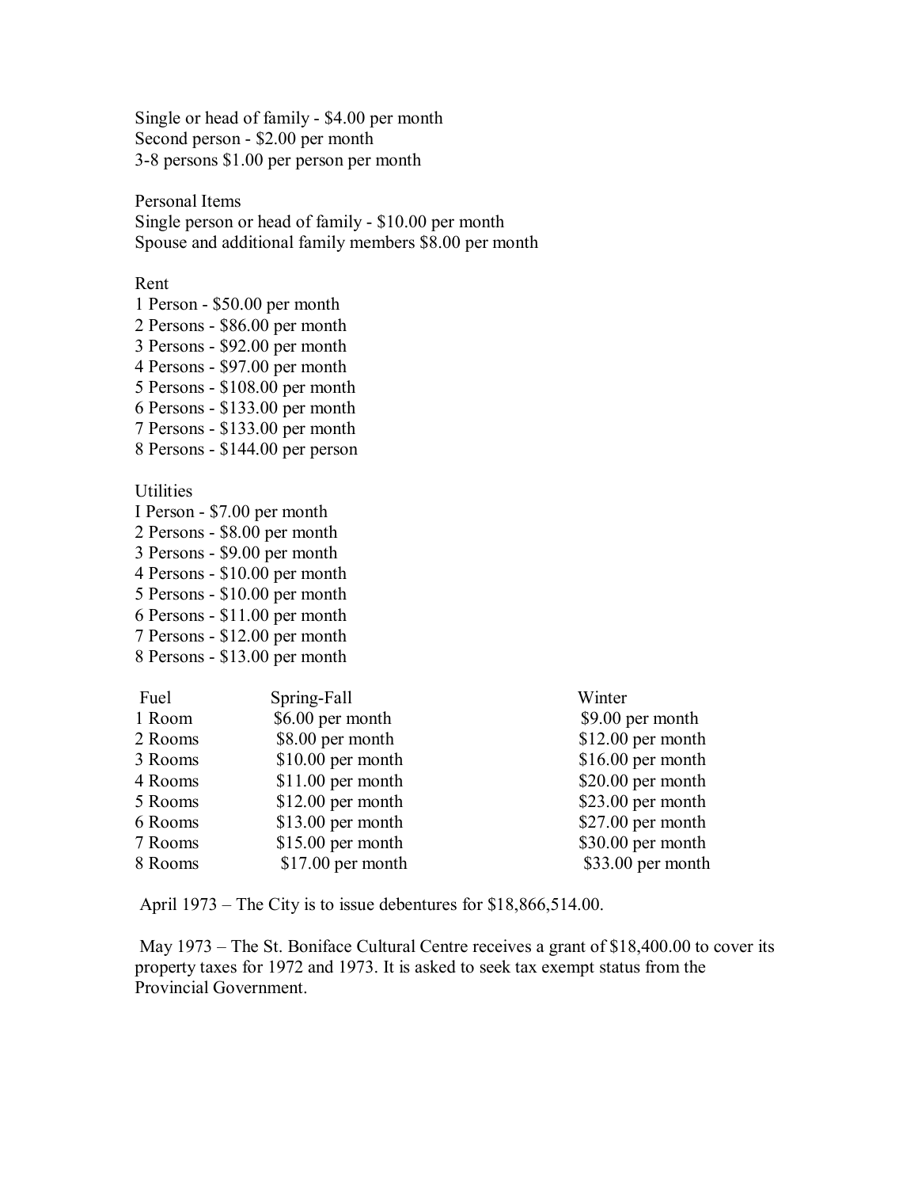Single or head of family - $4.00 per month
Second person - $2.00 per month
3-8 persons $1.00 per person per month

Personal Items
Single person or head of family - $10.00 per month
Spouse and additional family members $8.00 per month

Rent
1 Person - $50.00 per month
2 Persons - $86.00 per month
3 Persons - $92.00 per month
4 Persons - $97.00 per month
5 Persons - $108.00 per month
6 Persons - $133.00 per month
7 Persons - $133.00 per month
8 Persons - $144.00 per person

Utilities
I Person - $7.00 per month
2 Persons - $8.00 per month
3 Persons - $9.00 per month
4 Persons - $10.00 per month
5 Persons - $10.00 per month
6 Persons - $11.00 per month
7 Persons - $12.00 per month
8 Persons - $13.00 per month

| Fuel | Spring-Fall | Winter |
|---|---|---|
| 1 Room | $6.00 per month | $9.00 per month |
| 2 Rooms | $8.00 per month | $12.00 per month |
| 3 Rooms | $10.00 per month | $16.00 per month |
| 4 Rooms | $11.00 per month | $20.00 per month |
| 5 Rooms | $12.00 per month | $23.00 per month |
| 6 Rooms | $13.00 per month | $27.00 per month |
| 7 Rooms | $15.00 per month | $30.00 per month |
| 8 Rooms | $17.00 per month | $33.00 per month |

April 1973 – The City is to issue debentures for $18,866,514.00.

May 1973 – The St. Boniface Cultural Centre receives a grant of $18,400.00 to cover its property taxes for 1972 and 1973. It is asked to seek tax exempt status from the Provincial Government.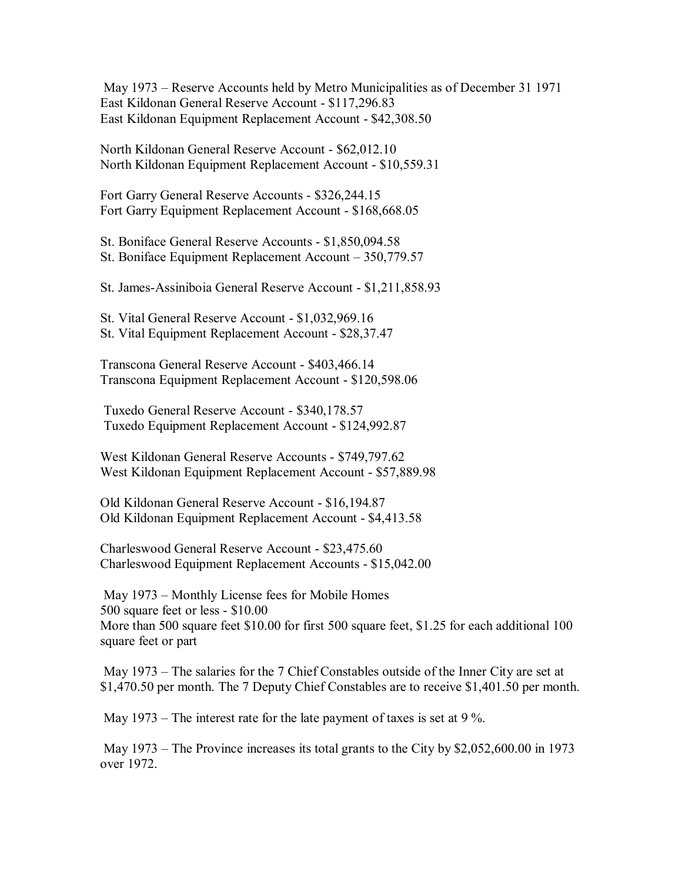May 1973 – Reserve Accounts held by Metro Municipalities as of December 31 1971
East Kildonan General Reserve Account - $117,296.83
East Kildonan Equipment Replacement Account - $42,308.50

North Kildonan General Reserve Account - $62,012.10
North Kildonan Equipment Replacement Account - $10,559.31

Fort Garry General Reserve Accounts - $326,244.15
Fort Garry Equipment Replacement Account - $168,668.05

St. Boniface General Reserve Accounts - $1,850,094.58
St. Boniface Equipment Replacement Account – 350,779.57

St. James-Assiniboia General Reserve Account - $1,211,858.93

St. Vital General Reserve Account - $1,032,969.16
St. Vital Equipment Replacement Account - $28,37.47

Transcona General Reserve Account - $403,466.14
Transcona Equipment Replacement Account - $120,598.06

Tuxedo General Reserve Account - $340,178.57
Tuxedo Equipment Replacement Account - $124,992.87

West Kildonan General Reserve Accounts - $749,797.62
West Kildonan Equipment Replacement Account - $57,889.98

Old Kildonan General Reserve Account - $16,194.87
Old Kildonan Equipment Replacement Account - $4,413.58

Charleswood General Reserve Account - $23,475.60
Charleswood Equipment Replacement Accounts - $15,042.00

May 1973 – Monthly License fees for Mobile Homes
500 square feet or less - $10.00
More than 500 square feet $10.00 for first 500 square feet, $1.25 for each additional 100 square feet or part

May 1973 – The salaries for the 7 Chief Constables outside of the Inner City are set at $1,470.50 per month. The 7 Deputy Chief Constables are to receive $1,401.50 per month.

May 1973 – The interest rate for the late payment of taxes is set at 9 %.

May 1973 – The Province increases its total grants to the City by $2,052,600.00 in 1973 over 1972.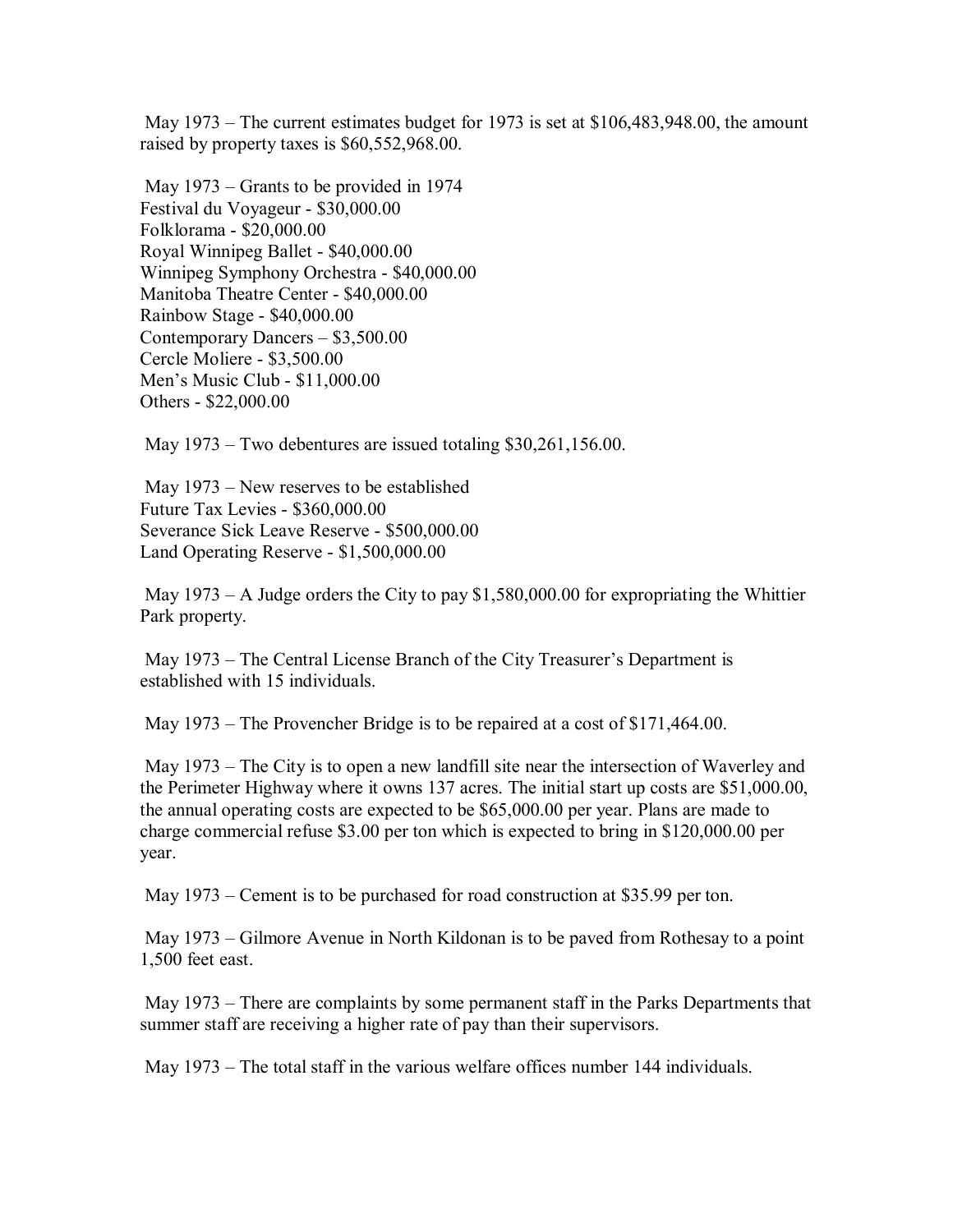May 1973 – The current estimates budget for 1973 is set at $106,483,948.00, the amount raised by property taxes is $60,552,968.00.

May 1973 – Grants to be provided in 1974
Festival du Voyageur - $30,000.00
Folklorama - $20,000.00
Royal Winnipeg Ballet - $40,000.00
Winnipeg Symphony Orchestra - $40,000.00
Manitoba Theatre Center - $40,000.00
Rainbow Stage - $40,000.00
Contemporary Dancers – $3,500.00
Cercle Moliere - $3,500.00
Men's Music Club - $11,000.00
Others - $22,000.00

May 1973 – Two debentures are issued totaling $30,261,156.00.

May 1973 – New reserves to be established
Future Tax Levies - $360,000.00
Severance Sick Leave Reserve - $500,000.00
Land Operating Reserve - $1,500,000.00

May 1973 – A Judge orders the City to pay $1,580,000.00 for expropriating the Whittier Park property.

May 1973 – The Central License Branch of the City Treasurer's Department is established with 15 individuals.

May 1973 – The Provencher Bridge is to be repaired at a cost of $171,464.00.

May 1973 – The City is to open a new landfill site near the intersection of Waverley and the Perimeter Highway where it owns 137 acres. The initial start up costs are $51,000.00, the annual operating costs are expected to be $65,000.00 per year. Plans are made to charge commercial refuse $3.00 per ton which is expected to bring in $120,000.00 per year.

May 1973 – Cement is to be purchased for road construction at $35.99 per ton.

May 1973 – Gilmore Avenue in North Kildonan is to be paved from Rothesay to a point 1,500 feet east.

May 1973 – There are complaints by some permanent staff in the Parks Departments that summer staff are receiving a higher rate of pay than their supervisors.

May 1973 – The total staff in the various welfare offices number 144 individuals.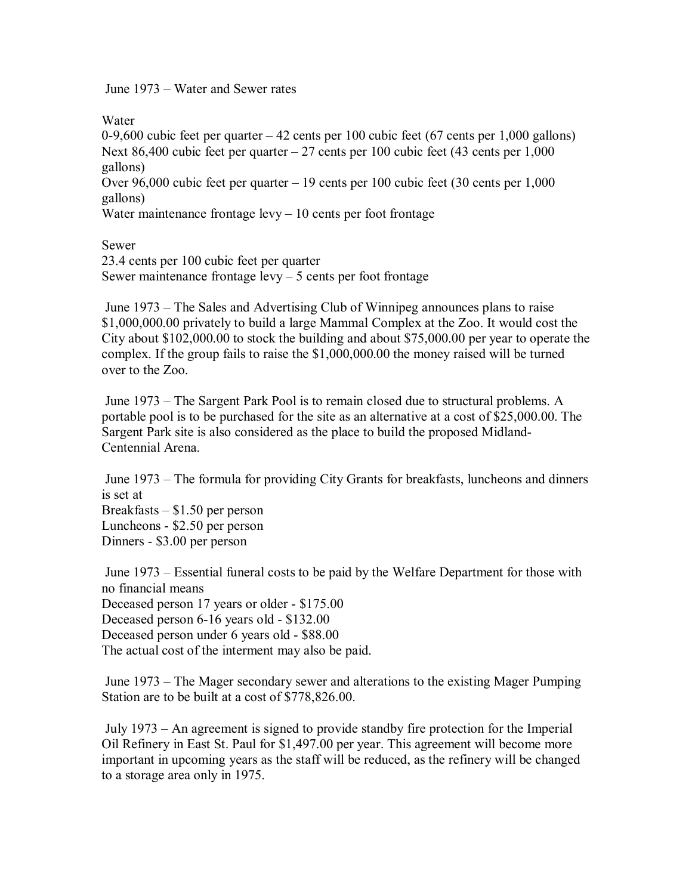June 1973 – Water and Sewer rates

Water
0-9,600 cubic feet per quarter – 42 cents per 100 cubic feet (67 cents per 1,000 gallons)
Next 86,400 cubic feet per quarter – 27 cents per 100 cubic feet (43 cents per 1,000 gallons)
Over 96,000 cubic feet per quarter – 19 cents per 100 cubic feet (30 cents per 1,000 gallons)
Water maintenance frontage levy – 10 cents per foot frontage

Sewer
23.4 cents per 100 cubic feet per quarter
Sewer maintenance frontage levy – 5 cents per foot frontage

June 1973 – The Sales and Advertising Club of Winnipeg announces plans to raise $1,000,000.00 privately to build a large Mammal Complex at the Zoo. It would cost the City about $102,000.00 to stock the building and about $75,000.00 per year to operate the complex. If the group fails to raise the $1,000,000.00 the money raised will be turned over to the Zoo.

June 1973 – The Sargent Park Pool is to remain closed due to structural problems. A portable pool is to be purchased for the site as an alternative at a cost of $25,000.00. The Sargent Park site is also considered as the place to build the proposed Midland-Centennial Arena.

June 1973 – The formula for providing City Grants for breakfasts, luncheons and dinners is set at
Breakfasts – $1.50 per person
Luncheons - $2.50 per person
Dinners - $3.00 per person

June 1973 – Essential funeral costs to be paid by the Welfare Department for those with no financial means
Deceased person 17 years or older - $175.00
Deceased person 6-16 years old - $132.00
Deceased person under 6 years old - $88.00
The actual cost of the interment may also be paid.

June 1973 – The Mager secondary sewer and alterations to the existing Mager Pumping Station are to be built at a cost of $778,826.00.

July 1973 – An agreement is signed to provide standby fire protection for the Imperial Oil Refinery in East St. Paul for $1,497.00 per year. This agreement will become more important in upcoming years as the staff will be reduced, as the refinery will be changed to a storage area only in 1975.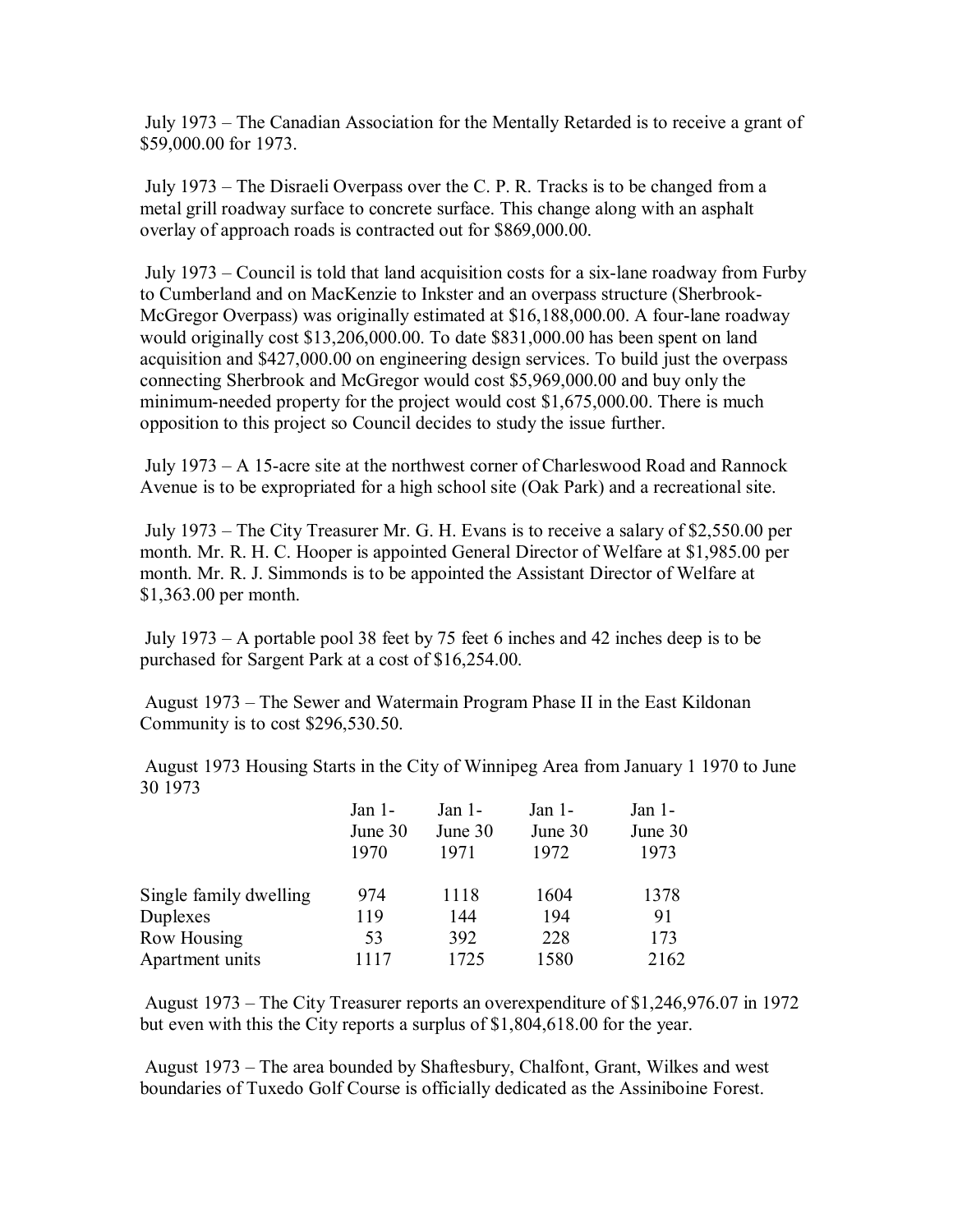July 1973 – The Canadian Association for the Mentally Retarded is to receive a grant of $59,000.00 for 1973.

July 1973 – The Disraeli Overpass over the C. P. R. Tracks is to be changed from a metal grill roadway surface to concrete surface. This change along with an asphalt overlay of approach roads is contracted out for $869,000.00.

July 1973 – Council is told that land acquisition costs for a six-lane roadway from Furby to Cumberland and on MacKenzie to Inkster and an overpass structure (Sherbrook-McGregor Overpass) was originally estimated at $16,188,000.00. A four-lane roadway would originally cost $13,206,000.00. To date $831,000.00 has been spent on land acquisition and $427,000.00 on engineering design services. To build just the overpass connecting Sherbrook and McGregor would cost $5,969,000.00 and buy only the minimum-needed property for the project would cost $1,675,000.00. There is much opposition to this project so Council decides to study the issue further.

July 1973 – A 15-acre site at the northwest corner of Charleswood Road and Rannock Avenue is to be expropriated for a high school site (Oak Park) and a recreational site.

July 1973 – The City Treasurer Mr. G. H. Evans is to receive a salary of $2,550.00 per month. Mr. R. H. C. Hooper is appointed General Director of Welfare at $1,985.00 per month. Mr. R. J. Simmonds is to be appointed the Assistant Director of Welfare at $1,363.00 per month.

July 1973 – A portable pool 38 feet by 75 feet 6 inches and 42 inches deep is to be purchased for Sargent Park at a cost of $16,254.00.

August 1973 – The Sewer and Watermain Program Phase II in the East Kildonan Community is to cost $296,530.50.

August 1973 Housing Starts in the City of Winnipeg Area from January 1 1970 to June 30 1973

| | Jan 1- June 30 1970 | Jan 1- June 30 1971 | Jan 1- June 30 1972 | Jan 1- June 30 1973 |
|---|---|---|---|---|
| Single family dwelling | 974 | 1118 | 1604 | 1378 |
| Duplexes | 119 | 144 | 194 | 91 |
| Row Housing | 53 | 392 | 228 | 173 |
| Apartment units | 1117 | 1725 | 1580 | 2162 |

August 1973 – The City Treasurer reports an overexpenditure of $1,246,976.07 in 1972 but even with this the City reports a surplus of $1,804,618.00 for the year.

August 1973 – The area bounded by Shaftesbury, Chalfont, Grant, Wilkes and west boundaries of Tuxedo Golf Course is officially dedicated as the Assiniboine Forest.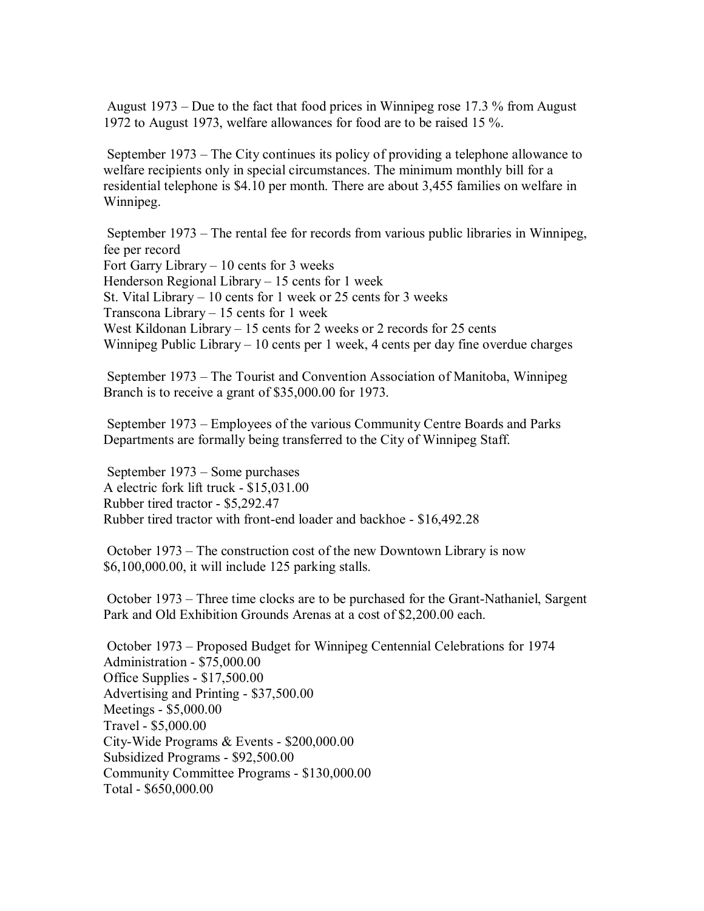August 1973 – Due to the fact that food prices in Winnipeg rose 17.3 % from August 1972 to August 1973, welfare allowances for food are to be raised 15 %.

September 1973 – The City continues its policy of providing a telephone allowance to welfare recipients only in special circumstances. The minimum monthly bill for a residential telephone is $4.10 per month. There are about 3,455 families on welfare in Winnipeg.

September 1973 – The rental fee for records from various public libraries in Winnipeg, fee per record  
Fort Garry Library – 10 cents for 3 weeks  
Henderson Regional Library – 15 cents for 1 week  
St. Vital Library – 10 cents for 1 week or 25 cents for 3 weeks  
Transcona Library – 15 cents for 1 week  
West Kildonan Library – 15 cents for 2 weeks or 2 records for 25 cents  
Winnipeg Public Library – 10 cents per 1 week, 4 cents per day fine overdue charges

September 1973 – The Tourist and Convention Association of Manitoba, Winnipeg Branch is to receive a grant of $35,000.00 for 1973.

September 1973 – Employees of the various Community Centre Boards and Parks Departments are formally being transferred to the City of Winnipeg Staff.

September 1973 – Some purchases  
A electric fork lift truck - $15,031.00  
Rubber tired tractor - $5,292.47  
Rubber tired tractor with front-end loader and backhoe - $16,492.28

October 1973 – The construction cost of the new Downtown Library is now $6,100,000.00, it will include 125 parking stalls.

October 1973 – Three time clocks are to be purchased for the Grant-Nathaniel, Sargent Park and Old Exhibition Grounds Arenas at a cost of $2,200.00 each.

October 1973 – Proposed Budget for Winnipeg Centennial Celebrations for 1974  
Administration - $75,000.00  
Office Supplies - $17,500.00  
Advertising and Printing - $37,500.00  
Meetings - $5,000.00  
Travel - $5,000.00  
City-Wide Programs & Events - $200,000.00  
Subsidized Programs - $92,500.00  
Community Committee Programs - $130,000.00  
Total - $650,000.00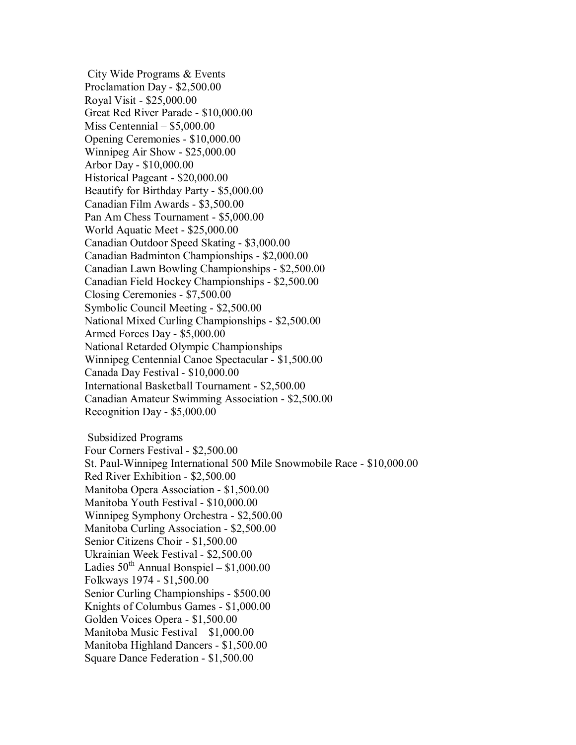City Wide Programs & Events

Proclamation Day - $2,500.00
Royal Visit - $25,000.00
Great Red River Parade - $10,000.00
Miss Centennial – $5,000.00
Opening Ceremonies - $10,000.00
Winnipeg Air Show - $25,000.00
Arbor Day - $10,000.00
Historical Pageant - $20,000.00
Beautify for Birthday Party - $5,000.00
Canadian Film Awards - $3,500.00
Pan Am Chess Tournament - $5,000.00
World Aquatic Meet - $25,000.00
Canadian Outdoor Speed Skating - $3,000.00
Canadian Badminton Championships - $2,000.00
Canadian Lawn Bowling Championships - $2,500.00
Canadian Field Hockey Championships - $2,500.00
Closing Ceremonies - $7,500.00
Symbolic Council Meeting - $2,500.00
National Mixed Curling Championships - $2,500.00
Armed Forces Day - $5,000.00
National Retarded Olympic Championships
Winnipeg Centennial Canoe Spectacular - $1,500.00
Canada Day Festival - $10,000.00
International Basketball Tournament - $2,500.00
Canadian Amateur Swimming Association - $2,500.00
Recognition Day - $5,000.00

Subsidized Programs

Four Corners Festival - $2,500.00
St. Paul-Winnipeg International 500 Mile Snowmobile Race - $10,000.00
Red River Exhibition - $2,500.00
Manitoba Opera Association - $1,500.00
Manitoba Youth Festival - $10,000.00
Winnipeg Symphony Orchestra - $2,500.00
Manitoba Curling Association - $2,500.00
Senior Citizens Choir - $1,500.00
Ukrainian Week Festival - $2,500.00
Ladies 50th Annual Bonspiel – $1,000.00
Folkways 1974 - $1,500.00
Senior Curling Championships - $500.00
Knights of Columbus Games - $1,000.00
Golden Voices Opera - $1,500.00
Manitoba Music Festival – $1,000.00
Manitoba Highland Dancers - $1,500.00
Square Dance Federation - $1,500.00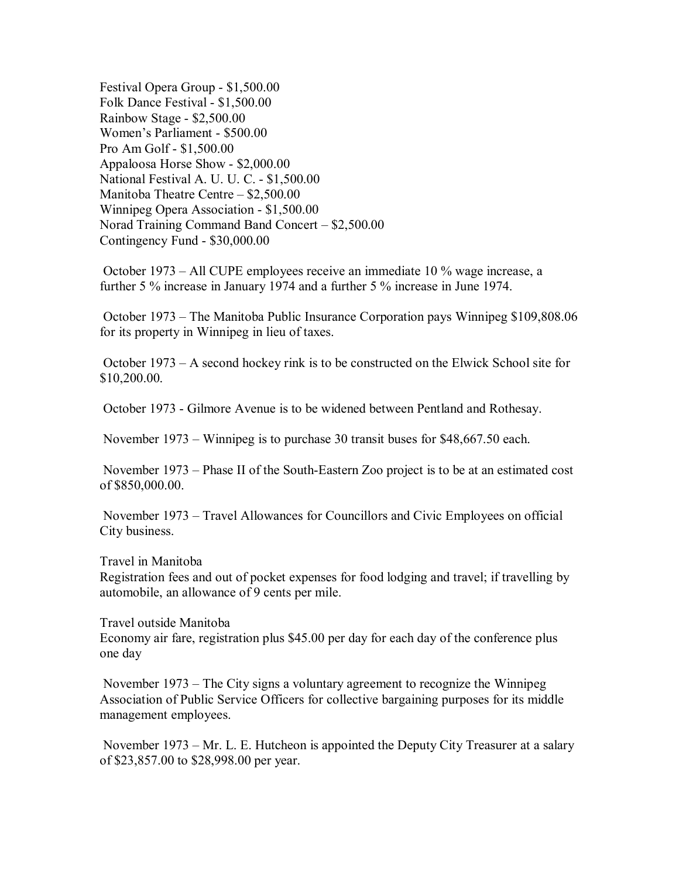Festival Opera Group - $1,500.00
Folk Dance Festival - $1,500.00
Rainbow Stage - $2,500.00
Women's Parliament - $500.00
Pro Am Golf - $1,500.00
Appaloosa Horse Show - $2,000.00
National Festival A. U. U. C. - $1,500.00
Manitoba Theatre Centre – $2,500.00
Winnipeg Opera Association - $1,500.00
Norad Training Command Band Concert – $2,500.00
Contingency Fund - $30,000.00

October 1973 – All CUPE employees receive an immediate 10 % wage increase, a further 5 % increase in January 1974 and a further 5 % increase in June 1974.

October 1973 – The Manitoba Public Insurance Corporation pays Winnipeg $109,808.06 for its property in Winnipeg in lieu of taxes.

October 1973 – A second hockey rink is to be constructed on the Elwick School site for $10,200.00.

October 1973 - Gilmore Avenue is to be widened between Pentland and Rothesay.

November 1973 – Winnipeg is to purchase 30 transit buses for $48,667.50 each.

November 1973 – Phase II of the South-Eastern Zoo project is to be at an estimated cost of $850,000.00.

November 1973 – Travel Allowances for Councillors and Civic Employees on official City business.

Travel in Manitoba
Registration fees and out of pocket expenses for food lodging and travel; if travelling by automobile, an allowance of 9 cents per mile.

Travel outside Manitoba
Economy air fare, registration plus $45.00 per day for each day of the conference plus one day

November 1973 – The City signs a voluntary agreement to recognize the Winnipeg Association of Public Service Officers for collective bargaining purposes for its middle management employees.

November 1973 – Mr. L. E. Hutcheon is appointed the Deputy City Treasurer at a salary of $23,857.00 to $28,998.00 per year.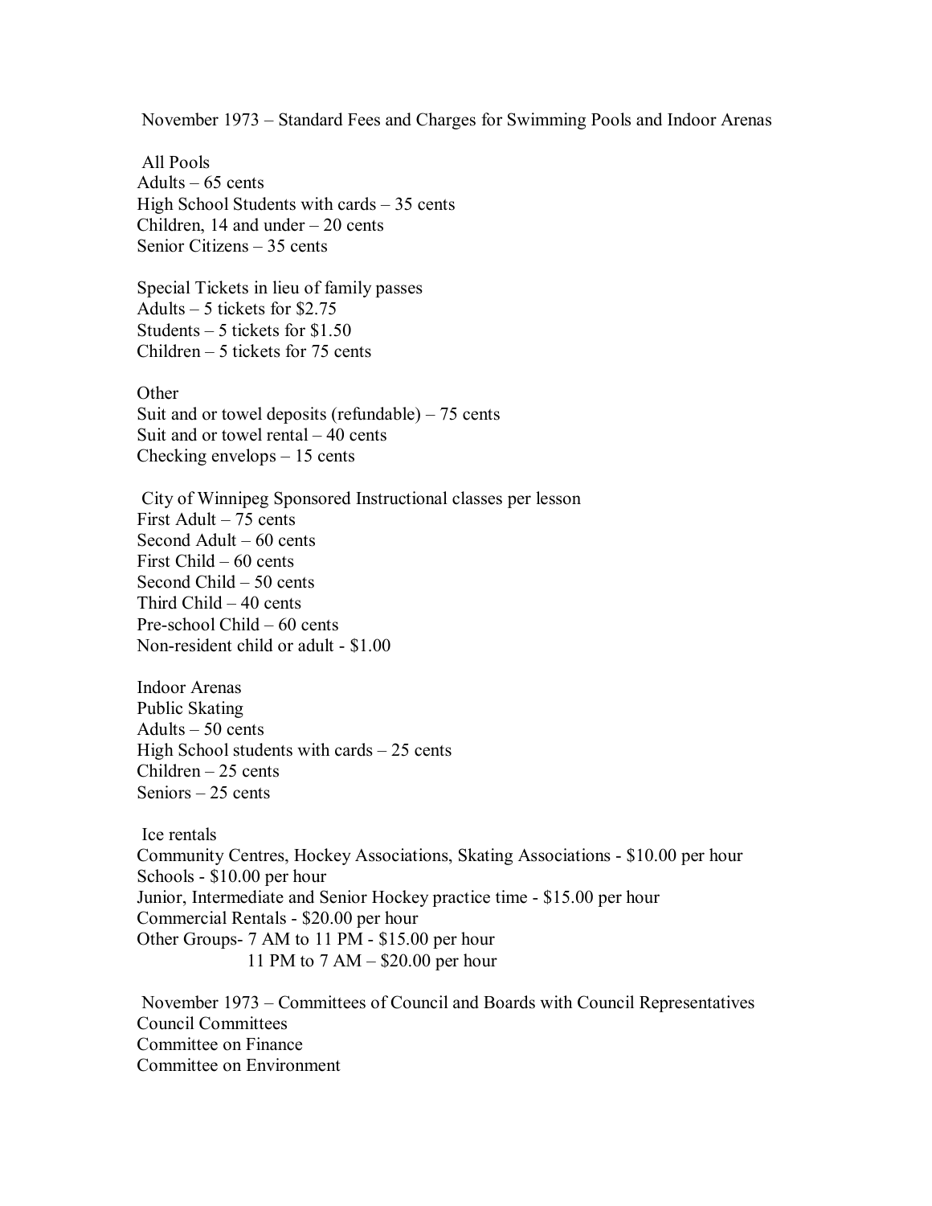## November 1973 – Standard Fees and Charges for Swimming Pools and Indoor Arenas

All Pools
Adults – 65 cents
High School Students with cards – 35 cents
Children, 14 and under – 20 cents
Senior Citizens – 35 cents

Special Tickets in lieu of family passes
Adults – 5 tickets for $2.75
Students – 5 tickets for $1.50
Children – 5 tickets for 75 cents

Other
Suit and or towel deposits (refundable) – 75 cents
Suit and or towel rental – 40 cents
Checking envelops – 15 cents

City of Winnipeg Sponsored Instructional classes per lesson
First Adult – 75 cents
Second Adult – 60 cents
First Child – 60 cents
Second Child – 50 cents
Third Child – 40 cents
Pre-school Child – 60 cents
Non-resident child or adult - $1.00

Indoor Arenas
Public Skating
Adults – 50 cents
High School students with cards – 25 cents
Children – 25 cents
Seniors – 25 cents

Ice rentals
Community Centres, Hockey Associations, Skating Associations - $10.00 per hour
Schools - $10.00 per hour
Junior, Intermediate and Senior Hockey practice time - $15.00 per hour
Commercial Rentals - $20.00 per hour
Other Groups- 7 AM to 11 PM - $15.00 per hour
11 PM to 7 AM – $20.00 per hour

## November 1973 – Committees of Council and Boards with Council Representatives

Council Committees
Committee on Finance
Committee on Environment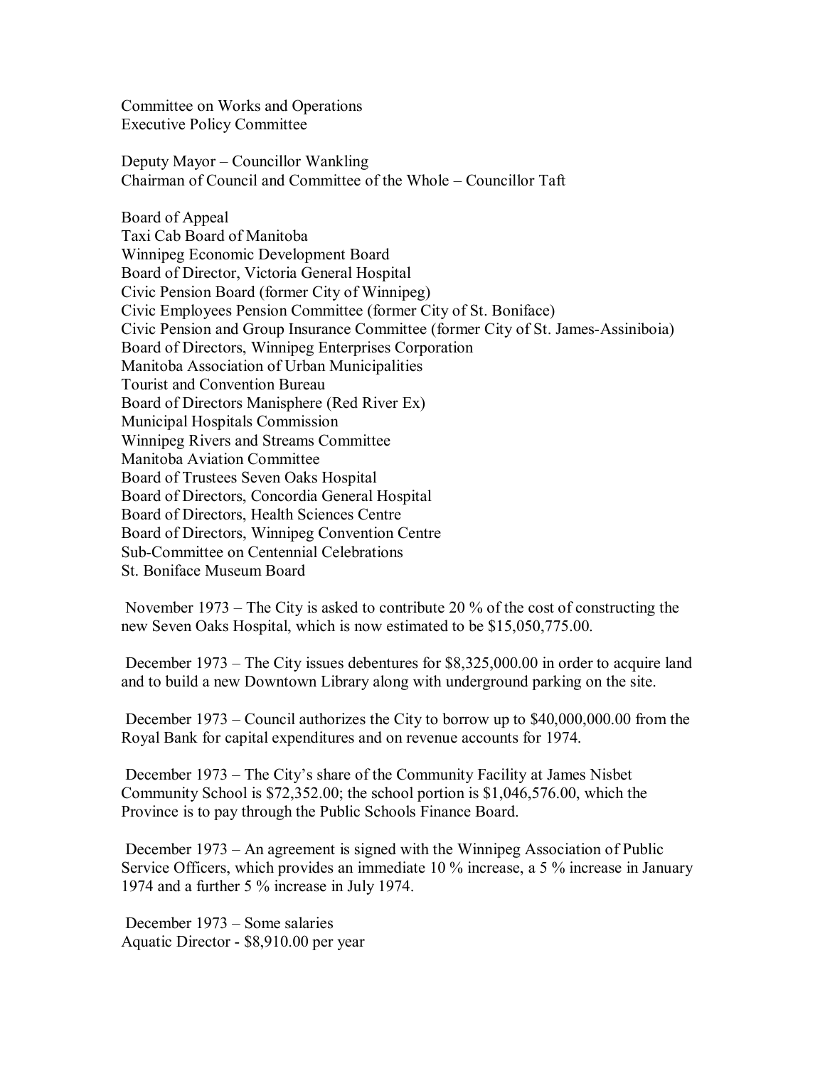Committee on Works and Operations
Executive Policy Committee

Deputy Mayor – Councillor Wankling
Chairman of Council and Committee of the Whole – Councillor Taft

Board of Appeal
Taxi Cab Board of Manitoba
Winnipeg Economic Development Board
Board of Director, Victoria General Hospital
Civic Pension Board (former City of Winnipeg)
Civic Employees Pension Committee (former City of St. Boniface)
Civic Pension and Group Insurance Committee (former City of St. James-Assiniboia)
Board of Directors, Winnipeg Enterprises Corporation
Manitoba Association of Urban Municipalities
Tourist and Convention Bureau
Board of Directors Manisphere (Red River Ex)
Municipal Hospitals Commission
Winnipeg Rivers and Streams Committee
Manitoba Aviation Committee
Board of Trustees Seven Oaks Hospital
Board of Directors, Concordia General Hospital
Board of Directors, Health Sciences Centre
Board of Directors, Winnipeg Convention Centre
Sub-Committee on Centennial Celebrations
St. Boniface Museum Board

November 1973 – The City is asked to contribute 20 % of the cost of constructing the new Seven Oaks Hospital, which is now estimated to be $15,050,775.00.

December 1973 – The City issues debentures for $8,325,000.00 in order to acquire land and to build a new Downtown Library along with underground parking on the site.

December 1973 – Council authorizes the City to borrow up to $40,000,000.00 from the Royal Bank for capital expenditures and on revenue accounts for 1974.

December 1973 – The City's share of the Community Facility at James Nisbet Community School is $72,352.00; the school portion is $1,046,576.00, which the Province is to pay through the Public Schools Finance Board.

December 1973 – An agreement is signed with the Winnipeg Association of Public Service Officers, which provides an immediate 10 % increase, a 5 % increase in January 1974 and a further 5 % increase in July 1974.

December 1973 – Some salaries
Aquatic Director - $8,910.00 per year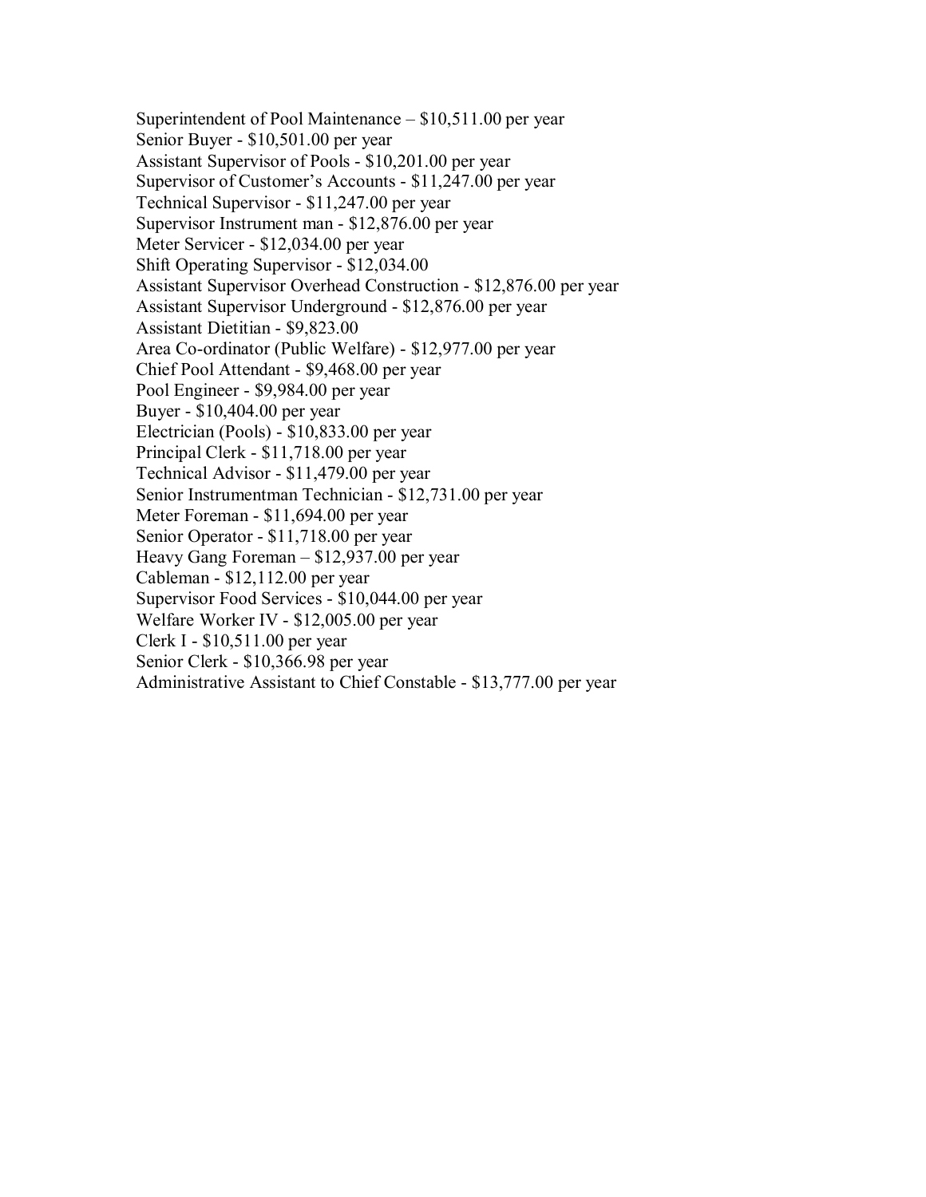Superintendent of Pool Maintenance – $10,511.00 per year
Senior Buyer - $10,501.00 per year
Assistant Supervisor of Pools - $10,201.00 per year
Supervisor of Customer's Accounts - $11,247.00 per year
Technical Supervisor - $11,247.00 per year
Supervisor Instrument man - $12,876.00 per year
Meter Servicer - $12,034.00 per year
Shift Operating Supervisor - $12,034.00
Assistant Supervisor Overhead Construction - $12,876.00 per year
Assistant Supervisor Underground - $12,876.00 per year
Assistant Dietitian - $9,823.00
Area Co-ordinator (Public Welfare) - $12,977.00 per year
Chief Pool Attendant - $9,468.00 per year
Pool Engineer - $9,984.00 per year
Buyer - $10,404.00 per year
Electrician (Pools) - $10,833.00 per year
Principal Clerk - $11,718.00 per year
Technical Advisor - $11,479.00 per year
Senior Instrumentman Technician - $12,731.00 per year
Meter Foreman - $11,694.00 per year
Senior Operator - $11,718.00 per year
Heavy Gang Foreman – $12,937.00 per year
Cableman - $12,112.00 per year
Supervisor Food Services - $10,044.00 per year
Welfare Worker IV - $12,005.00 per year
Clerk I - $10,511.00 per year
Senior Clerk - $10,366.98 per year
Administrative Assistant to Chief Constable - $13,777.00 per year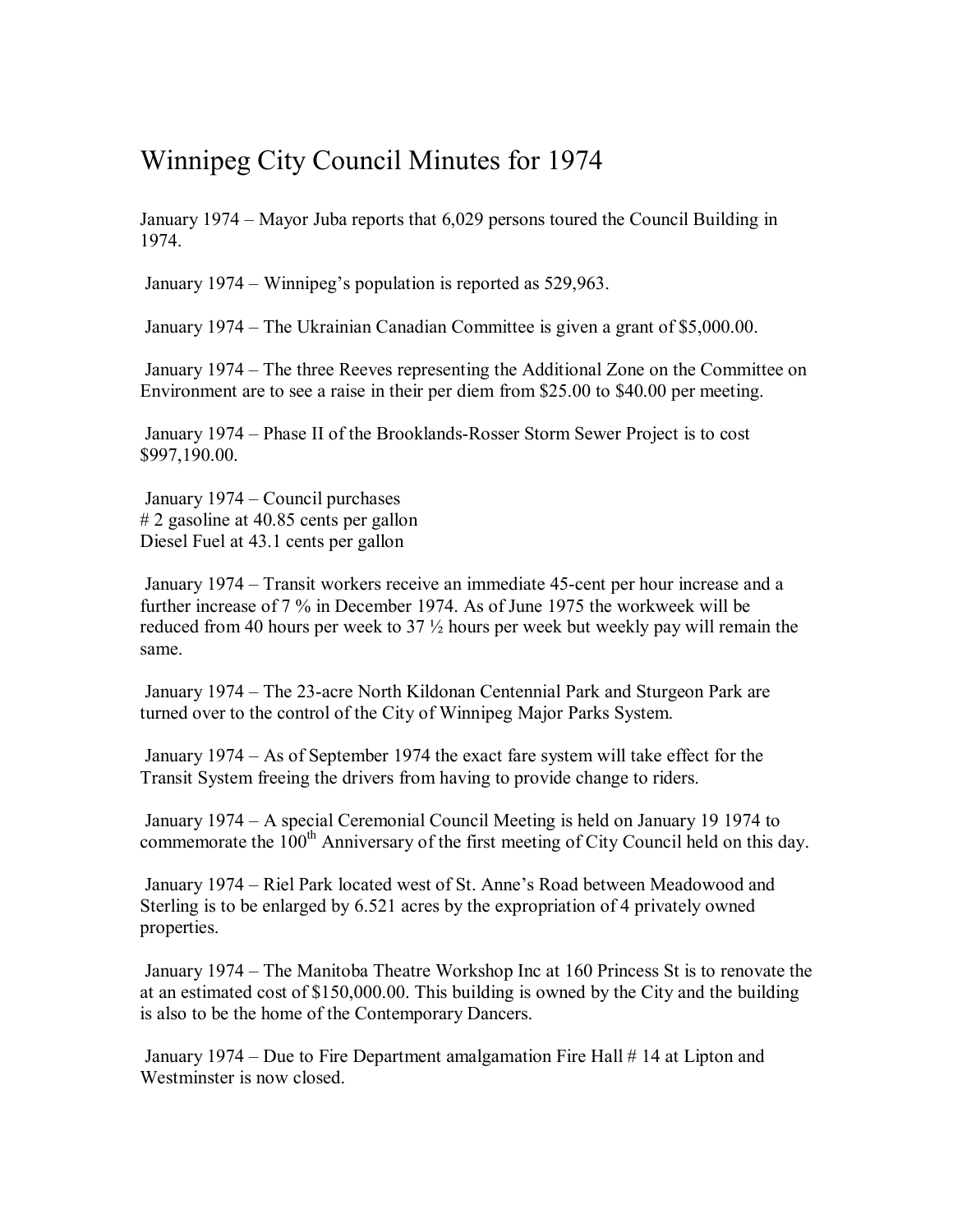# Winnipeg City Council Minutes for 1974

January 1974 – Mayor Juba reports that 6,029 persons toured the Council Building in 1974.

January 1974 – Winnipeg's population is reported as 529,963.

January 1974 – The Ukrainian Canadian Committee is given a grant of $5,000.00.

January 1974 – The three Reeves representing the Additional Zone on the Committee on Environment are to see a raise in their per diem from $25.00 to $40.00 per meeting.

January 1974 – Phase II of the Brooklands-Rosser Storm Sewer Project is to cost $997,190.00.

January 1974 – Council purchases
# 2 gasoline at 40.85 cents per gallon
Diesel Fuel at 43.1 cents per gallon

January 1974 – Transit workers receive an immediate 45-cent per hour increase and a further increase of 7 % in December 1974. As of June 1975 the workweek will be reduced from 40 hours per week to 37 ½ hours per week but weekly pay will remain the same.

January 1974 – The 23-acre North Kildonan Centennial Park and Sturgeon Park are turned over to the control of the City of Winnipeg Major Parks System.

January 1974 – As of September 1974 the exact fare system will take effect for the Transit System freeing the drivers from having to provide change to riders.

January 1974 – A special Ceremonial Council Meeting is held on January 19 1974 to commemorate the 100th Anniversary of the first meeting of City Council held on this day.

January 1974 – Riel Park located west of St. Anne's Road between Meadowood and Sterling is to be enlarged by 6.521 acres by the expropriation of 4 privately owned properties.

January 1974 – The Manitoba Theatre Workshop Inc at 160 Princess St is to renovate the at an estimated cost of $150,000.00. This building is owned by the City and the building is also to be the home of the Contemporary Dancers.

January 1974 – Due to Fire Department amalgamation Fire Hall # 14 at Lipton and Westminster is now closed.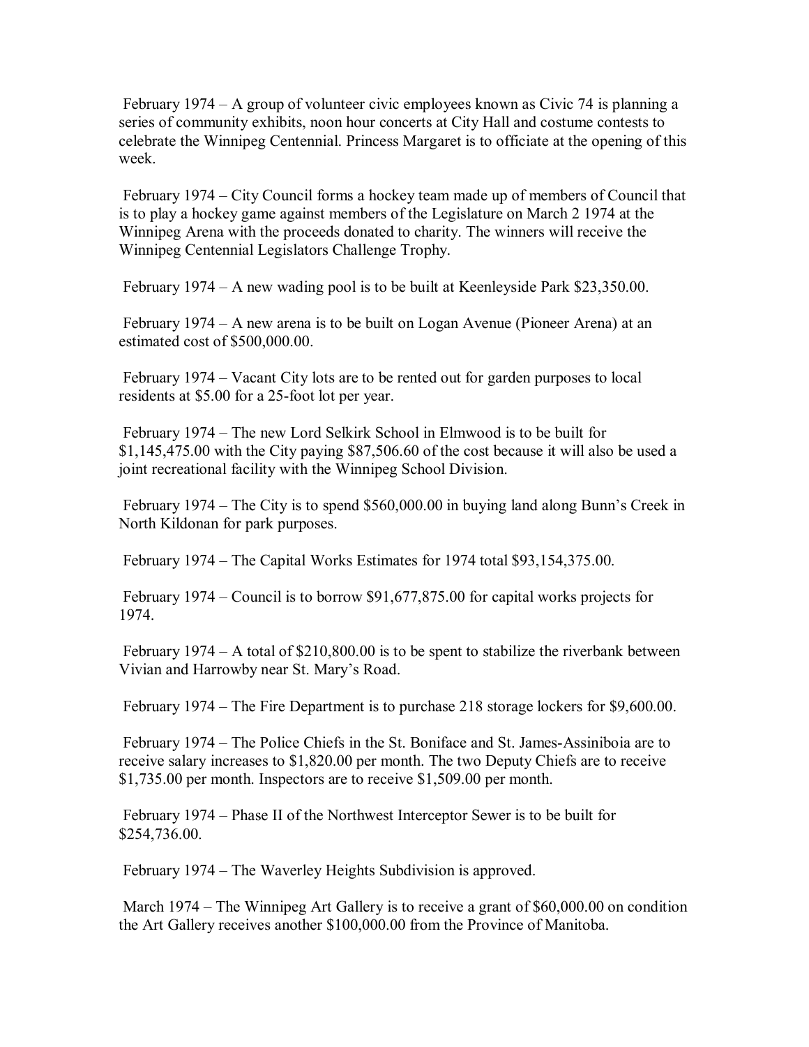February 1974 – A group of volunteer civic employees known as Civic 74 is planning a series of community exhibits, noon hour concerts at City Hall and costume contests to celebrate the Winnipeg Centennial. Princess Margaret is to officiate at the opening of this week.

February 1974 – City Council forms a hockey team made up of members of Council that is to play a hockey game against members of the Legislature on March 2 1974 at the Winnipeg Arena with the proceeds donated to charity. The winners will receive the Winnipeg Centennial Legislators Challenge Trophy.

February 1974 – A new wading pool is to be built at Keenleyside Park $23,350.00.

February 1974 – A new arena is to be built on Logan Avenue (Pioneer Arena) at an estimated cost of $500,000.00.

February 1974 – Vacant City lots are to be rented out for garden purposes to local residents at $5.00 for a 25-foot lot per year.

February 1974 – The new Lord Selkirk School in Elmwood is to be built for $1,145,475.00 with the City paying $87,506.60 of the cost because it will also be used a joint recreational facility with the Winnipeg School Division.

February 1974 – The City is to spend $560,000.00 in buying land along Bunn's Creek in North Kildonan for park purposes.

February 1974 – The Capital Works Estimates for 1974 total $93,154,375.00.

February 1974 – Council is to borrow $91,677,875.00 for capital works projects for 1974.

February 1974 – A total of $210,800.00 is to be spent to stabilize the riverbank between Vivian and Harrowby near St. Mary's Road.

February 1974 – The Fire Department is to purchase 218 storage lockers for $9,600.00.

February 1974 – The Police Chiefs in the St. Boniface and St. James-Assiniboia are to receive salary increases to $1,820.00 per month. The two Deputy Chiefs are to receive $1,735.00 per month. Inspectors are to receive $1,509.00 per month.

February 1974 – Phase II of the Northwest Interceptor Sewer is to be built for $254,736.00.

February 1974 – The Waverley Heights Subdivision is approved.

March 1974 – The Winnipeg Art Gallery is to receive a grant of $60,000.00 on condition the Art Gallery receives another $100,000.00 from the Province of Manitoba.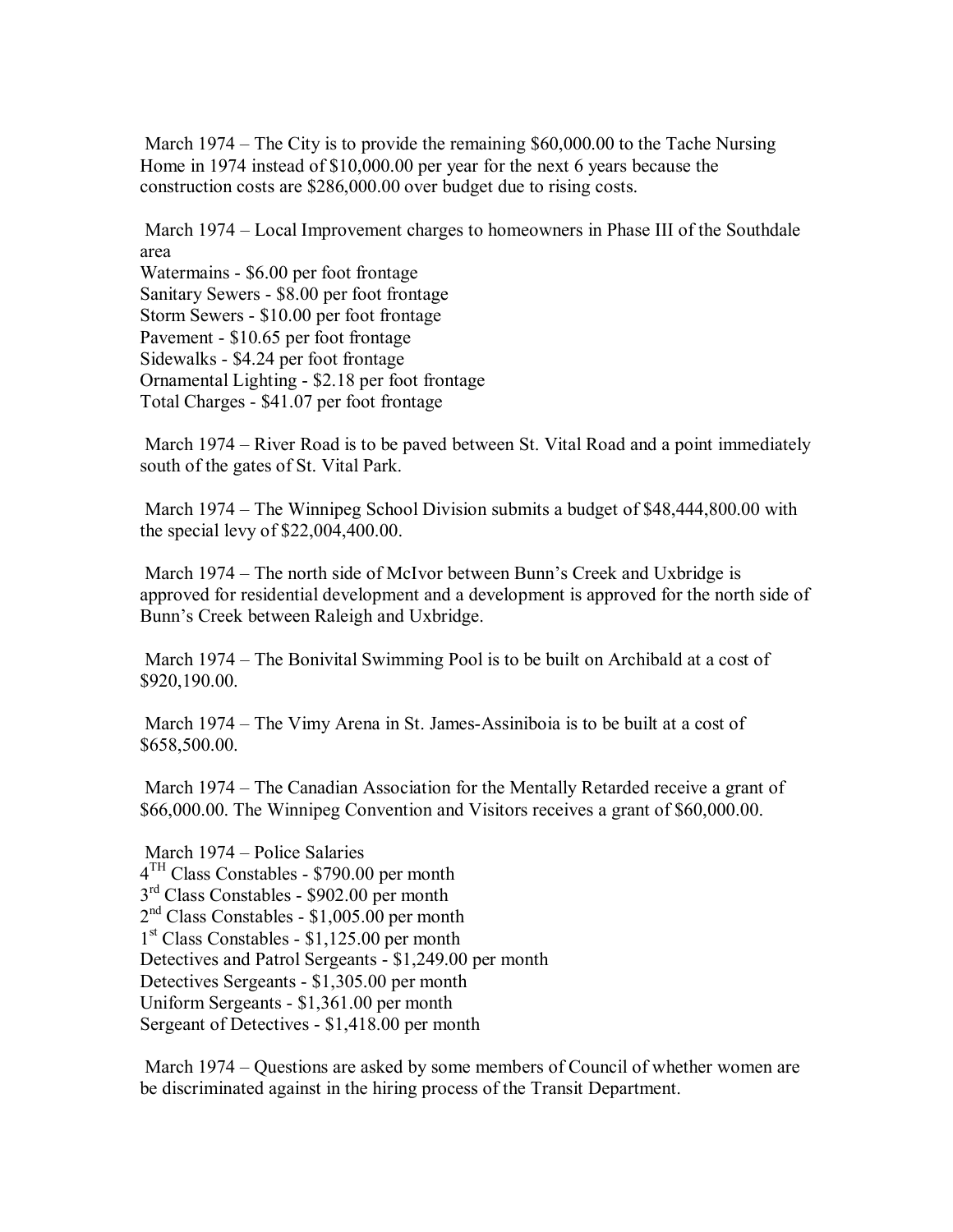March 1974 – The City is to provide the remaining $60,000.00 to the Tache Nursing Home in 1974 instead of $10,000.00 per year for the next 6 years because the construction costs are $286,000.00 over budget due to rising costs.

March 1974 – Local Improvement charges to homeowners in Phase III of the Southdale area
Watermains - $6.00 per foot frontage
Sanitary Sewers - $8.00 per foot frontage
Storm Sewers - $10.00 per foot frontage
Pavement - $10.65 per foot frontage
Sidewalks - $4.24 per foot frontage
Ornamental Lighting - $2.18 per foot frontage
Total Charges - $41.07 per foot frontage

March 1974 – River Road is to be paved between St. Vital Road and a point immediately south of the gates of St. Vital Park.

March 1974 – The Winnipeg School Division submits a budget of $48,444,800.00 with the special levy of $22,004,400.00.

March 1974 – The north side of McIvor between Bunn's Creek and Uxbridge is approved for residential development and a development is approved for the north side of Bunn's Creek between Raleigh and Uxbridge.

March 1974 – The Bonivital Swimming Pool is to be built on Archibald at a cost of $920,190.00.

March 1974 – The Vimy Arena in St. James-Assiniboia is to be built at a cost of $658,500.00.

March 1974 – The Canadian Association for the Mentally Retarded receive a grant of $66,000.00. The Winnipeg Convention and Visitors receives a grant of $60,000.00.

March 1974 – Police Salaries
4TH Class Constables - $790.00 per month
3rd Class Constables - $902.00 per month
2nd Class Constables - $1,005.00 per month
1st Class Constables - $1,125.00 per month
Detectives and Patrol Sergeants - $1,249.00 per month
Detectives Sergeants - $1,305.00 per month
Uniform Sergeants - $1,361.00 per month
Sergeant of Detectives - $1,418.00 per month

March 1974 – Questions are asked by some members of Council of whether women are be discriminated against in the hiring process of the Transit Department.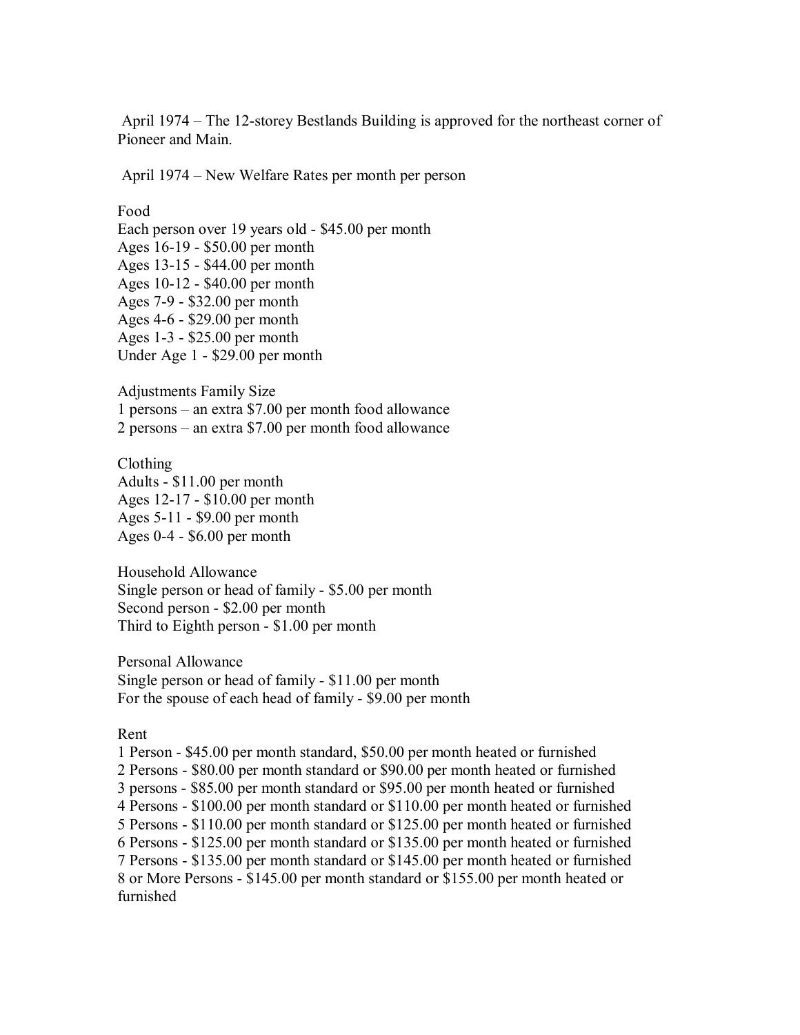April 1974 – The 12-storey Bestlands Building is approved for the northeast corner of Pioneer and Main.

April 1974 – New Welfare Rates per month per person

Food
Each person over 19 years old - $45.00 per month
Ages 16-19 - $50.00 per month
Ages 13-15 - $44.00 per month
Ages 10-12 - $40.00 per month
Ages 7-9 - $32.00 per month
Ages 4-6 - $29.00 per month
Ages 1-3 - $25.00 per month
Under Age 1 - $29.00 per month

Adjustments Family Size
1 persons – an extra $7.00 per month food allowance
2 persons – an extra $7.00 per month food allowance

Clothing
Adults - $11.00 per month
Ages 12-17 - $10.00 per month
Ages 5-11 - $9.00 per month
Ages 0-4 - $6.00 per month

Household Allowance
Single person or head of family - $5.00 per month
Second person - $2.00 per month
Third to Eighth person - $1.00 per month

Personal Allowance
Single person or head of family - $11.00 per month
For the spouse of each head of family - $9.00 per month

Rent
1 Person - $45.00 per month standard, $50.00 per month heated or furnished
2 Persons - $80.00 per month standard or $90.00 per month heated or furnished
3 persons - $85.00 per month standard or $95.00 per month heated or furnished
4 Persons - $100.00 per month standard or $110.00 per month heated or furnished
5 Persons - $110.00 per month standard or $125.00 per month heated or furnished
6 Persons - $125.00 per month standard or $135.00 per month heated or furnished
7 Persons - $135.00 per month standard or $145.00 per month heated or furnished
8 or More Persons - $145.00 per month standard or $155.00 per month heated or furnished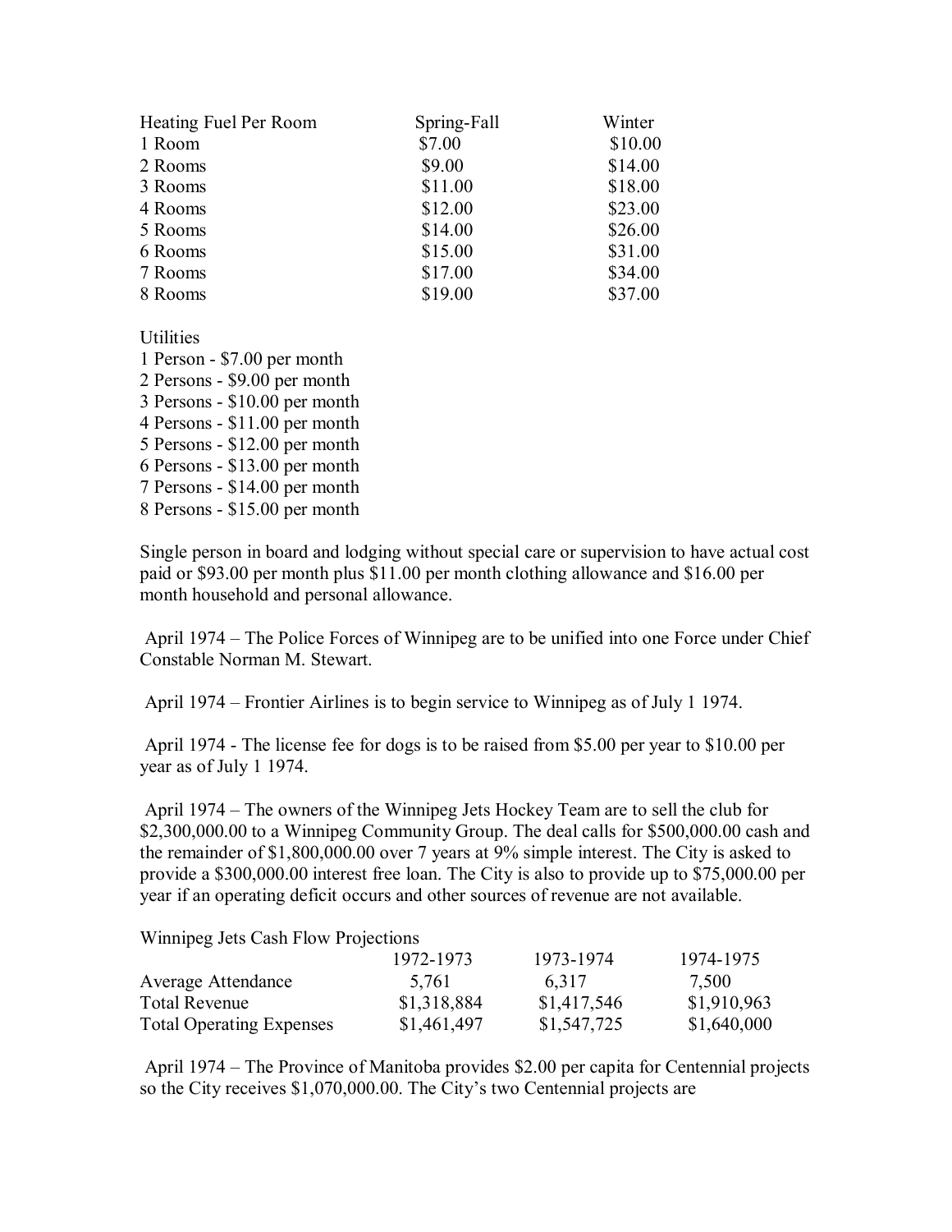| Heating Fuel Per Room | Spring-Fall | Winter |
|---|---|---|
| 1 Room | $7.00 | $10.00 |
| 2 Rooms | $9.00 | $14.00 |
| 3 Rooms | $11.00 | $18.00 |
| 4 Rooms | $12.00 | $23.00 |
| 5 Rooms | $14.00 | $26.00 |
| 6 Rooms | $15.00 | $31.00 |
| 7 Rooms | $17.00 | $34.00 |
| 8 Rooms | $19.00 | $37.00 |

Utilities
1 Person - $7.00 per month
2 Persons - $9.00 per month
3 Persons - $10.00 per month
4 Persons - $11.00 per month
5 Persons - $12.00 per month
6 Persons - $13.00 per month
7 Persons - $14.00 per month
8 Persons - $15.00 per month

Single person in board and lodging without special care or supervision to have actual cost paid or $93.00 per month plus $11.00 per month clothing allowance and $16.00 per month household and personal allowance.

April 1974 – The Police Forces of Winnipeg are to be unified into one Force under Chief Constable Norman M. Stewart.

April 1974 – Frontier Airlines is to begin service to Winnipeg as of July 1 1974.

April 1974 - The license fee for dogs is to be raised from $5.00 per year to $10.00 per year as of July 1 1974.

April 1974 – The owners of the Winnipeg Jets Hockey Team are to sell the club for $2,300,000.00 to a Winnipeg Community Group. The deal calls for $500,000.00 cash and the remainder of $1,800,000.00 over 7 years at 9% simple interest. The City is asked to provide a $300,000.00 interest free loan. The City is also to provide up to $75,000.00 per year if an operating deficit occurs and other sources of revenue are not available.

Winnipeg Jets Cash Flow Projections

| | 1972-1973 | 1973-1974 | 1974-1975 |
|---|---|---|---|
| Average Attendance | 5,761 | 6,317 | 7,500 |
| Total Revenue | $1,318,884 | $1,417,546 | $1,910,963 |
| Total Operating Expenses | $1,461,497 | $1,547,725 | $1,640,000 |

April 1974 – The Province of Manitoba provides $2.00 per capita for Centennial projects so the City receives $1,070,000.00. The City's two Centennial projects are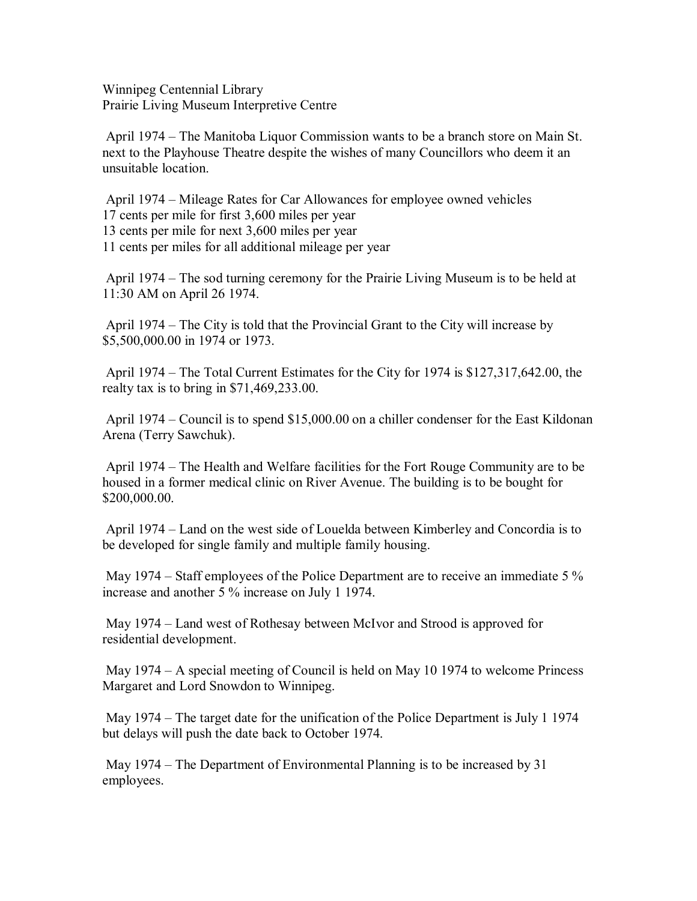Winnipeg Centennial Library
Prairie Living Museum Interpretive Centre

April 1974 – The Manitoba Liquor Commission wants to be a branch store on Main St. next to the Playhouse Theatre despite the wishes of many Councillors who deem it an unsuitable location.

April 1974 – Mileage Rates for Car Allowances for employee owned vehicles
17 cents per mile for first 3,600 miles per year
13 cents per mile for next 3,600 miles per year
11 cents per miles for all additional mileage per year

April 1974 – The sod turning ceremony for the Prairie Living Museum is to be held at 11:30 AM on April 26 1974.

April 1974 – The City is told that the Provincial Grant to the City will increase by $5,500,000.00 in 1974 or 1973.

April 1974 – The Total Current Estimates for the City for 1974 is $127,317,642.00, the realty tax is to bring in $71,469,233.00.

April 1974 – Council is to spend $15,000.00 on a chiller condenser for the East Kildonan Arena (Terry Sawchuk).

April 1974 – The Health and Welfare facilities for the Fort Rouge Community are to be housed in a former medical clinic on River Avenue. The building is to be bought for $200,000.00.

April 1974 – Land on the west side of Louelda between Kimberley and Concordia is to be developed for single family and multiple family housing.

May 1974 – Staff employees of the Police Department are to receive an immediate 5 % increase and another 5 % increase on July 1 1974.

May 1974 – Land west of Rothesay between McIvor and Strood is approved for residential development.

May 1974 – A special meeting of Council is held on May 10 1974 to welcome Princess Margaret and Lord Snowdon to Winnipeg.

May 1974 – The target date for the unification of the Police Department is July 1 1974 but delays will push the date back to October 1974.

May 1974 – The Department of Environmental Planning is to be increased by 31 employees.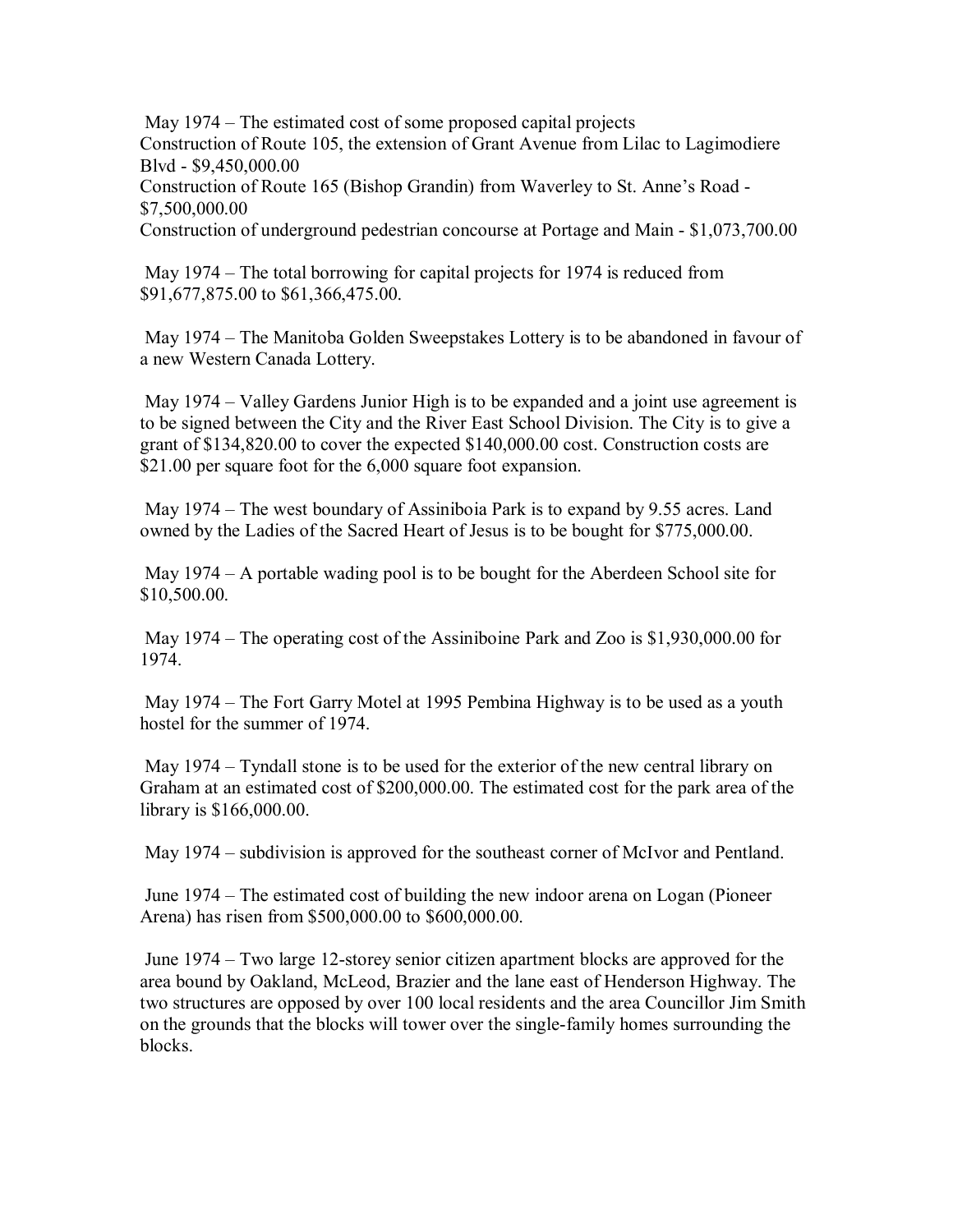May 1974 – The estimated cost of some proposed capital projects
Construction of Route 105, the extension of Grant Avenue from Lilac to Lagimodiere Blvd - $9,450,000.00
Construction of Route 165 (Bishop Grandin) from Waverley to St. Anne's Road - $7,500,000.00
Construction of underground pedestrian concourse at Portage and Main - $1,073,700.00

May 1974 – The total borrowing for capital projects for 1974 is reduced from $91,677,875.00 to $61,366,475.00.

May 1974 – The Manitoba Golden Sweepstakes Lottery is to be abandoned in favour of a new Western Canada Lottery.

May 1974 – Valley Gardens Junior High is to be expanded and a joint use agreement is to be signed between the City and the River East School Division. The City is to give a grant of $134,820.00 to cover the expected $140,000.00 cost. Construction costs are $21.00 per square foot for the 6,000 square foot expansion.

May 1974 – The west boundary of Assiniboia Park is to expand by 9.55 acres. Land owned by the Ladies of the Sacred Heart of Jesus is to be bought for $775,000.00.

May 1974 – A portable wading pool is to be bought for the Aberdeen School site for $10,500.00.

May 1974 – The operating cost of the Assiniboine Park and Zoo is $1,930,000.00 for 1974.

May 1974 – The Fort Garry Motel at 1995 Pembina Highway is to be used as a youth hostel for the summer of 1974.

May 1974 – Tyndall stone is to be used for the exterior of the new central library on Graham at an estimated cost of $200,000.00. The estimated cost for the park area of the library is $166,000.00.

May 1974 – subdivision is approved for the southeast corner of McIvor and Pentland.

June 1974 – The estimated cost of building the new indoor arena on Logan (Pioneer Arena) has risen from $500,000.00 to $600,000.00.

June 1974 – Two large 12-storey senior citizen apartment blocks are approved for the area bound by Oakland, McLeod, Brazier and the lane east of Henderson Highway. The two structures are opposed by over 100 local residents and the area Councillor Jim Smith on the grounds that the blocks will tower over the single-family homes surrounding the blocks.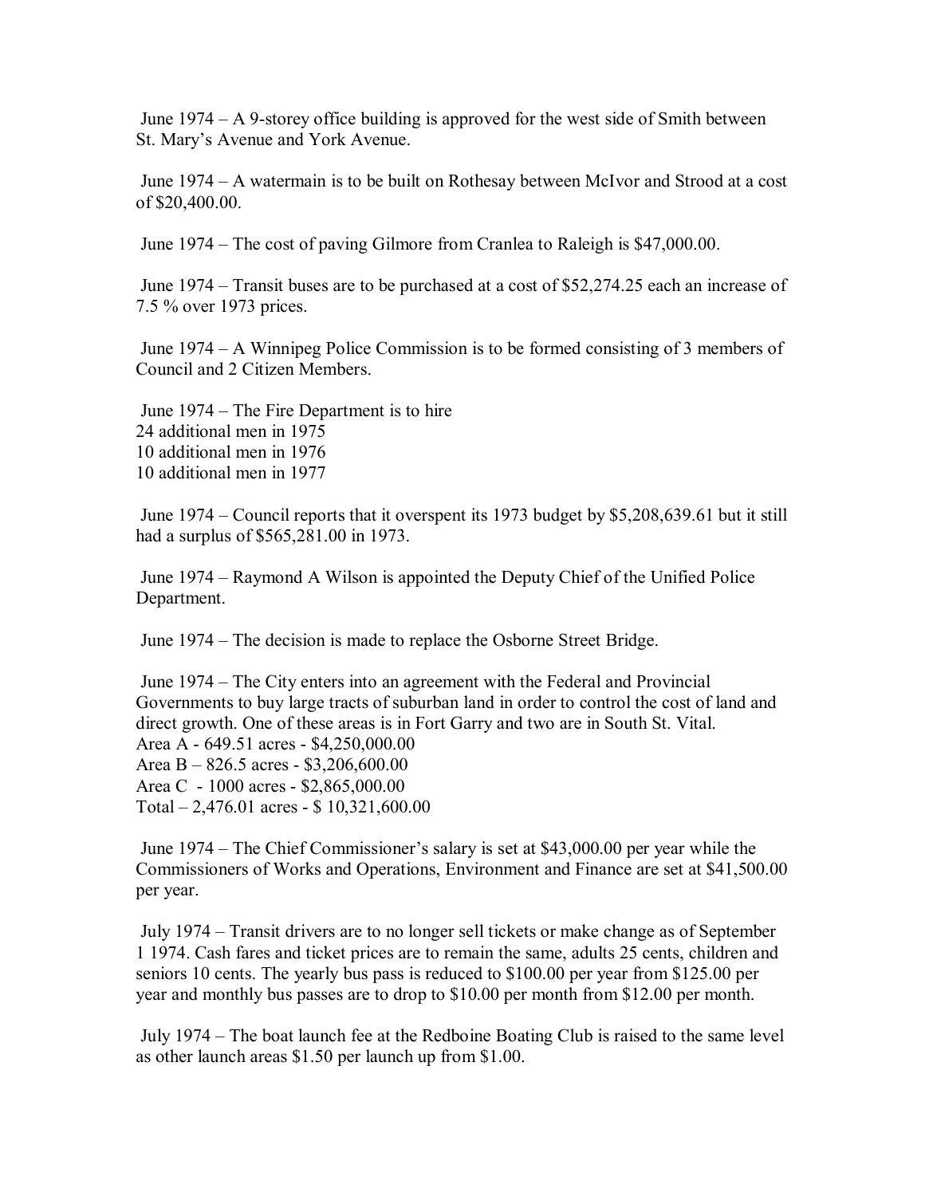June 1974 – A 9-storey office building is approved for the west side of Smith between St. Mary's Avenue and York Avenue.

June 1974 – A watermain is to be built on Rothesay between McIvor and Strood at a cost of $20,400.00.

June 1974 – The cost of paving Gilmore from Cranlea to Raleigh is $47,000.00.

June 1974 – Transit buses are to be purchased at a cost of $52,274.25 each an increase of 7.5 % over 1973 prices.

June 1974 – A Winnipeg Police Commission is to be formed consisting of 3 members of Council and 2 Citizen Members.

June 1974 – The Fire Department is to hire
24 additional men in 1975
10 additional men in 1976
10 additional men in 1977

June 1974 – Council reports that it overspent its 1973 budget by $5,208,639.61 but it still had a surplus of $565,281.00 in 1973.

June 1974 – Raymond A Wilson is appointed the Deputy Chief of the Unified Police Department.

June 1974 – The decision is made to replace the Osborne Street Bridge.

June 1974 – The City enters into an agreement with the Federal and Provincial Governments to buy large tracts of suburban land in order to control the cost of land and direct growth. One of these areas is in Fort Garry and two are in South St. Vital.
Area A - 649.51 acres - $4,250,000.00
Area B – 826.5 acres - $3,206,600.00
Area C - 1000 acres - $2,865,000.00
Total – 2,476.01 acres - $ 10,321,600.00

June 1974 – The Chief Commissioner's salary is set at $43,000.00 per year while the Commissioners of Works and Operations, Environment and Finance are set at $41,500.00 per year.

July 1974 – Transit drivers are to no longer sell tickets or make change as of September 1 1974. Cash fares and ticket prices are to remain the same, adults 25 cents, children and seniors 10 cents. The yearly bus pass is reduced to $100.00 per year from $125.00 per year and monthly bus passes are to drop to $10.00 per month from $12.00 per month.

July 1974 – The boat launch fee at the Redboine Boating Club is raised to the same level as other launch areas $1.50 per launch up from $1.00.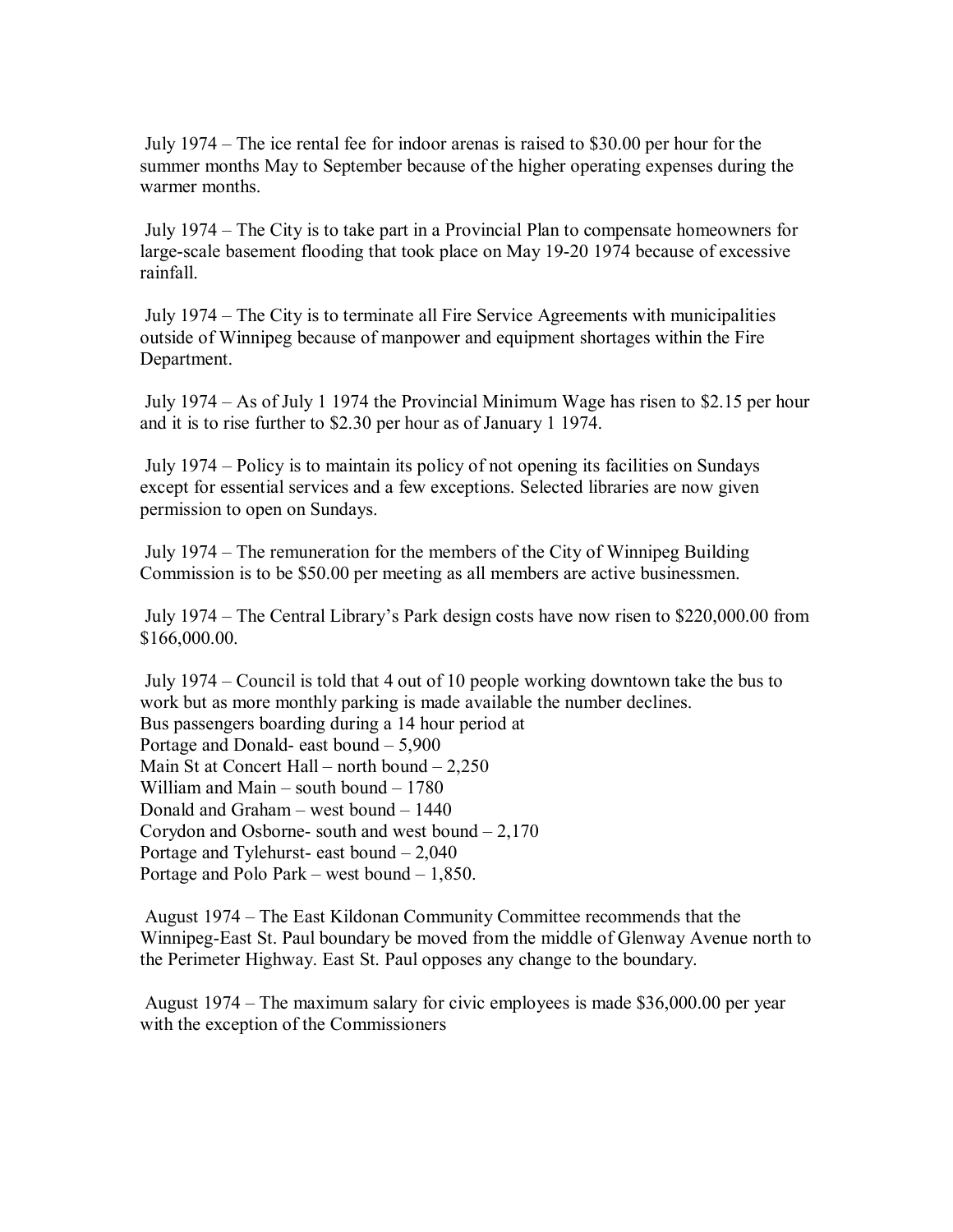July 1974 – The ice rental fee for indoor arenas is raised to $30.00 per hour for the summer months May to September because of the higher operating expenses during the warmer months.

July 1974 – The City is to take part in a Provincial Plan to compensate homeowners for large-scale basement flooding that took place on May 19-20 1974 because of excessive rainfall.

July 1974 – The City is to terminate all Fire Service Agreements with municipalities outside of Winnipeg because of manpower and equipment shortages within the Fire Department.

July 1974 – As of July 1 1974 the Provincial Minimum Wage has risen to $2.15 per hour and it is to rise further to $2.30 per hour as of January 1 1974.

July 1974 – Policy is to maintain its policy of not opening its facilities on Sundays except for essential services and a few exceptions. Selected libraries are now given permission to open on Sundays.

July 1974 – The remuneration for the members of the City of Winnipeg Building Commission is to be $50.00 per meeting as all members are active businessmen.

July 1974 – The Central Library's Park design costs have now risen to $220,000.00 from $166,000.00.

July 1974 – Council is told that 4 out of 10 people working downtown take the bus to work but as more monthly parking is made available the number declines.
Bus passengers boarding during a 14 hour period at
Portage and Donald- east bound – 5,900
Main St at Concert Hall – north bound – 2,250
William and Main – south bound – 1780
Donald and Graham – west bound – 1440
Corydon and Osborne- south and west bound – 2,170
Portage and Tylehurst- east bound – 2,040
Portage and Polo Park – west bound – 1,850.

August 1974 – The East Kildonan Community Committee recommends that the Winnipeg-East St. Paul boundary be moved from the middle of Glenway Avenue north to the Perimeter Highway. East St. Paul opposes any change to the boundary.

August 1974 – The maximum salary for civic employees is made $36,000.00 per year with the exception of the Commissioners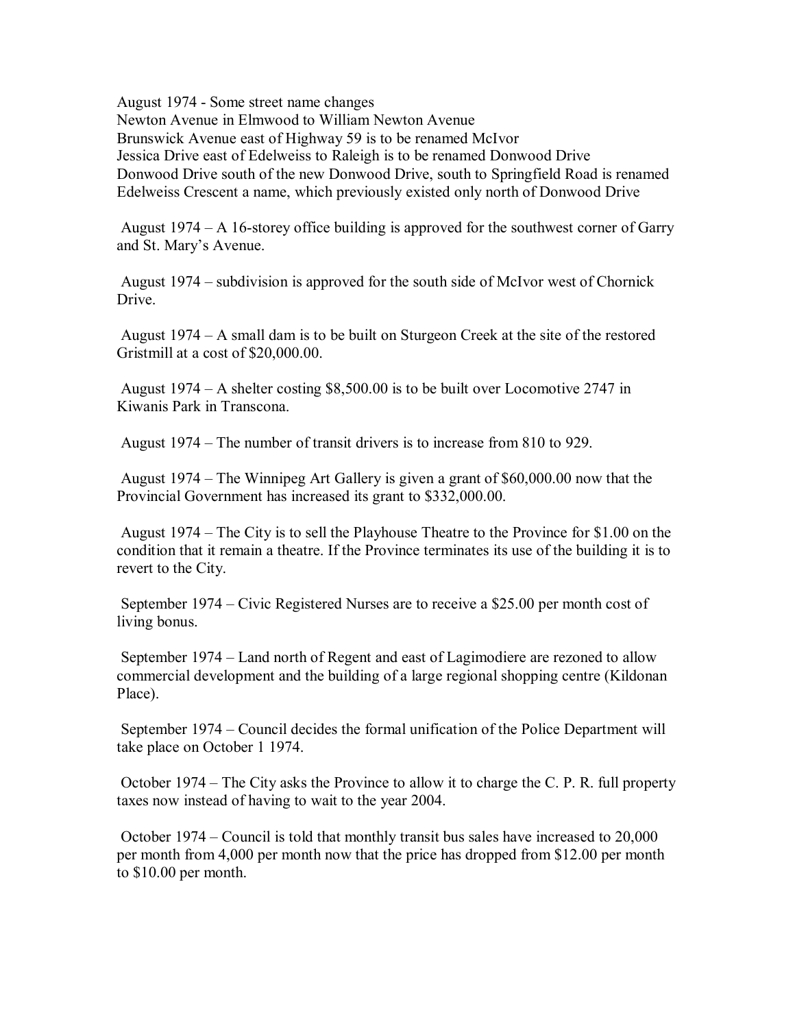August 1974 - Some street name changes
Newton Avenue in Elmwood to William Newton Avenue
Brunswick Avenue east of Highway 59 is to be renamed McIvor
Jessica Drive east of Edelweiss to Raleigh is to be renamed Donwood Drive
Donwood Drive south of the new Donwood Drive, south to Springfield Road is renamed Edelweiss Crescent a name, which previously existed only north of Donwood Drive

August 1974 – A 16-storey office building is approved for the southwest corner of Garry and St. Mary's Avenue.

August 1974 – subdivision is approved for the south side of McIvor west of Chornick Drive.

August 1974 – A small dam is to be built on Sturgeon Creek at the site of the restored Gristmill at a cost of $20,000.00.

August 1974 – A shelter costing $8,500.00 is to be built over Locomotive 2747 in Kiwanis Park in Transcona.

August 1974 – The number of transit drivers is to increase from 810 to 929.

August 1974 – The Winnipeg Art Gallery is given a grant of $60,000.00 now that the Provincial Government has increased its grant to $332,000.00.

August 1974 – The City is to sell the Playhouse Theatre to the Province for $1.00 on the condition that it remain a theatre. If the Province terminates its use of the building it is to revert to the City.

September 1974 – Civic Registered Nurses are to receive a $25.00 per month cost of living bonus.

September 1974 – Land north of Regent and east of Lagimodiere are rezoned to allow commercial development and the building of a large regional shopping centre (Kildonan Place).

September 1974 – Council decides the formal unification of the Police Department will take place on October 1 1974.

October 1974 – The City asks the Province to allow it to charge the C. P. R. full property taxes now instead of having to wait to the year 2004.

October 1974 – Council is told that monthly transit bus sales have increased to 20,000 per month from 4,000 per month now that the price has dropped from $12.00 per month to $10.00 per month.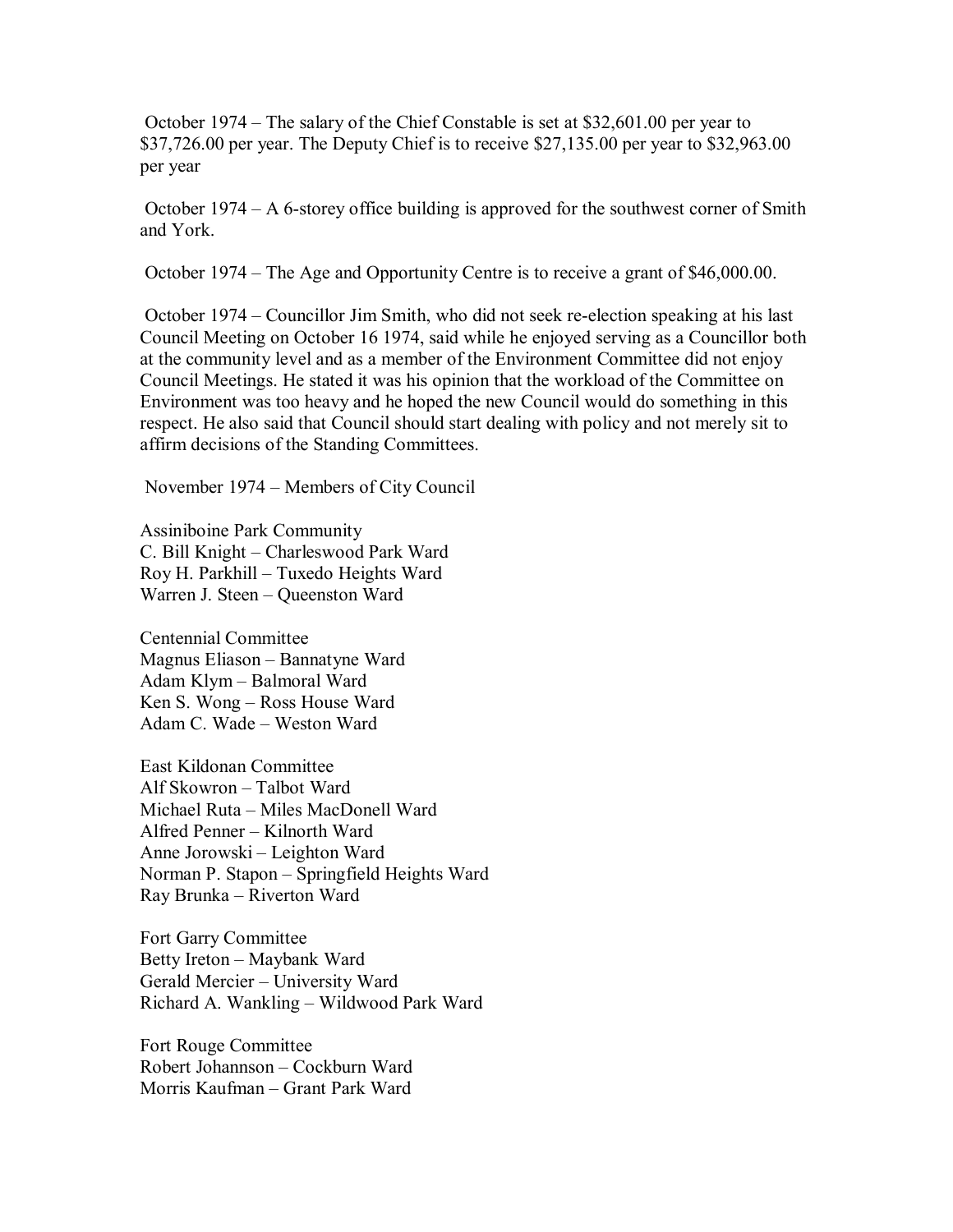October 1974 – The salary of the Chief Constable is set at $32,601.00 per year to $37,726.00 per year. The Deputy Chief is to receive $27,135.00 per year to $32,963.00 per year

October 1974 – A 6-storey office building is approved for the southwest corner of Smith and York.

October 1974 – The Age and Opportunity Centre is to receive a grant of $46,000.00.

October 1974 – Councillor Jim Smith, who did not seek re-election speaking at his last Council Meeting on October 16 1974, said while he enjoyed serving as a Councillor both at the community level and as a member of the Environment Committee did not enjoy Council Meetings. He stated it was his opinion that the workload of the Committee on Environment was too heavy and he hoped the new Council would do something in this respect. He also said that Council should start dealing with policy and not merely sit to affirm decisions of the Standing Committees.

November 1974 – Members of City Council

Assiniboine Park Community
C. Bill Knight – Charleswood Park Ward
Roy H. Parkhill – Tuxedo Heights Ward
Warren J. Steen – Queenston Ward

Centennial Committee
Magnus Eliason – Bannatyne Ward
Adam Klym – Balmoral Ward
Ken S. Wong – Ross House Ward
Adam C. Wade – Weston Ward

East Kildonan Committee
Alf Skowron – Talbot Ward
Michael Ruta – Miles MacDonell Ward
Alfred Penner – Kilnorth Ward
Anne Jorowski – Leighton Ward
Norman P. Stapon – Springfield Heights Ward
Ray Brunka – Riverton Ward

Fort Garry Committee
Betty Ireton – Maybank Ward
Gerald Mercier – University Ward
Richard A. Wankling – Wildwood Park Ward

Fort Rouge Committee
Robert Johannson – Cockburn Ward
Morris Kaufman – Grant Park Ward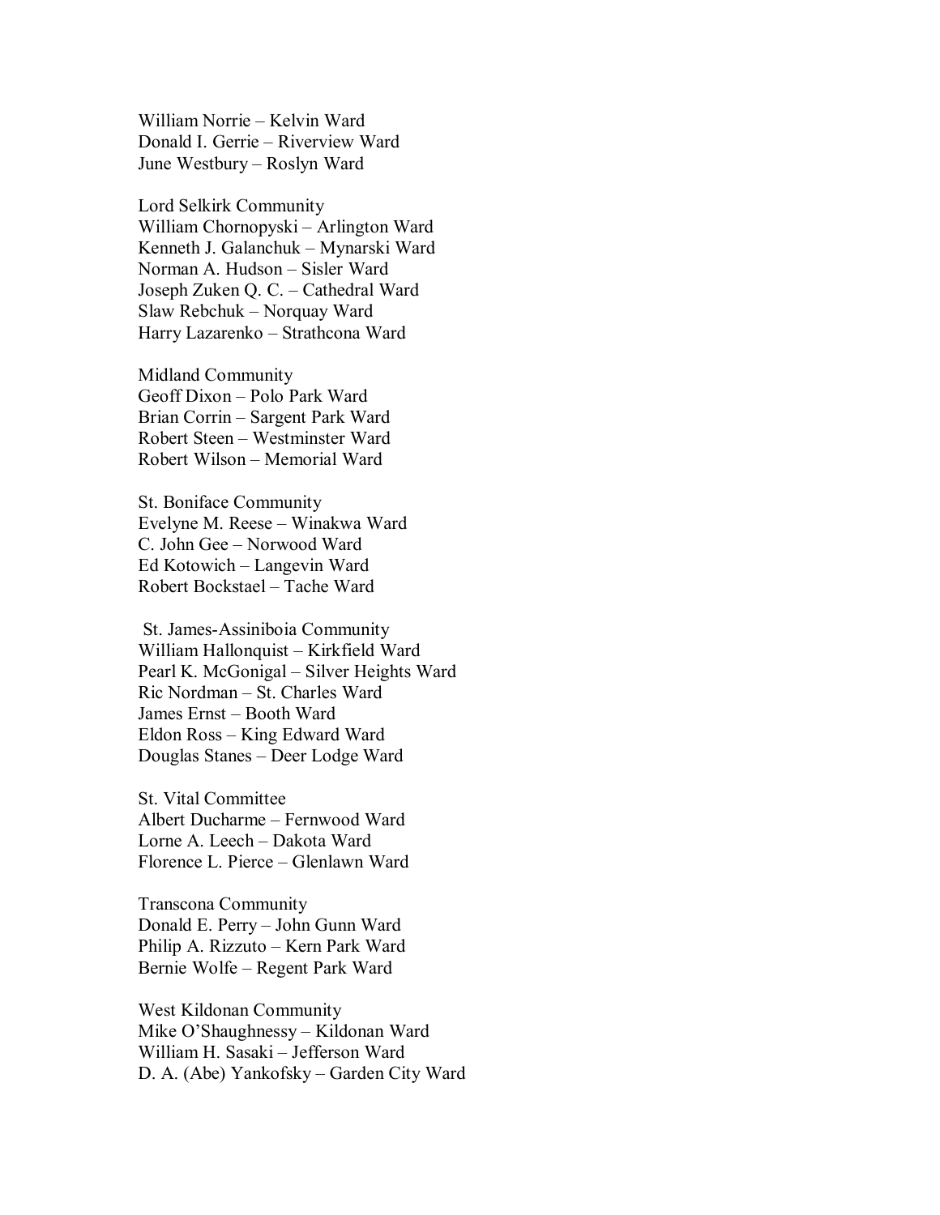William Norrie – Kelvin Ward
Donald I. Gerrie – Riverview Ward
June Westbury – Roslyn Ward

Lord Selkirk Community
William Chornopyski – Arlington Ward
Kenneth J. Galanchuk – Mynarski Ward
Norman A. Hudson – Sisler Ward
Joseph Zuken Q. C. – Cathedral Ward
Slaw Rebchuk – Norquay Ward
Harry Lazarenko – Strathcona Ward

Midland Community
Geoff Dixon – Polo Park Ward
Brian Corrin – Sargent Park Ward
Robert Steen – Westminster Ward
Robert Wilson – Memorial Ward

St. Boniface Community
Evelyne M. Reese – Winakwa Ward
C. John Gee – Norwood Ward
Ed Kotowich – Langevin Ward
Robert Bockstael – Tache Ward

St. James-Assiniboia Community
William Hallonquist – Kirkfield Ward
Pearl K. McGonigal – Silver Heights Ward
Ric Nordman – St. Charles Ward
James Ernst – Booth Ward
Eldon Ross – King Edward Ward
Douglas Stanes – Deer Lodge Ward

St. Vital Committee
Albert Ducharme – Fernwood Ward
Lorne A. Leech – Dakota Ward
Florence L. Pierce – Glenlawn Ward

Transcona Community
Donald E. Perry – John Gunn Ward
Philip A. Rizzuto – Kern Park Ward
Bernie Wolfe – Regent Park Ward

West Kildonan Community
Mike O'Shaughnessy – Kildonan Ward
William H. Sasaki – Jefferson Ward
D. A. (Abe) Yankofsky – Garden City Ward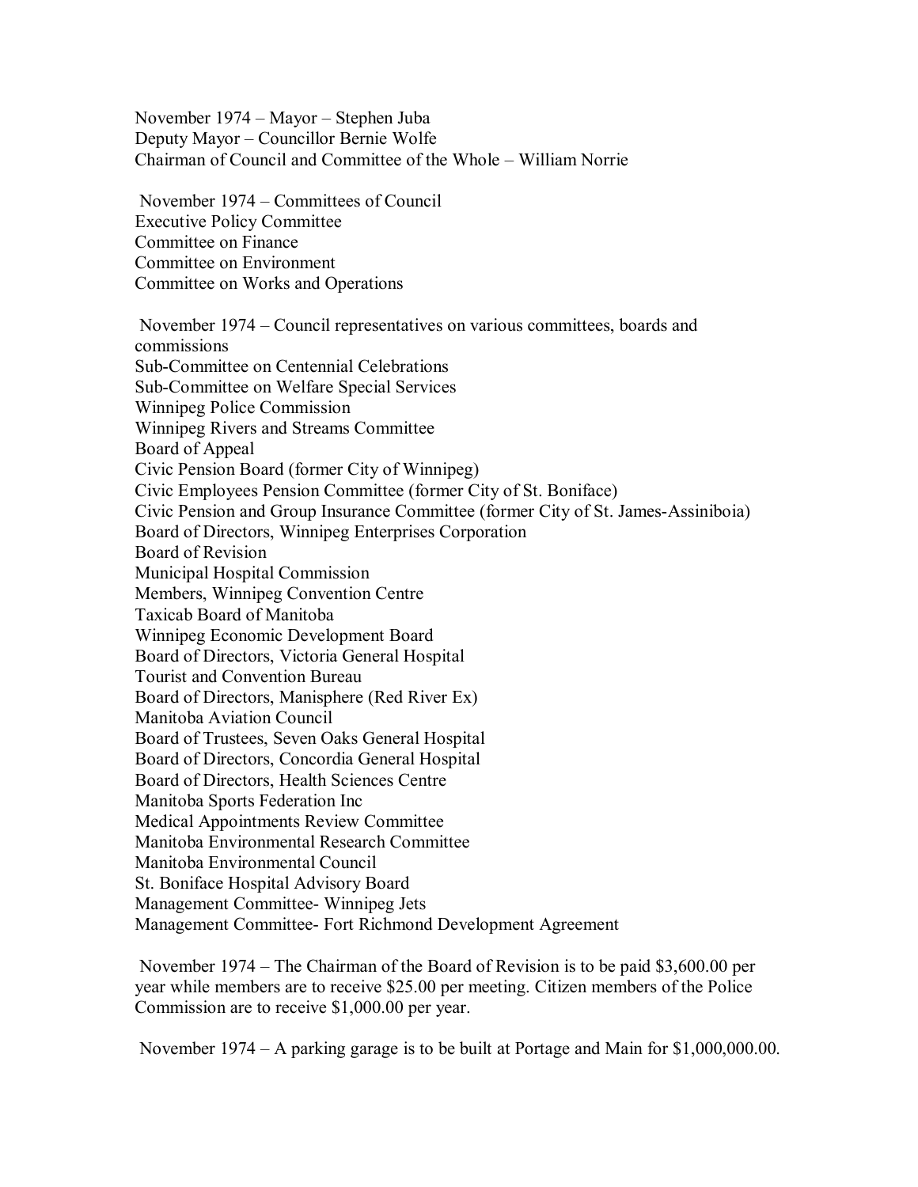November 1974 – Mayor – Stephen Juba
Deputy Mayor – Councillor Bernie Wolfe
Chairman of Council and Committee of the Whole – William Norrie

November 1974 – Committees of Council
Executive Policy Committee
Committee on Finance
Committee on Environment
Committee on Works and Operations

November 1974 – Council representatives on various committees, boards and commissions
Sub-Committee on Centennial Celebrations
Sub-Committee on Welfare Special Services
Winnipeg Police Commission
Winnipeg Rivers and Streams Committee
Board of Appeal
Civic Pension Board (former City of Winnipeg)
Civic Employees Pension Committee (former City of St. Boniface)
Civic Pension and Group Insurance Committee (former City of St. James-Assiniboia)
Board of Directors, Winnipeg Enterprises Corporation
Board of Revision
Municipal Hospital Commission
Members, Winnipeg Convention Centre
Taxicab Board of Manitoba
Winnipeg Economic Development Board
Board of Directors, Victoria General Hospital
Tourist and Convention Bureau
Board of Directors, Manisphere (Red River Ex)
Manitoba Aviation Council
Board of Trustees, Seven Oaks General Hospital
Board of Directors, Concordia General Hospital
Board of Directors, Health Sciences Centre
Manitoba Sports Federation Inc
Medical Appointments Review Committee
Manitoba Environmental Research Committee
Manitoba Environmental Council
St. Boniface Hospital Advisory Board
Management Committee- Winnipeg Jets
Management Committee- Fort Richmond Development Agreement

November 1974 – The Chairman of the Board of Revision is to be paid $3,600.00 per year while members are to receive $25.00 per meeting. Citizen members of the Police Commission are to receive $1,000.00 per year.

November 1974 – A parking garage is to be built at Portage and Main for $1,000,000.00.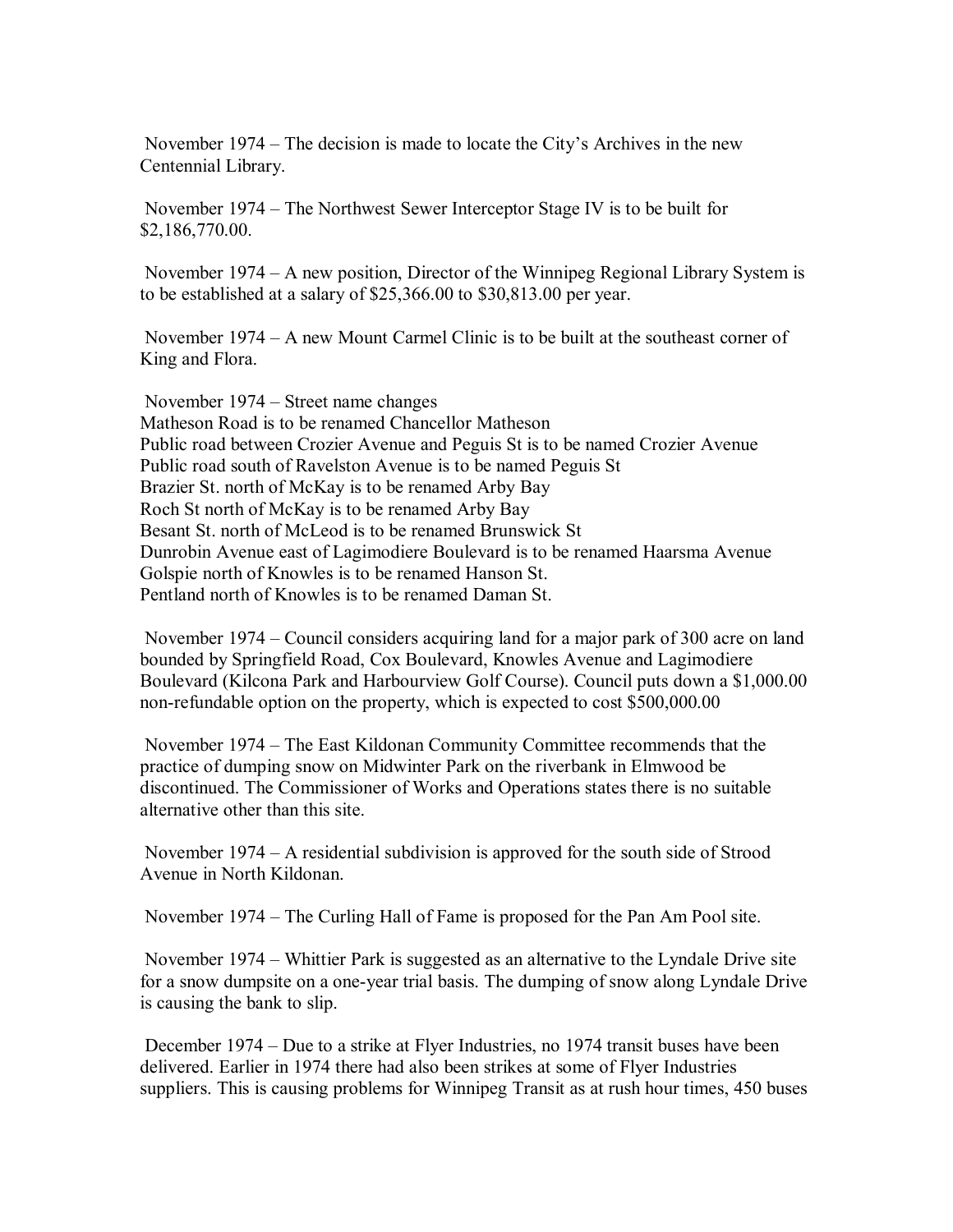November 1974 – The decision is made to locate the City's Archives in the new Centennial Library.

November 1974 – The Northwest Sewer Interceptor Stage IV is to be built for $2,186,770.00.

November 1974 – A new position, Director of the Winnipeg Regional Library System is to be established at a salary of $25,366.00 to $30,813.00 per year.

November 1974 – A new Mount Carmel Clinic is to be built at the southeast corner of King and Flora.

November 1974 – Street name changes
Matheson Road is to be renamed Chancellor Matheson
Public road between Crozier Avenue and Peguis St is to be named Crozier Avenue
Public road south of Ravelston Avenue is to be named Peguis St
Brazier St. north of McKay is to be renamed Arby Bay
Roch St north of McKay is to be renamed Arby Bay
Besant St. north of McLeod is to be renamed Brunswick St
Dunrobin Avenue east of Lagimodiere Boulevard is to be renamed Haarsma Avenue
Golspie north of Knowles is to be renamed Hanson St.
Pentland north of Knowles is to be renamed Daman St.

November 1974 – Council considers acquiring land for a major park of 300 acre on land bounded by Springfield Road, Cox Boulevard, Knowles Avenue and Lagimodiere Boulevard (Kilcona Park and Harbourview Golf Course). Council puts down a $1,000.00 non-refundable option on the property, which is expected to cost $500,000.00

November 1974 – The East Kildonan Community Committee recommends that the practice of dumping snow on Midwinter Park on the riverbank in Elmwood be discontinued. The Commissioner of Works and Operations states there is no suitable alternative other than this site.

November 1974 – A residential subdivision is approved for the south side of Strood Avenue in North Kildonan.

November 1974 – The Curling Hall of Fame is proposed for the Pan Am Pool site.

November 1974 – Whittier Park is suggested as an alternative to the Lyndale Drive site for a snow dumpsite on a one-year trial basis. The dumping of snow along Lyndale Drive is causing the bank to slip.

December 1974 – Due to a strike at Flyer Industries, no 1974 transit buses have been delivered. Earlier in 1974 there had also been strikes at some of Flyer Industries suppliers. This is causing problems for Winnipeg Transit as at rush hour times, 450 buses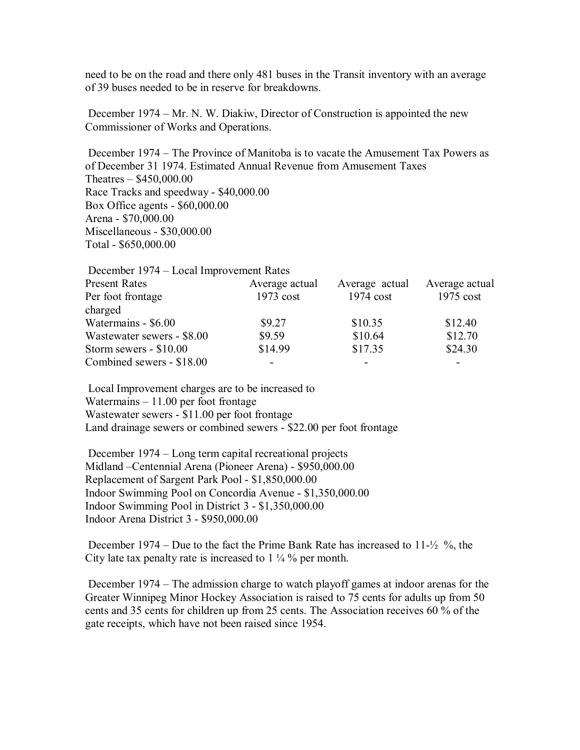need to be on the road and there only 481 buses in the Transit inventory with an average of 39 buses needed to be in reserve for breakdowns.

December 1974 – Mr. N. W. Diakiw, Director of Construction is appointed the new Commissioner of Works and Operations.

December 1974 – The Province of Manitoba is to vacate the Amusement Tax Powers as of December 31 1974. Estimated Annual Revenue from Amusement Taxes
Theatres – $450,000.00
Race Tracks and speedway - $40,000.00
Box Office agents - $60,000.00
Arena - $70,000.00
Miscellaneous - $30,000.00
Total - $650,000.00

December 1974 – Local Improvement Rates

| Present Rates Per foot frontage charged | Average actual 1973 cost | Average actual 1974 cost | Average actual 1975 cost |
|---|---|---|---|
| Watermains - $6.00 | $9.27 | $10.35 | $12.40 |
| Wastewater sewers - $8.00 | $9.59 | $10.64 | $12.70 |
| Storm sewers - $10.00 | $14.99 | $17.35 | $24.30 |
| Combined sewers - $18.00 | - | - | - |

Local Improvement charges are to be increased to
Watermains – 11.00 per foot frontage
Wastewater sewers - $11.00 per foot frontage
Land drainage sewers or combined sewers - $22.00 per foot frontage

December 1974 – Long term capital recreational projects
Midland –Centennial Arena (Pioneer Arena) - $950,000.00
Replacement of Sargent Park Pool - $1,850,000.00
Indoor Swimming Pool on Concordia Avenue - $1,350,000.00
Indoor Swimming Pool in District 3 - $1,350,000.00
Indoor Arena District 3 - $950,000.00

December 1974 – Due to the fact the Prime Bank Rate has increased to 11-½ %, the City late tax penalty rate is increased to 1 ¼ % per month.

December 1974 – The admission charge to watch playoff games at indoor arenas for the Greater Winnipeg Minor Hockey Association is raised to 75 cents for adults up from 50 cents and 35 cents for children up from 25 cents. The Association receives 60 % of the gate receipts, which have not been raised since 1954.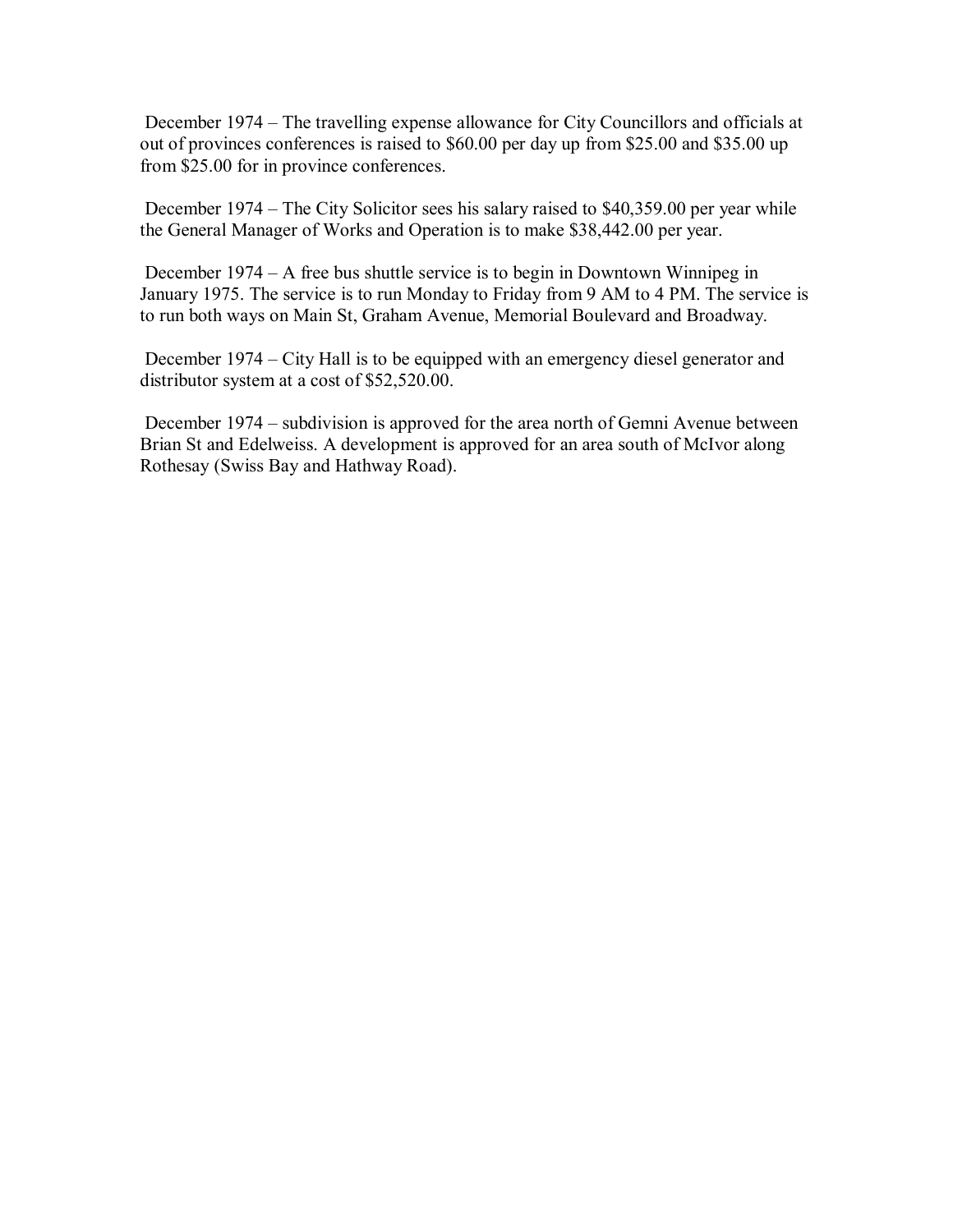December 1974 – The travelling expense allowance for City Councillors and officials at out of provinces conferences is raised to $60.00 per day up from $25.00 and $35.00 up from $25.00 for in province conferences.

December 1974 – The City Solicitor sees his salary raised to $40,359.00 per year while the General Manager of Works and Operation is to make $38,442.00 per year.

December 1974 – A free bus shuttle service is to begin in Downtown Winnipeg in January 1975. The service is to run Monday to Friday from 9 AM to 4 PM. The service is to run both ways on Main St, Graham Avenue, Memorial Boulevard and Broadway.

December 1974 – City Hall is to be equipped with an emergency diesel generator and distributor system at a cost of $52,520.00.

December 1974 – subdivision is approved for the area north of Gemni Avenue between Brian St and Edelweiss. A development is approved for an area south of McIvor along Rothesay (Swiss Bay and Hathway Road).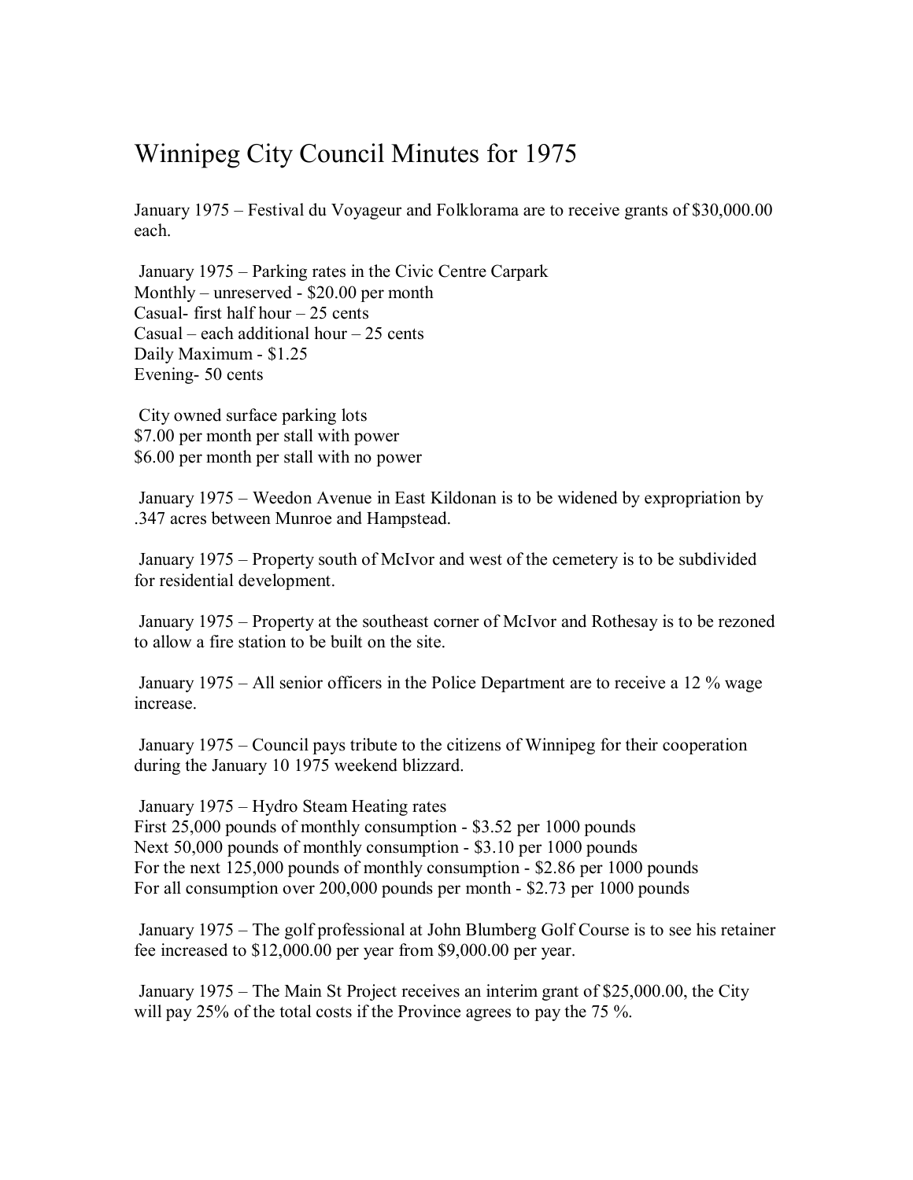# Winnipeg City Council Minutes for 1975

January 1975 – Festival du Voyageur and Folklorama are to receive grants of $30,000.00 each.

January 1975 – Parking rates in the Civic Centre Carpark
Monthly – unreserved - $20.00 per month
Casual- first half hour – 25 cents
Casual – each additional hour – 25 cents
Daily Maximum - $1.25
Evening- 50 cents

City owned surface parking lots
$7.00 per month per stall with power
$6.00 per month per stall with no power

January 1975 – Weedon Avenue in East Kildonan is to be widened by expropriation by .347 acres between Munroe and Hampstead.

January 1975 – Property south of McIvor and west of the cemetery is to be subdivided for residential development.

January 1975 – Property at the southeast corner of McIvor and Rothesay is to be rezoned to allow a fire station to be built on the site.

January 1975 – All senior officers in the Police Department are to receive a 12 % wage increase.

January 1975 – Council pays tribute to the citizens of Winnipeg for their cooperation during the January 10 1975 weekend blizzard.

January 1975 – Hydro Steam Heating rates
First 25,000 pounds of monthly consumption - $3.52 per 1000 pounds
Next 50,000 pounds of monthly consumption - $3.10 per 1000 pounds
For the next 125,000 pounds of monthly consumption - $2.86 per 1000 pounds
For all consumption over 200,000 pounds per month - $2.73 per 1000 pounds

January 1975 – The golf professional at John Blumberg Golf Course is to see his retainer fee increased to $12,000.00 per year from $9,000.00 per year.

January 1975 – The Main St Project receives an interim grant of $25,000.00, the City will pay 25% of the total costs if the Province agrees to pay the 75 %.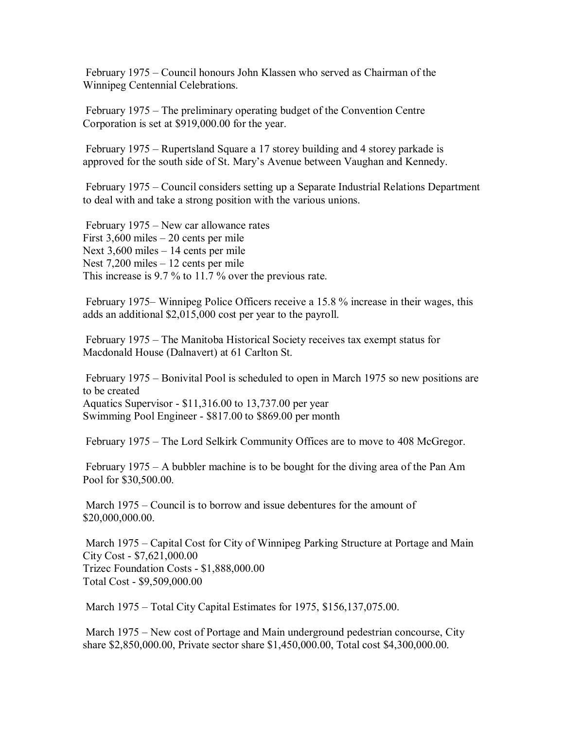February 1975 – Council honours John Klassen who served as Chairman of the Winnipeg Centennial Celebrations.

February 1975 – The preliminary operating budget of the Convention Centre Corporation is set at $919,000.00 for the year.

February 1975 – Rupertsland Square a 17 storey building and 4 storey parkade is approved for the south side of St. Mary's Avenue between Vaughan and Kennedy.

February 1975 – Council considers setting up a Separate Industrial Relations Department to deal with and take a strong position with the various unions.

February 1975 – New car allowance rates
First 3,600 miles – 20 cents per mile
Next 3,600 miles – 14 cents per mile
Nest 7,200 miles – 12 cents per mile
This increase is 9.7 % to 11.7 % over the previous rate.

February 1975– Winnipeg Police Officers receive a 15.8 % increase in their wages, this adds an additional $2,015,000 cost per year to the payroll.

February 1975 – The Manitoba Historical Society receives tax exempt status for Macdonald House (Dalnavert) at 61 Carlton St.

February 1975 – Bonivital Pool is scheduled to open in March 1975 so new positions are to be created
Aquatics Supervisor - $11,316.00 to 13,737.00 per year
Swimming Pool Engineer - $817.00 to $869.00 per month

February 1975 – The Lord Selkirk Community Offices are to move to 408 McGregor.

February 1975 – A bubbler machine is to be bought for the diving area of the Pan Am Pool for $30,500.00.

March 1975 – Council is to borrow and issue debentures for the amount of $20,000,000.00.

March 1975 – Capital Cost for City of Winnipeg Parking Structure at Portage and Main
City Cost - $7,621,000.00
Trizec Foundation Costs - $1,888,000.00
Total Cost - $9,509,000.00

March 1975 – Total City Capital Estimates for 1975, $156,137,075.00.

March 1975 – New cost of Portage and Main underground pedestrian concourse, City share $2,850,000.00, Private sector share $1,450,000.00, Total cost $4,300,000.00.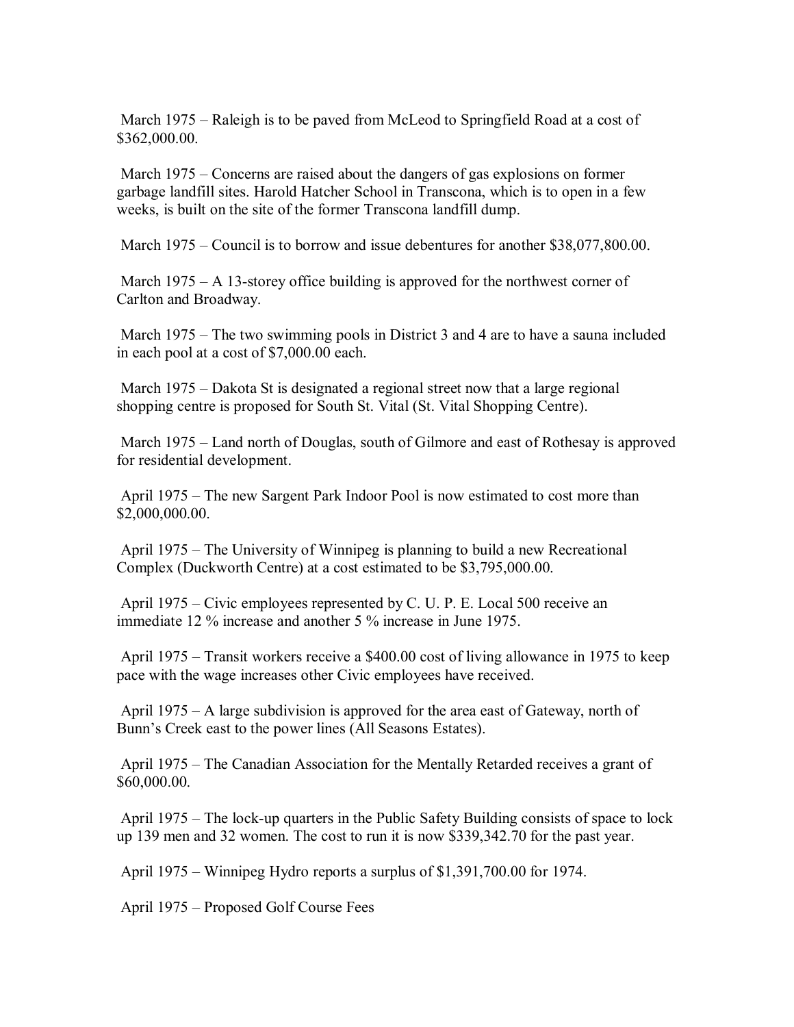March 1975 – Raleigh is to be paved from McLeod to Springfield Road at a cost of $362,000.00.

March 1975 – Concerns are raised about the dangers of gas explosions on former garbage landfill sites. Harold Hatcher School in Transcona, which is to open in a few weeks, is built on the site of the former Transcona landfill dump.

March 1975 – Council is to borrow and issue debentures for another $38,077,800.00.

March 1975 – A 13-storey office building is approved for the northwest corner of Carlton and Broadway.

March 1975 – The two swimming pools in District 3 and 4 are to have a sauna included in each pool at a cost of $7,000.00 each.

March 1975 – Dakota St is designated a regional street now that a large regional shopping centre is proposed for South St. Vital (St. Vital Shopping Centre).

March 1975 – Land north of Douglas, south of Gilmore and east of Rothesay is approved for residential development.

April 1975 – The new Sargent Park Indoor Pool is now estimated to cost more than $2,000,000.00.

April 1975 – The University of Winnipeg is planning to build a new Recreational Complex (Duckworth Centre) at a cost estimated to be $3,795,000.00.

April 1975 – Civic employees represented by C. U. P. E. Local 500 receive an immediate 12 % increase and another 5 % increase in June 1975.

April 1975 – Transit workers receive a $400.00 cost of living allowance in 1975 to keep pace with the wage increases other Civic employees have received.

April 1975 – A large subdivision is approved for the area east of Gateway, north of Bunn's Creek east to the power lines (All Seasons Estates).

April 1975 – The Canadian Association for the Mentally Retarded receives a grant of $60,000.00.

April 1975 – The lock-up quarters in the Public Safety Building consists of space to lock up 139 men and 32 women. The cost to run it is now $339,342.70 for the past year.

April 1975 – Winnipeg Hydro reports a surplus of $1,391,700.00 for 1974.

April 1975 – Proposed Golf Course Fees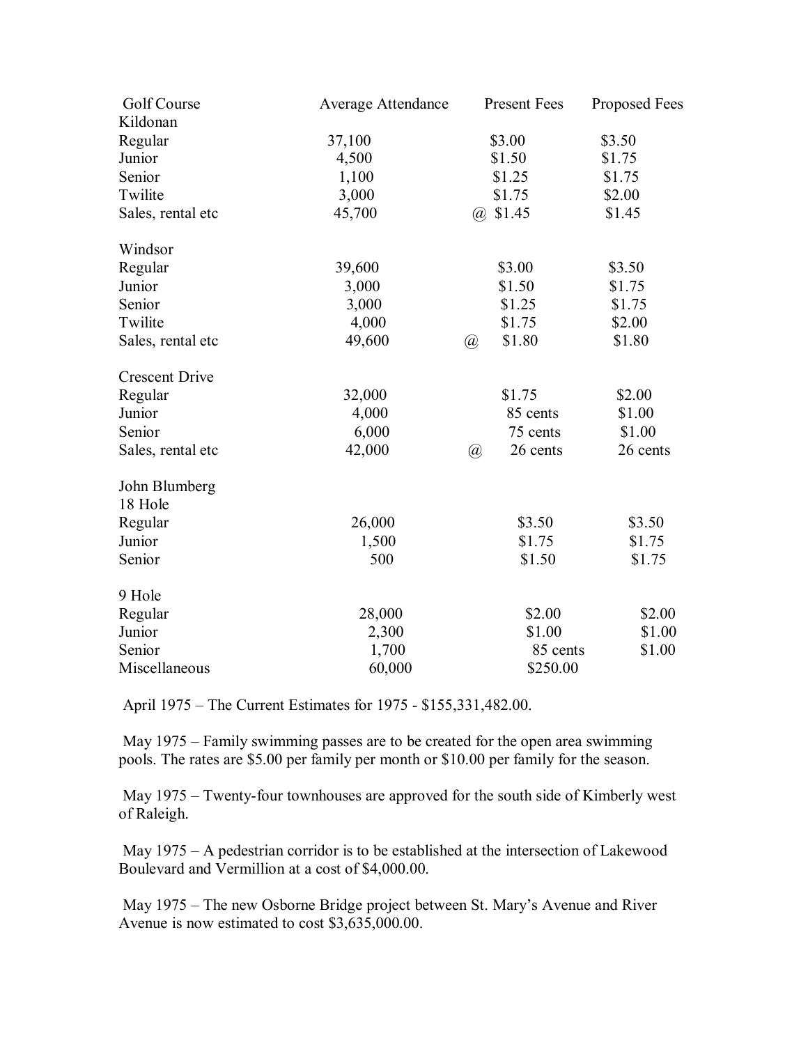| Golf Course | Average Attendance | Present Fees | Proposed Fees |
|---|---|---|---|
| Kildonan | | | |
| Regular | 37,100 | $3.00 | $3.50 |
| Junior | 4,500 | $1.50 | $1.75 |
| Senior | 1,100 | $1.25 | $1.75 |
| Twilite | 3,000 | $1.75 | $2.00 |
| Sales, rental etc | 45,700 | @ $1.45 | $1.45 |
| | | | |
| Windsor | | | |
| Regular | 39,600 | $3.00 | $3.50 |
| Junior | 3,000 | $1.50 | $1.75 |
| Senior | 3,000 | $1.25 | $1.75 |
| Twilite | 4,000 | $1.75 | $2.00 |
| Sales, rental etc | 49,600 | @ $1.80 | $1.80 |
| | | | |
| Crescent Drive | | | |
| Regular | 32,000 | $1.75 | $2.00 |
| Junior | 4,000 | 85 cents | $1.00 |
| Senior | 6,000 | 75 cents | $1.00 |
| Sales, rental etc | 42,000 | @ 26 cents | 26 cents |
| | | | |
| John Blumberg | | | |
| 18 Hole | | | |
| Regular | 26,000 | $3.50 | $3.50 |
| Junior | 1,500 | $1.75 | $1.75 |
| Senior | 500 | $1.50 | $1.75 |
| | | | |
| 9 Hole | | | |
| Regular | 28,000 | $2.00 | $2.00 |
| Junior | 2,300 | $1.00 | $1.00 |
| Senior | 1,700 | 85 cents | $1.00 |
| Miscellaneous | 60,000 | $250.00 | |

April 1975 – The Current Estimates for 1975 - $155,331,482.00.

May 1975 – Family swimming passes are to be created for the open area swimming pools. The rates are $5.00 per family per month or $10.00 per family for the season.

May 1975 – Twenty-four townhouses are approved for the south side of Kimberly west of Raleigh.

May 1975 – A pedestrian corridor is to be established at the intersection of Lakewood Boulevard and Vermillion at a cost of $4,000.00.

May 1975 – The new Osborne Bridge project between St. Mary's Avenue and River Avenue is now estimated to cost $3,635,000.00.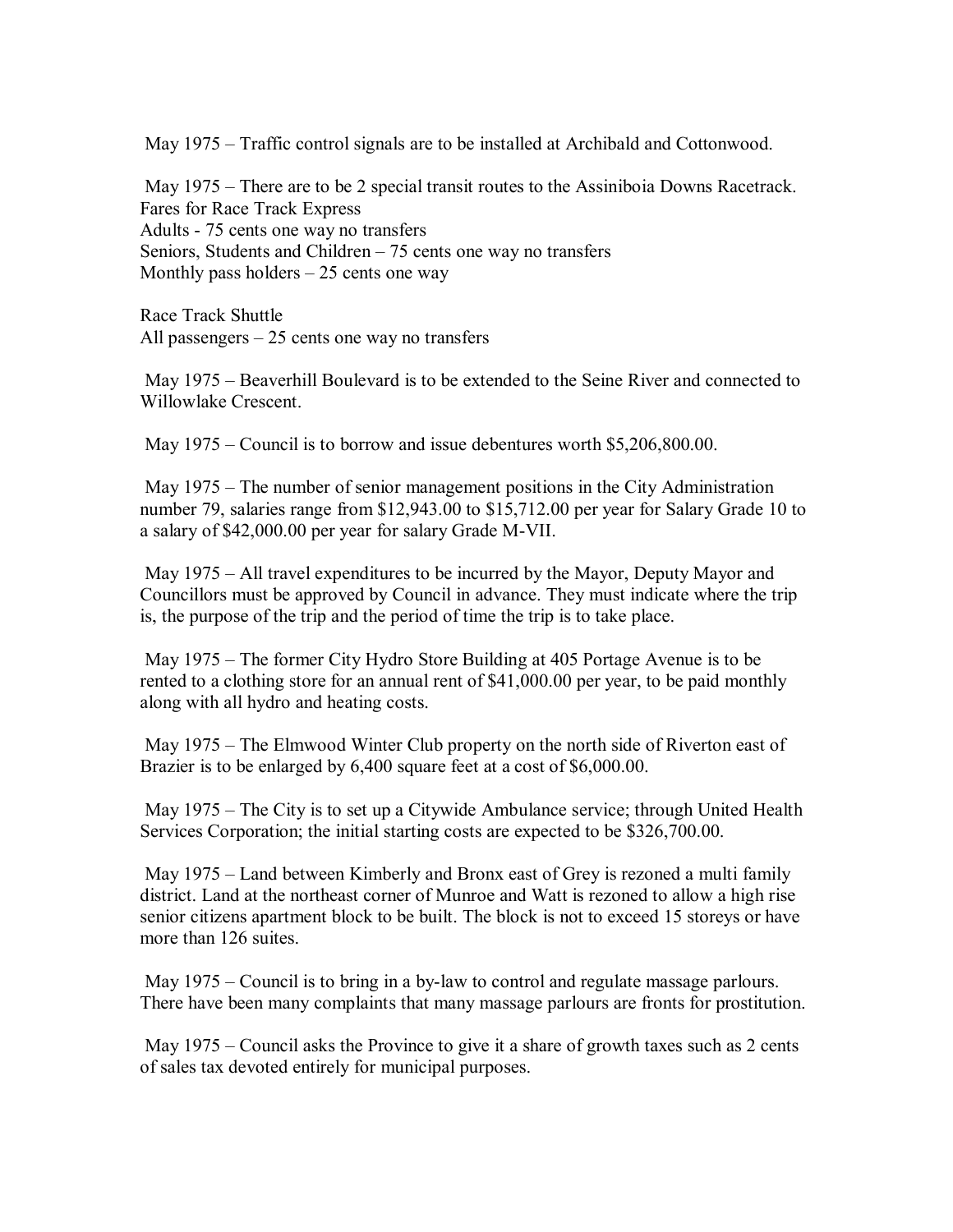May 1975 – Traffic control signals are to be installed at Archibald and Cottonwood.

May 1975 – There are to be 2 special transit routes to the Assiniboia Downs Racetrack.
Fares for Race Track Express
Adults - 75 cents one way no transfers
Seniors, Students and Children – 75 cents one way no transfers
Monthly pass holders – 25 cents one way

Race Track Shuttle
All passengers – 25 cents one way no transfers

May 1975 – Beaverhill Boulevard is to be extended to the Seine River and connected to Willowlake Crescent.

May 1975 – Council is to borrow and issue debentures worth $5,206,800.00.

May 1975 – The number of senior management positions in the City Administration number 79, salaries range from $12,943.00 to $15,712.00 per year for Salary Grade 10 to a salary of $42,000.00 per year for salary Grade M-VII.

May 1975 – All travel expenditures to be incurred by the Mayor, Deputy Mayor and Councillors must be approved by Council in advance. They must indicate where the trip is, the purpose of the trip and the period of time the trip is to take place.

May 1975 – The former City Hydro Store Building at 405 Portage Avenue is to be rented to a clothing store for an annual rent of $41,000.00 per year, to be paid monthly along with all hydro and heating costs.

May 1975 – The Elmwood Winter Club property on the north side of Riverton east of Brazier is to be enlarged by 6,400 square feet at a cost of $6,000.00.

May 1975 – The City is to set up a Citywide Ambulance service; through United Health Services Corporation; the initial starting costs are expected to be $326,700.00.

May 1975 – Land between Kimberly and Bronx east of Grey is rezoned a multi family district. Land at the northeast corner of Munroe and Watt is rezoned to allow a high rise senior citizens apartment block to be built. The block is not to exceed 15 storeys or have more than 126 suites.

May 1975 – Council is to bring in a by-law to control and regulate massage parlours. There have been many complaints that many massage parlours are fronts for prostitution.

May 1975 – Council asks the Province to give it a share of growth taxes such as 2 cents of sales tax devoted entirely for municipal purposes.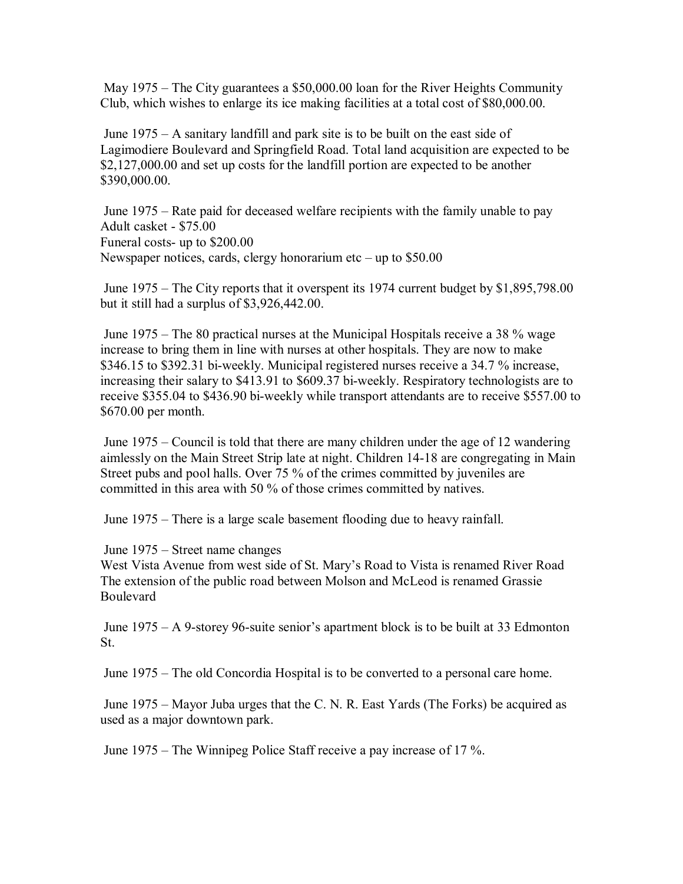May 1975 – The City guarantees a $50,000.00 loan for the River Heights Community Club, which wishes to enlarge its ice making facilities at a total cost of $80,000.00.

June 1975 – A sanitary landfill and park site is to be built on the east side of Lagimodiere Boulevard and Springfield Road. Total land acquisition are expected to be $2,127,000.00 and set up costs for the landfill portion are expected to be another $390,000.00.

June 1975 – Rate paid for deceased welfare recipients with the family unable to pay
Adult casket - $75.00
Funeral costs- up to $200.00
Newspaper notices, cards, clergy honorarium etc – up to $50.00

June 1975 – The City reports that it overspent its 1974 current budget by $1,895,798.00 but it still had a surplus of $3,926,442.00.

June 1975 – The 80 practical nurses at the Municipal Hospitals receive a 38 % wage increase to bring them in line with nurses at other hospitals. They are now to make $346.15 to $392.31 bi-weekly. Municipal registered nurses receive a 34.7 % increase, increasing their salary to $413.91 to $609.37 bi-weekly. Respiratory technologists are to receive $355.04 to $436.90 bi-weekly while transport attendants are to receive $557.00 to $670.00 per month.

June 1975 – Council is told that there are many children under the age of 12 wandering aimlessly on the Main Street Strip late at night. Children 14-18 are congregating in Main Street pubs and pool halls. Over 75 % of the crimes committed by juveniles are committed in this area with 50 % of those crimes committed by natives.

June 1975 – There is a large scale basement flooding due to heavy rainfall.

June 1975 – Street name changes
West Vista Avenue from west side of St. Mary's Road to Vista is renamed River Road
The extension of the public road between Molson and McLeod is renamed Grassie Boulevard

June 1975 – A 9-storey 96-suite senior's apartment block is to be built at 33 Edmonton St.

June 1975 – The old Concordia Hospital is to be converted to a personal care home.

June 1975 – Mayor Juba urges that the C. N. R. East Yards (The Forks) be acquired as used as a major downtown park.

June 1975 – The Winnipeg Police Staff receive a pay increase of 17 %.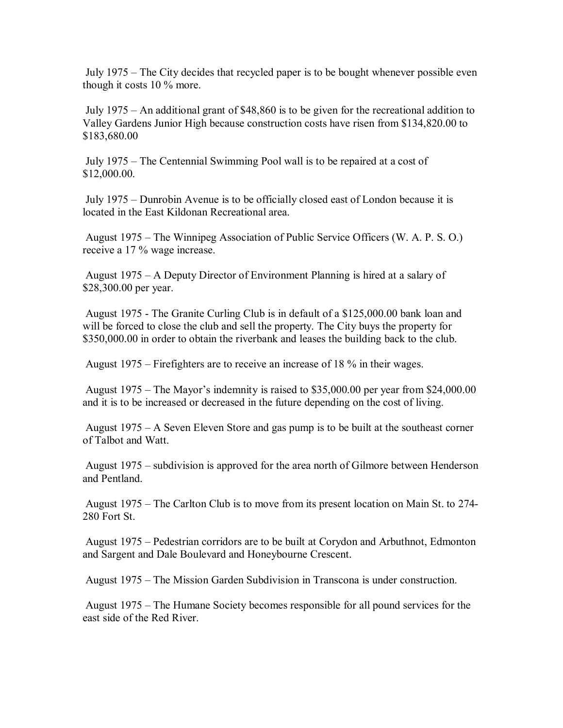July 1975 – The City decides that recycled paper is to be bought whenever possible even though it costs 10 % more.

July 1975 – An additional grant of $48,860 is to be given for the recreational addition to Valley Gardens Junior High because construction costs have risen from $134,820.00 to $183,680.00

July 1975 – The Centennial Swimming Pool wall is to be repaired at a cost of $12,000.00.

July 1975 – Dunrobin Avenue is to be officially closed east of London because it is located in the East Kildonan Recreational area.

August 1975 – The Winnipeg Association of Public Service Officers (W. A. P. S. O.) receive a 17 % wage increase.

August 1975 – A Deputy Director of Environment Planning is hired at a salary of $28,300.00 per year.

August 1975 - The Granite Curling Club is in default of a $125,000.00 bank loan and will be forced to close the club and sell the property. The City buys the property for $350,000.00 in order to obtain the riverbank and leases the building back to the club.

August 1975 – Firefighters are to receive an increase of 18 % in their wages.

August 1975 – The Mayor's indemnity is raised to $35,000.00 per year from $24,000.00 and it is to be increased or decreased in the future depending on the cost of living.

August 1975 – A Seven Eleven Store and gas pump is to be built at the southeast corner of Talbot and Watt.

August 1975 – subdivision is approved for the area north of Gilmore between Henderson and Pentland.

August 1975 – The Carlton Club is to move from its present location on Main St. to 274-280 Fort St.

August 1975 – Pedestrian corridors are to be built at Corydon and Arbuthnot, Edmonton and Sargent and Dale Boulevard and Honeybourne Crescent.

August 1975 – The Mission Garden Subdivision in Transcona is under construction.

August 1975 – The Humane Society becomes responsible for all pound services for the east side of the Red River.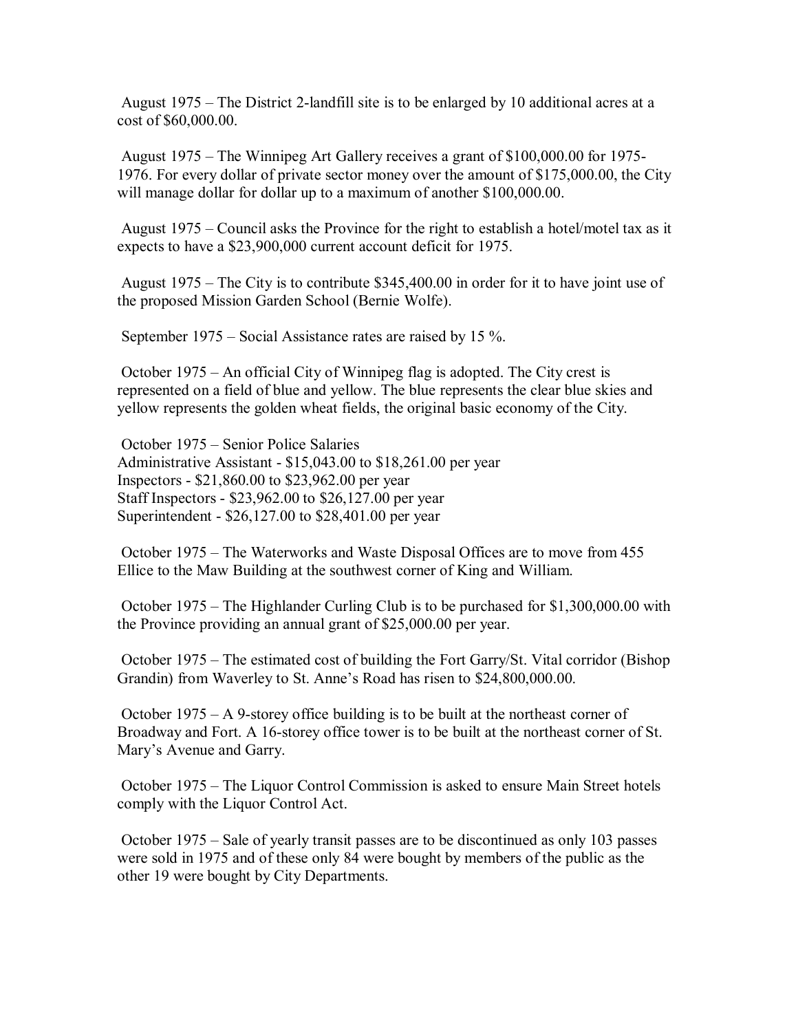August 1975 – The District 2-landfill site is to be enlarged by 10 additional acres at a cost of $60,000.00.

August 1975 – The Winnipeg Art Gallery receives a grant of $100,000.00 for 1975-1976. For every dollar of private sector money over the amount of $175,000.00, the City will manage dollar for dollar up to a maximum of another $100,000.00.

August 1975 – Council asks the Province for the right to establish a hotel/motel tax as it expects to have a $23,900,000 current account deficit for 1975.

August 1975 – The City is to contribute $345,400.00 in order for it to have joint use of the proposed Mission Garden School (Bernie Wolfe).

September 1975 – Social Assistance rates are raised by 15 %.

October 1975 – An official City of Winnipeg flag is adopted. The City crest is represented on a field of blue and yellow. The blue represents the clear blue skies and yellow represents the golden wheat fields, the original basic economy of the City.

October 1975 – Senior Police Salaries
Administrative Assistant - $15,043.00 to $18,261.00 per year
Inspectors - $21,860.00 to $23,962.00 per year
Staff Inspectors - $23,962.00 to $26,127.00 per year
Superintendent - $26,127.00 to $28,401.00 per year

October 1975 – The Waterworks and Waste Disposal Offices are to move from 455 Ellice to the Maw Building at the southwest corner of King and William.

October 1975 – The Highlander Curling Club is to be purchased for $1,300,000.00 with the Province providing an annual grant of $25,000.00 per year.

October 1975 – The estimated cost of building the Fort Garry/St. Vital corridor (Bishop Grandin) from Waverley to St. Anne's Road has risen to $24,800,000.00.

October 1975 – A 9-storey office building is to be built at the northeast corner of Broadway and Fort. A 16-storey office tower is to be built at the northeast corner of St. Mary's Avenue and Garry.

October 1975 – The Liquor Control Commission is asked to ensure Main Street hotels comply with the Liquor Control Act.

October 1975 – Sale of yearly transit passes are to be discontinued as only 103 passes were sold in 1975 and of these only 84 were bought by members of the public as the other 19 were bought by City Departments.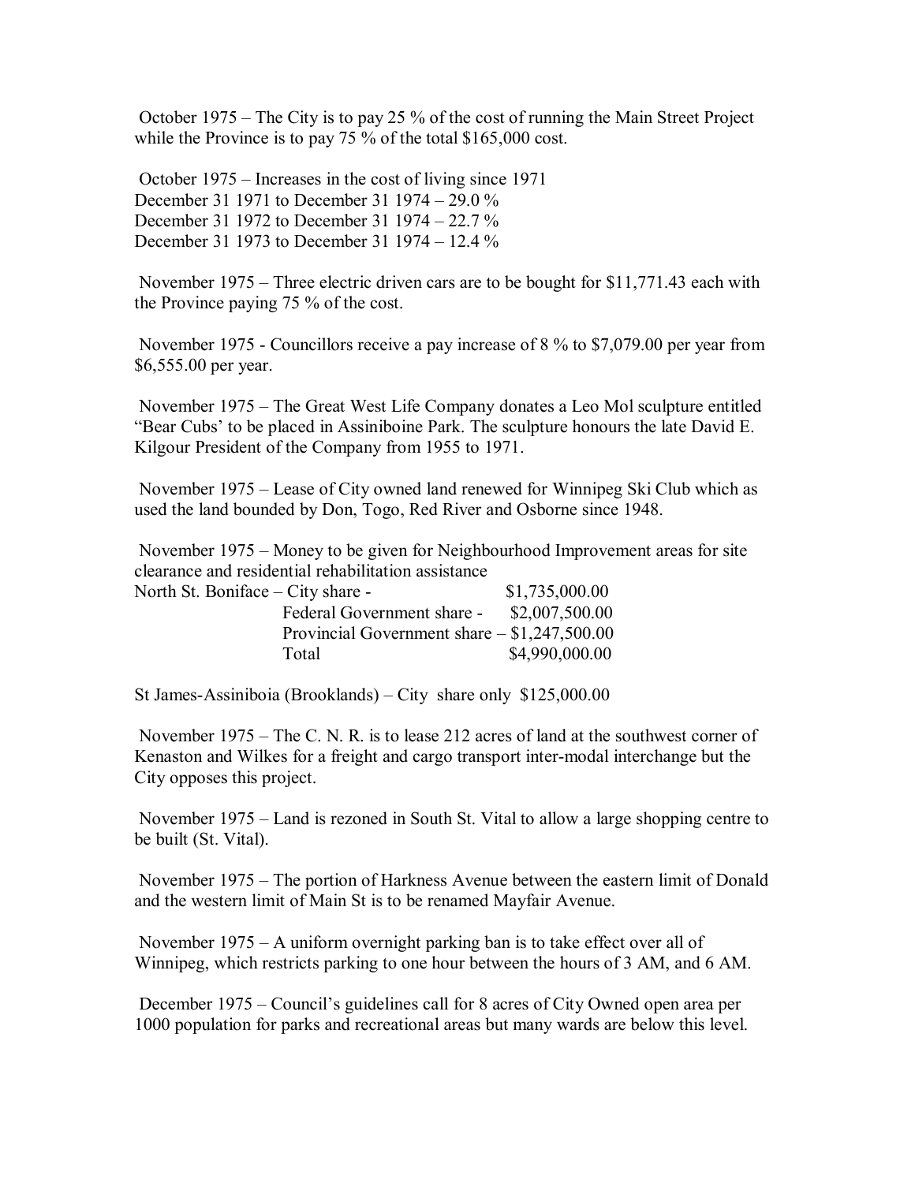October 1975 – The City is to pay 25 % of the cost of running the Main Street Project while the Province is to pay 75 % of the total $165,000 cost.

October 1975 – Increases in the cost of living since 1971
December 31 1971 to December 31 1974 – 29.0 %
December 31 1972 to December 31 1974 – 22.7 %
December 31 1973 to December 31 1974 – 12.4 %

November 1975 – Three electric driven cars are to be bought for $11,771.43 each with the Province paying 75 % of the cost.

November 1975 - Councillors receive a pay increase of 8 % to $7,079.00 per year from $6,555.00 per year.

November 1975 – The Great West Life Company donates a Leo Mol sculpture entitled "Bear Cubs' to be placed in Assiniboine Park. The sculpture honours the late David E. Kilgour President of the Company from 1955 to 1971.

November 1975 – Lease of City owned land renewed for Winnipeg Ski Club which as used the land bounded by Don, Togo, Red River and Osborne since 1948.

November 1975 – Money to be given for Neighbourhood Improvement areas for site clearance and residential rehabilitation assistance

| | | |
|---|---|---|
| North St. Boniface – | City share - | $1,735,000.00 |
| | Federal Government share - | $2,007,500.00 |
| | Provincial Government share – | $1,247,500.00 |
| | Total | $4,990,000.00 |

St James-Assiniboia (Brooklands) – City share only $125,000.00

November 1975 – The C. N. R. is to lease 212 acres of land at the southwest corner of Kenaston and Wilkes for a freight and cargo transport inter-modal interchange but the City opposes this project.

November 1975 – Land is rezoned in South St. Vital to allow a large shopping centre to be built (St. Vital).

November 1975 – The portion of Harkness Avenue between the eastern limit of Donald and the western limit of Main St is to be renamed Mayfair Avenue.

November 1975 – A uniform overnight parking ban is to take effect over all of Winnipeg, which restricts parking to one hour between the hours of 3 AM, and 6 AM.

December 1975 – Council's guidelines call for 8 acres of City Owned open area per 1000 population for parks and recreational areas but many wards are below this level.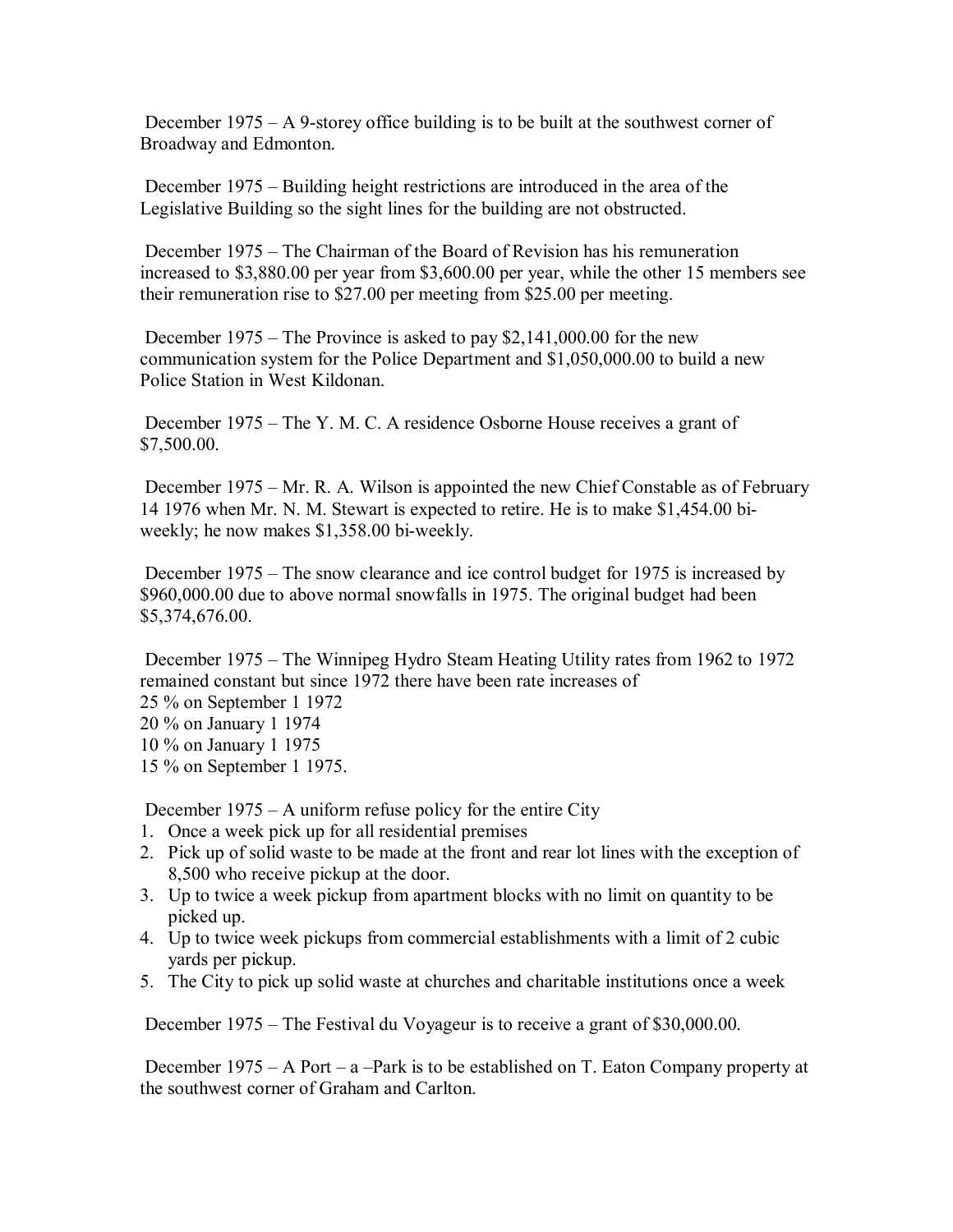December 1975 – A 9-storey office building is to be built at the southwest corner of Broadway and Edmonton.

December 1975 – Building height restrictions are introduced in the area of the Legislative Building so the sight lines for the building are not obstructed.

December 1975 – The Chairman of the Board of Revision has his remuneration increased to $3,880.00 per year from $3,600.00 per year, while the other 15 members see their remuneration rise to $27.00 per meeting from $25.00 per meeting.

December 1975 – The Province is asked to pay $2,141,000.00 for the new communication system for the Police Department and $1,050,000.00 to build a new Police Station in West Kildonan.

December 1975 – The Y. M. C. A residence Osborne House receives a grant of $7,500.00.

December 1975 – Mr. R. A. Wilson is appointed the new Chief Constable as of February 14 1976 when Mr. N. M. Stewart is expected to retire. He is to make $1,454.00 bi-weekly; he now makes $1,358.00 bi-weekly.

December 1975 – The snow clearance and ice control budget for 1975 is increased by $960,000.00 due to above normal snowfalls in 1975. The original budget had been $5,374,676.00.

December 1975 – The Winnipeg Hydro Steam Heating Utility rates from 1962 to 1972 remained constant but since 1972 there have been rate increases of
25 % on September 1 1972
20 % on January 1 1974
10 % on January 1 1975
15 % on September 1 1975.

December 1975 – A uniform refuse policy for the entire City
1. Once a week pick up for all residential premises
2. Pick up of solid waste to be made at the front and rear lot lines with the exception of 8,500 who receive pickup at the door.
3. Up to twice a week pickup from apartment blocks with no limit on quantity to be picked up.
4. Up to twice week pickups from commercial establishments with a limit of 2 cubic yards per pickup.
5. The City to pick up solid waste at churches and charitable institutions once a week

December 1975 – The Festival du Voyageur is to receive a grant of $30,000.00.

December 1975 – A Port – a –Park is to be established on T. Eaton Company property at the southwest corner of Graham and Carlton.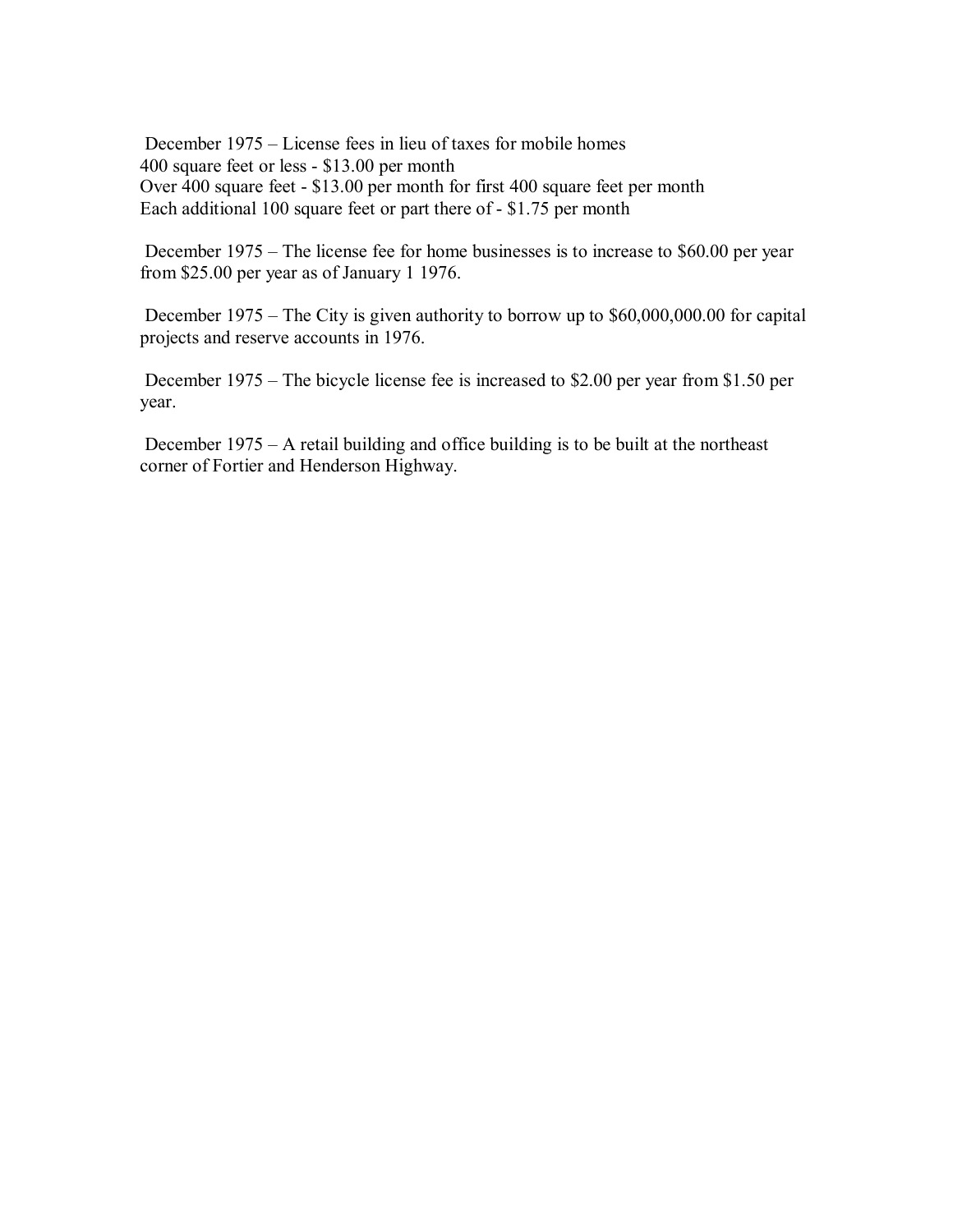December 1975 – License fees in lieu of taxes for mobile homes
400 square feet or less - $13.00 per month
Over 400 square feet - $13.00 per month for first 400 square feet per month
Each additional 100 square feet or part there of - $1.75 per month

December 1975 – The license fee for home businesses is to increase to $60.00 per year from $25.00 per year as of January 1 1976.

December 1975 – The City is given authority to borrow up to $60,000,000.00 for capital projects and reserve accounts in 1976.

December 1975 – The bicycle license fee is increased to $2.00 per year from $1.50 per year.

December 1975 – A retail building and office building is to be built at the northeast corner of Fortier and Henderson Highway.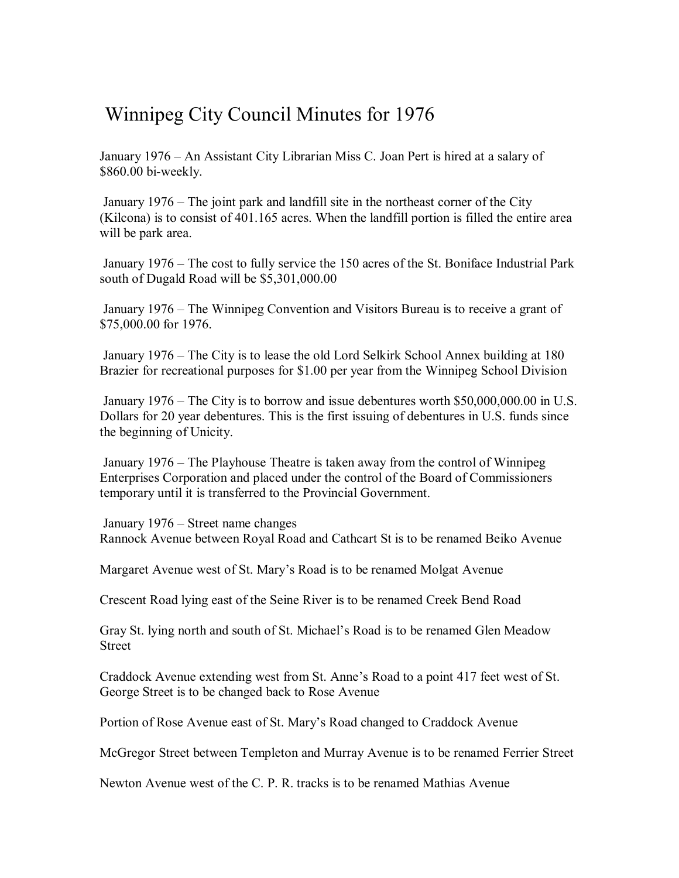# Winnipeg City Council Minutes for 1976

January 1976 – An Assistant City Librarian Miss C. Joan Pert is hired at a salary of $860.00 bi-weekly.

January 1976 – The joint park and landfill site in the northeast corner of the City (Kilcona) is to consist of 401.165 acres. When the landfill portion is filled the entire area will be park area.

January 1976 – The cost to fully service the 150 acres of the St. Boniface Industrial Park south of Dugald Road will be $5,301,000.00

January 1976 – The Winnipeg Convention and Visitors Bureau is to receive a grant of $75,000.00 for 1976.

January 1976 – The City is to lease the old Lord Selkirk School Annex building at 180 Brazier for recreational purposes for $1.00 per year from the Winnipeg School Division

January 1976 – The City is to borrow and issue debentures worth $50,000,000.00 in U.S. Dollars for 20 year debentures. This is the first issuing of debentures in U.S. funds since the beginning of Unicity.

January 1976 – The Playhouse Theatre is taken away from the control of Winnipeg Enterprises Corporation and placed under the control of the Board of Commissioners temporary until it is transferred to the Provincial Government.

January 1976 – Street name changes
Rannock Avenue between Royal Road and Cathcart St is to be renamed Beiko Avenue

Margaret Avenue west of St. Mary's Road is to be renamed Molgat Avenue

Crescent Road lying east of the Seine River is to be renamed Creek Bend Road

Gray St. lying north and south of St. Michael's Road is to be renamed Glen Meadow Street

Craddock Avenue extending west from St. Anne's Road to a point 417 feet west of St. George Street is to be changed back to Rose Avenue

Portion of Rose Avenue east of St. Mary's Road changed to Craddock Avenue

McGregor Street between Templeton and Murray Avenue is to be renamed Ferrier Street

Newton Avenue west of the C. P. R. tracks is to be renamed Mathias Avenue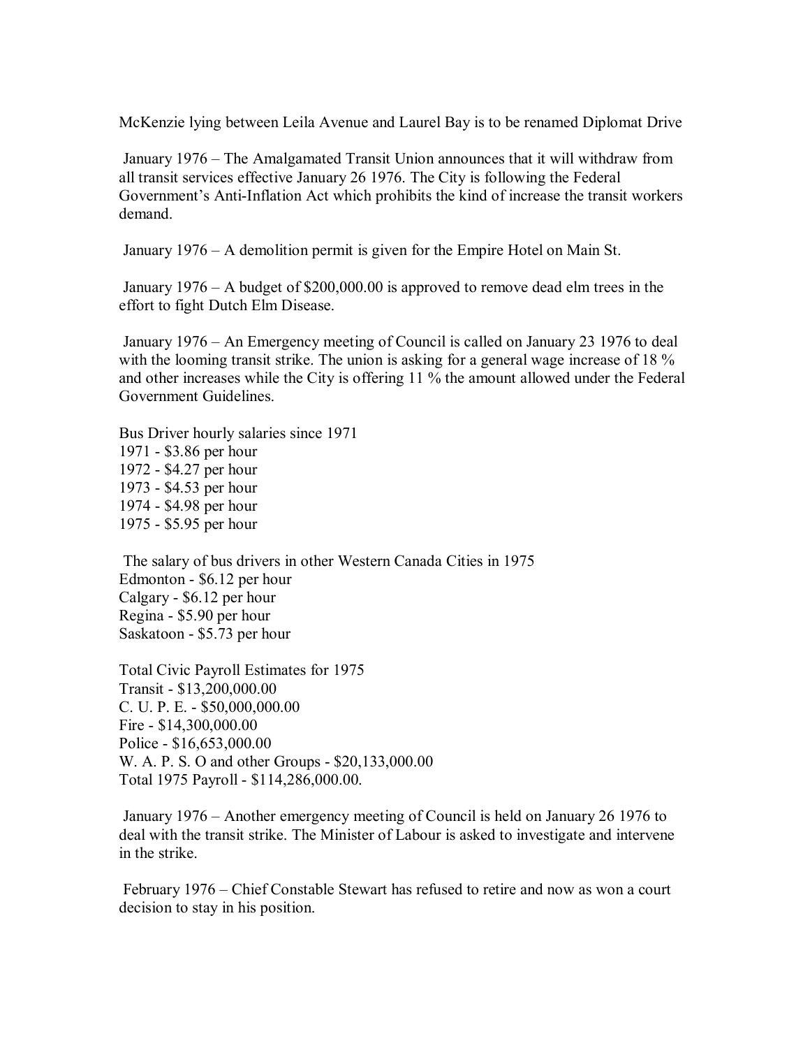McKenzie lying between Leila Avenue and Laurel Bay is to be renamed Diplomat Drive

January 1976 – The Amalgamated Transit Union announces that it will withdraw from all transit services effective January 26 1976. The City is following the Federal Government's Anti-Inflation Act which prohibits the kind of increase the transit workers demand.

January 1976 – A demolition permit is given for the Empire Hotel on Main St.

January 1976 – A budget of $200,000.00 is approved to remove dead elm trees in the effort to fight Dutch Elm Disease.

January 1976 – An Emergency meeting of Council is called on January 23 1976 to deal with the looming transit strike. The union is asking for a general wage increase of 18 % and other increases while the City is offering 11 % the amount allowed under the Federal Government Guidelines.

Bus Driver hourly salaries since 1971
1971 - $3.86 per hour
1972 - $4.27 per hour
1973 - $4.53 per hour
1974 - $4.98 per hour
1975 - $5.95 per hour

The salary of bus drivers in other Western Canada Cities in 1975
Edmonton - $6.12 per hour
Calgary - $6.12 per hour
Regina - $5.90 per hour
Saskatoon - $5.73 per hour

Total Civic Payroll Estimates for 1975
Transit - $13,200,000.00
C. U. P. E. - $50,000,000.00
Fire - $14,300,000.00
Police - $16,653,000.00
W. A. P. S. O and other Groups - $20,133,000.00
Total 1975 Payroll - $114,286,000.00.

January 1976 – Another emergency meeting of Council is held on January 26 1976 to deal with the transit strike. The Minister of Labour is asked to investigate and intervene in the strike.

February 1976 – Chief Constable Stewart has refused to retire and now as won a court decision to stay in his position.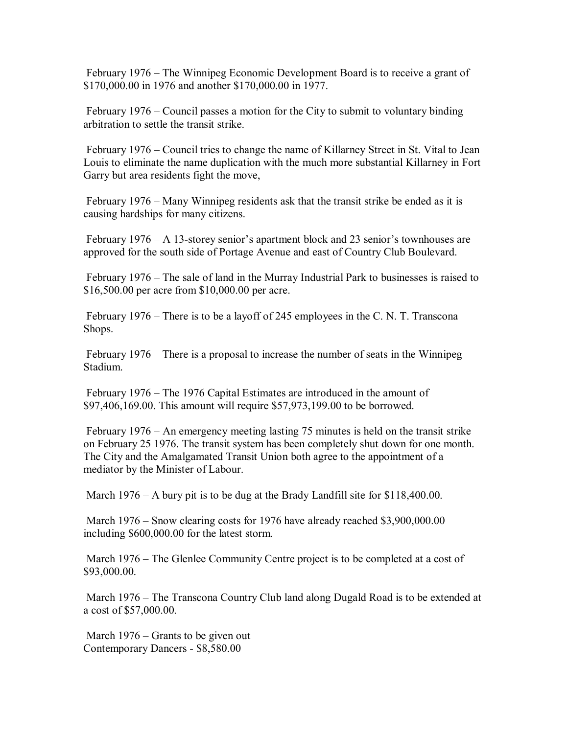February 1976 – The Winnipeg Economic Development Board is to receive a grant of $170,000.00 in 1976 and another $170,000.00 in 1977.

February 1976 – Council passes a motion for the City to submit to voluntary binding arbitration to settle the transit strike.

February 1976 – Council tries to change the name of Killarney Street in St. Vital to Jean Louis to eliminate the name duplication with the much more substantial Killarney in Fort Garry but area residents fight the move,

February 1976 – Many Winnipeg residents ask that the transit strike be ended as it is causing hardships for many citizens.

February 1976 – A 13-storey senior's apartment block and 23 senior's townhouses are approved for the south side of Portage Avenue and east of Country Club Boulevard.

February 1976 – The sale of land in the Murray Industrial Park to businesses is raised to $16,500.00 per acre from $10,000.00 per acre.

February 1976 – There is to be a layoff of 245 employees in the C. N. T. Transcona Shops.

February 1976 – There is a proposal to increase the number of seats in the Winnipeg Stadium.

February 1976 – The 1976 Capital Estimates are introduced in the amount of $97,406,169.00. This amount will require $57,973,199.00 to be borrowed.

February 1976 – An emergency meeting lasting 75 minutes is held on the transit strike on February 25 1976. The transit system has been completely shut down for one month. The City and the Amalgamated Transit Union both agree to the appointment of a mediator by the Minister of Labour.

March 1976 – A bury pit is to be dug at the Brady Landfill site for $118,400.00.

March 1976 – Snow clearing costs for 1976 have already reached $3,900,000.00 including $600,000.00 for the latest storm.

March 1976 – The Glenlee Community Centre project is to be completed at a cost of $93,000.00.

March 1976 – The Transcona Country Club land along Dugald Road is to be extended at a cost of $57,000.00.

March 1976 – Grants to be given out
Contemporary Dancers - $8,580.00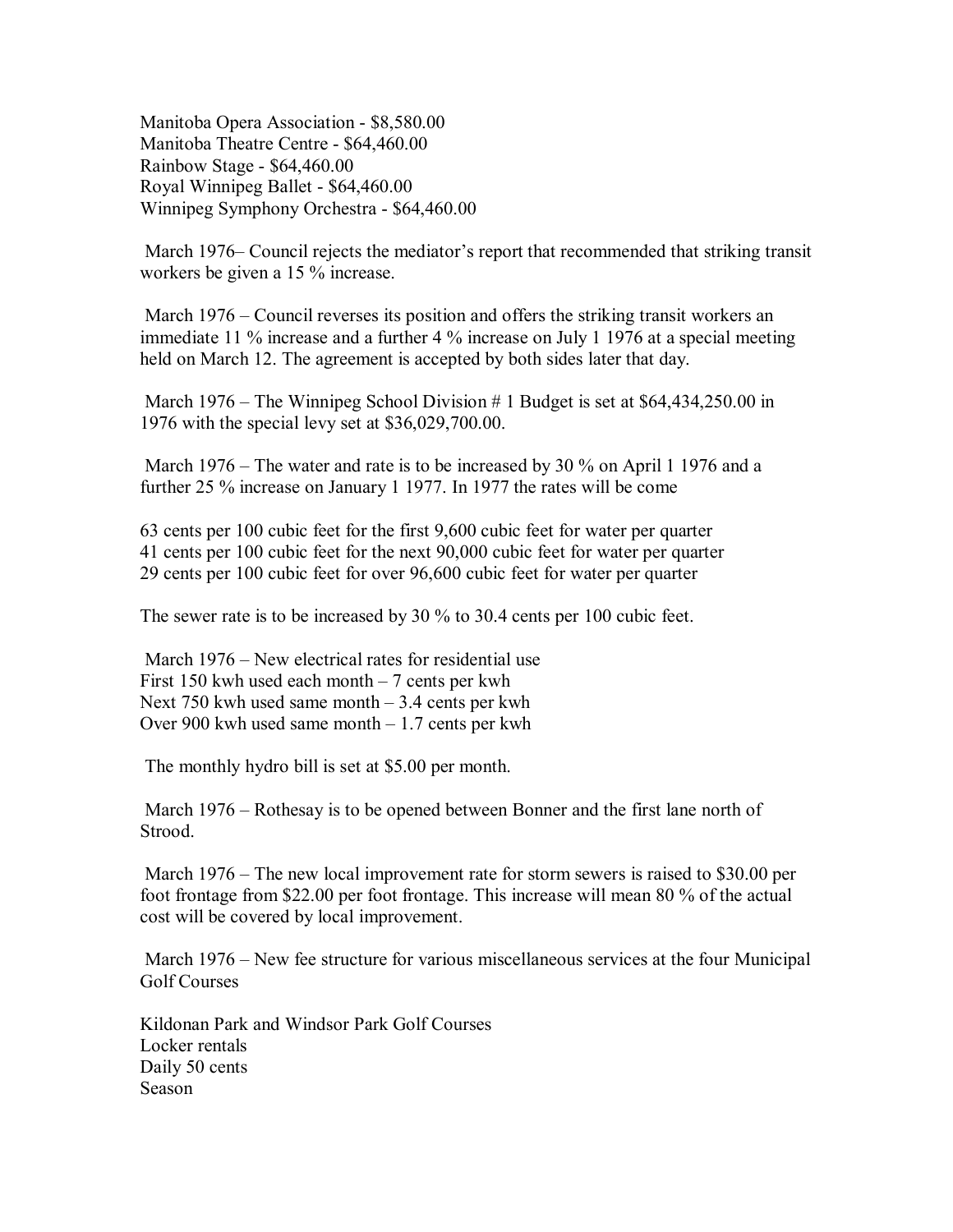Manitoba Opera Association - $8,580.00
Manitoba Theatre Centre - $64,460.00
Rainbow Stage - $64,460.00
Royal Winnipeg Ballet - $64,460.00
Winnipeg Symphony Orchestra - $64,460.00

March 1976– Council rejects the mediator's report that recommended that striking transit workers be given a 15 % increase.

March 1976 – Council reverses its position and offers the striking transit workers an immediate 11 % increase and a further 4 % increase on July 1 1976 at a special meeting held on March 12. The agreement is accepted by both sides later that day.

March 1976 – The Winnipeg School Division # 1 Budget is set at $64,434,250.00 in 1976 with the special levy set at $36,029,700.00.

March 1976 – The water and rate is to be increased by 30 % on April 1 1976 and a further 25 % increase on January 1 1977. In 1977 the rates will be come

63 cents per 100 cubic feet for the first 9,600 cubic feet for water per quarter
41 cents per 100 cubic feet for the next 90,000 cubic feet for water per quarter
29 cents per 100 cubic feet for over 96,600 cubic feet for water per quarter

The sewer rate is to be increased by 30 % to 30.4 cents per 100 cubic feet.

March 1976 – New electrical rates for residential use
First 150 kwh used each month – 7 cents per kwh
Next 750 kwh used same month – 3.4 cents per kwh
Over 900 kwh used same month – 1.7 cents per kwh

The monthly hydro bill is set at $5.00 per month.

March 1976 – Rothesay is to be opened between Bonner and the first lane north of Strood.

March 1976 – The new local improvement rate for storm sewers is raised to $30.00 per foot frontage from $22.00 per foot frontage. This increase will mean 80 % of the actual cost will be covered by local improvement.

March 1976 – New fee structure for various miscellaneous services at the four Municipal Golf Courses

Kildonan Park and Windsor Park Golf Courses
Locker rentals
Daily 50 cents
Season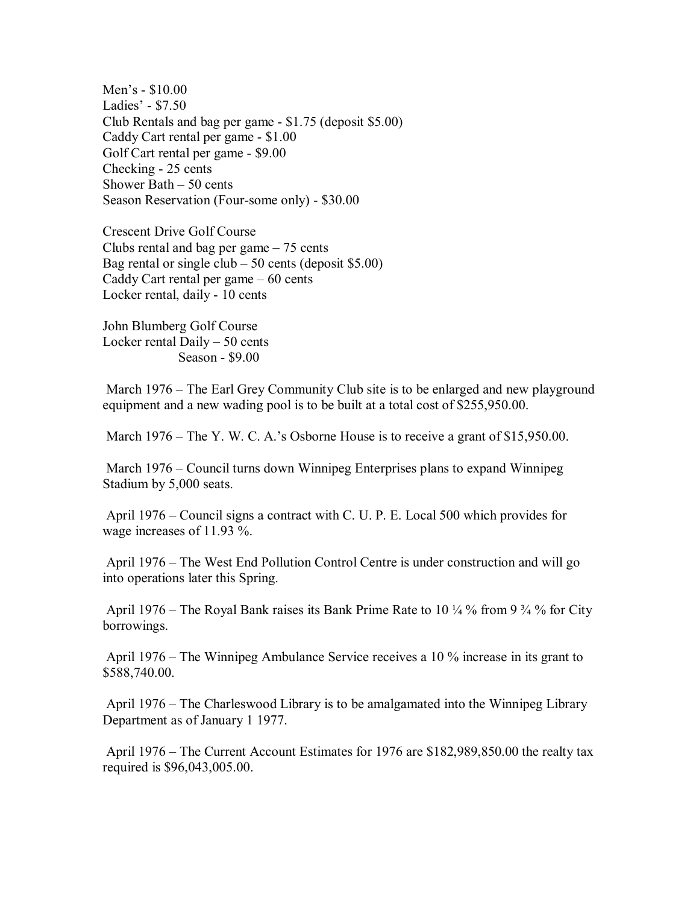Men's - $10.00
Ladies' - $7.50
Club Rentals and bag per game - $1.75 (deposit $5.00)
Caddy Cart rental per game - $1.00
Golf Cart rental per game - $9.00
Checking - 25 cents
Shower Bath – 50 cents
Season Reservation (Four-some only) - $30.00

Crescent Drive Golf Course
Clubs rental and bag per game – 75 cents
Bag rental or single club – 50 cents (deposit $5.00)
Caddy Cart rental per game – 60 cents
Locker rental, daily - 10 cents

John Blumberg Golf Course
Locker rental Daily – 50 cents
Season - $9.00

March 1976 – The Earl Grey Community Club site is to be enlarged and new playground equipment and a new wading pool is to be built at a total cost of $255,950.00.

March 1976 – The Y. W. C. A.'s Osborne House is to receive a grant of $15,950.00.

March 1976 – Council turns down Winnipeg Enterprises plans to expand Winnipeg Stadium by 5,000 seats.

April 1976 – Council signs a contract with C. U. P. E. Local 500 which provides for wage increases of 11.93 %.

April 1976 – The West End Pollution Control Centre is under construction and will go into operations later this Spring.

April 1976 – The Royal Bank raises its Bank Prime Rate to 10 ¼ % from 9 ¾ % for City borrowings.

April 1976 – The Winnipeg Ambulance Service receives a 10 % increase in its grant to $588,740.00.

April 1976 – The Charleswood Library is to be amalgamated into the Winnipeg Library Department as of January 1 1977.

April 1976 – The Current Account Estimates for 1976 are $182,989,850.00 the realty tax required is $96,043,005.00.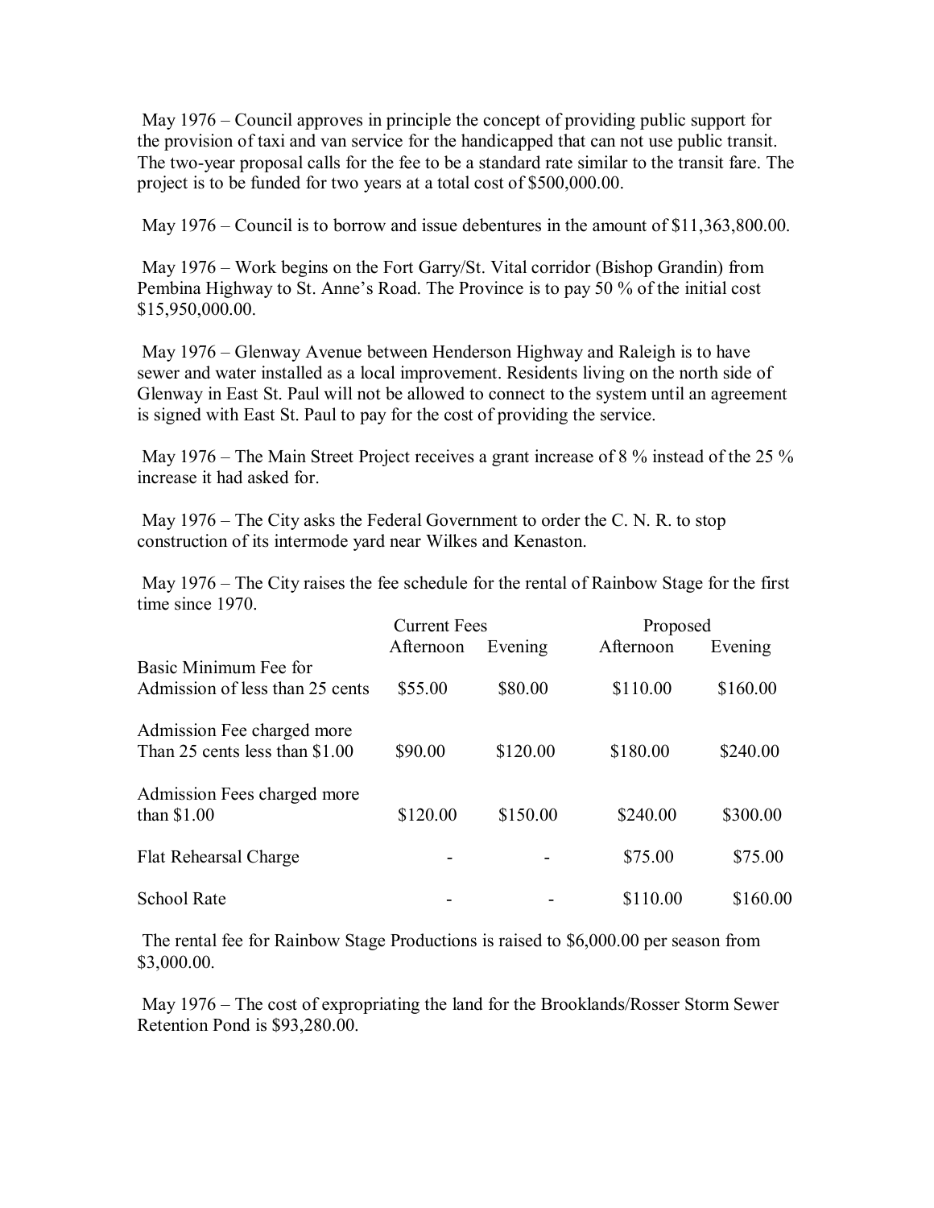May 1976 – Council approves in principle the concept of providing public support for the provision of taxi and van service for the handicapped that can not use public transit. The two-year proposal calls for the fee to be a standard rate similar to the transit fare. The project is to be funded for two years at a total cost of $500,000.00.

May 1976 – Council is to borrow and issue debentures in the amount of $11,363,800.00.

May 1976 – Work begins on the Fort Garry/St. Vital corridor (Bishop Grandin) from Pembina Highway to St. Anne's Road. The Province is to pay 50 % of the initial cost $15,950,000.00.

May 1976 – Glenway Avenue between Henderson Highway and Raleigh is to have sewer and water installed as a local improvement. Residents living on the north side of Glenway in East St. Paul will not be allowed to connect to the system until an agreement is signed with East St. Paul to pay for the cost of providing the service.

May 1976 – The Main Street Project receives a grant increase of 8 % instead of the 25 % increase it had asked for.

May 1976 – The City asks the Federal Government to order the C. N. R. to stop construction of its intermode yard near Wilkes and Kenaston.

May 1976 – The City raises the fee schedule for the rental of Rainbow Stage for the first time since 1970.

| | Current Fees | | Proposed | |
|---|---|---|---|---|
| | Afternoon | Evening | Afternoon | Evening |
| Basic Minimum Fee for Admission of less than 25 cents | $55.00 | $80.00 | $110.00 | $160.00 |
| Admission Fee charged more Than 25 cents less than $1.00 | $90.00 | $120.00 | $180.00 | $240.00 |
| Admission Fees charged more than $1.00 | $120.00 | $150.00 | $240.00 | $300.00 |
| Flat Rehearsal Charge | - | - | $75.00 | $75.00 |
| School Rate | - | - | $110.00 | $160.00 |

The rental fee for Rainbow Stage Productions is raised to $6,000.00 per season from $3,000.00.

May 1976 – The cost of expropriating the land for the Brooklands/Rosser Storm Sewer Retention Pond is $93,280.00.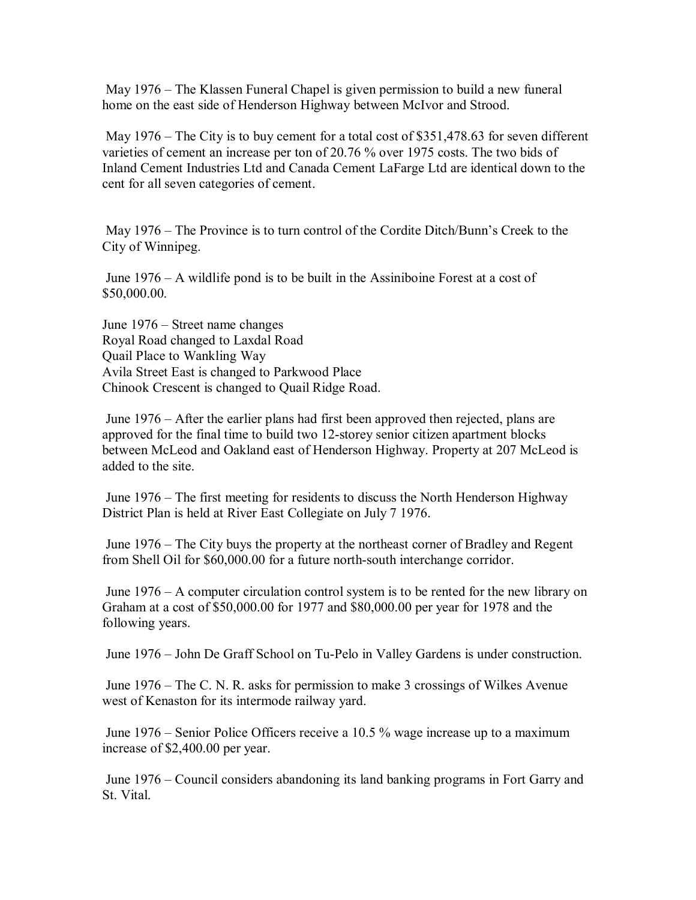May 1976 – The Klassen Funeral Chapel is given permission to build a new funeral home on the east side of Henderson Highway between McIvor and Strood.

May 1976 – The City is to buy cement for a total cost of $351,478.63 for seven different varieties of cement an increase per ton of 20.76 % over 1975 costs. The two bids of Inland Cement Industries Ltd and Canada Cement LaFarge Ltd are identical down to the cent for all seven categories of cement.

May 1976 – The Province is to turn control of the Cordite Ditch/Bunn's Creek to the City of Winnipeg.

June 1976 – A wildlife pond is to be built in the Assiniboine Forest at a cost of $50,000.00.

June 1976 – Street name changes
Royal Road changed to Laxdal Road
Quail Place to Wankling Way
Avila Street East is changed to Parkwood Place
Chinook Crescent is changed to Quail Ridge Road.

June 1976 – After the earlier plans had first been approved then rejected, plans are approved for the final time to build two 12-storey senior citizen apartment blocks between McLeod and Oakland east of Henderson Highway. Property at 207 McLeod is added to the site.

June 1976 – The first meeting for residents to discuss the North Henderson Highway District Plan is held at River East Collegiate on July 7 1976.

June 1976 – The City buys the property at the northeast corner of Bradley and Regent from Shell Oil for $60,000.00 for a future north-south interchange corridor.

June 1976 – A computer circulation control system is to be rented for the new library on Graham at a cost of $50,000.00 for 1977 and $80,000.00 per year for 1978 and the following years.

June 1976 – John De Graff School on Tu-Pelo in Valley Gardens is under construction.

June 1976 – The C. N. R. asks for permission to make 3 crossings of Wilkes Avenue west of Kenaston for its intermode railway yard.

June 1976 – Senior Police Officers receive a 10.5 % wage increase up to a maximum increase of $2,400.00 per year.

June 1976 – Council considers abandoning its land banking programs in Fort Garry and St. Vital.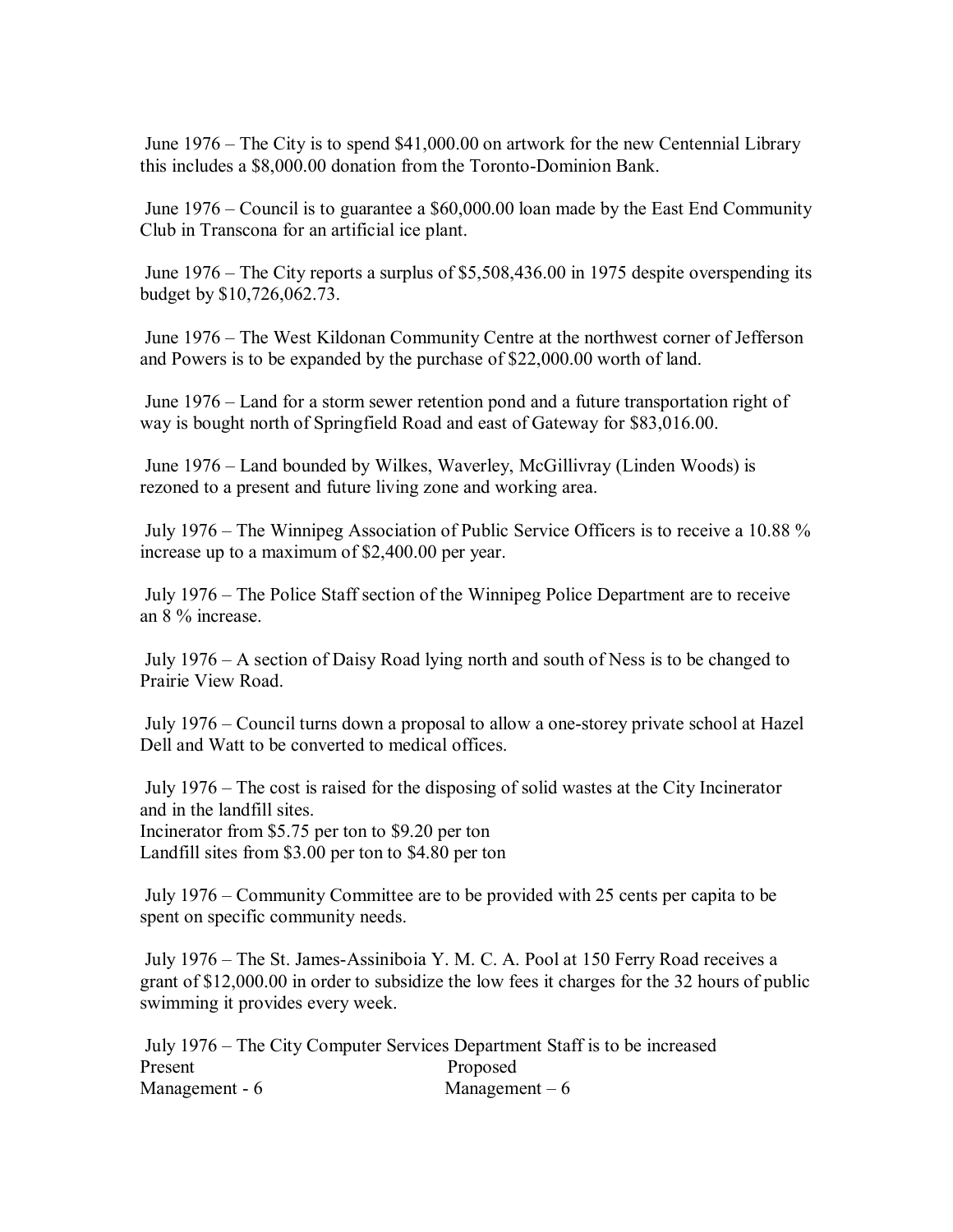June 1976 – The City is to spend $41,000.00 on artwork for the new Centennial Library this includes a $8,000.00 donation from the Toronto-Dominion Bank.

June 1976 – Council is to guarantee a $60,000.00 loan made by the East End Community Club in Transcona for an artificial ice plant.

June 1976 – The City reports a surplus of $5,508,436.00 in 1975 despite overspending its budget by $10,726,062.73.

June 1976 – The West Kildonan Community Centre at the northwest corner of Jefferson and Powers is to be expanded by the purchase of $22,000.00 worth of land.

June 1976 – Land for a storm sewer retention pond and a future transportation right of way is bought north of Springfield Road and east of Gateway for $83,016.00.

June 1976 – Land bounded by Wilkes, Waverley, McGillivray (Linden Woods) is rezoned to a present and future living zone and working area.

July 1976 – The Winnipeg Association of Public Service Officers is to receive a 10.88 % increase up to a maximum of $2,400.00 per year.

July 1976 – The Police Staff section of the Winnipeg Police Department are to receive an 8 % increase.

July 1976 – A section of Daisy Road lying north and south of Ness is to be changed to Prairie View Road.

July 1976 – Council turns down a proposal to allow a one-storey private school at Hazel Dell and Watt to be converted to medical offices.

July 1976 – The cost is raised for the disposing of solid wastes at the City Incinerator and in the landfill sites.
Incinerator from $5.75 per ton to $9.20 per ton
Landfill sites from $3.00 per ton to $4.80 per ton

July 1976 – Community Committee are to be provided with 25 cents per capita to be spent on specific community needs.

July 1976 – The St. James-Assiniboia Y. M. C. A. Pool at 150 Ferry Road receives a grant of $12,000.00 in order to subsidize the low fees it charges for the 32 hours of public swimming it provides every week.

July 1976 – The City Computer Services Department Staff is to be increased

| Present | Proposed |
|---|---|
| Management - 6 | Management – 6 |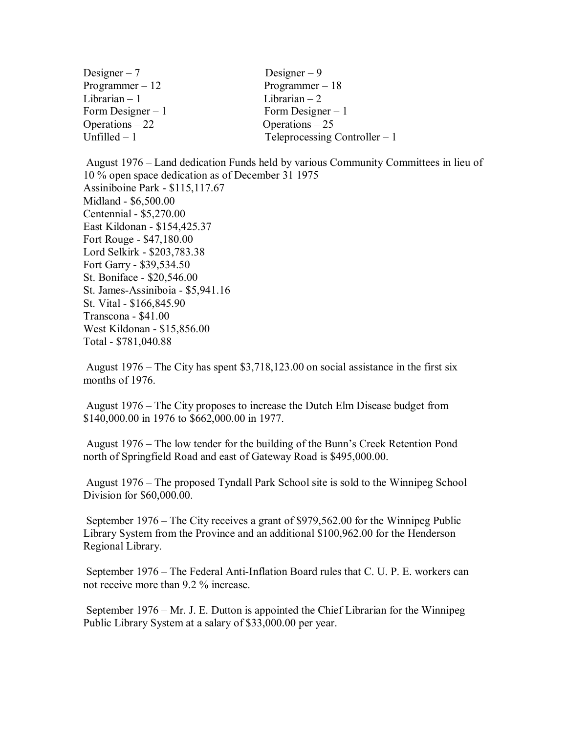| | |
|---|---|
| Designer – 7 | Designer – 9 |
| Programmer – 12 | Programmer – 18 |
| Librarian – 1 | Librarian – 2 |
| Form Designer – 1 | Form Designer – 1 |
| Operations – 22 | Operations – 25 |
| Unfilled – 1 | Teleprocessing Controller – 1 |

August 1976 – Land dedication Funds held by various Community Committees in lieu of 10 % open space dedication as of December 31 1975  
Assiniboine Park - $115,117.67  
Midland - $6,500.00  
Centennial - $5,270.00  
East Kildonan - $154,425.37  
Fort Rouge - $47,180.00  
Lord Selkirk - $203,783.38  
Fort Garry - $39,534.50  
St. Boniface - $20,546.00  
St. James-Assiniboia - $5,941.16  
St. Vital - $166,845.90  
Transcona - $41.00  
West Kildonan - $15,856.00  
Total - $781,040.88

August 1976 – The City has spent $3,718,123.00 on social assistance in the first six months of 1976.

August 1976 – The City proposes to increase the Dutch Elm Disease budget from $140,000.00 in 1976 to $662,000.00 in 1977.

August 1976 – The low tender for the building of the Bunn's Creek Retention Pond north of Springfield Road and east of Gateway Road is $495,000.00.

August 1976 – The proposed Tyndall Park School site is sold to the Winnipeg School Division for $60,000.00.

September 1976 – The City receives a grant of $979,562.00 for the Winnipeg Public Library System from the Province and an additional $100,962.00 for the Henderson Regional Library.

September 1976 – The Federal Anti-Inflation Board rules that C. U. P. E. workers can not receive more than 9.2 % increase.

September 1976 – Mr. J. E. Dutton is appointed the Chief Librarian for the Winnipeg Public Library System at a salary of $33,000.00 per year.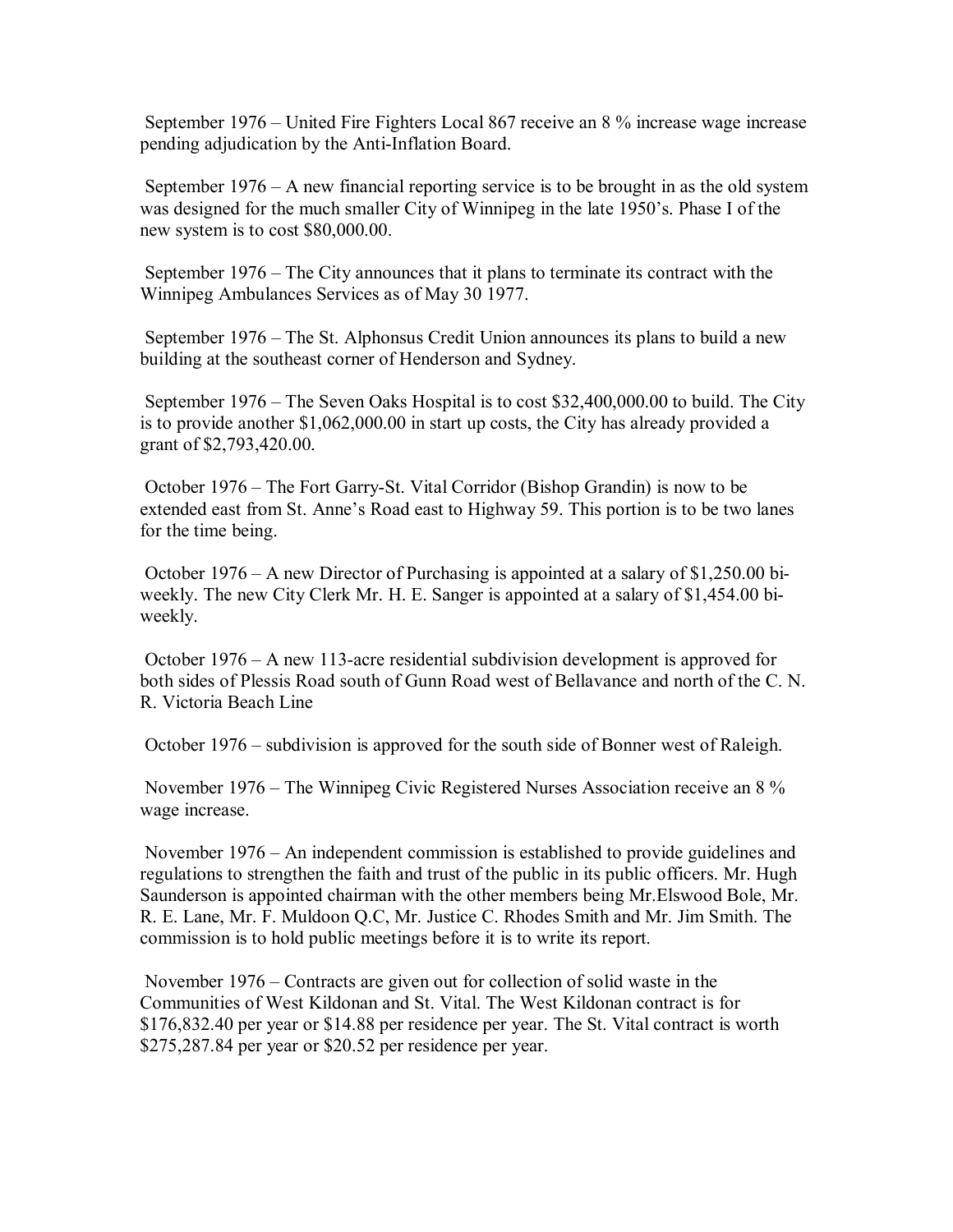September 1976 – United Fire Fighters Local 867 receive an 8 % increase wage increase pending adjudication by the Anti-Inflation Board.

September 1976 – A new financial reporting service is to be brought in as the old system was designed for the much smaller City of Winnipeg in the late 1950's. Phase I of the new system is to cost $80,000.00.

September 1976 – The City announces that it plans to terminate its contract with the Winnipeg Ambulances Services as of May 30 1977.

September 1976 – The St. Alphonsus Credit Union announces its plans to build a new building at the southeast corner of Henderson and Sydney.

September 1976 – The Seven Oaks Hospital is to cost $32,400,000.00 to build. The City is to provide another $1,062,000.00 in start up costs, the City has already provided a grant of $2,793,420.00.

October 1976 – The Fort Garry-St. Vital Corridor (Bishop Grandin) is now to be extended east from St. Anne's Road east to Highway 59. This portion is to be two lanes for the time being.

October 1976 – A new Director of Purchasing is appointed at a salary of $1,250.00 bi-weekly. The new City Clerk Mr. H. E. Sanger is appointed at a salary of $1,454.00 bi-weekly.

October 1976 – A new 113-acre residential subdivision development is approved for both sides of Plessis Road south of Gunn Road west of Bellavance and north of the C. N. R. Victoria Beach Line

October 1976 – subdivision is approved for the south side of Bonner west of Raleigh.

November 1976 – The Winnipeg Civic Registered Nurses Association receive an 8 % wage increase.

November 1976 – An independent commission is established to provide guidelines and regulations to strengthen the faith and trust of the public in its public officers. Mr. Hugh Saunderson is appointed chairman with the other members being Mr.Elswood Bole, Mr. R. E. Lane, Mr. F. Muldoon Q.C, Mr. Justice C. Rhodes Smith and Mr. Jim Smith. The commission is to hold public meetings before it is to write its report.

November 1976 – Contracts are given out for collection of solid waste in the Communities of West Kildonan and St. Vital. The West Kildonan contract is for $176,832.40 per year or $14.88 per residence per year. The St. Vital contract is worth $275,287.84 per year or $20.52 per residence per year.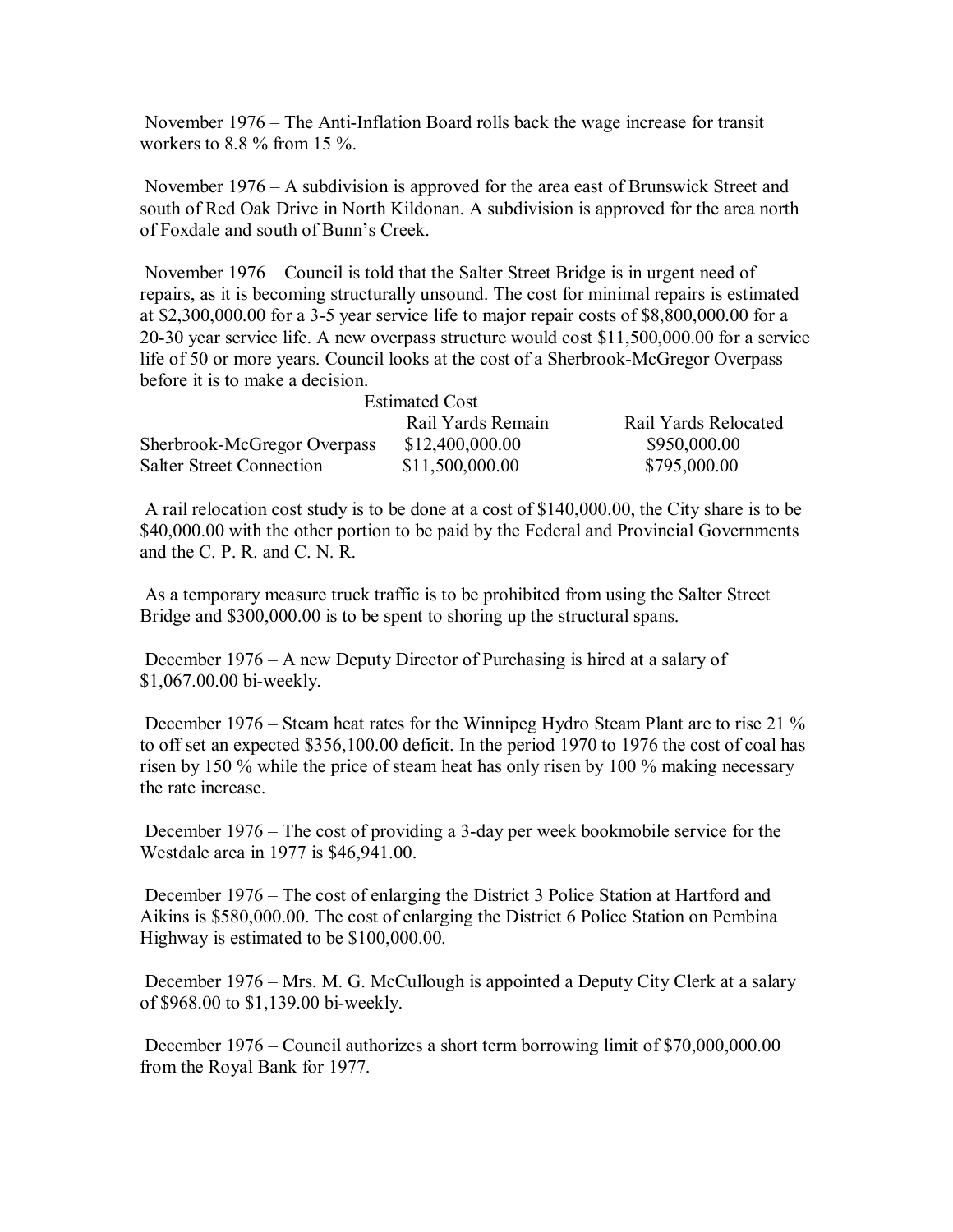November 1976 – The Anti-Inflation Board rolls back the wage increase for transit workers to 8.8 % from 15 %.

November 1976 – A subdivision is approved for the area east of Brunswick Street and south of Red Oak Drive in North Kildonan. A subdivision is approved for the area north of Foxdale and south of Bunn's Creek.

November 1976 – Council is told that the Salter Street Bridge is in urgent need of repairs, as it is becoming structurally unsound. The cost for minimal repairs is estimated at $2,300,000.00 for a 3-5 year service life to major repair costs of $8,800,000.00 for a 20-30 year service life. A new overpass structure would cost $11,500,000.00 for a service life of 50 or more years. Council looks at the cost of a Sherbrook-McGregor Overpass before it is to make a decision.

| | Estimated Cost | |
|---|---|---|
| | Rail Yards Remain | Rail Yards Relocated |
| Sherbrook-McGregor Overpass | $12,400,000.00 | $950,000.00 |
| Salter Street Connection | $11,500,000.00 | $795,000.00 |

A rail relocation cost study is to be done at a cost of $140,000.00, the City share is to be $40,000.00 with the other portion to be paid by the Federal and Provincial Governments and the C. P. R. and C. N. R.

As a temporary measure truck traffic is to be prohibited from using the Salter Street Bridge and $300,000.00 is to be spent to shoring up the structural spans.

December 1976 – A new Deputy Director of Purchasing is hired at a salary of $1,067.00.00 bi-weekly.

December 1976 – Steam heat rates for the Winnipeg Hydro Steam Plant are to rise 21 % to off set an expected $356,100.00 deficit. In the period 1970 to 1976 the cost of coal has risen by 150 % while the price of steam heat has only risen by 100 % making necessary the rate increase.

December 1976 – The cost of providing a 3-day per week bookmobile service for the Westdale area in 1977 is $46,941.00.

December 1976 – The cost of enlarging the District 3 Police Station at Hartford and Aikins is $580,000.00. The cost of enlarging the District 6 Police Station on Pembina Highway is estimated to be $100,000.00.

December 1976 – Mrs. M. G. McCullough is appointed a Deputy City Clerk at a salary of $968.00 to $1,139.00 bi-weekly.

December 1976 – Council authorizes a short term borrowing limit of $70,000,000.00 from the Royal Bank for 1977.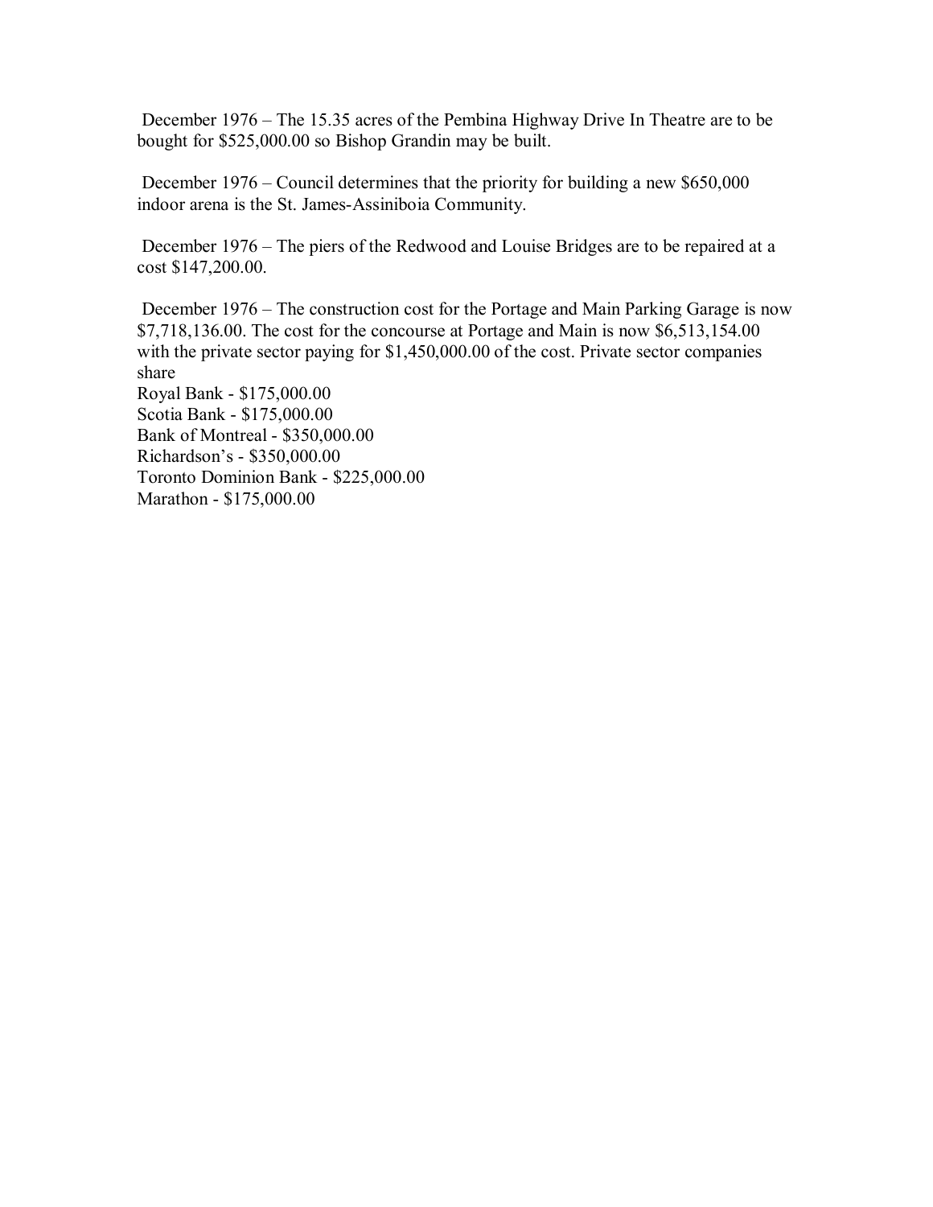December 1976 – The 15.35 acres of the Pembina Highway Drive In Theatre are to be bought for $525,000.00 so Bishop Grandin may be built.

December 1976 – Council determines that the priority for building a new $650,000 indoor arena is the St. James-Assiniboia Community.

December 1976 – The piers of the Redwood and Louise Bridges are to be repaired at a cost $147,200.00.

December 1976 – The construction cost for the Portage and Main Parking Garage is now $7,718,136.00. The cost for the concourse at Portage and Main is now $6,513,154.00 with the private sector paying for $1,450,000.00 of the cost. Private sector companies share

Royal Bank - $175,000.00
Scotia Bank - $175,000.00
Bank of Montreal - $350,000.00
Richardson's - $350,000.00
Toronto Dominion Bank - $225,000.00
Marathon - $175,000.00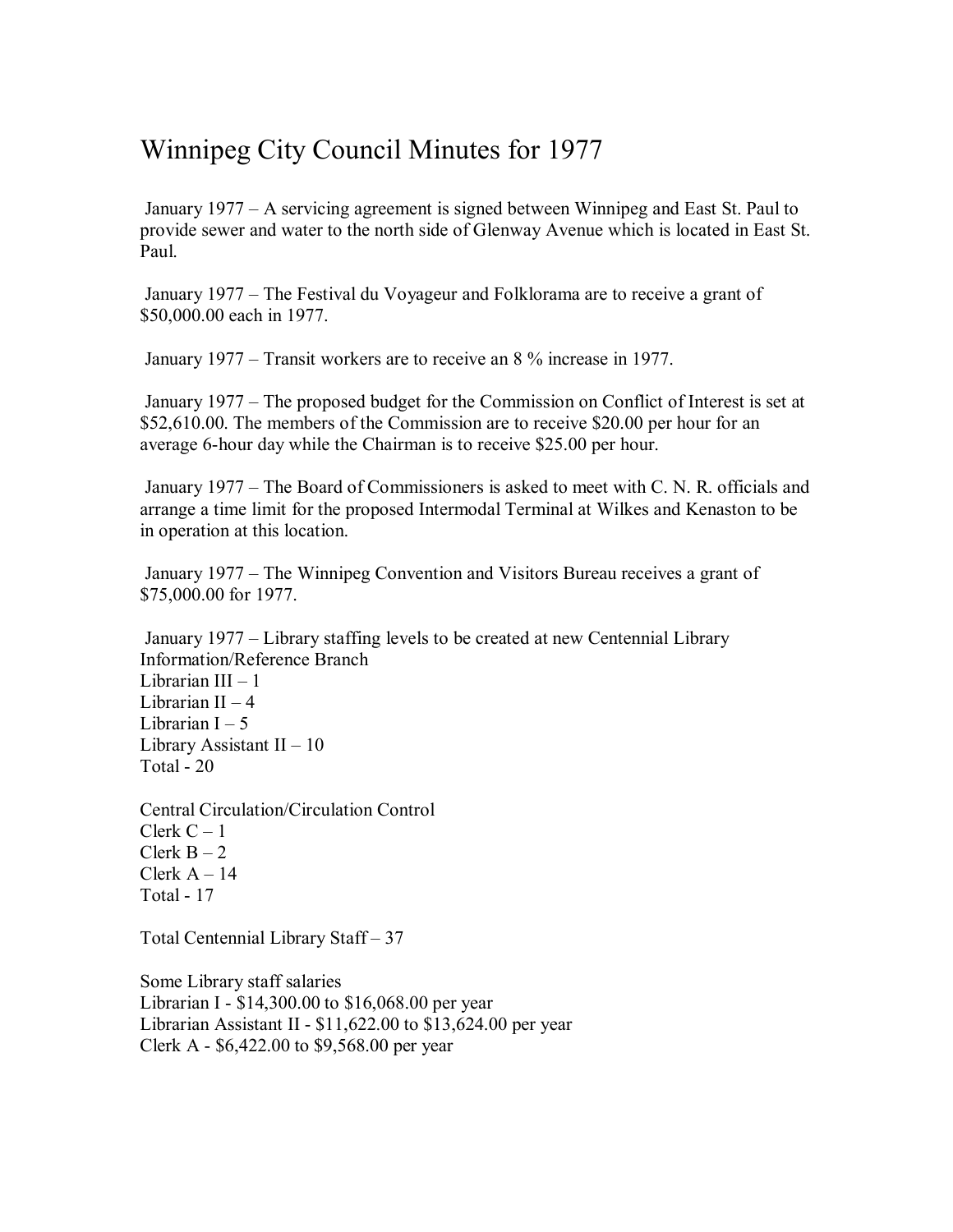# Winnipeg City Council Minutes for 1977

January 1977 – A servicing agreement is signed between Winnipeg and East St. Paul to provide sewer and water to the north side of Glenway Avenue which is located in East St. Paul.

January 1977 – The Festival du Voyageur and Folklorama are to receive a grant of $50,000.00 each in 1977.

January 1977 – Transit workers are to receive an 8 % increase in 1977.

January 1977 – The proposed budget for the Commission on Conflict of Interest is set at $52,610.00. The members of the Commission are to receive $20.00 per hour for an average 6-hour day while the Chairman is to receive $25.00 per hour.

January 1977 – The Board of Commissioners is asked to meet with C. N. R. officials and arrange a time limit for the proposed Intermodal Terminal at Wilkes and Kenaston to be in operation at this location.

January 1977 – The Winnipeg Convention and Visitors Bureau receives a grant of $75,000.00 for 1977.

January 1977 – Library staffing levels to be created at new Centennial Library Information/Reference Branch
Librarian III – 1
Librarian II – 4
Librarian I – 5
Library Assistant II – 10
Total - 20

Central Circulation/Circulation Control
Clerk C – 1
Clerk B – 2
Clerk A – 14
Total - 17

Total Centennial Library Staff – 37

Some Library staff salaries
Librarian I - $14,300.00 to $16,068.00 per year
Librarian Assistant II - $11,622.00 to $13,624.00 per year
Clerk A - $6,422.00 to $9,568.00 per year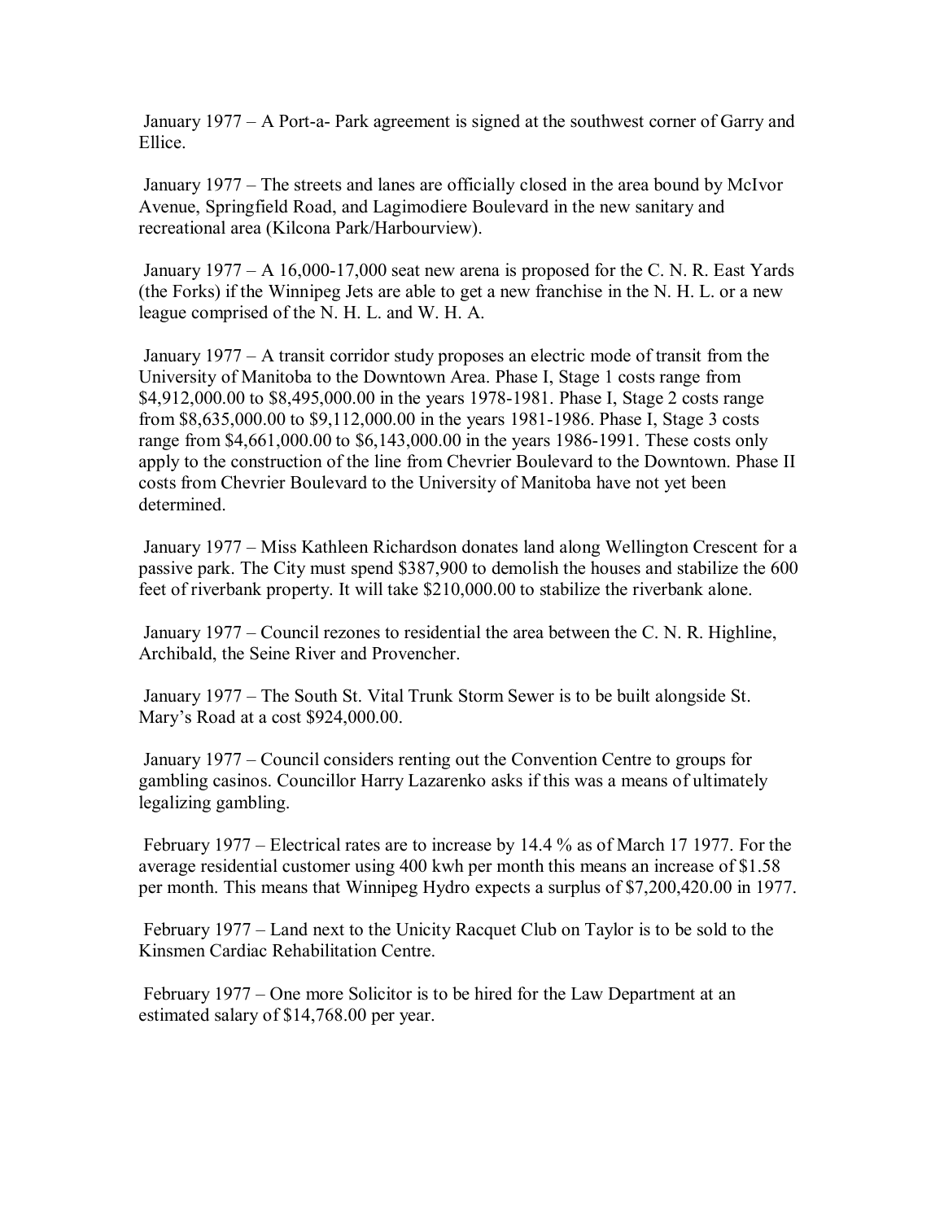January 1977 – A Port-a- Park agreement is signed at the southwest corner of Garry and Ellice.

January 1977 – The streets and lanes are officially closed in the area bound by McIvor Avenue, Springfield Road, and Lagimodiere Boulevard in the new sanitary and recreational area (Kilcona Park/Harbourview).

January 1977 – A 16,000-17,000 seat new arena is proposed for the C. N. R. East Yards (the Forks) if the Winnipeg Jets are able to get a new franchise in the N. H. L. or a new league comprised of the N. H. L. and W. H. A.

January 1977 – A transit corridor study proposes an electric mode of transit from the University of Manitoba to the Downtown Area. Phase I, Stage 1 costs range from $4,912,000.00 to $8,495,000.00 in the years 1978-1981. Phase I, Stage 2 costs range from $8,635,000.00 to $9,112,000.00 in the years 1981-1986. Phase I, Stage 3 costs range from $4,661,000.00 to $6,143,000.00 in the years 1986-1991. These costs only apply to the construction of the line from Chevrier Boulevard to the Downtown. Phase II costs from Chevrier Boulevard to the University of Manitoba have not yet been determined.

January 1977 – Miss Kathleen Richardson donates land along Wellington Crescent for a passive park. The City must spend $387,900 to demolish the houses and stabilize the 600 feet of riverbank property. It will take $210,000.00 to stabilize the riverbank alone.

January 1977 – Council rezones to residential the area between the C. N. R. Highline, Archibald, the Seine River and Provencher.

January 1977 – The South St. Vital Trunk Storm Sewer is to be built alongside St. Mary's Road at a cost $924,000.00.

January 1977 – Council considers renting out the Convention Centre to groups for gambling casinos. Councillor Harry Lazarenko asks if this was a means of ultimately legalizing gambling.

February 1977 – Electrical rates are to increase by 14.4 % as of March 17 1977. For the average residential customer using 400 kwh per month this means an increase of $1.58 per month. This means that Winnipeg Hydro expects a surplus of $7,200,420.00 in 1977.

February 1977 – Land next to the Unicity Racquet Club on Taylor is to be sold to the Kinsmen Cardiac Rehabilitation Centre.

February 1977 – One more Solicitor is to be hired for the Law Department at an estimated salary of $14,768.00 per year.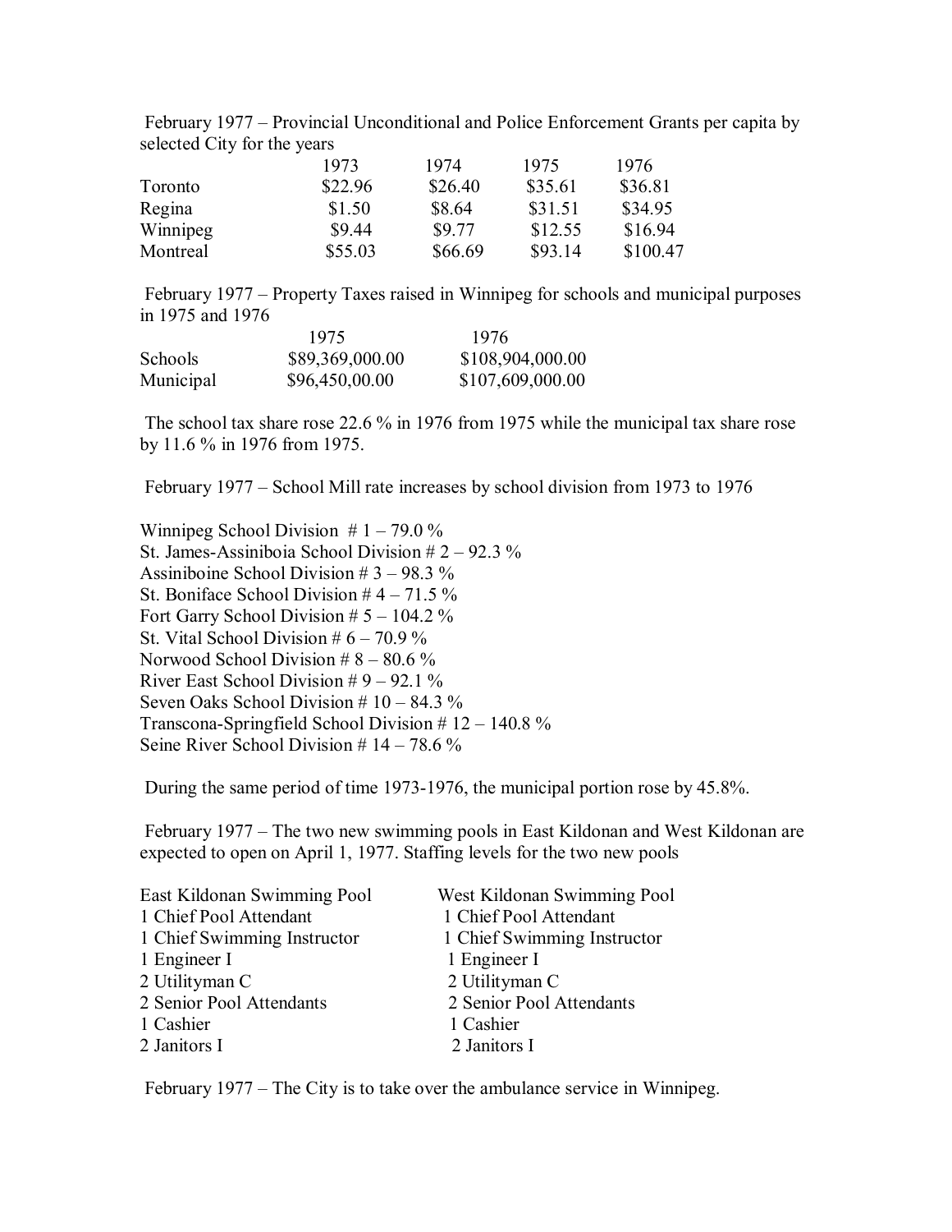February 1977 – Provincial Unconditional and Police Enforcement Grants per capita by selected City for the years

| | 1973 | 1974 | 1975 | 1976 |
|---|---|---|---|---|
| Toronto | $22.96 | $26.40 | $35.61 | $36.81 |
| Regina | $1.50 | $8.64 | $31.51 | $34.95 |
| Winnipeg | $9.44 | $9.77 | $12.55 | $16.94 |
| Montreal | $55.03 | $66.69 | $93.14 | $100.47 |

February 1977 – Property Taxes raised in Winnipeg for schools and municipal purposes in 1975 and 1976

| | 1975 | 1976 |
|---|---|---|
| Schools | $89,369,000.00 | $108,904,000.00 |
| Municipal | $96,450,00.00 | $107,609,000.00 |

The school tax share rose 22.6 % in 1976 from 1975 while the municipal tax share rose by 11.6 % in 1976 from 1975.

February 1977 – School Mill rate increases by school division from 1973 to 1976

Winnipeg School Division # 1 – 79.0 %
St. James-Assiniboia School Division # 2 – 92.3 %
Assiniboine School Division # 3 – 98.3 %
St. Boniface School Division # 4 – 71.5 %
Fort Garry School Division # 5 – 104.2 %
St. Vital School Division # 6 – 70.9 %
Norwood School Division # 8 – 80.6 %
River East School Division # 9 – 92.1 %
Seven Oaks School Division # 10 – 84.3 %
Transcona-Springfield School Division # 12 – 140.8 %
Seine River School Division # 14 – 78.6 %

During the same period of time 1973-1976, the municipal portion rose by 45.8%.

February 1977 – The two new swimming pools in East Kildonan and West Kildonan are expected to open on April 1, 1977. Staffing levels for the two new pools

| East Kildonan Swimming Pool | West Kildonan Swimming Pool |
|---|---|
| 1 Chief Pool Attendant | 1 Chief Pool Attendant |
| 1 Chief Swimming Instructor | 1 Chief Swimming Instructor |
| 1 Engineer I | 1 Engineer I |
| 2 Utilityman C | 2 Utilityman C |
| 2 Senior Pool Attendants | 2 Senior Pool Attendants |
| 1 Cashier | 1 Cashier |
| 2 Janitors I | 2 Janitors I |

February 1977 – The City is to take over the ambulance service in Winnipeg.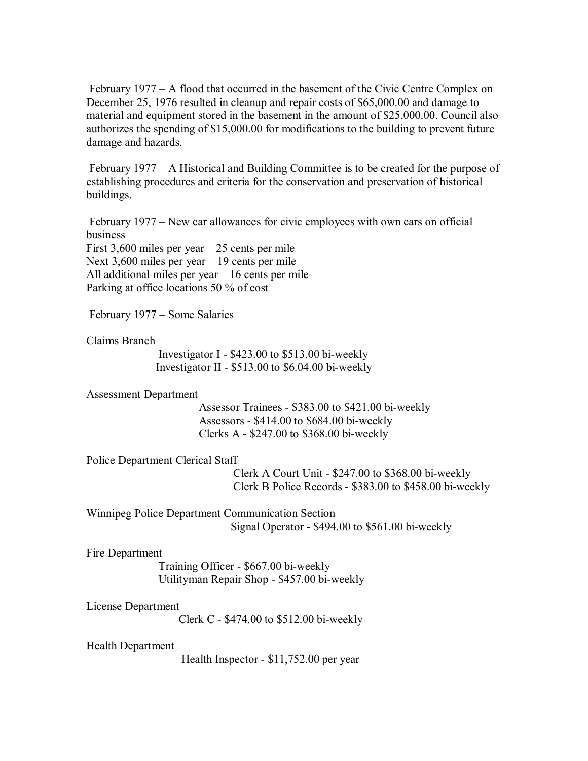February 1977 – A flood that occurred in the basement of the Civic Centre Complex on December 25, 1976 resulted in cleanup and repair costs of $65,000.00 and damage to material and equipment stored in the basement in the amount of $25,000.00. Council also authorizes the spending of $15,000.00 for modifications to the building to prevent future damage and hazards.

February 1977 – A Historical and Building Committee is to be created for the purpose of establishing procedures and criteria for the conservation and preservation of historical buildings.

February 1977 – New car allowances for civic employees with own cars on official business
First 3,600 miles per year – 25 cents per mile
Next 3,600 miles per year – 19 cents per mile
All additional miles per year – 16 cents per mile
Parking at office locations 50 % of cost

February 1977 – Some Salaries

Claims Branch
Investigator I - $423.00 to $513.00 bi-weekly
Investigator II - $513.00 to $6.04.00 bi-weekly

Assessment Department
Assessor Trainees - $383.00 to $421.00 bi-weekly
Assessors - $414.00 to $684.00 bi-weekly
Clerks A - $247.00 to $368.00 bi-weekly

Police Department Clerical Staff
Clerk A Court Unit - $247.00 to $368.00 bi-weekly
Clerk B Police Records - $383.00 to $458.00 bi-weekly

Winnipeg Police Department Communication Section
Signal Operator - $494.00 to $561.00 bi-weekly

Fire Department
Training Officer - $667.00 bi-weekly
Utilityman Repair Shop - $457.00 bi-weekly

License Department
Clerk C - $474.00 to $512.00 bi-weekly

Health Department
Health Inspector - $11,752.00 per year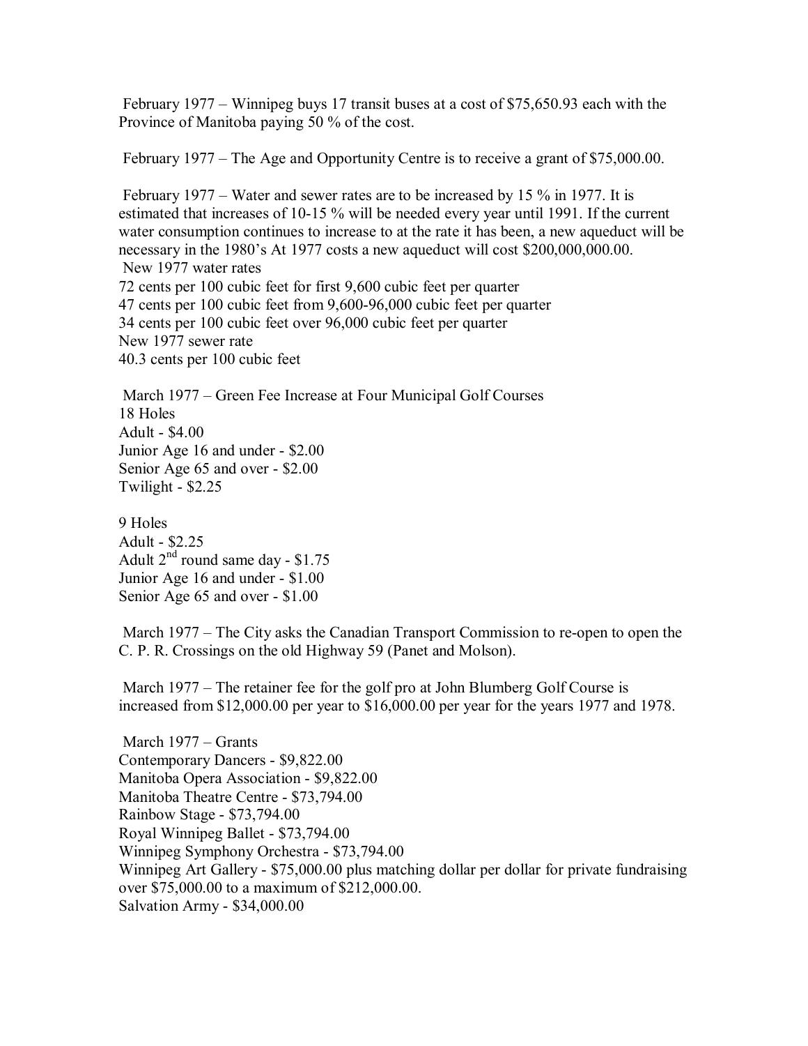February 1977 – Winnipeg buys 17 transit buses at a cost of $75,650.93 each with the Province of Manitoba paying 50 % of the cost.

February 1977 – The Age and Opportunity Centre is to receive a grant of $75,000.00.

February 1977 – Water and sewer rates are to be increased by 15 % in 1977. It is estimated that increases of 10-15 % will be needed every year until 1991. If the current water consumption continues to increase to at the rate it has been, a new aqueduct will be necessary in the 1980's At 1977 costs a new aqueduct will cost $200,000,000.00.
New 1977 water rates
72 cents per 100 cubic feet for first 9,600 cubic feet per quarter
47 cents per 100 cubic feet from 9,600-96,000 cubic feet per quarter
34 cents per 100 cubic feet over 96,000 cubic feet per quarter
New 1977 sewer rate
40.3 cents per 100 cubic feet

March 1977 – Green Fee Increase at Four Municipal Golf Courses
18 Holes
Adult - $4.00
Junior Age 16 and under - $2.00
Senior Age 65 and over - $2.00
Twilight - $2.25

9 Holes
Adult - $2.25
Adult 2nd round same day - $1.75
Junior Age 16 and under - $1.00
Senior Age 65 and over - $1.00

March 1977 – The City asks the Canadian Transport Commission to re-open to open the C. P. R. Crossings on the old Highway 59 (Panet and Molson).

March 1977 – The retainer fee for the golf pro at John Blumberg Golf Course is increased from $12,000.00 per year to $16,000.00 per year for the years 1977 and 1978.

March 1977 – Grants
Contemporary Dancers - $9,822.00
Manitoba Opera Association - $9,822.00
Manitoba Theatre Centre - $73,794.00
Rainbow Stage - $73,794.00
Royal Winnipeg Ballet - $73,794.00
Winnipeg Symphony Orchestra - $73,794.00
Winnipeg Art Gallery - $75,000.00 plus matching dollar per dollar for private fundraising over $75,000.00 to a maximum of $212,000.00.
Salvation Army - $34,000.00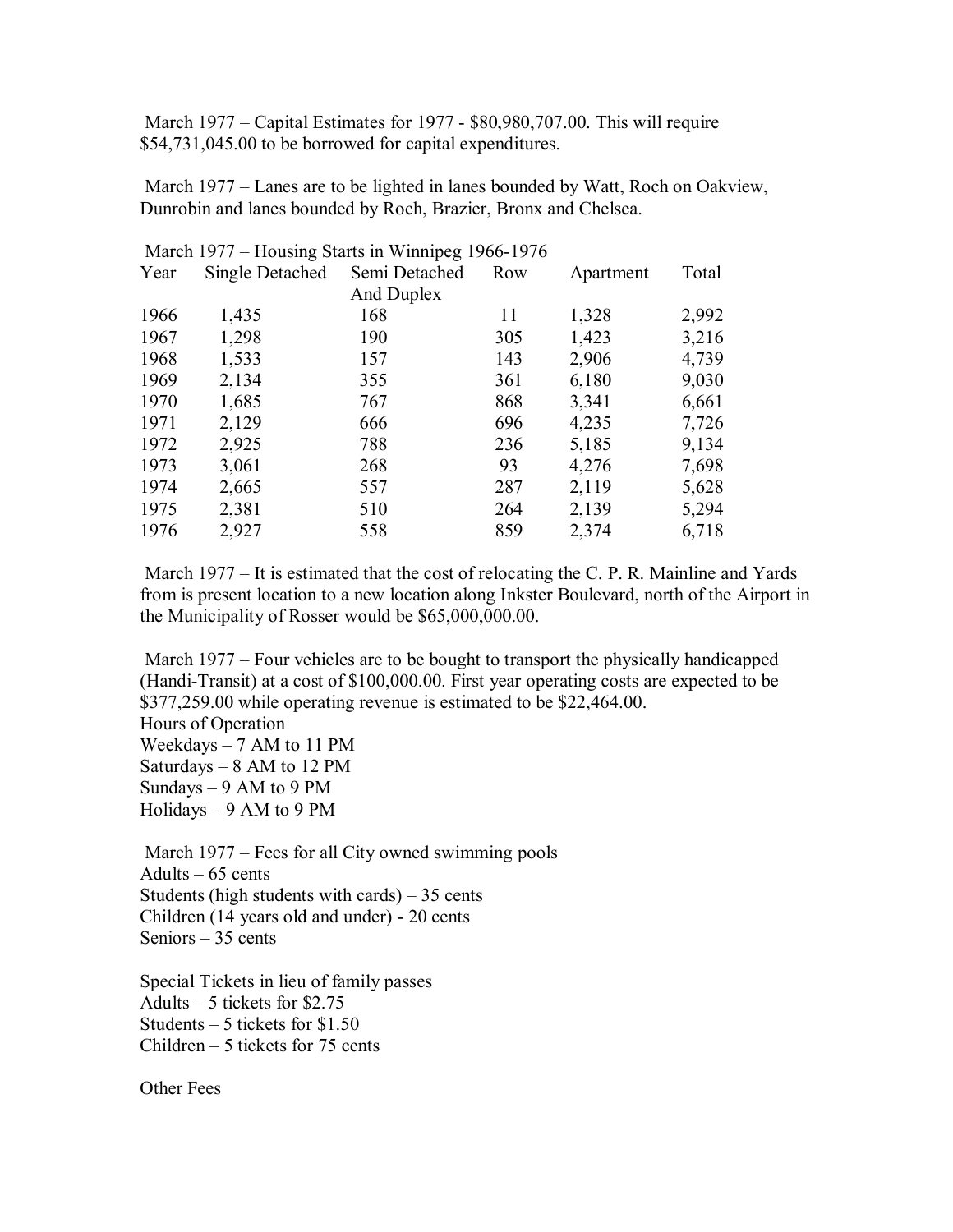March 1977 – Capital Estimates for 1977 - $80,980,707.00. This will require $54,731,045.00 to be borrowed for capital expenditures.

March 1977 – Lanes are to be lighted in lanes bounded by Watt, Roch on Oakview, Dunrobin and lanes bounded by Roch, Brazier, Bronx and Chelsea.

March 1977 – Housing Starts in Winnipeg 1966-1976

| Year | Single Detached | Semi Detached And Duplex | Row | Apartment | Total |
|---|---|---|---|---|---|
| 1966 | 1,435 | 168 | 11 | 1,328 | 2,992 |
| 1967 | 1,298 | 190 | 305 | 1,423 | 3,216 |
| 1968 | 1,533 | 157 | 143 | 2,906 | 4,739 |
| 1969 | 2,134 | 355 | 361 | 6,180 | 9,030 |
| 1970 | 1,685 | 767 | 868 | 3,341 | 6,661 |
| 1971 | 2,129 | 666 | 696 | 4,235 | 7,726 |
| 1972 | 2,925 | 788 | 236 | 5,185 | 9,134 |
| 1973 | 3,061 | 268 | 93 | 4,276 | 7,698 |
| 1974 | 2,665 | 557 | 287 | 2,119 | 5,628 |
| 1975 | 2,381 | 510 | 264 | 2,139 | 5,294 |
| 1976 | 2,927 | 558 | 859 | 2,374 | 6,718 |

March 1977 – It is estimated that the cost of relocating the C. P. R. Mainline and Yards from is present location to a new location along Inkster Boulevard, north of the Airport in the Municipality of Rosser would be $65,000,000.00.

March 1977 – Four vehicles are to be bought to transport the physically handicapped (Handi-Transit) at a cost of $100,000.00. First year operating costs are expected to be $377,259.00 while operating revenue is estimated to be $22,464.00.

Hours of Operation
Weekdays – 7 AM to 11 PM
Saturdays – 8 AM to 12 PM
Sundays – 9 AM to 9 PM
Holidays – 9 AM to 9 PM

March 1977 – Fees for all City owned swimming pools
Adults – 65 cents
Students (high students with cards) – 35 cents
Children (14 years old and under) - 20 cents
Seniors – 35 cents

Special Tickets in lieu of family passes
Adults – 5 tickets for $2.75
Students – 5 tickets for $1.50
Children – 5 tickets for 75 cents

Other Fees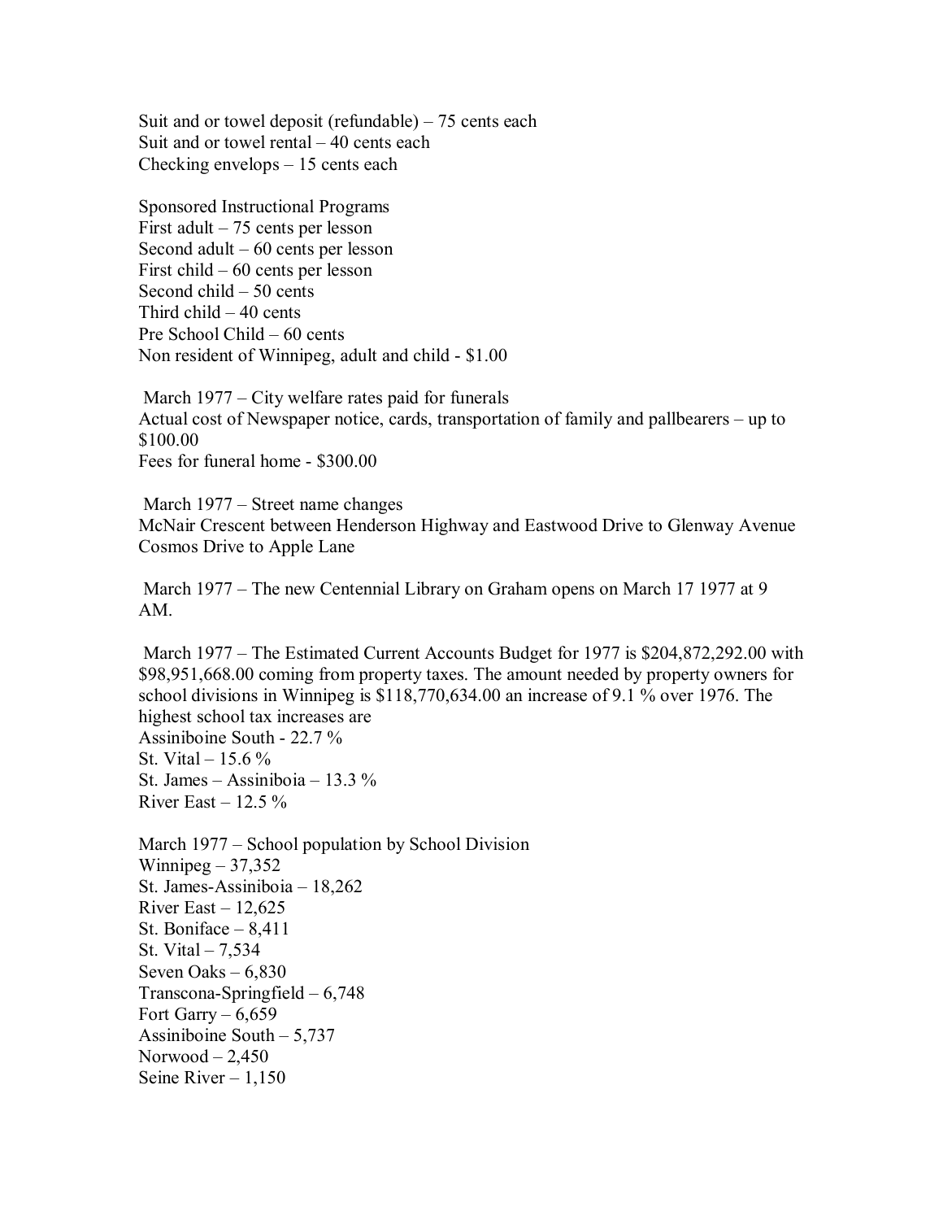Suit and or towel deposit (refundable) – 75 cents each
Suit and or towel rental – 40 cents each
Checking envelops – 15 cents each

Sponsored Instructional Programs
First adult – 75 cents per lesson
Second adult – 60 cents per lesson
First child – 60 cents per lesson
Second child – 50 cents
Third child – 40 cents
Pre School Child – 60 cents
Non resident of Winnipeg, adult and child - $1.00

March 1977 – City welfare rates paid for funerals
Actual cost of Newspaper notice, cards, transportation of family and pallbearers – up to $100.00
Fees for funeral home - $300.00

March 1977 – Street name changes
McNair Crescent between Henderson Highway and Eastwood Drive to Glenway Avenue
Cosmos Drive to Apple Lane

March 1977 – The new Centennial Library on Graham opens on March 17 1977 at 9 AM.

March 1977 – The Estimated Current Accounts Budget for 1977 is $204,872,292.00 with $98,951,668.00 coming from property taxes. The amount needed by property owners for school divisions in Winnipeg is $118,770,634.00 an increase of 9.1 % over 1976. The highest school tax increases are
Assiniboine South - 22.7 %
St. Vital – 15.6 %
St. James – Assiniboia – 13.3 %
River East – 12.5 %

March 1977 – School population by School Division
Winnipeg – 37,352
St. James-Assiniboia – 18,262
River East – 12,625
St. Boniface – 8,411
St. Vital – 7,534
Seven Oaks – 6,830
Transcona-Springfield – 6,748
Fort Garry – 6,659
Assiniboine South – 5,737
Norwood – 2,450
Seine River – 1,150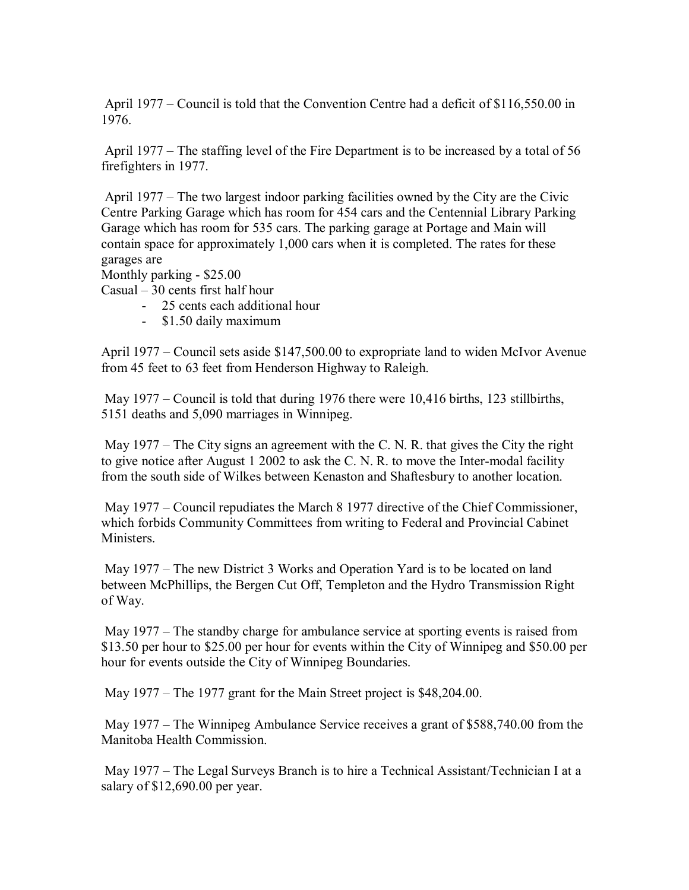April 1977 – Council is told that the Convention Centre had a deficit of $116,550.00 in 1976.

April 1977 – The staffing level of the Fire Department is to be increased by a total of 56 firefighters in 1977.

April 1977 – The two largest indoor parking facilities owned by the City are the Civic Centre Parking Garage which has room for 454 cars and the Centennial Library Parking Garage which has room for 535 cars. The parking garage at Portage and Main will contain space for approximately 1,000 cars when it is completed. The rates for these garages are
Monthly parking - $25.00
Casual – 30 cents first half hour

- 25 cents each additional hour
- $1.50 daily maximum

April 1977 – Council sets aside $147,500.00 to expropriate land to widen McIvor Avenue from 45 feet to 63 feet from Henderson Highway to Raleigh.

May 1977 – Council is told that during 1976 there were 10,416 births, 123 stillbirths, 5151 deaths and 5,090 marriages in Winnipeg.

May 1977 – The City signs an agreement with the C. N. R. that gives the City the right to give notice after August 1 2002 to ask the C. N. R. to move the Inter-modal facility from the south side of Wilkes between Kenaston and Shaftesbury to another location.

May 1977 – Council repudiates the March 8 1977 directive of the Chief Commissioner, which forbids Community Committees from writing to Federal and Provincial Cabinet Ministers.

May 1977 – The new District 3 Works and Operation Yard is to be located on land between McPhillips, the Bergen Cut Off, Templeton and the Hydro Transmission Right of Way.

May 1977 – The standby charge for ambulance service at sporting events is raised from $13.50 per hour to $25.00 per hour for events within the City of Winnipeg and $50.00 per hour for events outside the City of Winnipeg Boundaries.

May 1977 – The 1977 grant for the Main Street project is $48,204.00.

May 1977 – The Winnipeg Ambulance Service receives a grant of $588,740.00 from the Manitoba Health Commission.

May 1977 – The Legal Surveys Branch is to hire a Technical Assistant/Technician I at a salary of $12,690.00 per year.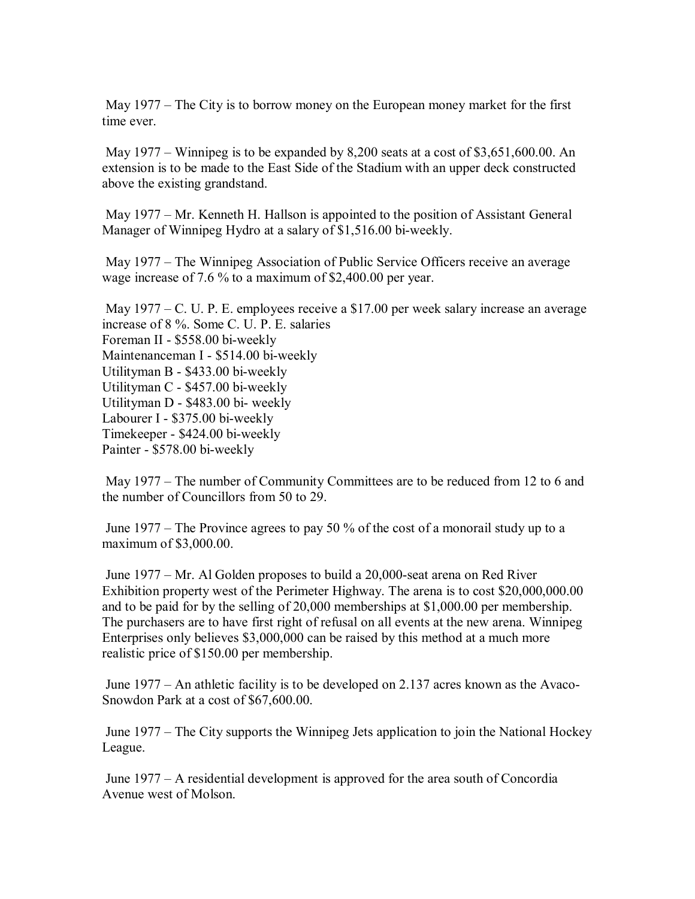May 1977 – The City is to borrow money on the European money market for the first time ever.

May 1977 – Winnipeg is to be expanded by 8,200 seats at a cost of $3,651,600.00. An extension is to be made to the East Side of the Stadium with an upper deck constructed above the existing grandstand.

May 1977 – Mr. Kenneth H. Hallson is appointed to the position of Assistant General Manager of Winnipeg Hydro at a salary of $1,516.00 bi-weekly.

May 1977 – The Winnipeg Association of Public Service Officers receive an average wage increase of 7.6 % to a maximum of $2,400.00 per year.

May 1977 – C. U. P. E. employees receive a $17.00 per week salary increase an average increase of 8 %. Some C. U. P. E. salaries
Foreman II - $558.00 bi-weekly
Maintenanceman I - $514.00 bi-weekly
Utilityman B - $433.00 bi-weekly
Utilityman C - $457.00 bi-weekly
Utilityman D - $483.00 bi- weekly
Labourer I - $375.00 bi-weekly
Timekeeper - $424.00 bi-weekly
Painter - $578.00 bi-weekly

May 1977 – The number of Community Committees are to be reduced from 12 to 6 and the number of Councillors from 50 to 29.

June 1977 – The Province agrees to pay 50 % of the cost of a monorail study up to a maximum of $3,000.00.

June 1977 – Mr. Al Golden proposes to build a 20,000-seat arena on Red River Exhibition property west of the Perimeter Highway. The arena is to cost $20,000,000.00 and to be paid for by the selling of 20,000 memberships at $1,000.00 per membership. The purchasers are to have first right of refusal on all events at the new arena. Winnipeg Enterprises only believes $3,000,000 can be raised by this method at a much more realistic price of $150.00 per membership.

June 1977 – An athletic facility is to be developed on 2.137 acres known as the Avaco-Snowdon Park at a cost of $67,600.00.

June 1977 – The City supports the Winnipeg Jets application to join the National Hockey League.

June 1977 – A residential development is approved for the area south of Concordia Avenue west of Molson.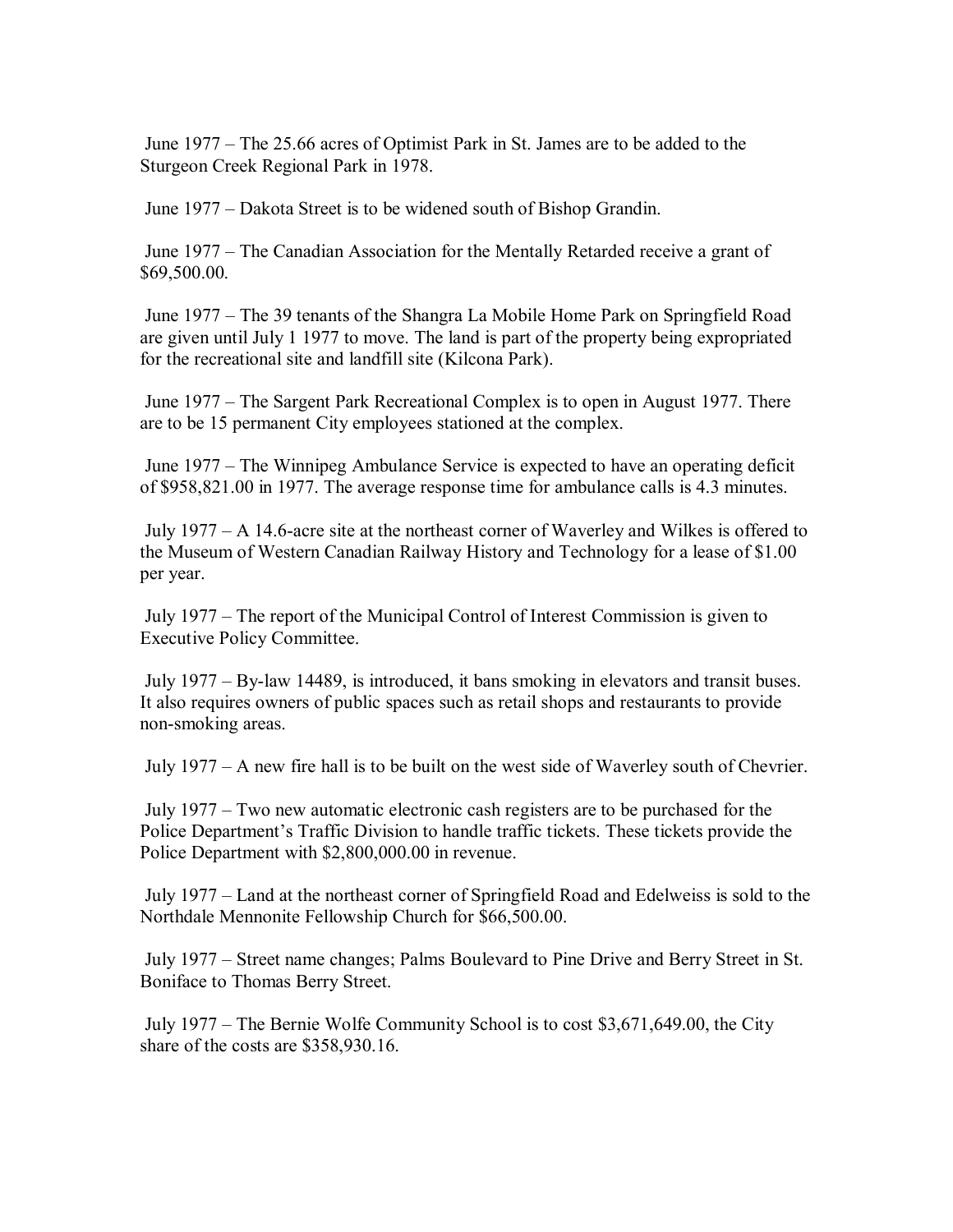June 1977 – The 25.66 acres of Optimist Park in St. James are to be added to the Sturgeon Creek Regional Park in 1978.

June 1977 – Dakota Street is to be widened south of Bishop Grandin.

June 1977 – The Canadian Association for the Mentally Retarded receive a grant of $69,500.00.

June 1977 – The 39 tenants of the Shangra La Mobile Home Park on Springfield Road are given until July 1 1977 to move. The land is part of the property being expropriated for the recreational site and landfill site (Kilcona Park).

June 1977 – The Sargent Park Recreational Complex is to open in August 1977. There are to be 15 permanent City employees stationed at the complex.

June 1977 – The Winnipeg Ambulance Service is expected to have an operating deficit of $958,821.00 in 1977. The average response time for ambulance calls is 4.3 minutes.

July 1977 – A 14.6-acre site at the northeast corner of Waverley and Wilkes is offered to the Museum of Western Canadian Railway History and Technology for a lease of $1.00 per year.

July 1977 – The report of the Municipal Control of Interest Commission is given to Executive Policy Committee.

July 1977 – By-law 14489, is introduced, it bans smoking in elevators and transit buses. It also requires owners of public spaces such as retail shops and restaurants to provide non-smoking areas.

July 1977 – A new fire hall is to be built on the west side of Waverley south of Chevrier.

July 1977 – Two new automatic electronic cash registers are to be purchased for the Police Department's Traffic Division to handle traffic tickets. These tickets provide the Police Department with $2,800,000.00 in revenue.

July 1977 – Land at the northeast corner of Springfield Road and Edelweiss is sold to the Northdale Mennonite Fellowship Church for $66,500.00.

July 1977 – Street name changes; Palms Boulevard to Pine Drive and Berry Street in St. Boniface to Thomas Berry Street.

July 1977 – The Bernie Wolfe Community School is to cost $3,671,649.00, the City share of the costs are $358,930.16.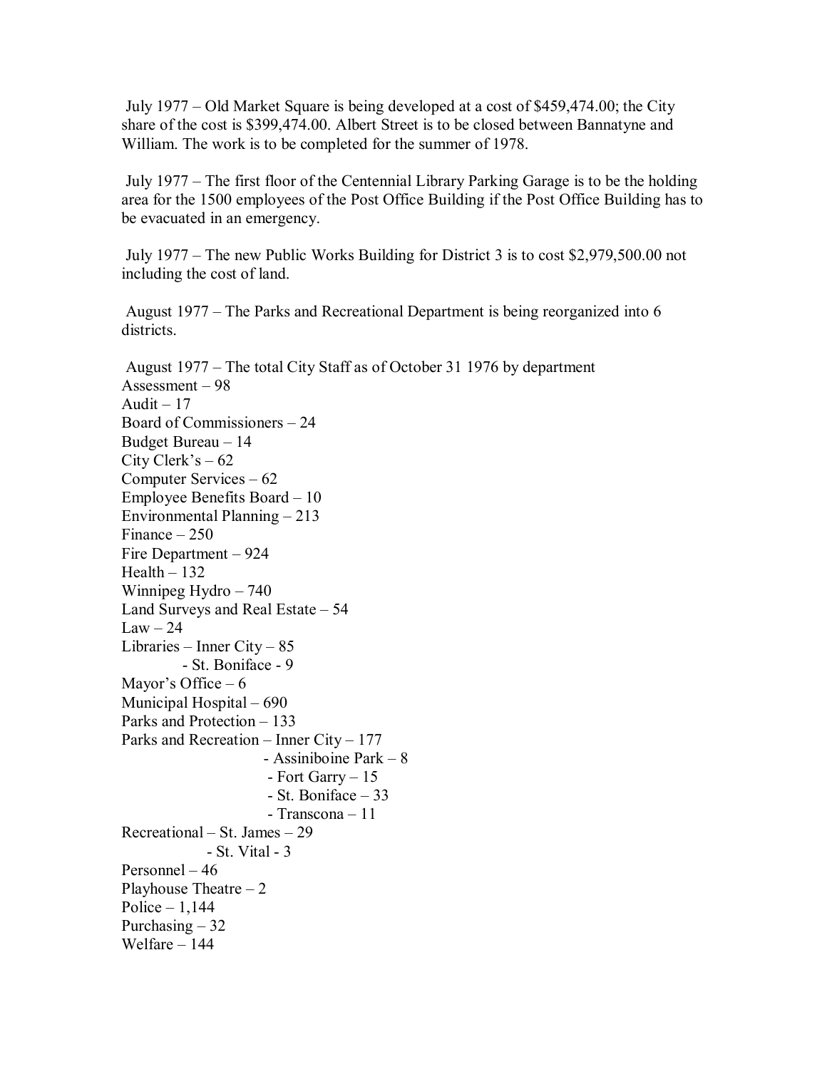July 1977 – Old Market Square is being developed at a cost of $459,474.00; the City share of the cost is $399,474.00. Albert Street is to be closed between Bannatyne and William. The work is to be completed for the summer of 1978.

July 1977 – The first floor of the Centennial Library Parking Garage is to be the holding area for the 1500 employees of the Post Office Building if the Post Office Building has to be evacuated in an emergency.

July 1977 – The new Public Works Building for District 3 is to cost $2,979,500.00 not including the cost of land.

August 1977 – The Parks and Recreational Department is being reorganized into 6 districts.

August 1977 – The total City Staff as of October 31 1976 by department  
Assessment – 98  
Audit – 17  
Board of Commissioners – 24  
Budget Bureau – 14  
City Clerk's – 62  
Computer Services – 62  
Employee Benefits Board – 10  
Environmental Planning – 213  
Finance – 250  
Fire Department – 924  
Health – 132  
Winnipeg Hydro – 740  
Land Surveys and Real Estate – 54  
Law – 24  
Libraries – Inner City – 85  
- St. Boniface - 9

Mayor's Office – 6  
Municipal Hospital – 690  
Parks and Protection – 133  
Parks and Recreation – Inner City – 177  
- Assiniboine Park – 8
- Fort Garry – 15
- St. Boniface – 33
- Transcona – 11

Recreational – St. James – 29  
- St. Vital - 3

Personnel – 46  
Playhouse Theatre – 2  
Police – 1,144  
Purchasing – 32  
Welfare – 144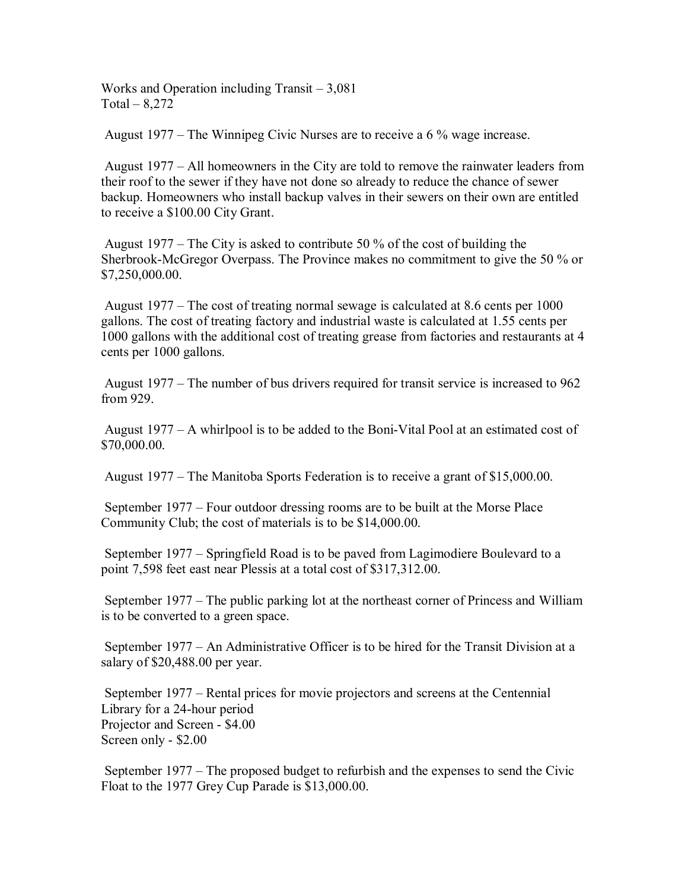Works and Operation including Transit – 3,081
Total – 8,272

August 1977 – The Winnipeg Civic Nurses are to receive a 6 % wage increase.

August 1977 – All homeowners in the City are told to remove the rainwater leaders from their roof to the sewer if they have not done so already to reduce the chance of sewer backup. Homeowners who install backup valves in their sewers on their own are entitled to receive a $100.00 City Grant.

August 1977 – The City is asked to contribute 50 % of the cost of building the Sherbrook-McGregor Overpass. The Province makes no commitment to give the 50 % or $7,250,000.00.

August 1977 – The cost of treating normal sewage is calculated at 8.6 cents per 1000 gallons. The cost of treating factory and industrial waste is calculated at 1.55 cents per 1000 gallons with the additional cost of treating grease from factories and restaurants at 4 cents per 1000 gallons.

August 1977 – The number of bus drivers required for transit service is increased to 962 from 929.

August 1977 – A whirlpool is to be added to the Boni-Vital Pool at an estimated cost of $70,000.00.

August 1977 – The Manitoba Sports Federation is to receive a grant of $15,000.00.

September 1977 – Four outdoor dressing rooms are to be built at the Morse Place Community Club; the cost of materials is to be $14,000.00.

September 1977 – Springfield Road is to be paved from Lagimodiere Boulevard to a point 7,598 feet east near Plessis at a total cost of $317,312.00.

September 1977 – The public parking lot at the northeast corner of Princess and William is to be converted to a green space.

September 1977 – An Administrative Officer is to be hired for the Transit Division at a salary of $20,488.00 per year.

September 1977 – Rental prices for movie projectors and screens at the Centennial Library for a 24-hour period
Projector and Screen - $4.00
Screen only - $2.00

September 1977 – The proposed budget to refurbish and the expenses to send the Civic Float to the 1977 Grey Cup Parade is $13,000.00.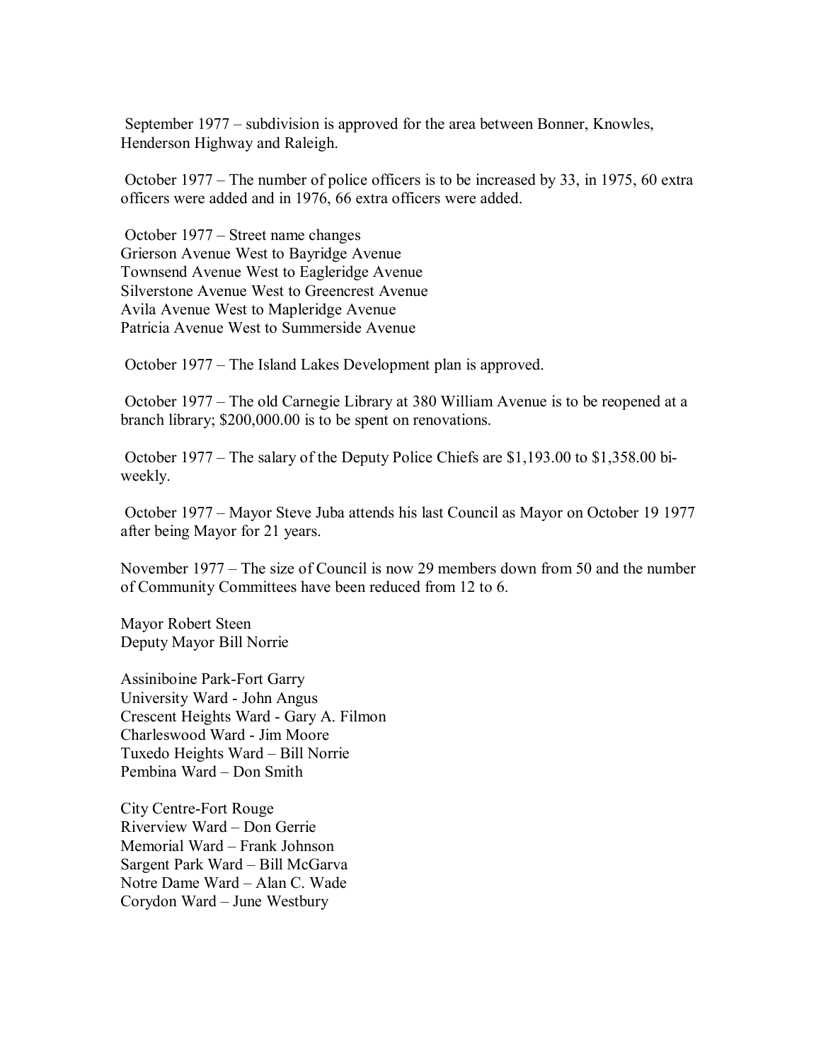September 1977 – subdivision is approved for the area between Bonner, Knowles, Henderson Highway and Raleigh.

October 1977 – The number of police officers is to be increased by 33, in 1975, 60 extra officers were added and in 1976, 66 extra officers were added.

October 1977 – Street name changes
Grierson Avenue West to Bayridge Avenue
Townsend Avenue West to Eagleridge Avenue
Silverstone Avenue West to Greencrest Avenue
Avila Avenue West to Mapleridge Avenue
Patricia Avenue West to Summerside Avenue

October 1977 – The Island Lakes Development plan is approved.

October 1977 – The old Carnegie Library at 380 William Avenue is to be reopened at a branch library; $200,000.00 is to be spent on renovations.

October 1977 – The salary of the Deputy Police Chiefs are $1,193.00 to $1,358.00 bi-weekly.

October 1977 – Mayor Steve Juba attends his last Council as Mayor on October 19 1977 after being Mayor for 21 years.

November 1977 – The size of Council is now 29 members down from 50 and the number of Community Committees have been reduced from 12 to 6.

Mayor Robert Steen
Deputy Mayor Bill Norrie

Assiniboine Park-Fort Garry
University Ward - John Angus
Crescent Heights Ward - Gary A. Filmon
Charleswood Ward - Jim Moore
Tuxedo Heights Ward – Bill Norrie
Pembina Ward – Don Smith

City Centre-Fort Rouge
Riverview Ward – Don Gerrie
Memorial Ward – Frank Johnson
Sargent Park Ward – Bill McGarva
Notre Dame Ward – Alan C. Wade
Corydon Ward – June Westbury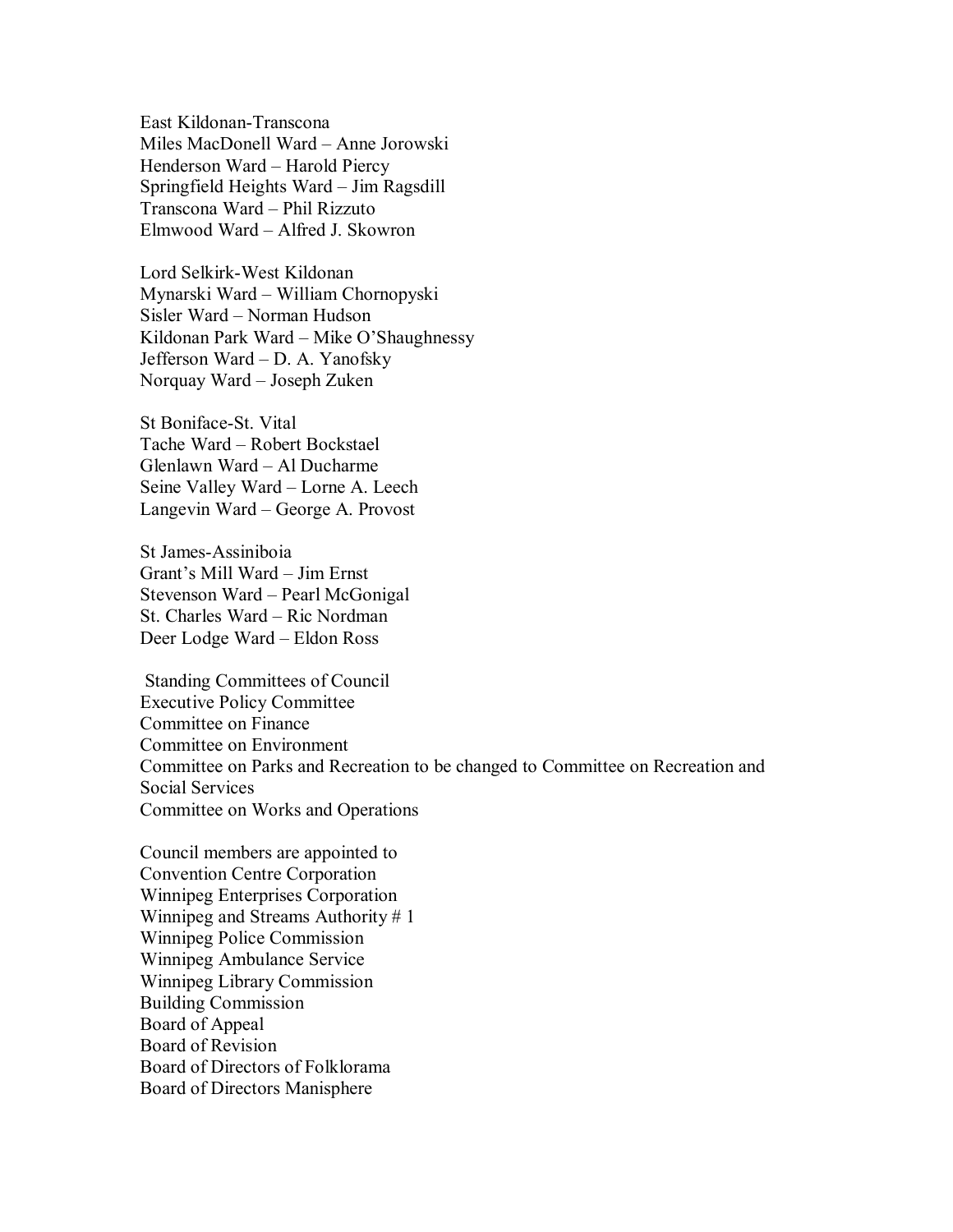East Kildonan-Transcona
Miles MacDonell Ward – Anne Jorowski
Henderson Ward – Harold Piercy
Springfield Heights Ward – Jim Ragsdill
Transcona Ward – Phil Rizzuto
Elmwood Ward – Alfred J. Skowron

Lord Selkirk-West Kildonan
Mynarski Ward – William Chornopyski
Sisler Ward – Norman Hudson
Kildonan Park Ward – Mike O'Shaughnessy
Jefferson Ward – D. A. Yanofsky
Norquay Ward – Joseph Zuken

St Boniface-St. Vital
Tache Ward – Robert Bockstael
Glenlawn Ward – Al Ducharme
Seine Valley Ward – Lorne A. Leech
Langevin Ward – George A. Provost

St James-Assiniboia
Grant's Mill Ward – Jim Ernst
Stevenson Ward – Pearl McGonigal
St. Charles Ward – Ric Nordman
Deer Lodge Ward – Eldon Ross

Standing Committees of Council
Executive Policy Committee
Committee on Finance
Committee on Environment
Committee on Parks and Recreation to be changed to Committee on Recreation and Social Services
Committee on Works and Operations

Council members are appointed to
Convention Centre Corporation
Winnipeg Enterprises Corporation
Winnipeg and Streams Authority # 1
Winnipeg Police Commission
Winnipeg Ambulance Service
Winnipeg Library Commission
Building Commission
Board of Appeal
Board of Revision
Board of Directors of Folklorama
Board of Directors Manisphere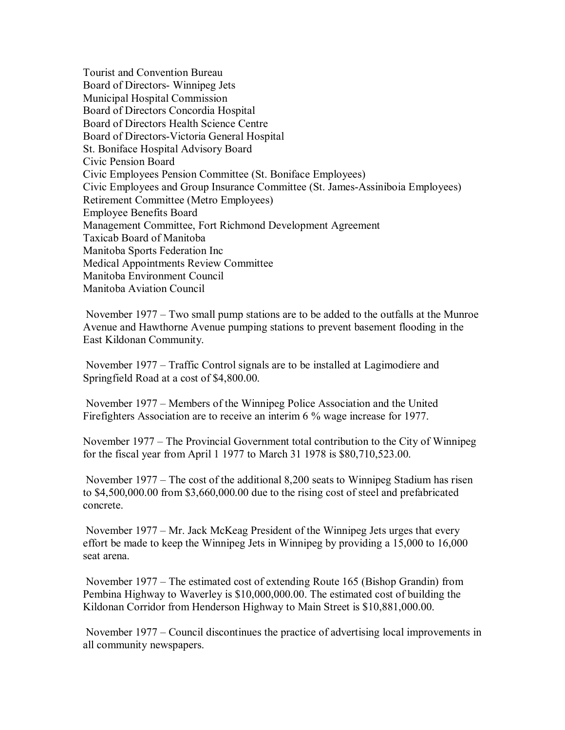Tourist and Convention Bureau
Board of Directors- Winnipeg Jets
Municipal Hospital Commission
Board of Directors Concordia Hospital
Board of Directors Health Science Centre
Board of Directors-Victoria General Hospital
St. Boniface Hospital Advisory Board
Civic Pension Board
Civic Employees Pension Committee (St. Boniface Employees)
Civic Employees and Group Insurance Committee (St. James-Assiniboia Employees)
Retirement Committee (Metro Employees)
Employee Benefits Board
Management Committee, Fort Richmond Development Agreement
Taxicab Board of Manitoba
Manitoba Sports Federation Inc
Medical Appointments Review Committee
Manitoba Environment Council
Manitoba Aviation Council

November 1977 – Two small pump stations are to be added to the outfalls at the Munroe Avenue and Hawthorne Avenue pumping stations to prevent basement flooding in the East Kildonan Community.

November 1977 – Traffic Control signals are to be installed at Lagimodiere and Springfield Road at a cost of $4,800.00.

November 1977 – Members of the Winnipeg Police Association and the United Firefighters Association are to receive an interim 6 % wage increase for 1977.

November 1977 – The Provincial Government total contribution to the City of Winnipeg for the fiscal year from April 1 1977 to March 31 1978 is $80,710,523.00.

November 1977 – The cost of the additional 8,200 seats to Winnipeg Stadium has risen to $4,500,000.00 from $3,660,000.00 due to the rising cost of steel and prefabricated concrete.

November 1977 – Mr. Jack McKeag President of the Winnipeg Jets urges that every effort be made to keep the Winnipeg Jets in Winnipeg by providing a 15,000 to 16,000 seat arena.

November 1977 – The estimated cost of extending Route 165 (Bishop Grandin) from Pembina Highway to Waverley is $10,000,000.00. The estimated cost of building the Kildonan Corridor from Henderson Highway to Main Street is $10,881,000.00.

November 1977 – Council discontinues the practice of advertising local improvements in all community newspapers.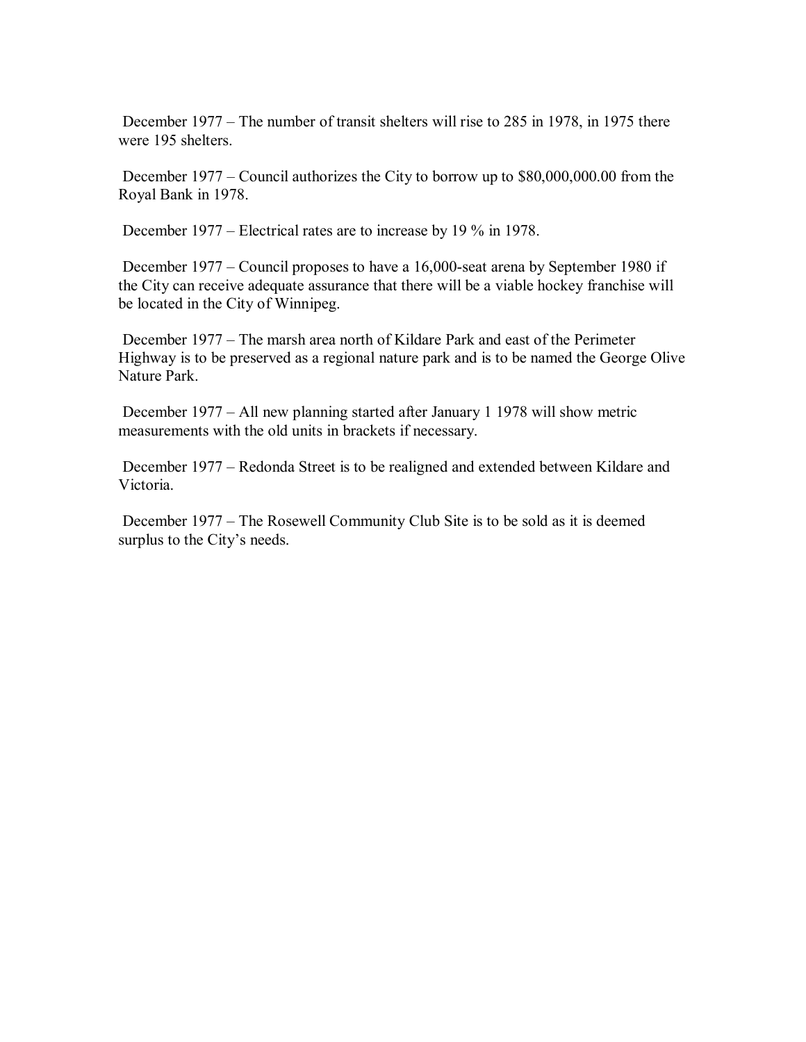December 1977 – The number of transit shelters will rise to 285 in 1978, in 1975 there were 195 shelters.

December 1977 – Council authorizes the City to borrow up to $80,000,000.00 from the Royal Bank in 1978.

December 1977 – Electrical rates are to increase by 19 % in 1978.

December 1977 – Council proposes to have a 16,000-seat arena by September 1980 if the City can receive adequate assurance that there will be a viable hockey franchise will be located in the City of Winnipeg.

December 1977 – The marsh area north of Kildare Park and east of the Perimeter Highway is to be preserved as a regional nature park and is to be named the George Olive Nature Park.

December 1977 – All new planning started after January 1 1978 will show metric measurements with the old units in brackets if necessary.

December 1977 – Redonda Street is to be realigned and extended between Kildare and Victoria.

December 1977 – The Rosewell Community Club Site is to be sold as it is deemed surplus to the City's needs.